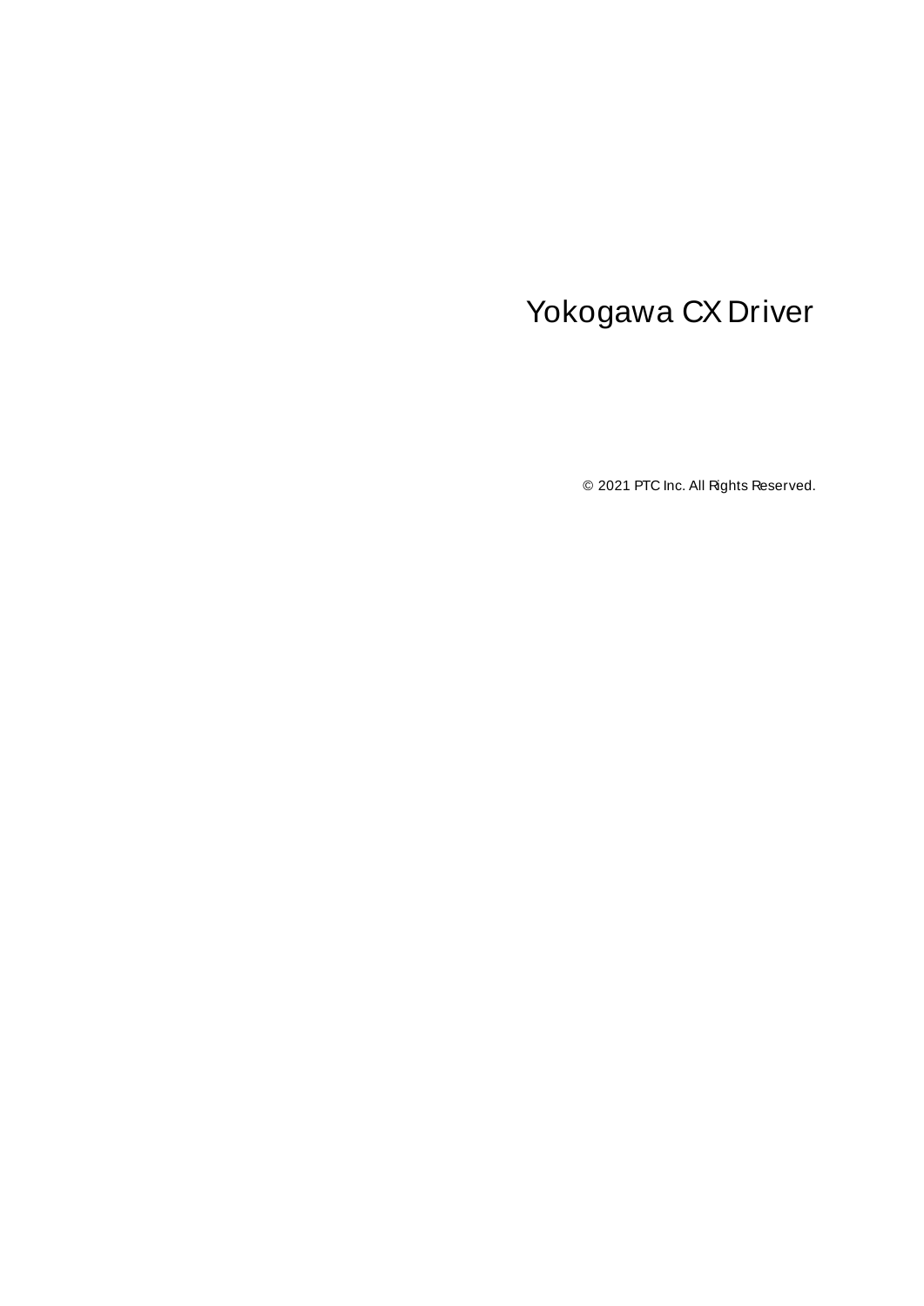# Yokogawa CX Driver

© 2021 PTC Inc. All Rights Reserved.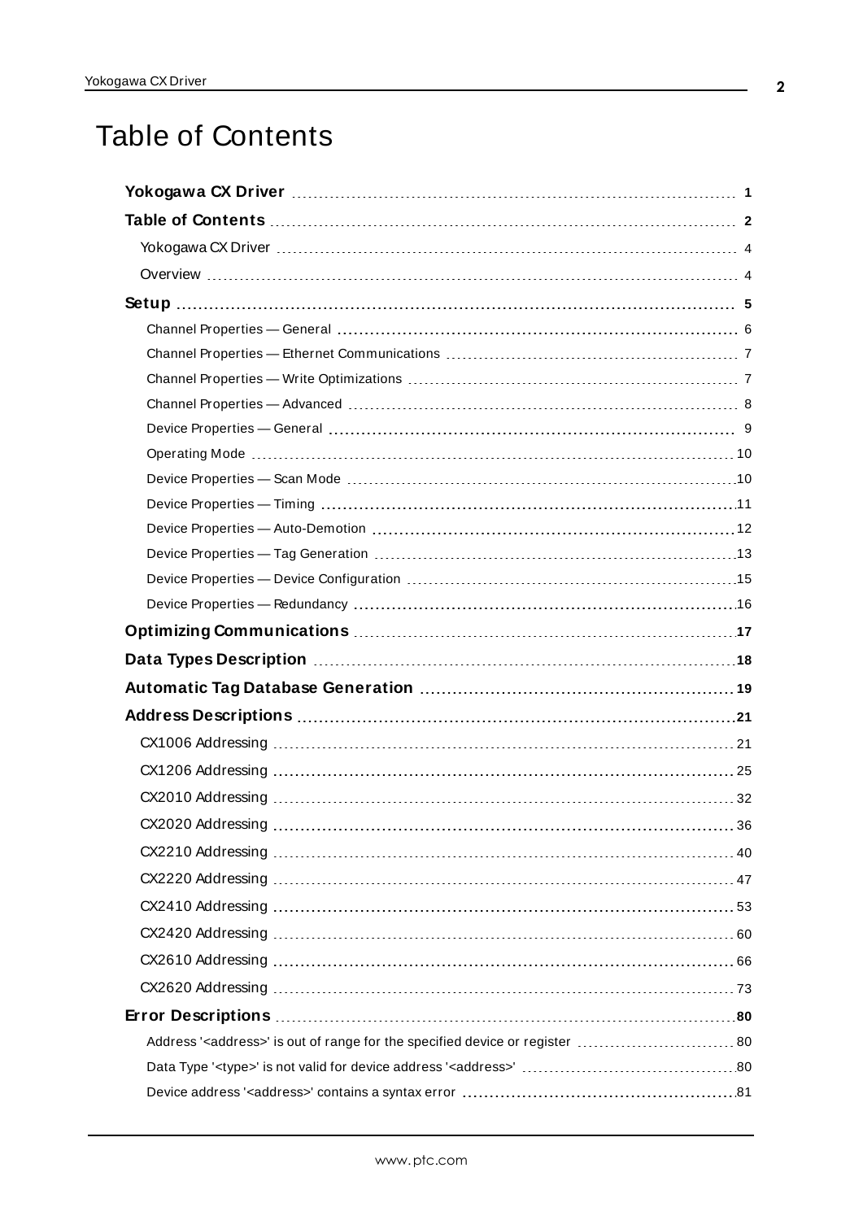# Table of Contents

**Yokogawa CX Driver** 1

**Table of Contents** 2

Yokogawa CX Driver 4

Overview 4

**Setup** 5

Channel Properties — General 6

Channel Properties — Ethernet Communications 7

Channel Properties — Write Optimizations 7

Channel Properties — Advanced 8

Device Properties — General 9

Operating Mode 10

Device Properties — Scan Mode 10

Device Properties — Timing 11

Device Properties — Auto-Demotion 12

Device Properties — Tag Generation 13

Device Properties — Device Configuration 15

Device Properties — Redundancy 16

**Optimizing Communications** 17

**Data Types Description** 18

**Automatic Tag Database Generation** 19

**Address Descriptions** 21

CX1006 Addressing 21

CX1206 Addressing 25

CX2010 Addressing 32

CX2020 Addressing 36

CX2210 Addressing 40

CX2220 Addressing 47

CX2410 Addressing 53

CX2420 Addressing 60

CX2610 Addressing 66

CX2620 Addressing 73

**Error Descriptions** 80

Address '<address>' is out of range for the specified device or register 80

Data Type '<type>' is not valid for device address '<address>' 80

Device address '<address>' contains a syntax error 81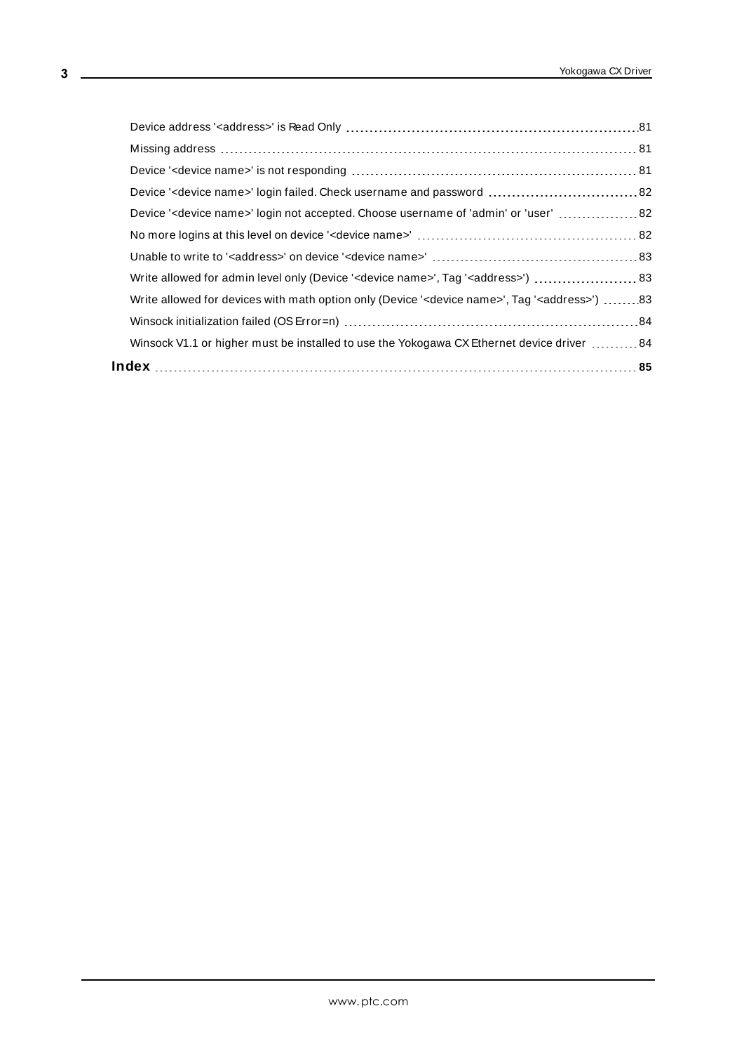Device address '<address>' is Read Only 81

Missing address 81

Device '<device name>' is not responding 81

Device '<device name>' login failed. Check username and password 82

Device '<device name>' login not accepted. Choose username of 'admin' or 'user' 82

No more logins at this level on device '<device name>' 82

Unable to write to '<address>' on device '<device name>' 83

Write allowed for admin level only (Device '<device name>', Tag '<address>') 83

Write allowed for devices with math option only (Device '<device name>', Tag '<address>') 83

Winsock initialization failed (OS Error=n) 84

Winsock V1.1 or higher must be installed to use the Yokogawa CX Ethernet device driver 84

**Index 85**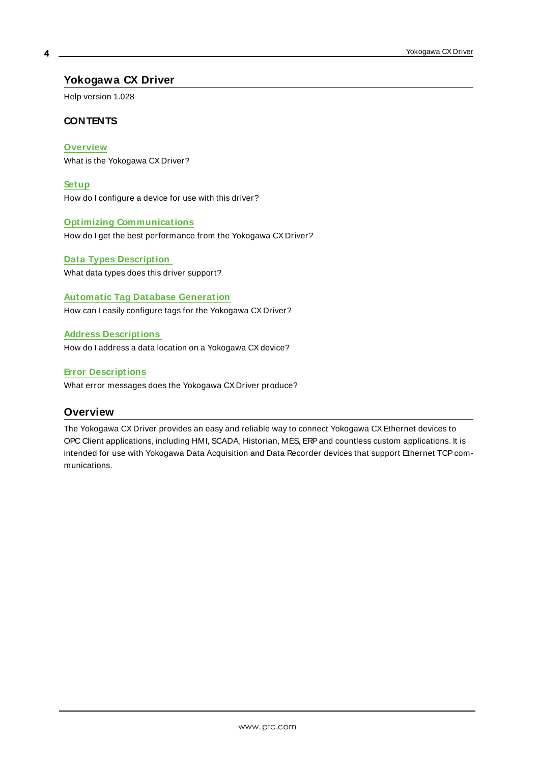# Yokogawa CX Driver

Help version 1.028

### CONTENTS

**Overview**
What is the Yokogawa CX Driver?

**Setup**
How do I configure a device for use with this driver?

**Optimizing Communications**
How do I get the best performance from the Yokogawa CX Driver?

**Data Types Description**
What data types does this driver support?

**Automatic Tag Database Generation**
How can I easily configure tags for the Yokogawa CX Driver?

**Address Descriptions**
How do I address a data location on a Yokogawa CX device?

**Error Descriptions**
What error messages does the Yokogawa CX Driver produce?

## Overview

The Yokogawa CX Driver provides an easy and reliable way to connect Yokogawa CX Ethernet devices to OPC Client applications, including HMI, SCADA, Historian, MES, ERP and countless custom applications. It is intended for use with Yokogawa Data Acquisition and Data Recorder devices that support Ethernet TCP communications.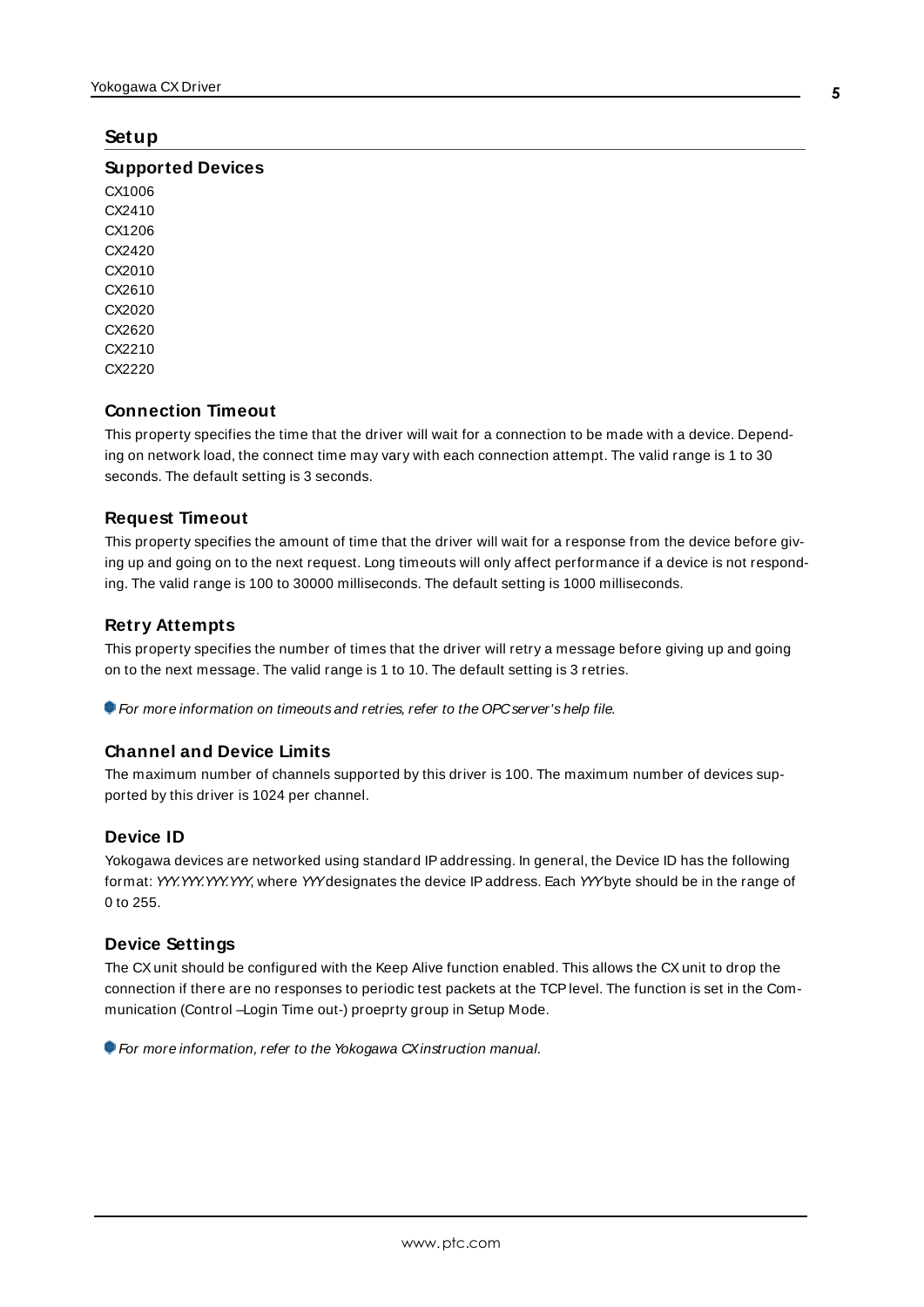## Setup

### Supported Devices

CX1006
CX2410
CX1206
CX2420
CX2010
CX2610
CX2020
CX2620
CX2210
CX2220

### Connection Timeout

This property specifies the time that the driver will wait for a connection to be made with a device. Depending on network load, the connect time may vary with each connection attempt. The valid range is 1 to 30 seconds. The default setting is 3 seconds.

### Request Timeout

This property specifies the amount of time that the driver will wait for a response from the device before giving up and going on to the next request. Long timeouts will only affect performance if a device is not responding. The valid range is 100 to 30000 milliseconds. The default setting is 1000 milliseconds.

### Retry Attempts

This property specifies the number of times that the driver will retry a message before giving up and going on to the next message. The valid range is 1 to 10. The default setting is 3 retries.

*For more information on timeouts and retries, refer to the OPC server's help file.*

### Channel and Device Limits

The maximum number of channels supported by this driver is 100. The maximum number of devices supported by this driver is 1024 per channel.

### Device ID

Yokogawa devices are networked using standard IP addressing. In general, the Device ID has the following format: *YYY.YYY.YYY.YYY*, where *YYY* designates the device IP address. Each *YYY* byte should be in the range of 0 to 255.

### Device Settings

The CX unit should be configured with the Keep Alive function enabled. This allows the CX unit to drop the connection if there are no responses to periodic test packets at the TCP level. The function is set in the Communication (Control –Login Time out-) proeprty group in Setup Mode.

*For more information, refer to the Yokogawa CX instruction manual.*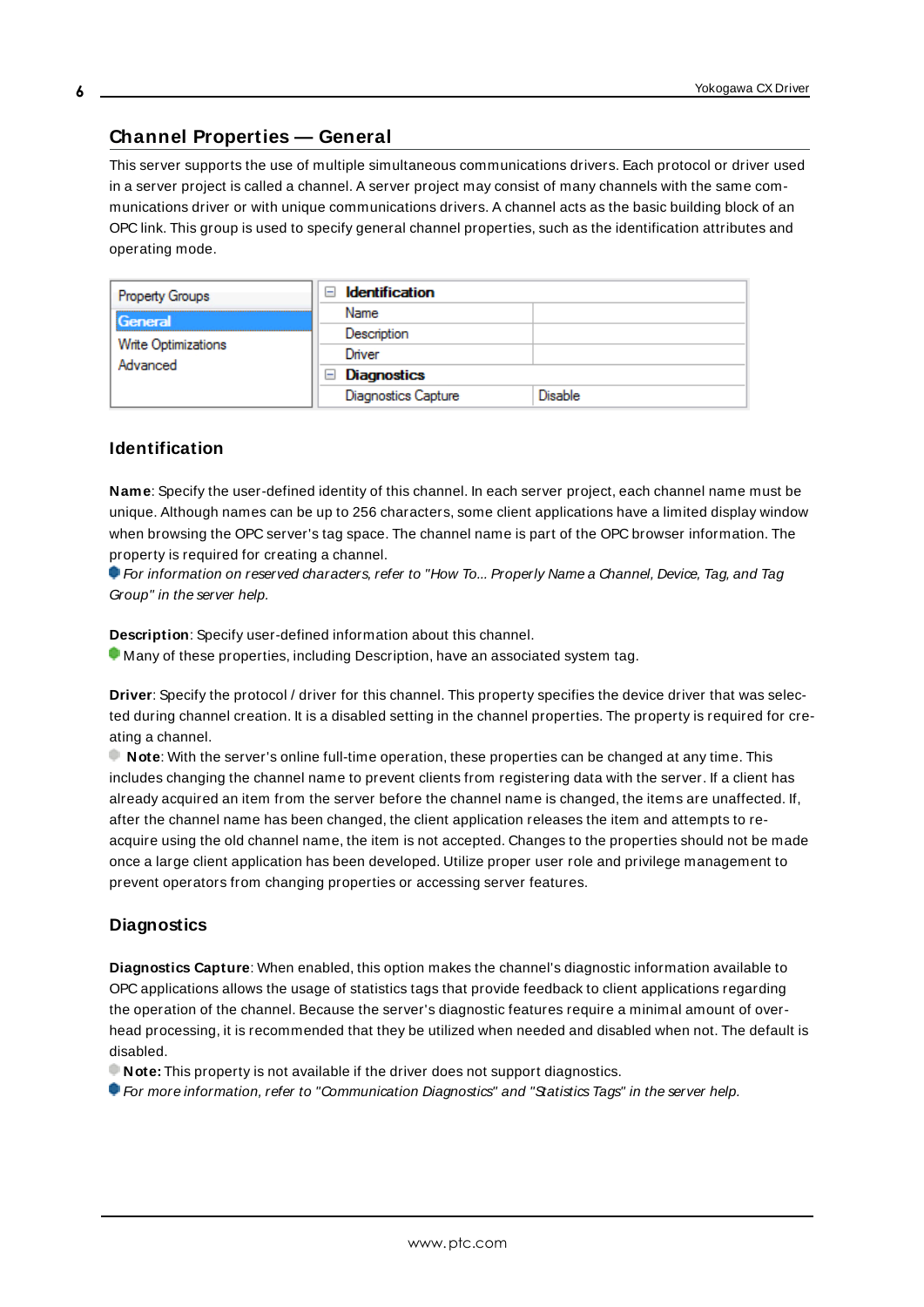## Channel Properties — General

This server supports the use of multiple simultaneous communications drivers. Each protocol or driver used in a server project is called a channel. A server project may consist of many channels with the same communications driver or with unique communications drivers. A channel acts as the basic building block of an OPC link. This group is used to specify general channel properties, such as the identification attributes and operating mode.

| Property Groups | Identification | |
|---|---|---|
| General | Name | |
| Write Optimizations | Description | |
| Advanced | Driver | |
| | Diagnostics | |
| | Diagnostics Capture | Disable |

### Identification

**Name**: Specify the user-defined identity of this channel. In each server project, each channel name must be unique. Although names can be up to 256 characters, some client applications have a limited display window when browsing the OPC server's tag space. The channel name is part of the OPC browser information. The property is required for creating a channel.

*For information on reserved characters, refer to "How To... Properly Name a Channel, Device, Tag, and Tag Group" in the server help.*

**Description**: Specify user-defined information about this channel.

Many of these properties, including Description, have an associated system tag.

**Driver**: Specify the protocol / driver for this channel. This property specifies the device driver that was selected during channel creation. It is a disabled setting in the channel properties. The property is required for creating a channel.

**Note**: With the server's online full-time operation, these properties can be changed at any time. This includes changing the channel name to prevent clients from registering data with the server. If a client has already acquired an item from the server before the channel name is changed, the items are unaffected. If, after the channel name has been changed, the client application releases the item and attempts to re-acquire using the old channel name, the item is not accepted. Changes to the properties should not be made once a large client application has been developed. Utilize proper user role and privilege management to prevent operators from changing properties or accessing server features.

### Diagnostics

**Diagnostics Capture**: When enabled, this option makes the channel's diagnostic information available to OPC applications allows the usage of statistics tags that provide feedback to client applications regarding the operation of the channel. Because the server's diagnostic features require a minimal amount of overhead processing, it is recommended that they be utilized when needed and disabled when not. The default is disabled.

**Note:** This property is not available if the driver does not support diagnostics.

*For more information, refer to "Communication Diagnostics" and "Statistics Tags" in the server help.*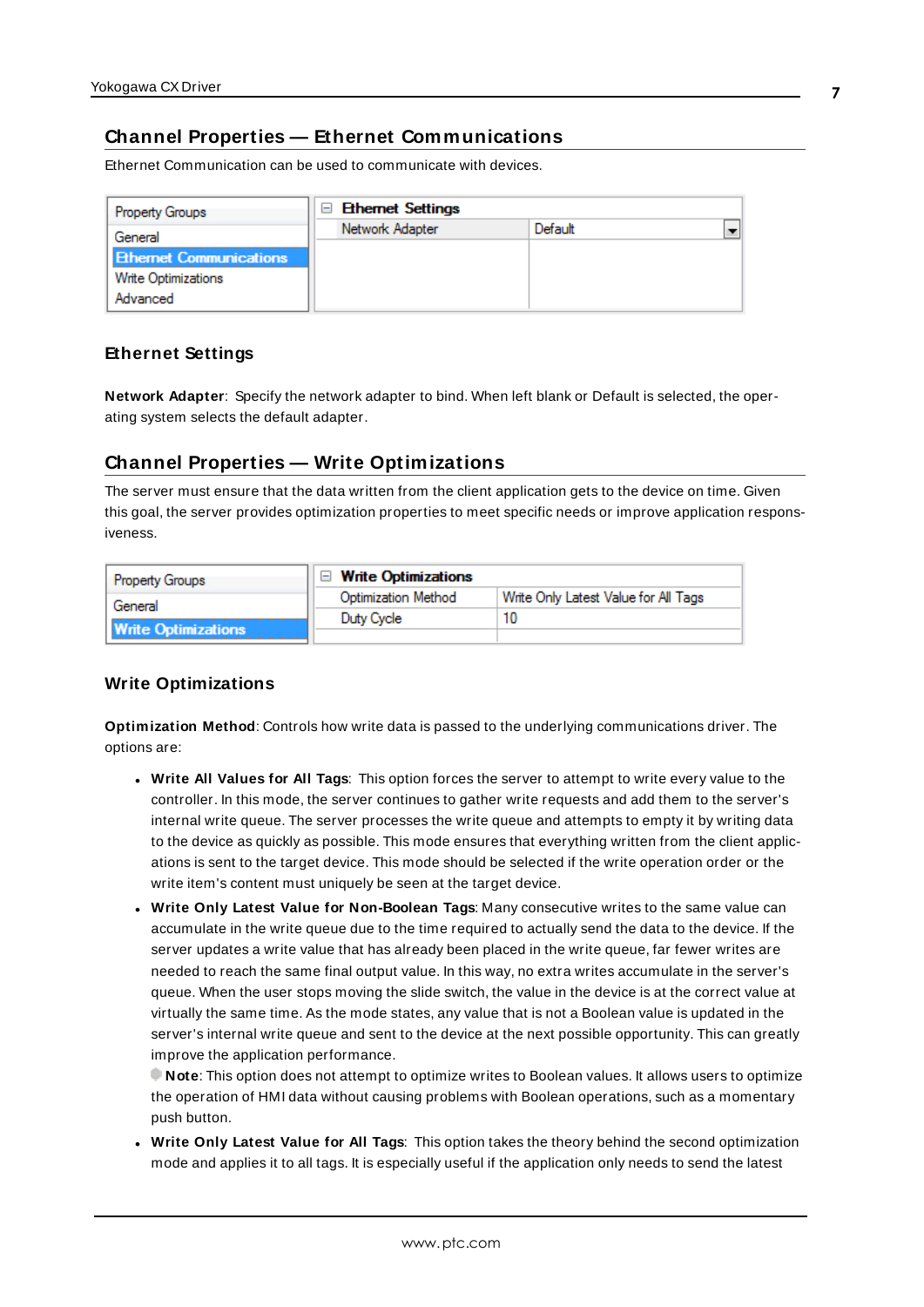## Channel Properties — Ethernet Communications

Ethernet Communication can be used to communicate with devices.

| Property Groups | Ethernet Settings | |
|---|---|---|
| General | Network Adapter | Default |
| Ethernet Communications | | |
| Write Optimizations | | |
| Advanced | | |

### Ethernet Settings

**Network Adapter**: Specify the network adapter to bind. When left blank or Default is selected, the operating system selects the default adapter.

## Channel Properties — Write Optimizations

The server must ensure that the data written from the client application gets to the device on time. Given this goal, the server provides optimization properties to meet specific needs or improve application responsiveness.

| Property Groups | Write Optimizations | |
|---|---|---|
| General | Optimization Method | Write Only Latest Value for All Tags |
| Write Optimizations | Duty Cycle | 10 |

### Write Optimizations

**Optimization Method**: Controls how write data is passed to the underlying communications driver. The options are:

- **Write All Values for All Tags**: This option forces the server to attempt to write every value to the controller. In this mode, the server continues to gather write requests and add them to the server's internal write queue. The server processes the write queue and attempts to empty it by writing data to the device as quickly as possible. This mode ensures that everything written from the client applications is sent to the target device. This mode should be selected if the write operation order or the write item's content must uniquely be seen at the target device.
- **Write Only Latest Value for Non-Boolean Tags**: Many consecutive writes to the same value can accumulate in the write queue due to the time required to actually send the data to the device. If the server updates a write value that has already been placed in the write queue, far fewer writes are needed to reach the same final output value. In this way, no extra writes accumulate in the server's queue. When the user stops moving the slide switch, the value in the device is at the correct value at virtually the same time. As the mode states, any value that is not a Boolean value is updated in the server's internal write queue and sent to the device at the next possible opportunity. This can greatly improve the application performance.
  **Note**: This option does not attempt to optimize writes to Boolean values. It allows users to optimize the operation of HMI data without causing problems with Boolean operations, such as a momentary push button.
- **Write Only Latest Value for All Tags**: This option takes the theory behind the second optimization mode and applies it to all tags. It is especially useful if the application only needs to send the latest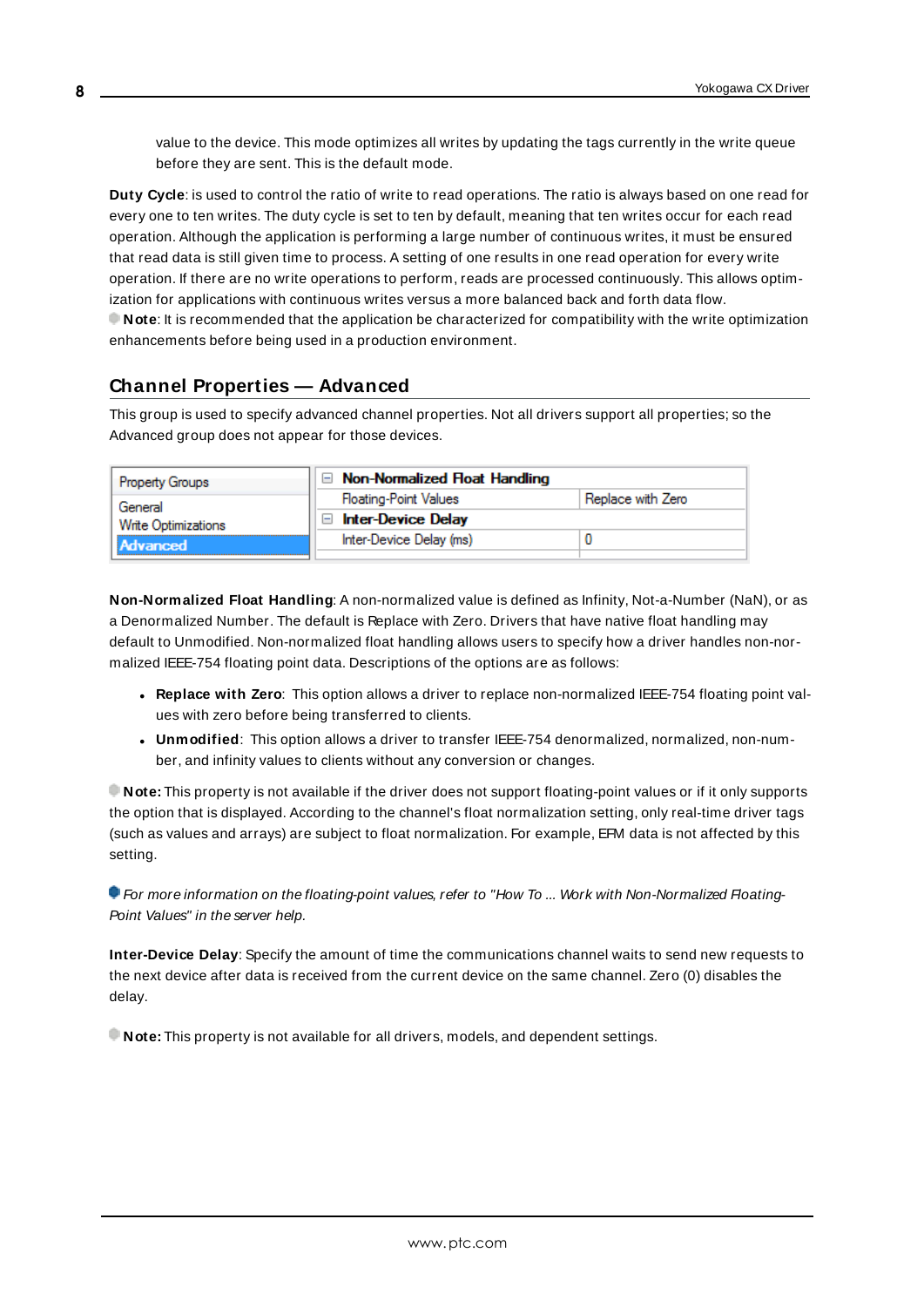value to the device. This mode optimizes all writes by updating the tags currently in the write queue before they are sent. This is the default mode.

**Duty Cycle**: is used to control the ratio of write to read operations. The ratio is always based on one read for every one to ten writes. The duty cycle is set to ten by default, meaning that ten writes occur for each read operation. Although the application is performing a large number of continuous writes, it must be ensured that read data is still given time to process. A setting of one results in one read operation for every write operation. If there are no write operations to perform, reads are processed continuously. This allows optimization for applications with continuous writes versus a more balanced back and forth data flow.

**Note**: It is recommended that the application be characterized for compatibility with the write optimization enhancements before being used in a production environment.

## Channel Properties — Advanced

This group is used to specify advanced channel properties. Not all drivers support all properties; so the Advanced group does not appear for those devices.

| Property Groups | | |
|---|---|---|
| General | **Non-Normalized Float Handling** | |
| Write Optimizations | Floating-Point Values | Replace with Zero |
| **Advanced** | **Inter-Device Delay** | |
| | Inter-Device Delay (ms) | 0 |

**Non-Normalized Float Handling**: A non-normalized value is defined as Infinity, Not-a-Number (NaN), or as a Denormalized Number. The default is Replace with Zero. Drivers that have native float handling may default to Unmodified. Non-normalized float handling allows users to specify how a driver handles non-normalized IEEE-754 floating point data. Descriptions of the options are as follows:

- **Replace with Zero**: This option allows a driver to replace non-normalized IEEE-754 floating point values with zero before being transferred to clients.
- **Unmodified**: This option allows a driver to transfer IEEE-754 denormalized, normalized, non-number, and infinity values to clients without any conversion or changes.

**Note:** This property is not available if the driver does not support floating-point values or if it only supports the option that is displayed. According to the channel's float normalization setting, only real-time driver tags (such as values and arrays) are subject to float normalization. For example, EFM data is not affected by this setting.

*For more information on the floating-point values, refer to "How To ... Work with Non-Normalized Floating-Point Values" in the server help.*

**Inter-Device Delay**: Specify the amount of time the communications channel waits to send new requests to the next device after data is received from the current device on the same channel. Zero (0) disables the delay.

**Note:** This property is not available for all drivers, models, and dependent settings.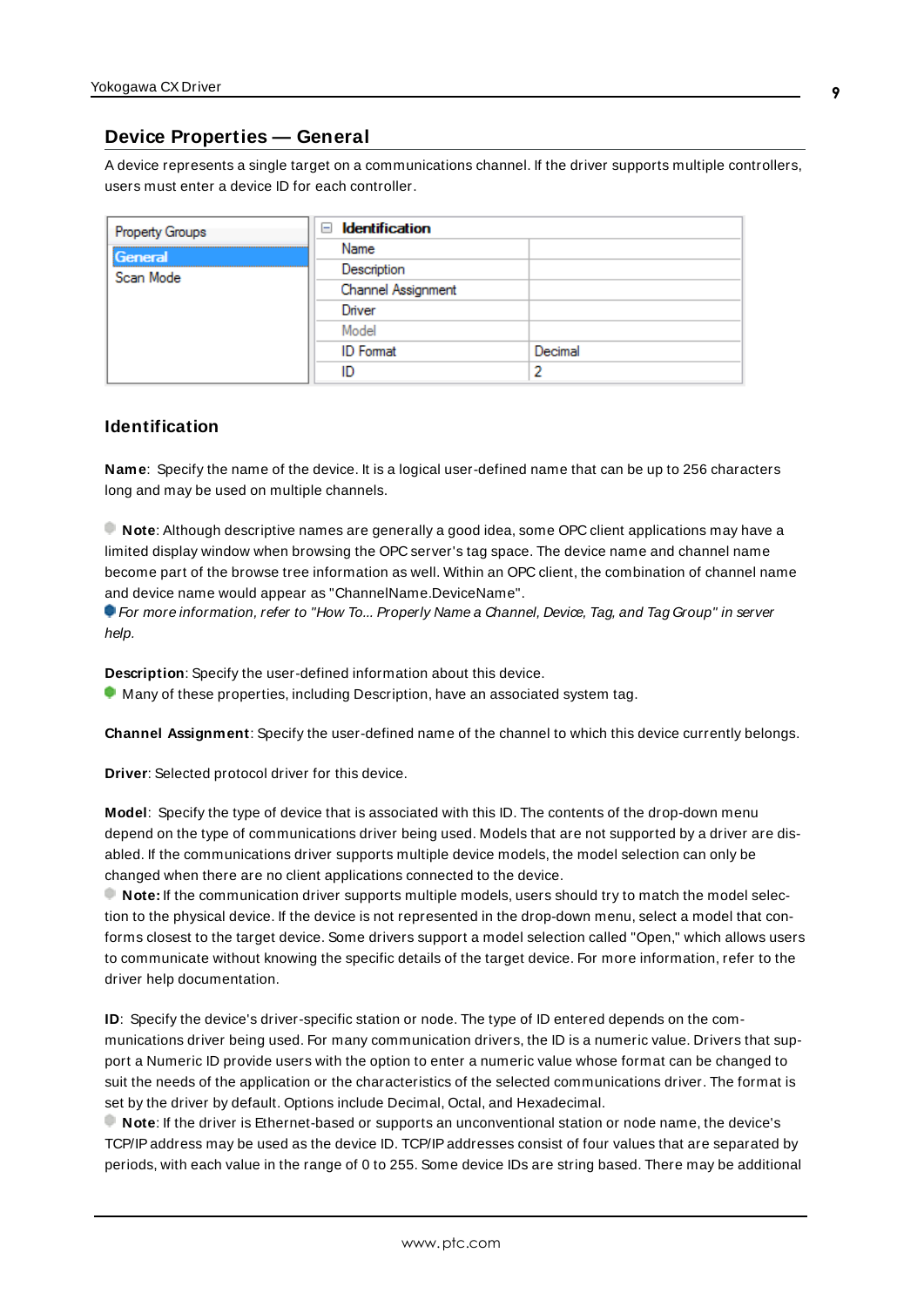## Device Properties — General

A device represents a single target on a communications channel. If the driver supports multiple controllers, users must enter a device ID for each controller.

| Property Groups | Identification | |
|---|---|---|
| General | Name | |
| Scan Mode | Description | |
| | Channel Assignment | |
| | Driver | |
| | Model | |
| | ID Format | Decimal |
| | ID | 2 |

### Identification

**Name**: Specify the name of the device. It is a logical user-defined name that can be up to 256 characters long and may be used on multiple channels.

**Note**: Although descriptive names are generally a good idea, some OPC client applications may have a limited display window when browsing the OPC server's tag space. The device name and channel name become part of the browse tree information as well. Within an OPC client, the combination of channel name and device name would appear as "ChannelName.DeviceName".

*For more information, refer to "How To... Properly Name a Channel, Device, Tag, and Tag Group" in server help.*

**Description**: Specify the user-defined information about this device.

Many of these properties, including Description, have an associated system tag.

**Channel Assignment**: Specify the user-defined name of the channel to which this device currently belongs.

**Driver**: Selected protocol driver for this device.

**Model**: Specify the type of device that is associated with this ID. The contents of the drop-down menu depend on the type of communications driver being used. Models that are not supported by a driver are disabled. If the communications driver supports multiple device models, the model selection can only be changed when there are no client applications connected to the device.

**Note:** If the communication driver supports multiple models, users should try to match the model selection to the physical device. If the device is not represented in the drop-down menu, select a model that conforms closest to the target device. Some drivers support a model selection called "Open," which allows users to communicate without knowing the specific details of the target device. For more information, refer to the driver help documentation.

**ID**: Specify the device's driver-specific station or node. The type of ID entered depends on the communications driver being used. For many communication drivers, the ID is a numeric value. Drivers that support a Numeric ID provide users with the option to enter a numeric value whose format can be changed to suit the needs of the application or the characteristics of the selected communications driver. The format is set by the driver by default. Options include Decimal, Octal, and Hexadecimal.

**Note**: If the driver is Ethernet-based or supports an unconventional station or node name, the device's TCP/IP address may be used as the device ID. TCP/IP addresses consist of four values that are separated by periods, with each value in the range of 0 to 255. Some device IDs are string based. There may be additional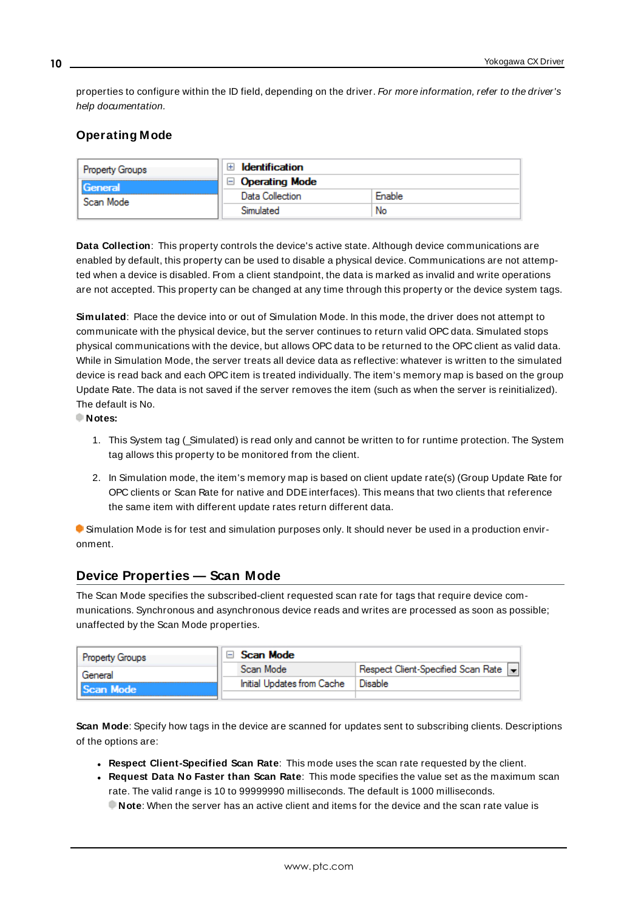properties to configure within the ID field, depending on the driver. *For more information, refer to the driver's help documentation.*

### Operating Mode

| Property Groups | | |
|---|---|---|
| General | ⊞ Identification | |
| Scan Mode | ⊟ Operating Mode | |
| | Data Collection | Enable |
| | Simulated | No |

**Data Collection**: This property controls the device's active state. Although device communications are enabled by default, this property can be used to disable a physical device. Communications are not attempted when a device is disabled. From a client standpoint, the data is marked as invalid and write operations are not accepted. This property can be changed at any time through this property or the device system tags.

**Simulated**: Place the device into or out of Simulation Mode. In this mode, the driver does not attempt to communicate with the physical device, but the server continues to return valid OPC data. Simulated stops physical communications with the device, but allows OPC data to be returned to the OPC client as valid data. While in Simulation Mode, the server treats all device data as reflective: whatever is written to the simulated device is read back and each OPC item is treated individually. The item's memory map is based on the group Update Rate. The data is not saved if the server removes the item (such as when the server is reinitialized). The default is No.

**Notes:**

1. This System tag (_Simulated) is read only and cannot be written to for runtime protection. The System tag allows this property to be monitored from the client.

2. In Simulation mode, the item's memory map is based on client update rate(s) (Group Update Rate for OPC clients or Scan Rate for native and DDE interfaces). This means that two clients that reference the same item with different update rates return different data.

Simulation Mode is for test and simulation purposes only. It should never be used in a production environment.

## Device Properties — Scan Mode

The Scan Mode specifies the subscribed-client requested scan rate for tags that require device communications. Synchronous and asynchronous device reads and writes are processed as soon as possible; unaffected by the Scan Mode properties.

| Property Groups | | |
|---|---|---|
| General | ⊟ Scan Mode | |
| Scan Mode | Scan Mode | Respect Client-Specified Scan Rate |
| | Initial Updates from Cache | Disable |

**Scan Mode**: Specify how tags in the device are scanned for updates sent to subscribing clients. Descriptions of the options are:

- **Respect Client-Specified Scan Rate**: This mode uses the scan rate requested by the client.
- **Request Data No Faster than Scan Rate**: This mode specifies the value set as the maximum scan rate. The valid range is 10 to 99999990 milliseconds. The default is 1000 milliseconds.
  **Note**: When the server has an active client and items for the device and the scan rate value is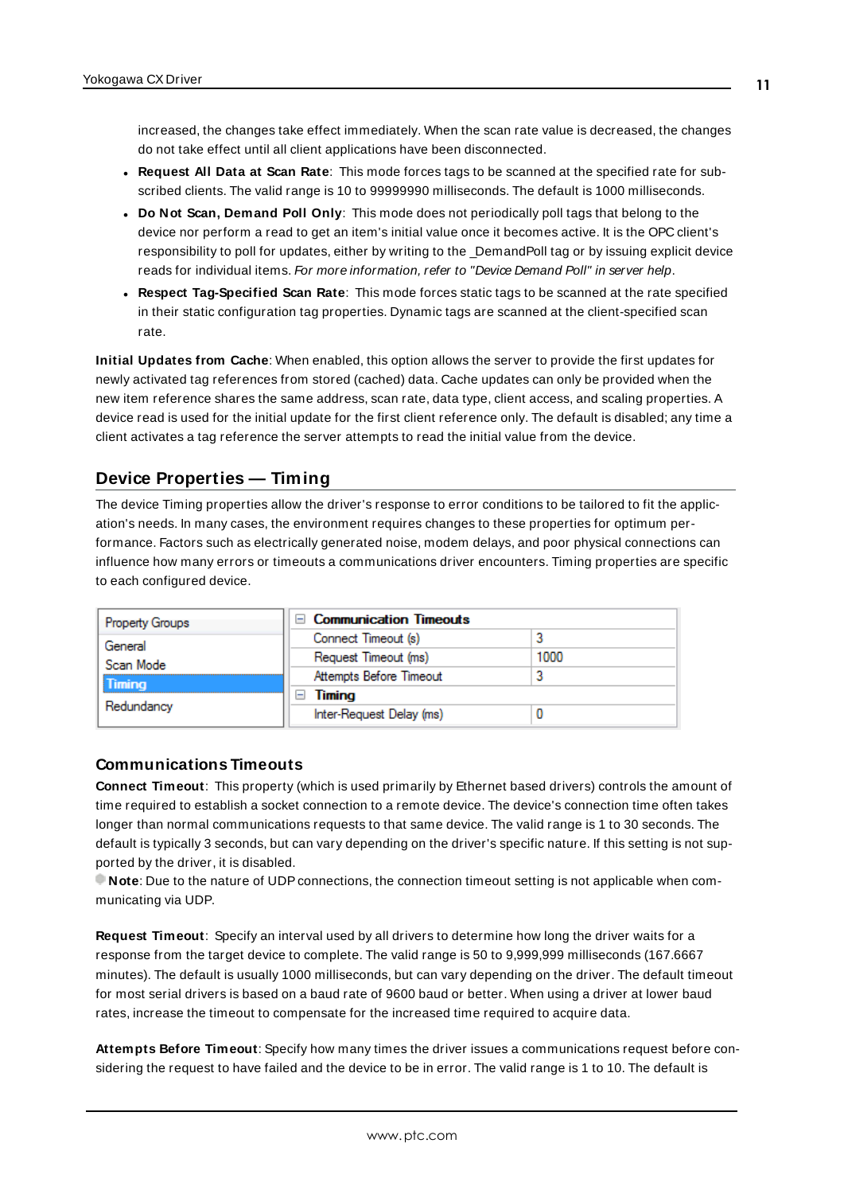increased, the changes take effect immediately. When the scan rate value is decreased, the changes do not take effect until all client applications have been disconnected.

- **Request All Data at Scan Rate**: This mode forces tags to be scanned at the specified rate for subscribed clients. The valid range is 10 to 99999990 milliseconds. The default is 1000 milliseconds.
- **Do Not Scan, Demand Poll Only**: This mode does not periodically poll tags that belong to the device nor perform a read to get an item's initial value once it becomes active. It is the OPC client's responsibility to poll for updates, either by writing to the _DemandPoll tag or by issuing explicit device reads for individual items. *For more information, refer to "Device Demand Poll" in server help*.
- **Respect Tag-Specified Scan Rate**: This mode forces static tags to be scanned at the rate specified in their static configuration tag properties. Dynamic tags are scanned at the client-specified scan rate.

**Initial Updates from Cache**: When enabled, this option allows the server to provide the first updates for newly activated tag references from stored (cached) data. Cache updates can only be provided when the new item reference shares the same address, scan rate, data type, client access, and scaling properties. A device read is used for the initial update for the first client reference only. The default is disabled; any time a client activates a tag reference the server attempts to read the initial value from the device.

## Device Properties — Timing

The device Timing properties allow the driver's response to error conditions to be tailored to fit the application's needs. In many cases, the environment requires changes to these properties for optimum performance. Factors such as electrically generated noise, modem delays, and poor physical connections can influence how many errors or timeouts a communications driver encounters. Timing properties are specific to each configured device.

| Property Groups | Property | Value |
|---|---|---|
| General | **Communication Timeouts** | |
| Scan Mode | Connect Timeout (s) | 3 |
| **Timing** | Request Timeout (ms) | 1000 |
| Redundancy | Attempts Before Timeout | 3 |
| | **Timing** | |
| | Inter-Request Delay (ms) | 0 |

### Communications Timeouts

**Connect Timeout**: This property (which is used primarily by Ethernet based drivers) controls the amount of time required to establish a socket connection to a remote device. The device's connection time often takes longer than normal communications requests to that same device. The valid range is 1 to 30 seconds. The default is typically 3 seconds, but can vary depending on the driver's specific nature. If this setting is not supported by the driver, it is disabled.

**Note**: Due to the nature of UDP connections, the connection timeout setting is not applicable when communicating via UDP.

**Request Timeout**: Specify an interval used by all drivers to determine how long the driver waits for a response from the target device to complete. The valid range is 50 to 9,999,999 milliseconds (167.6667 minutes). The default is usually 1000 milliseconds, but can vary depending on the driver. The default timeout for most serial drivers is based on a baud rate of 9600 baud or better. When using a driver at lower baud rates, increase the timeout to compensate for the increased time required to acquire data.

**Attempts Before Timeout**: Specify how many times the driver issues a communications request before considering the request to have failed and the device to be in error. The valid range is 1 to 10. The default is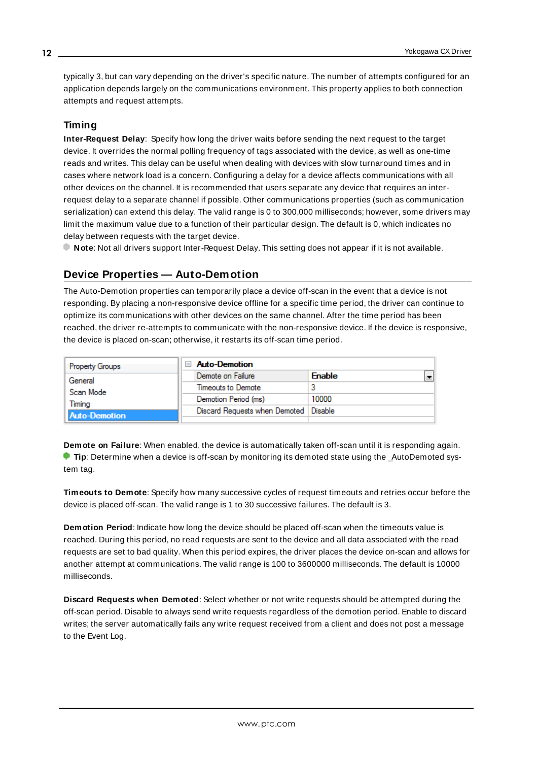typically 3, but can vary depending on the driver's specific nature. The number of attempts configured for an application depends largely on the communications environment. This property applies to both connection attempts and request attempts.

### Timing

**Inter-Request Delay**: Specify how long the driver waits before sending the next request to the target device. It overrides the normal polling frequency of tags associated with the device, as well as one-time reads and writes. This delay can be useful when dealing with devices with slow turnaround times and in cases where network load is a concern. Configuring a delay for a device affects communications with all other devices on the channel. It is recommended that users separate any device that requires an inter-request delay to a separate channel if possible. Other communications properties (such as communication serialization) can extend this delay. The valid range is 0 to 300,000 milliseconds; however, some drivers may limit the maximum value due to a function of their particular design. The default is 0, which indicates no delay between requests with the target device.

**Note**: Not all drivers support Inter-Request Delay. This setting does not appear if it is not available.

## Device Properties — Auto-Demotion

The Auto-Demotion properties can temporarily place a device off-scan in the event that a device is not responding. By placing a non-responsive device offline for a specific time period, the driver can continue to optimize its communications with other devices on the same channel. After the time period has been reached, the driver re-attempts to communicate with the non-responsive device. If the device is responsive, the device is placed on-scan; otherwise, it restarts its off-scan time period.

| Property Groups | Auto-Demotion | |
|---|---|---|
| General | Demote on Failure | Enable |
| Scan Mode | Timeouts to Demote | 3 |
| Timing | Demotion Period (ms) | 10000 |
| Auto-Demotion | Discard Requests when Demoted | Disable |

**Demote on Failure**: When enabled, the device is automatically taken off-scan until it is responding again.

**Tip**: Determine when a device is off-scan by monitoring its demoted state using the _AutoDemoted system tag.

**Timeouts to Demote**: Specify how many successive cycles of request timeouts and retries occur before the device is placed off-scan. The valid range is 1 to 30 successive failures. The default is 3.

**Demotion Period**: Indicate how long the device should be placed off-scan when the timeouts value is reached. During this period, no read requests are sent to the device and all data associated with the read requests are set to bad quality. When this period expires, the driver places the device on-scan and allows for another attempt at communications. The valid range is 100 to 3600000 milliseconds. The default is 10000 milliseconds.

**Discard Requests when Demoted**: Select whether or not write requests should be attempted during the off-scan period. Disable to always send write requests regardless of the demotion period. Enable to discard writes; the server automatically fails any write request received from a client and does not post a message to the Event Log.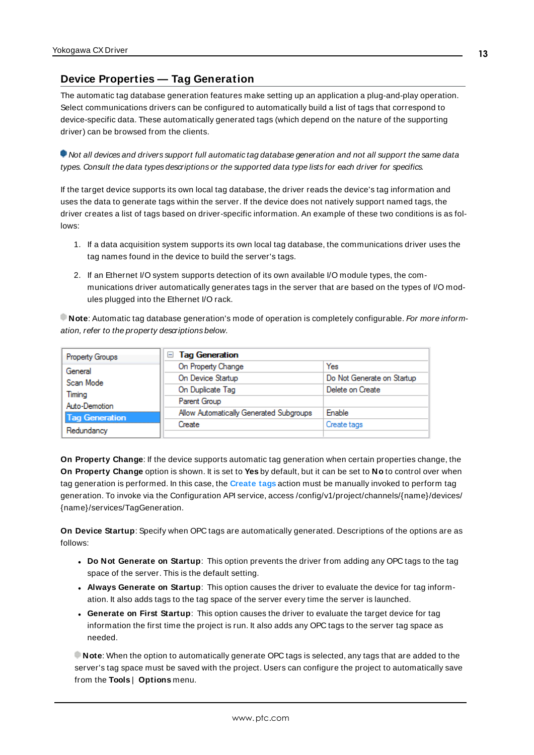## Device Properties — Tag Generation

The automatic tag database generation features make setting up an application a plug-and-play operation. Select communications drivers can be configured to automatically build a list of tags that correspond to device-specific data. These automatically generated tags (which depend on the nature of the supporting driver) can be browsed from the clients.

*Not all devices and drivers support full automatic tag database generation and not all support the same data types. Consult the data types descriptions or the supported data type lists for each driver for specifics.*

If the target device supports its own local tag database, the driver reads the device's tag information and uses the data to generate tags within the server. If the device does not natively support named tags, the driver creates a list of tags based on driver-specific information. An example of these two conditions is as follows:

1. If a data acquisition system supports its own local tag database, the communications driver uses the tag names found in the device to build the server's tags.
2. If an Ethernet I/O system supports detection of its own available I/O module types, the communications driver automatically generates tags in the server that are based on the types of I/O modules plugged into the Ethernet I/O rack.

**Note**: Automatic tag database generation's mode of operation is completely configurable. *For more information, refer to the property descriptions below.*

| Property Groups | Tag Generation | |
|---|---|---|
| General | On Property Change | Yes |
| Scan Mode | On Device Startup | Do Not Generate on Startup |
| Timing | On Duplicate Tag | Delete on Create |
| Auto-Demotion | Parent Group | |
| **Tag Generation** | Allow Automatically Generated Subgroups | Enable |
| Redundancy | Create | Create tags |

**On Property Change**: If the device supports automatic tag generation when certain properties change, the **On Property Change** option is shown. It is set to **Yes** by default, but it can be set to **No** to control over when tag generation is performed. In this case, the **Create tags** action must be manually invoked to perform tag generation. To invoke via the Configuration API service, access /config/v1/project/channels/{name}/devices/{name}/services/TagGeneration.

**On Device Startup**: Specify when OPC tags are automatically generated. Descriptions of the options are as follows:

- **Do Not Generate on Startup**: This option prevents the driver from adding any OPC tags to the tag space of the server. This is the default setting.
- **Always Generate on Startup**: This option causes the driver to evaluate the device for tag information. It also adds tags to the tag space of the server every time the server is launched.
- **Generate on First Startup**: This option causes the driver to evaluate the target device for tag information the first time the project is run. It also adds any OPC tags to the server tag space as needed.

**Note**: When the option to automatically generate OPC tags is selected, any tags that are added to the server's tag space must be saved with the project. Users can configure the project to automatically save from the **Tools** | **Options** menu.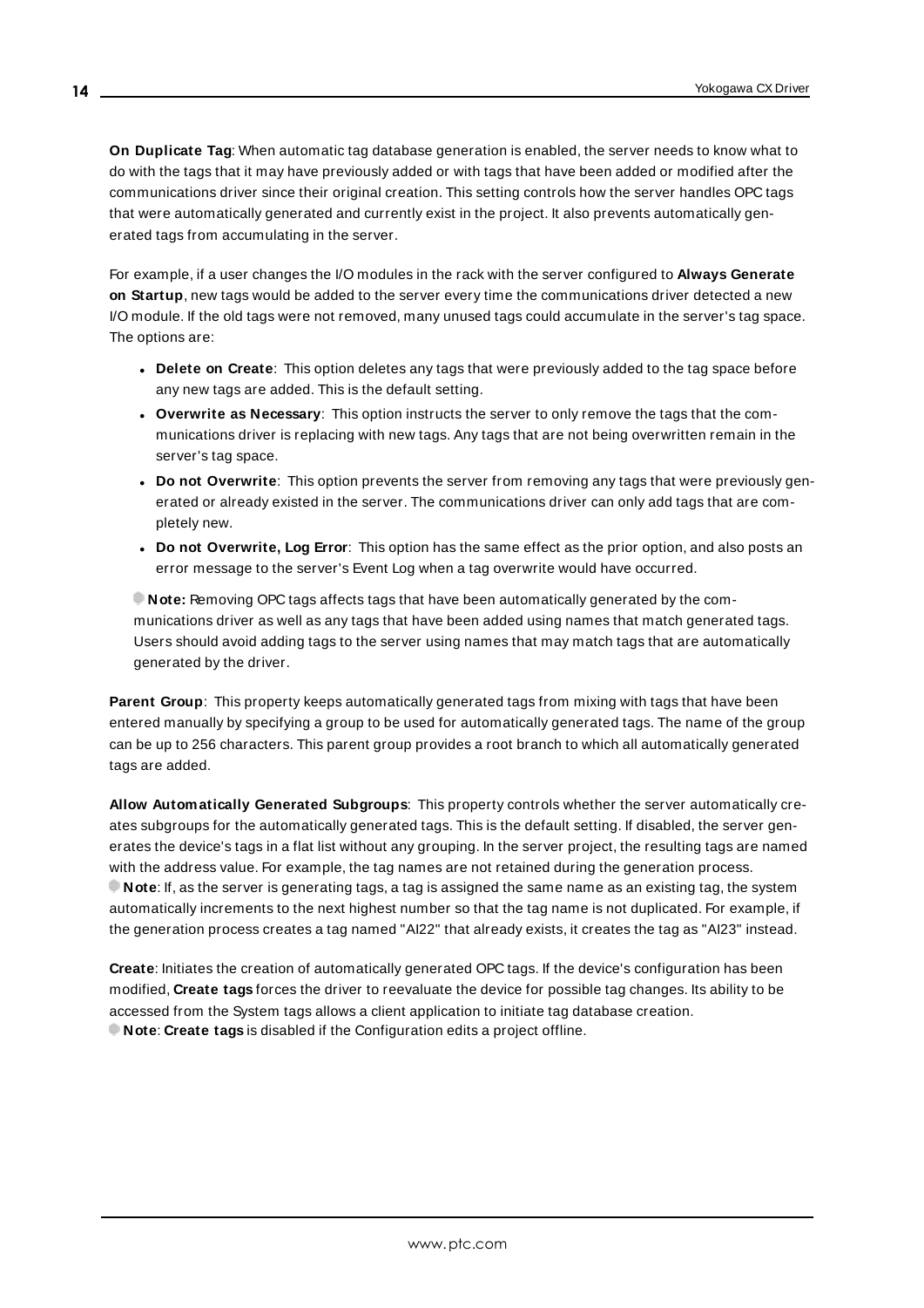**On Duplicate Tag**: When automatic tag database generation is enabled, the server needs to know what to do with the tags that it may have previously added or with tags that have been added or modified after the communications driver since their original creation. This setting controls how the server handles OPC tags that were automatically generated and currently exist in the project. It also prevents automatically generated tags from accumulating in the server.

For example, if a user changes the I/O modules in the rack with the server configured to **Always Generate on Startup**, new tags would be added to the server every time the communications driver detected a new I/O module. If the old tags were not removed, many unused tags could accumulate in the server's tag space. The options are:

- **Delete on Create**: This option deletes any tags that were previously added to the tag space before any new tags are added. This is the default setting.
- **Overwrite as Necessary**: This option instructs the server to only remove the tags that the communications driver is replacing with new tags. Any tags that are not being overwritten remain in the server's tag space.
- **Do not Overwrite**: This option prevents the server from removing any tags that were previously generated or already existed in the server. The communications driver can only add tags that are completely new.
- **Do not Overwrite, Log Error**: This option has the same effect as the prior option, and also posts an error message to the server's Event Log when a tag overwrite would have occurred.

**Note:** Removing OPC tags affects tags that have been automatically generated by the communications driver as well as any tags that have been added using names that match generated tags. Users should avoid adding tags to the server using names that may match tags that are automatically generated by the driver.

**Parent Group**: This property keeps automatically generated tags from mixing with tags that have been entered manually by specifying a group to be used for automatically generated tags. The name of the group can be up to 256 characters. This parent group provides a root branch to which all automatically generated tags are added.

**Allow Automatically Generated Subgroups**: This property controls whether the server automatically creates subgroups for the automatically generated tags. This is the default setting. If disabled, the server generates the device's tags in a flat list without any grouping. In the server project, the resulting tags are named with the address value. For example, the tag names are not retained during the generation process.
**Note**: If, as the server is generating tags, a tag is assigned the same name as an existing tag, the system automatically increments to the next highest number so that the tag name is not duplicated. For example, if the generation process creates a tag named "AI22" that already exists, it creates the tag as "AI23" instead.

**Create**: Initiates the creation of automatically generated OPC tags. If the device's configuration has been modified, **Create tags** forces the driver to reevaluate the device for possible tag changes. Its ability to be accessed from the System tags allows a client application to initiate tag database creation.
**Note**: **Create tags** is disabled if the Configuration edits a project offline.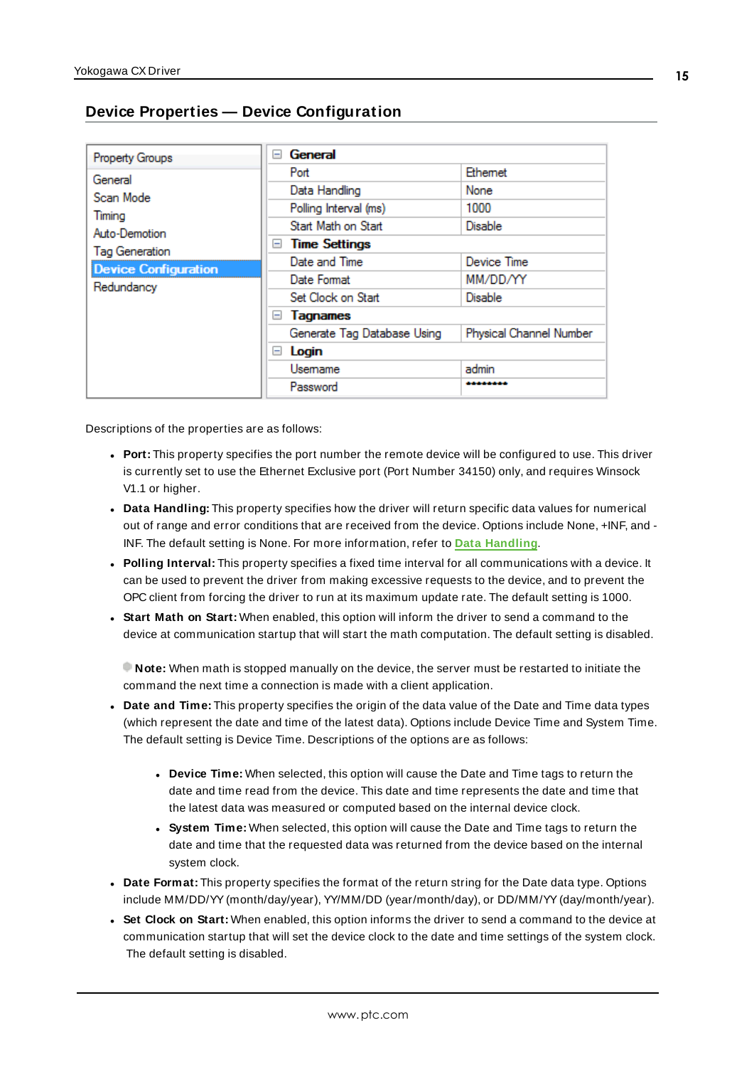## Device Properties — Device Configuration

| Property Groups | | |
|---|---|---|
| General | **General** | |
| Scan Mode | Port | Ethernet |
| Timing | Data Handling | None |
| Auto-Demotion | Polling Interval (ms) | 1000 |
| Tag Generation | Start Math on Start | Disable |
| **Device Configuration** | **Time Settings** | |
| Redundancy | Date and Time | Device Time |
| | Date Format | MM/DD/YY |
| | Set Clock on Start | Disable |
| | **Tagnames** | |
| | Generate Tag Database Using | Physical Channel Number |
| | **Login** | |
| | Username | admin |
| | Password | ******** |

Descriptions of the properties are as follows:

- **Port:** This property specifies the port number the remote device will be configured to use. This driver is currently set to use the Ethernet Exclusive port (Port Number 34150) only, and requires Winsock V1.1 or higher.
- **Data Handling:** This property specifies how the driver will return specific data values for numerical out of range and error conditions that are received from the device. Options include None, +INF, and -INF. The default setting is None. For more information, refer to **Data Handling**.
- **Polling Interval:** This property specifies a fixed time interval for all communications with a device. It can be used to prevent the driver from making excessive requests to the device, and to prevent the OPC client from forcing the driver to run at its maximum update rate. The default setting is 1000.
- **Start Math on Start:** When enabled, this option will inform the driver to send a command to the device at communication startup that will start the math computation. The default setting is disabled.

  **Note:** When math is stopped manually on the device, the server must be restarted to initiate the command the next time a connection is made with a client application.
- **Date and Time:** This property specifies the origin of the data value of the Date and Time data types (which represent the date and time of the latest data). Options include Device Time and System Time. The default setting is Device Time. Descriptions of the options are as follows:
  - **Device Time:** When selected, this option will cause the Date and Time tags to return the date and time read from the device. This date and time represents the date and time that the latest data was measured or computed based on the internal device clock.
  - **System Time:** When selected, this option will cause the Date and Time tags to return the date and time that the requested data was returned from the device based on the internal system clock.
- **Date Format:** This property specifies the format of the return string for the Date data type. Options include MM/DD/YY (month/day/year), YY/MM/DD (year/month/day), or DD/MM/YY (day/month/year).
- **Set Clock on Start:** When enabled, this option informs the driver to send a command to the device at communication startup that will set the device clock to the date and time settings of the system clock. The default setting is disabled.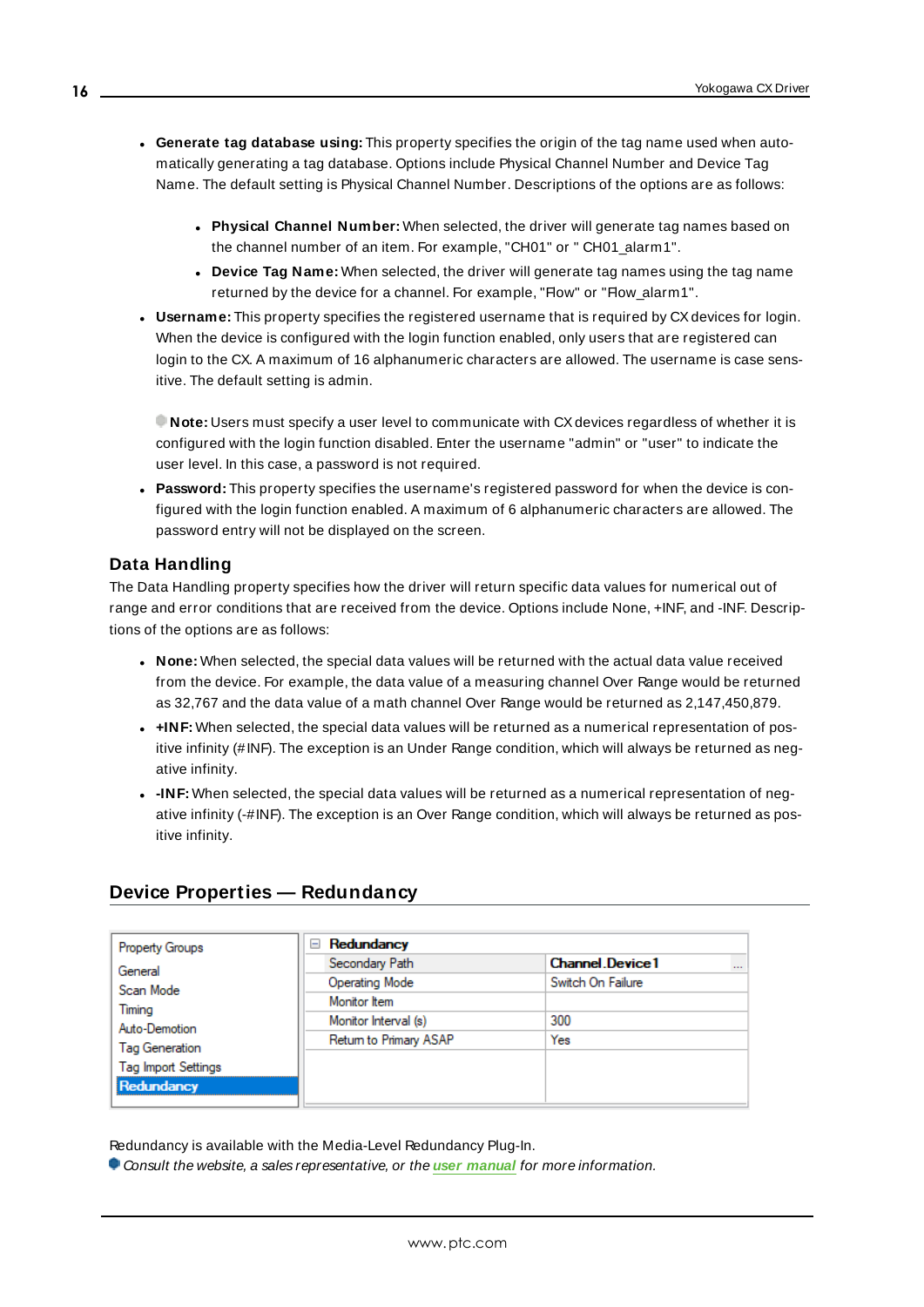- **Generate tag database using:** This property specifies the origin of the tag name used when automatically generating a tag database. Options include Physical Channel Number and Device Tag Name. The default setting is Physical Channel Number. Descriptions of the options are as follows:
  - **Physical Channel Number:** When selected, the driver will generate tag names based on the channel number of an item. For example, "CH01" or " CH01_alarm1".
  - **Device Tag Name:** When selected, the driver will generate tag names using the tag name returned by the device for a channel. For example, "Flow" or "Flow_alarm1".
- **Username:** This property specifies the registered username that is required by CX devices for login. When the device is configured with the login function enabled, only users that are registered can login to the CX. A maximum of 16 alphanumeric characters are allowed. The username is case sensitive. The default setting is admin.

  **Note:** Users must specify a user level to communicate with CX devices regardless of whether it is configured with the login function disabled. Enter the username "admin" or "user" to indicate the user level. In this case, a password is not required.
- **Password:** This property specifies the username's registered password for when the device is configured with the login function enabled. A maximum of 6 alphanumeric characters are allowed. The password entry will not be displayed on the screen.

### Data Handling

The Data Handling property specifies how the driver will return specific data values for numerical out of range and error conditions that are received from the device. Options include None, +INF, and -INF. Descriptions of the options are as follows:

- **None:** When selected, the special data values will be returned with the actual data value received from the device. For example, the data value of a measuring channel Over Range would be returned as 32,767 and the data value of a math channel Over Range would be returned as 2,147,450,879.
- **+INF:** When selected, the special data values will be returned as a numerical representation of positive infinity (#INF). The exception is an Under Range condition, which will always be returned as negative infinity.
- **-INF:** When selected, the special data values will be returned as a numerical representation of negative infinity (-#INF). The exception is an Over Range condition, which will always be returned as positive infinity.

## Device Properties — Redundancy

| Property Groups | Redundancy | |
|---|---|---|
| General | Secondary Path | Channel.Device1 |
| Scan Mode | Operating Mode | Switch On Failure |
| Timing | Monitor Item | |
| Auto-Demotion | Monitor Interval (s) | 300 |
| Tag Generation | Return to Primary ASAP | Yes |
| Tag Import Settings | | |
| Redundancy | | |

Redundancy is available with the Media-Level Redundancy Plug-In.

*Consult the website, a sales representative, or the* ***user manual*** *for more information.*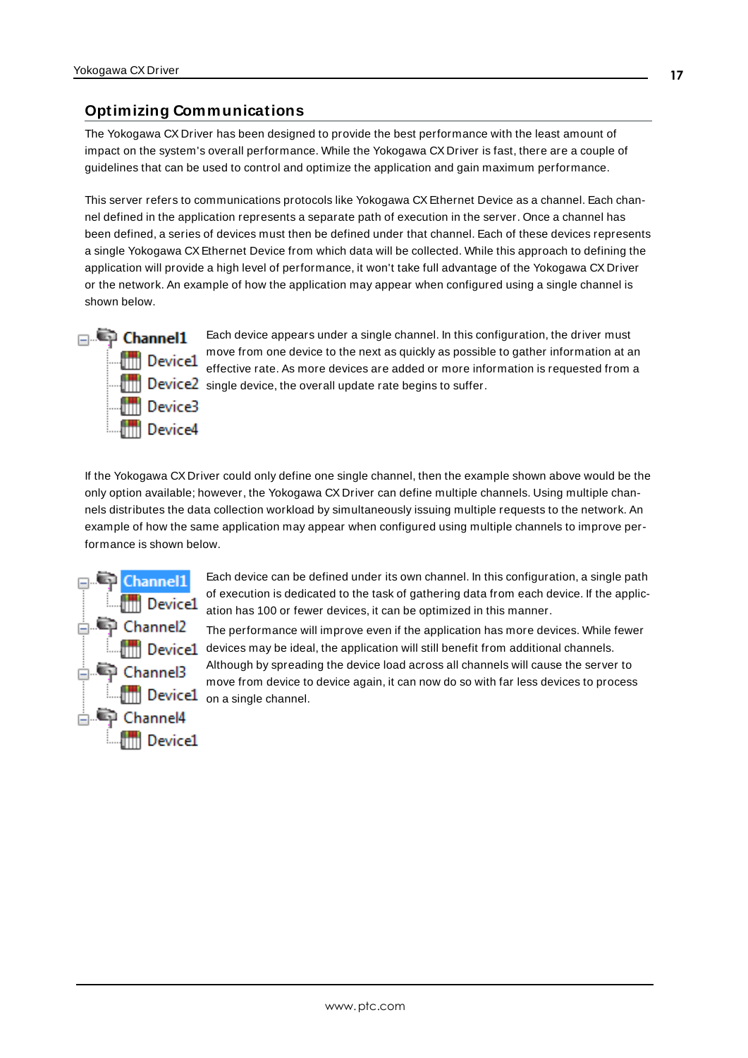## Optimizing Communications

The Yokogawa CX Driver has been designed to provide the best performance with the least amount of impact on the system's overall performance. While the Yokogawa CX Driver is fast, there are a couple of guidelines that can be used to control and optimize the application and gain maximum performance.

This server refers to communications protocols like Yokogawa CX Ethernet Device as a channel. Each channel defined in the application represents a separate path of execution in the server. Once a channel has been defined, a series of devices must then be defined under that channel. Each of these devices represents a single Yokogawa CX Ethernet Device from which data will be collected. While this approach to defining the application will provide a high level of performance, it won't take full advantage of the Yokogawa CX Driver or the network. An example of how the application may appear when configured using a single channel is shown below.

Channel1
- Device1
- Device2
- Device3
- Device4

Each device appears under a single channel. In this configuration, the driver must move from one device to the next as quickly as possible to gather information at an effective rate. As more devices are added or more information is requested from a single device, the overall update rate begins to suffer.

If the Yokogawa CX Driver could only define one single channel, then the example shown above would be the only option available; however, the Yokogawa CX Driver can define multiple channels. Using multiple channels distributes the data collection workload by simultaneously issuing multiple requests to the network. An example of how the same application may appear when configured using multiple channels to improve performance is shown below.

Channel1
- Device1

Channel2
- Device1

Channel3
- Device1

Channel4
- Device1

Each device can be defined under its own channel. In this configuration, a single path of execution is dedicated to the task of gathering data from each device. If the application has 100 or fewer devices, it can be optimized in this manner.

The performance will improve even if the application has more devices. While fewer devices may be ideal, the application will still benefit from additional channels. Although by spreading the device load across all channels will cause the server to move from device to device again, it can now do so with far less devices to process on a single channel.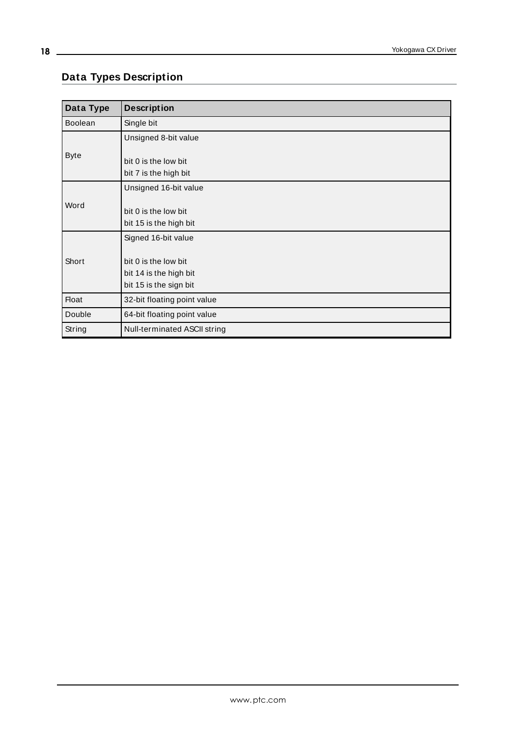## Data Types Description

| Data Type | Description |
| --- | --- |
| Boolean | Single bit |
| Byte | Unsigned 8-bit value<br><br>bit 0 is the low bit<br>bit 7 is the high bit |
| Word | Unsigned 16-bit value<br><br>bit 0 is the low bit<br>bit 15 is the high bit |
| Short | Signed 16-bit value<br><br>bit 0 is the low bit<br>bit 14 is the high bit<br>bit 15 is the sign bit |
| Float | 32-bit floating point value |
| Double | 64-bit floating point value |
| String | Null-terminated ASCII string |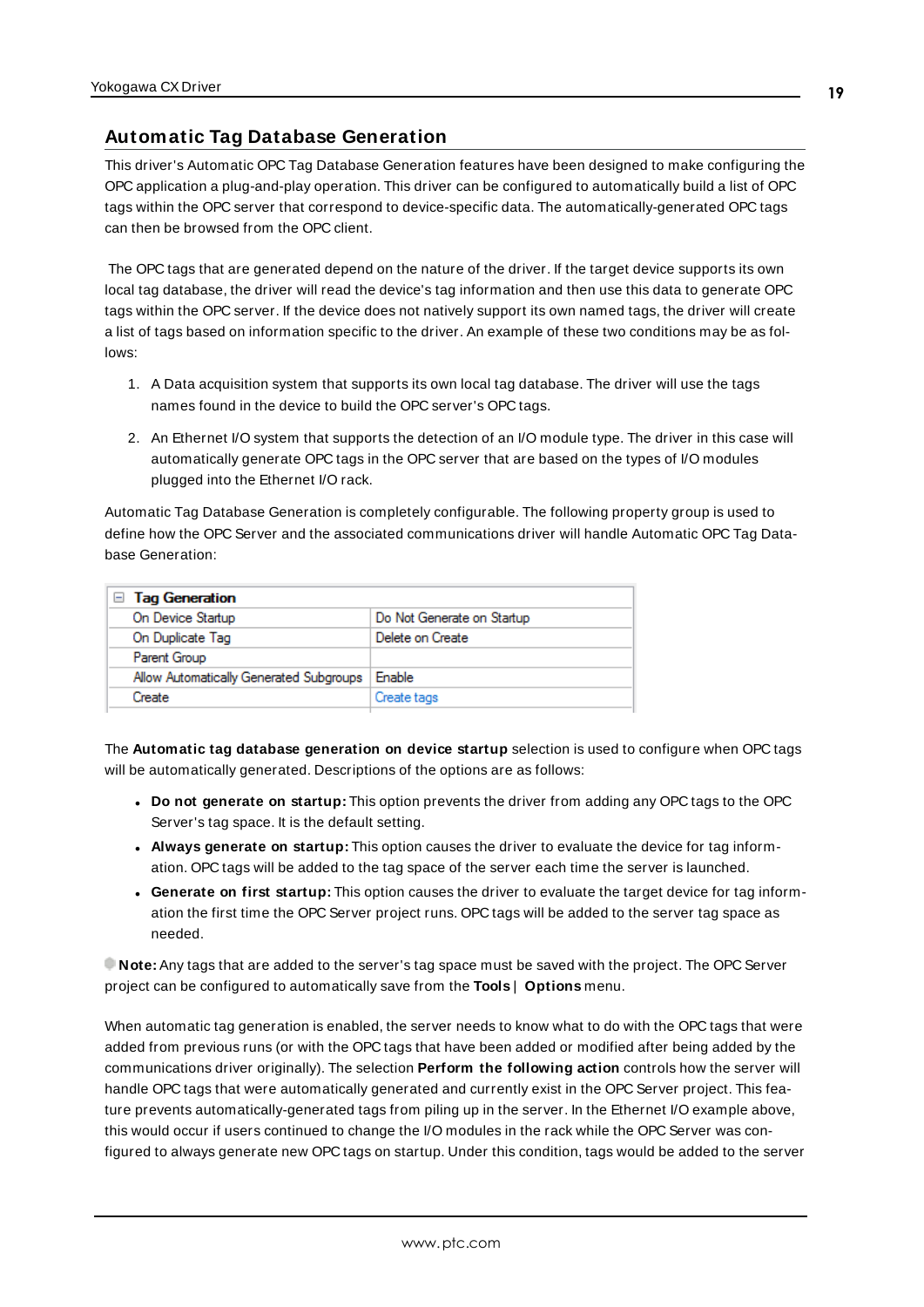## Automatic Tag Database Generation

This driver's Automatic OPC Tag Database Generation features have been designed to make configuring the OPC application a plug-and-play operation. This driver can be configured to automatically build a list of OPC tags within the OPC server that correspond to device-specific data. The automatically-generated OPC tags can then be browsed from the OPC client.

The OPC tags that are generated depend on the nature of the driver. If the target device supports its own local tag database, the driver will read the device's tag information and then use this data to generate OPC tags within the OPC server. If the device does not natively support its own named tags, the driver will create a list of tags based on information specific to the driver. An example of these two conditions may be as follows:

1. A Data acquisition system that supports its own local tag database. The driver will use the tags names found in the device to build the OPC server's OPC tags.
2. An Ethernet I/O system that supports the detection of an I/O module type. The driver in this case will automatically generate OPC tags in the OPC server that are based on the types of I/O modules plugged into the Ethernet I/O rack.

Automatic Tag Database Generation is completely configurable. The following property group is used to define how the OPC Server and the associated communications driver will handle Automatic OPC Tag Database Generation:

| Tag Generation | |
|---|---|
| On Device Startup | Do Not Generate on Startup |
| On Duplicate Tag | Delete on Create |
| Parent Group | |
| Allow Automatically Generated Subgroups | Enable |
| Create | Create tags |

The **Automatic tag database generation on device startup** selection is used to configure when OPC tags will be automatically generated. Descriptions of the options are as follows:

- **Do not generate on startup:** This option prevents the driver from adding any OPC tags to the OPC Server's tag space. It is the default setting.
- **Always generate on startup:** This option causes the driver to evaluate the device for tag information. OPC tags will be added to the tag space of the server each time the server is launched.
- **Generate on first startup:** This option causes the driver to evaluate the target device for tag information the first time the OPC Server project runs. OPC tags will be added to the server tag space as needed.

**Note:** Any tags that are added to the server's tag space must be saved with the project. The OPC Server project can be configured to automatically save from the **Tools** | **Options** menu.

When automatic tag generation is enabled, the server needs to know what to do with the OPC tags that were added from previous runs (or with the OPC tags that have been added or modified after being added by the communications driver originally). The selection **Perform the following action** controls how the server will handle OPC tags that were automatically generated and currently exist in the OPC Server project. This feature prevents automatically-generated tags from piling up in the server. In the Ethernet I/O example above, this would occur if users continued to change the I/O modules in the rack while the OPC Server was configured to always generate new OPC tags on startup. Under this condition, tags would be added to the server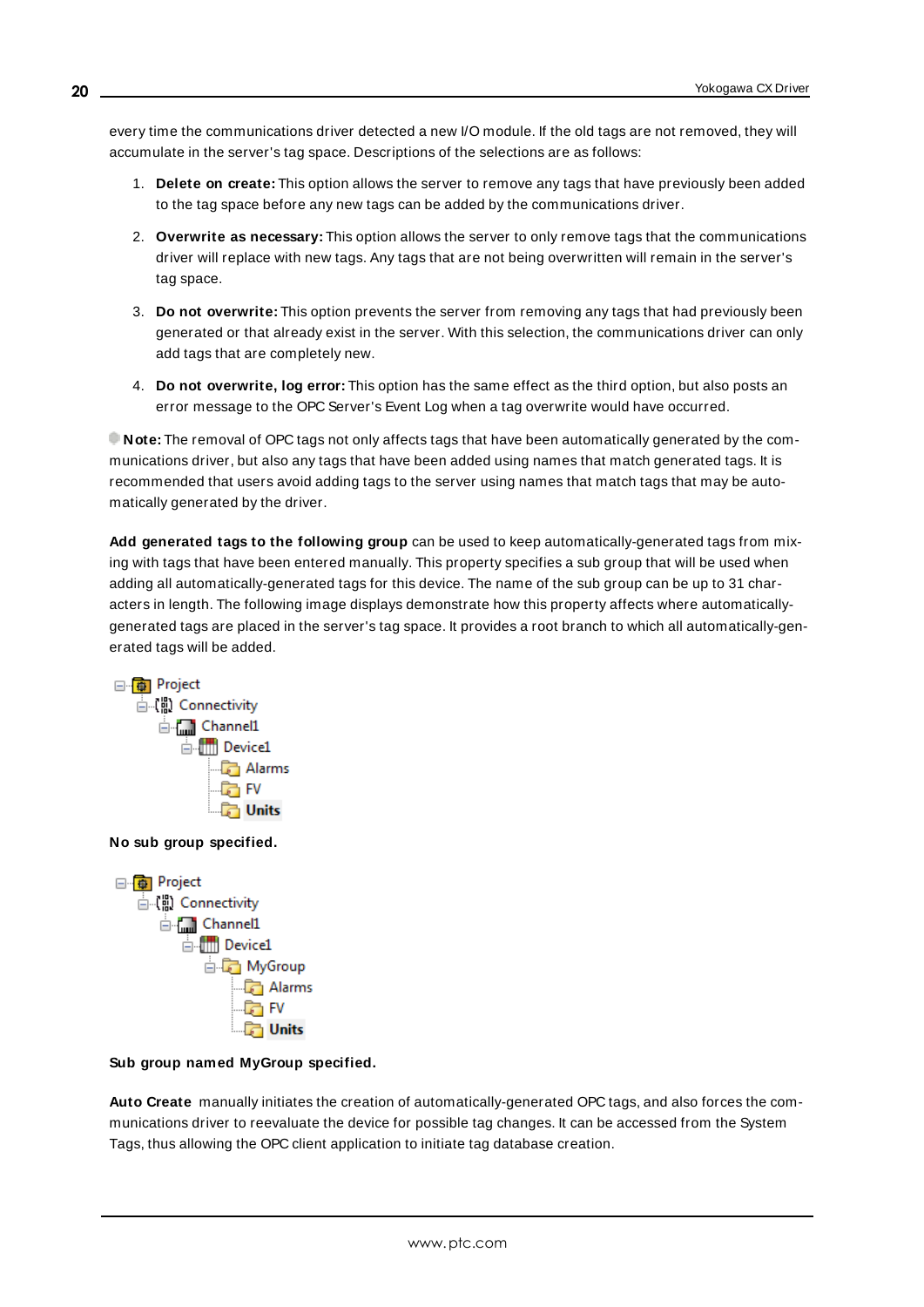every time the communications driver detected a new I/O module. If the old tags are not removed, they will accumulate in the server's tag space. Descriptions of the selections are as follows:

1. **Delete on create:** This option allows the server to remove any tags that have previously been added to the tag space before any new tags can be added by the communications driver.
2. **Overwrite as necessary:** This option allows the server to only remove tags that the communications driver will replace with new tags. Any tags that are not being overwritten will remain in the server's tag space.
3. **Do not overwrite:** This option prevents the server from removing any tags that had previously been generated or that already exist in the server. With this selection, the communications driver can only add tags that are completely new.
4. **Do not overwrite, log error:** This option has the same effect as the third option, but also posts an error message to the OPC Server's Event Log when a tag overwrite would have occurred.

**Note:** The removal of OPC tags not only affects tags that have been automatically generated by the communications driver, but also any tags that have been added using names that match generated tags. It is recommended that users avoid adding tags to the server using names that match tags that may be automatically generated by the driver.

**Add generated tags to the following group** can be used to keep automatically-generated tags from mixing with tags that have been entered manually. This property specifies a sub group that will be used when adding all automatically-generated tags for this device. The name of the sub group can be up to 31 characters in length. The following image displays demonstrate how this property affects where automatically-generated tags are placed in the server's tag space. It provides a root branch to which all automatically-generated tags will be added.

- Project
  - Connectivity
    - Channel1
      - Device1
        - Alarms
        - FV
        - Units

**No sub group specified.**

- Project
  - Connectivity
    - Channel1
      - Device1
        - MyGroup
          - Alarms
          - FV
          - Units

**Sub group named MyGroup specified.**

**Auto Create** manually initiates the creation of automatically-generated OPC tags, and also forces the communications driver to reevaluate the device for possible tag changes. It can be accessed from the System Tags, thus allowing the OPC client application to initiate tag database creation.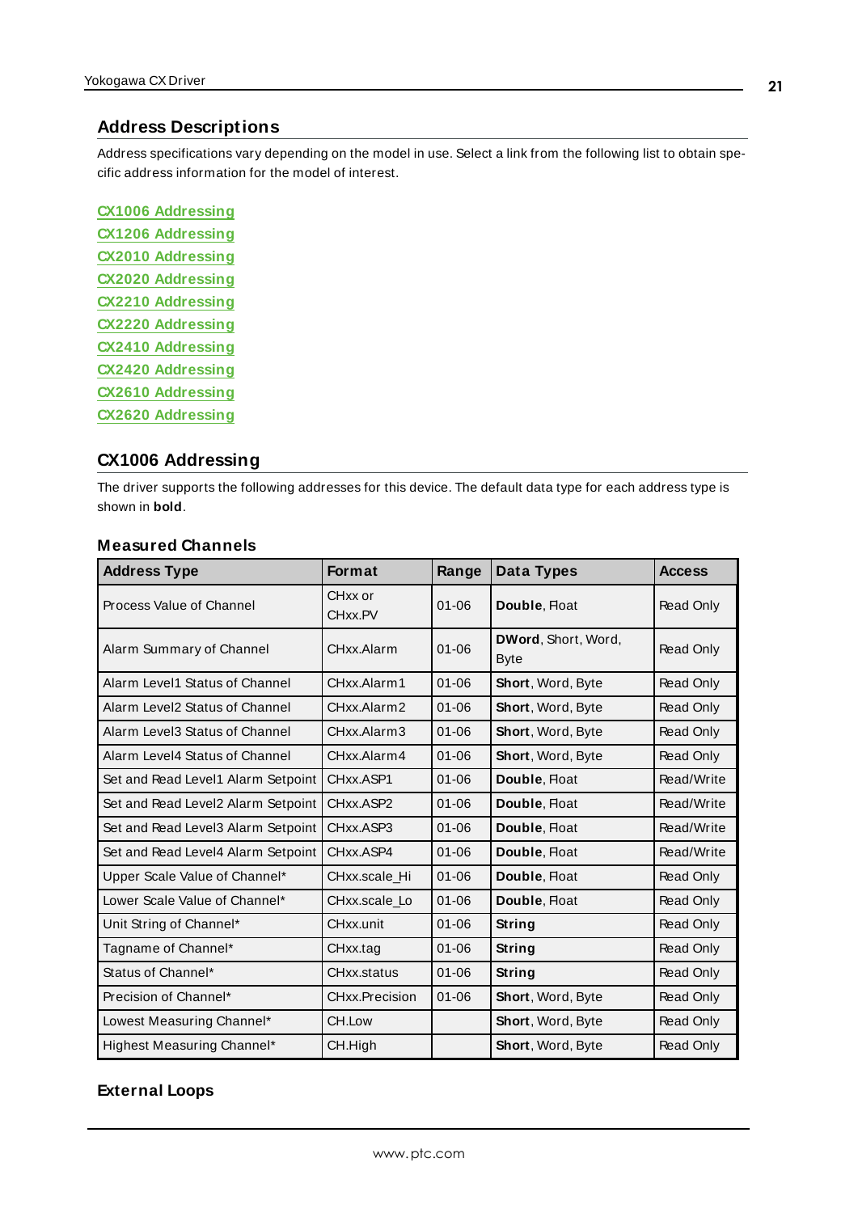## Address Descriptions

Address specifications vary depending on the model in use. Select a link from the following list to obtain specific address information for the model of interest.

**CX1006 Addressing**
**CX1206 Addressing**
**CX2010 Addressing**
**CX2020 Addressing**
**CX2210 Addressing**
**CX2220 Addressing**
**CX2410 Addressing**
**CX2420 Addressing**
**CX2610 Addressing**
**CX2620 Addressing**

## CX1006 Addressing

The driver supports the following addresses for this device. The default data type for each address type is shown in **bold**.

### Measured Channels

| Address Type | Format | Range | Data Types | Access |
|---|---|---|---|---|
| Process Value of Channel | CHxx or CHxx.PV | 01-06 | **Double**, Float | Read Only |
| Alarm Summary of Channel | CHxx.Alarm | 01-06 | **DWord**, Short, Word, Byte | Read Only |
| Alarm Level1 Status of Channel | CHxx.Alarm1 | 01-06 | **Short**, Word, Byte | Read Only |
| Alarm Level2 Status of Channel | CHxx.Alarm2 | 01-06 | **Short**, Word, Byte | Read Only |
| Alarm Level3 Status of Channel | CHxx.Alarm3 | 01-06 | **Short**, Word, Byte | Read Only |
| Alarm Level4 Status of Channel | CHxx.Alarm4 | 01-06 | **Short**, Word, Byte | Read Only |
| Set and Read Level1 Alarm Setpoint | CHxx.ASP1 | 01-06 | **Double**, Float | Read/Write |
| Set and Read Level2 Alarm Setpoint | CHxx.ASP2 | 01-06 | **Double**, Float | Read/Write |
| Set and Read Level3 Alarm Setpoint | CHxx.ASP3 | 01-06 | **Double**, Float | Read/Write |
| Set and Read Level4 Alarm Setpoint | CHxx.ASP4 | 01-06 | **Double**, Float | Read/Write |
| Upper Scale Value of Channel* | CHxx.scale_Hi | 01-06 | **Double**, Float | Read Only |
| Lower Scale Value of Channel* | CHxx.scale_Lo | 01-06 | **Double**, Float | Read Only |
| Unit String of Channel* | CHxx.unit | 01-06 | **String** | Read Only |
| Tagname of Channel* | CHxx.tag | 01-06 | **String** | Read Only |
| Status of Channel* | CHxx.status | 01-06 | **String** | Read Only |
| Precision of Channel* | CHxx.Precision | 01-06 | **Short**, Word, Byte | Read Only |
| Lowest Measuring Channel* | CH.Low | | **Short**, Word, Byte | Read Only |
| Highest Measuring Channel* | CH.High | | **Short**, Word, Byte | Read Only |

### External Loops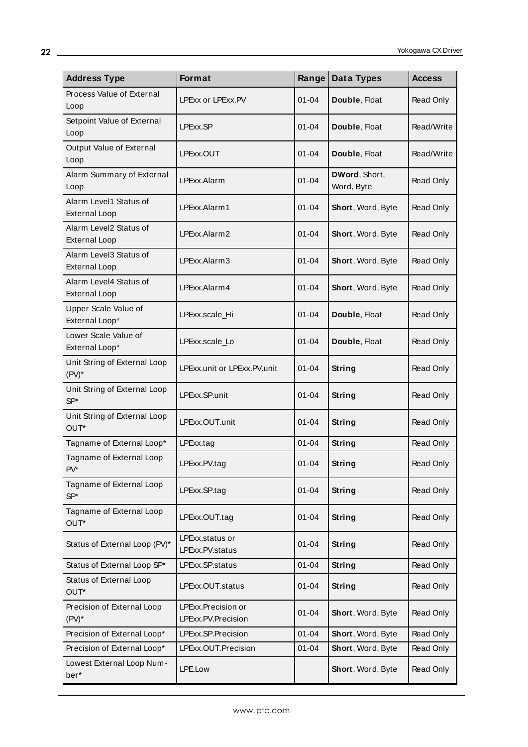| Address Type | Format | Range | Data Types | Access |
|---|---|---|---|---|
| Process Value of External Loop | LPExx or LPExx.PV | 01-04 | **Double**, Float | Read Only |
| Setpoint Value of External Loop | LPExx.SP | 01-04 | **Double**, Float | Read/Write |
| Output Value of External Loop | LPExx.OUT | 01-04 | **Double**, Float | Read/Write |
| Alarm Summary of External Loop | LPExx.Alarm | 01-04 | **DWord**, Short, Word, Byte | Read Only |
| Alarm Level1 Status of External Loop | LPExx.Alarm1 | 01-04 | **Short**, Word, Byte | Read Only |
| Alarm Level2 Status of External Loop | LPExx.Alarm2 | 01-04 | **Short**, Word, Byte | Read Only |
| Alarm Level3 Status of External Loop | LPExx.Alarm3 | 01-04 | **Short**, Word, Byte | Read Only |
| Alarm Level4 Status of External Loop | LPExx.Alarm4 | 01-04 | **Short**, Word, Byte | Read Only |
| Upper Scale Value of External Loop* | LPExx.scale_Hi | 01-04 | **Double**, Float | Read Only |
| Lower Scale Value of External Loop* | LPExx.scale_Lo | 01-04 | **Double**, Float | Read Only |
| Unit String of External Loop (PV)* | LPExx.unit or LPExx.PV.unit | 01-04 | **String** | Read Only |
| Unit String of External Loop SP* | LPExx.SP.unit | 01-04 | **String** | Read Only |
| Unit String of External Loop OUT* | LPExx.OUT.unit | 01-04 | **String** | Read Only |
| Tagname of External Loop* | LPExx.tag | 01-04 | **String** | Read Only |
| Tagname of External Loop PV* | LPExx.PV.tag | 01-04 | **String** | Read Only |
| Tagname of External Loop SP* | LPExx.SP.tag | 01-04 | **String** | Read Only |
| Tagname of External Loop OUT* | LPExx.OUT.tag | 01-04 | **String** | Read Only |
| Status of External Loop (PV)* | LPExx.status or LPExx.PV.status | 01-04 | **String** | Read Only |
| Status of External Loop SP* | LPExx.SP.status | 01-04 | **String** | Read Only |
| Status of External Loop OUT* | LPExx.OUT.status | 01-04 | **String** | Read Only |
| Precision of External Loop (PV)* | LPExx.Precision or LPExx.PV.Precision | 01-04 | **Short**, Word, Byte | Read Only |
| Precision of External Loop* | LPExx.SP.Precision | 01-04 | **Short**, Word, Byte | Read Only |
| Precision of External Loop* | LPExx.OUT.Precision | 01-04 | **Short**, Word, Byte | Read Only |
| Lowest External Loop Number* | LPE.Low | | **Short**, Word, Byte | Read Only |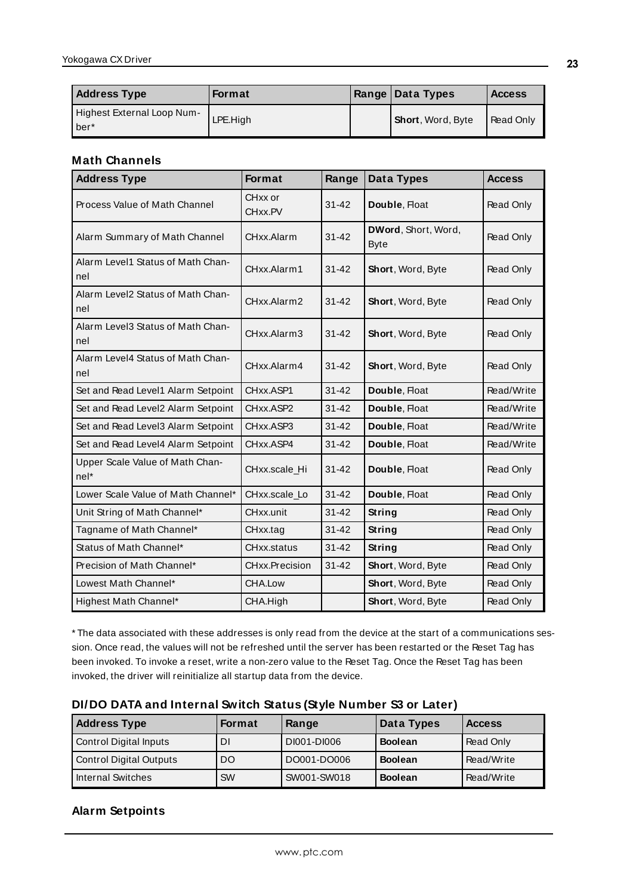| Address Type | Format | Range | Data Types | Access |
|---|---|---|---|---|
| Highest External Loop Number* | LPE.High | | **Short**, Word, Byte | Read Only |

### Math Channels

| Address Type | Format | Range | Data Types | Access |
|---|---|---|---|---|
| Process Value of Math Channel | CHxx or CHxx.PV | 31-42 | **Double**, Float | Read Only |
| Alarm Summary of Math Channel | CHxx.Alarm | 31-42 | **DWord**, Short, Word, Byte | Read Only |
| Alarm Level1 Status of Math Channel | CHxx.Alarm1 | 31-42 | **Short**, Word, Byte | Read Only |
| Alarm Level2 Status of Math Channel | CHxx.Alarm2 | 31-42 | **Short**, Word, Byte | Read Only |
| Alarm Level3 Status of Math Channel | CHxx.Alarm3 | 31-42 | **Short**, Word, Byte | Read Only |
| Alarm Level4 Status of Math Channel | CHxx.Alarm4 | 31-42 | **Short**, Word, Byte | Read Only |
| Set and Read Level1 Alarm Setpoint | CHxx.ASP1 | 31-42 | **Double**, Float | Read/Write |
| Set and Read Level2 Alarm Setpoint | CHxx.ASP2 | 31-42 | **Double**, Float | Read/Write |
| Set and Read Level3 Alarm Setpoint | CHxx.ASP3 | 31-42 | **Double**, Float | Read/Write |
| Set and Read Level4 Alarm Setpoint | CHxx.ASP4 | 31-42 | **Double**, Float | Read/Write |
| Upper Scale Value of Math Channel* | CHxx.scale_Hi | 31-42 | **Double**, Float | Read Only |
| Lower Scale Value of Math Channel* | CHxx.scale_Lo | 31-42 | **Double**, Float | Read Only |
| Unit String of Math Channel* | CHxx.unit | 31-42 | **String** | Read Only |
| Tagname of Math Channel* | CHxx.tag | 31-42 | **String** | Read Only |
| Status of Math Channel* | CHxx.status | 31-42 | **String** | Read Only |
| Precision of Math Channel* | CHxx.Precision | 31-42 | **Short**, Word, Byte | Read Only |
| Lowest Math Channel* | CHA.Low | | **Short**, Word, Byte | Read Only |
| Highest Math Channel* | CHA.High | | **Short**, Word, Byte | Read Only |

* The data associated with these addresses is only read from the device at the start of a communications session. Once read, the values will not be refreshed until the server has been restarted or the Reset Tag has been invoked. To invoke a reset, write a non-zero value to the Reset Tag. Once the Reset Tag has been invoked, the driver will reinitialize all startup data from the device.

### DI/DO DATA and Internal Switch Status (Style Number S3 or Later)

| Address Type | Format | Range | Data Types | Access |
|---|---|---|---|---|
| Control Digital Inputs | DI | DI001-DI006 | **Boolean** | Read Only |
| Control Digital Outputs | DO | DO001-DO006 | **Boolean** | Read/Write |
| Internal Switches | SW | SW001-SW018 | **Boolean** | Read/Write |

### Alarm Setpoints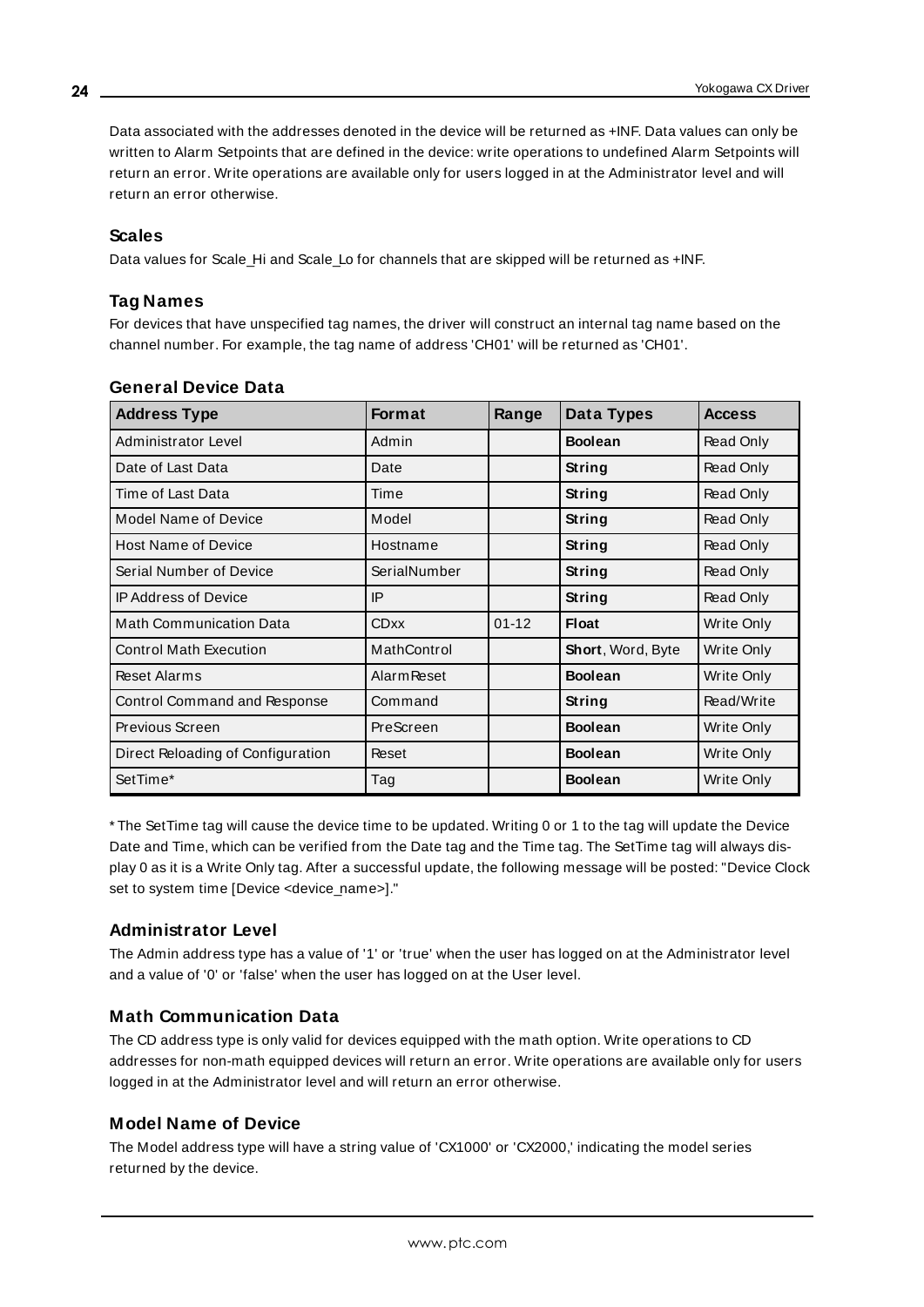Data associated with the addresses denoted in the device will be returned as +INF. Data values can only be written to Alarm Setpoints that are defined in the device: write operations to undefined Alarm Setpoints will return an error. Write operations are available only for users logged in at the Administrator level and will return an error otherwise.

### Scales

Data values for Scale_Hi and Scale_Lo for channels that are skipped will be returned as +INF.

### Tag Names

For devices that have unspecified tag names, the driver will construct an internal tag name based on the channel number. For example, the tag name of address 'CH01' will be returned as 'CH01'.

### General Device Data

| Address Type | Format | Range | Data Types | Access |
|---|---|---|---|---|
| Administrator Level | Admin | | **Boolean** | Read Only |
| Date of Last Data | Date | | **String** | Read Only |
| Time of Last Data | Time | | **String** | Read Only |
| Model Name of Device | Model | | **String** | Read Only |
| Host Name of Device | Hostname | | **String** | Read Only |
| Serial Number of Device | SerialNumber | | **String** | Read Only |
| IP Address of Device | IP | | **String** | Read Only |
| Math Communication Data | CDxx | 01-12 | **Float** | Write Only |
| Control Math Execution | MathControl | | **Short**, Word, Byte | Write Only |
| Reset Alarms | AlarmReset | | **Boolean** | Write Only |
| Control Command and Response | Command | | **String** | Read/Write |
| Previous Screen | PreScreen | | **Boolean** | Write Only |
| Direct Reloading of Configuration | Reset | | **Boolean** | Write Only |
| SetTime* | Tag | | **Boolean** | Write Only |

* The SetTime tag will cause the device time to be updated. Writing 0 or 1 to the tag will update the Device Date and Time, which can be verified from the Date tag and the Time tag. The SetTime tag will always display 0 as it is a Write Only tag. After a successful update, the following message will be posted: "Device Clock set to system time [Device <device_name>]."

### Administrator Level

The Admin address type has a value of '1' or 'true' when the user has logged on at the Administrator level and a value of '0' or 'false' when the user has logged on at the User level.

### Math Communication Data

The CD address type is only valid for devices equipped with the math option. Write operations to CD addresses for non-math equipped devices will return an error. Write operations are available only for users logged in at the Administrator level and will return an error otherwise.

### Model Name of Device

The Model address type will have a string value of 'CX1000' or 'CX2000,' indicating the model series returned by the device.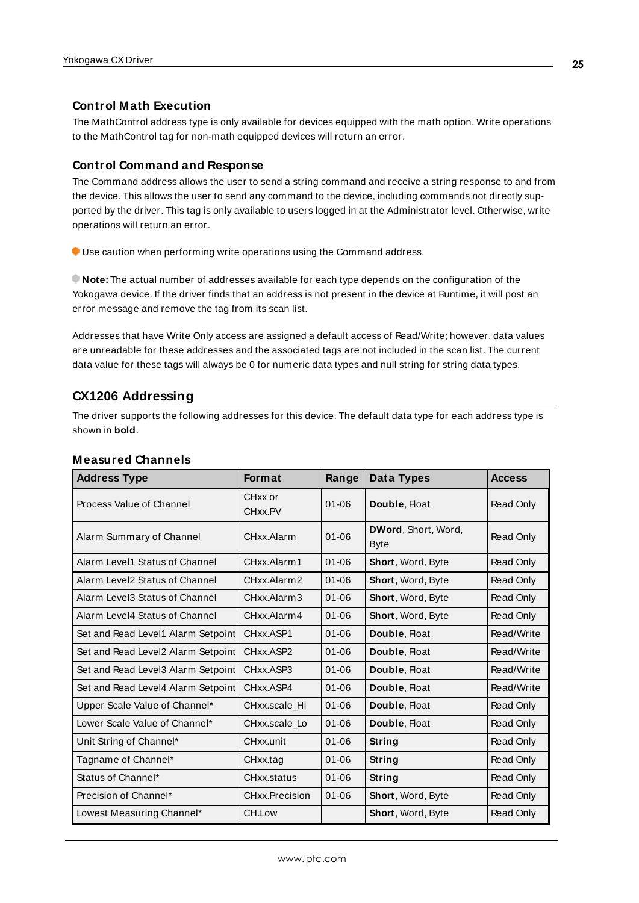### Control Math Execution

The MathControl address type is only available for devices equipped with the math option. Write operations to the MathControl tag for non-math equipped devices will return an error.

### Control Command and Response

The Command address allows the user to send a string command and receive a string response to and from the device. This allows the user to send any command to the device, including commands not directly supported by the driver. This tag is only available to users logged in at the Administrator level. Otherwise, write operations will return an error.

Use caution when performing write operations using the Command address.

**Note:** The actual number of addresses available for each type depends on the configuration of the Yokogawa device. If the driver finds that an address is not present in the device at Runtime, it will post an error message and remove the tag from its scan list.

Addresses that have Write Only access are assigned a default access of Read/Write; however, data values are unreadable for these addresses and the associated tags are not included in the scan list. The current data value for these tags will always be 0 for numeric data types and null string for string data types.

## CX1206 Addressing

The driver supports the following addresses for this device. The default data type for each address type is shown in **bold**.

### Measured Channels

| Address Type | Format | Range | Data Types | Access |
|---|---|---|---|---|
| Process Value of Channel | CHxx or CHxx.PV | 01-06 | **Double**, Float | Read Only |
| Alarm Summary of Channel | CHxx.Alarm | 01-06 | **DWord**, Short, Word, Byte | Read Only |
| Alarm Level1 Status of Channel | CHxx.Alarm1 | 01-06 | **Short**, Word, Byte | Read Only |
| Alarm Level2 Status of Channel | CHxx.Alarm2 | 01-06 | **Short**, Word, Byte | Read Only |
| Alarm Level3 Status of Channel | CHxx.Alarm3 | 01-06 | **Short**, Word, Byte | Read Only |
| Alarm Level4 Status of Channel | CHxx.Alarm4 | 01-06 | **Short**, Word, Byte | Read Only |
| Set and Read Level1 Alarm Setpoint | CHxx.ASP1 | 01-06 | **Double**, Float | Read/Write |
| Set and Read Level2 Alarm Setpoint | CHxx.ASP2 | 01-06 | **Double**, Float | Read/Write |
| Set and Read Level3 Alarm Setpoint | CHxx.ASP3 | 01-06 | **Double**, Float | Read/Write |
| Set and Read Level4 Alarm Setpoint | CHxx.ASP4 | 01-06 | **Double**, Float | Read/Write |
| Upper Scale Value of Channel* | CHxx.scale_Hi | 01-06 | **Double**, Float | Read Only |
| Lower Scale Value of Channel* | CHxx.scale_Lo | 01-06 | **Double**, Float | Read Only |
| Unit String of Channel* | CHxx.unit | 01-06 | **String** | Read Only |
| Tagname of Channel* | CHxx.tag | 01-06 | **String** | Read Only |
| Status of Channel* | CHxx.status | 01-06 | **String** | Read Only |
| Precision of Channel* | CHxx.Precision | 01-06 | **Short**, Word, Byte | Read Only |
| Lowest Measuring Channel* | CH.Low | | **Short**, Word, Byte | Read Only |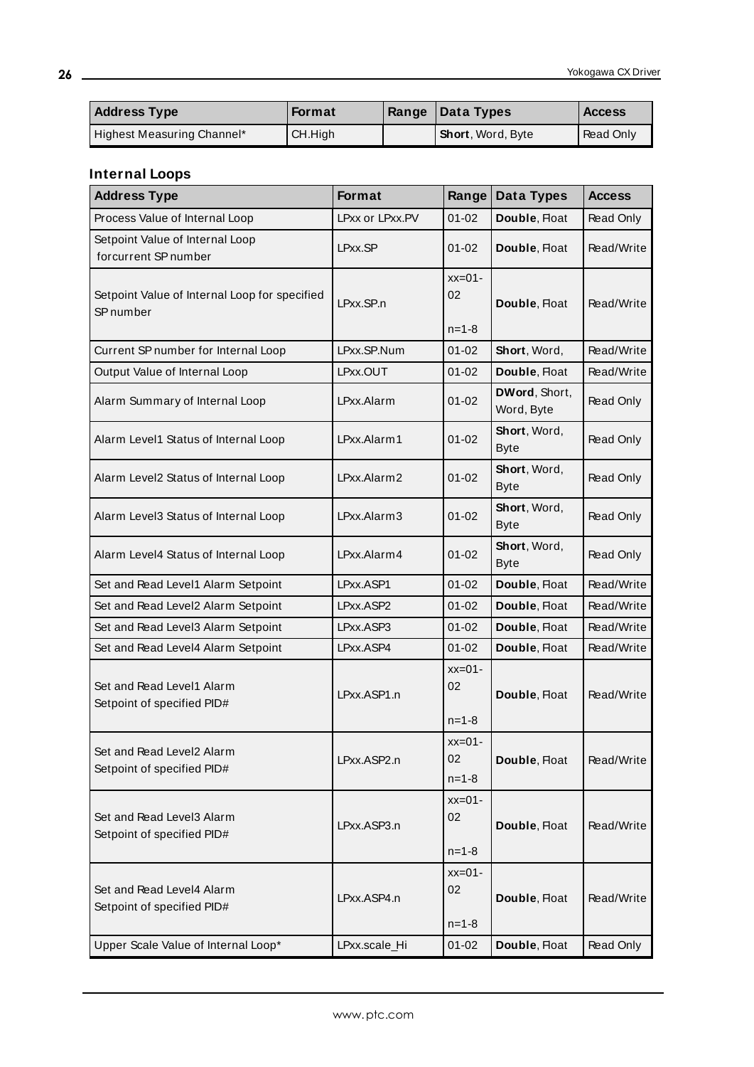| Address Type | Format | Range | Data Types | Access |
|---|---|---|---|---|
| Highest Measuring Channel* | CH.High | | **Short**, Word, Byte | Read Only |

### Internal Loops

| Address Type | Format | Range | Data Types | Access |
|---|---|---|---|---|
| Process Value of Internal Loop | LPxx or LPxx.PV | 01-02 | **Double**, Float | Read Only |
| Setpoint Value of Internal Loop forcurrent SP number | LPxx.SP | 01-02 | **Double**, Float | Read/Write |
| Setpoint Value of Internal Loop for specified SP number | LPxx.SP.n | xx=01-02 n=1-8 | **Double**, Float | Read/Write |
| Current SP number for Internal Loop | LPxx.SP.Num | 01-02 | **Short**, Word, | Read/Write |
| Output Value of Internal Loop | LPxx.OUT | 01-02 | **Double**, Float | Read/Write |
| Alarm Summary of Internal Loop | LPxx.Alarm | 01-02 | **DWord**, Short, Word, Byte | Read Only |
| Alarm Level1 Status of Internal Loop | LPxx.Alarm1 | 01-02 | **Short**, Word, Byte | Read Only |
| Alarm Level2 Status of Internal Loop | LPxx.Alarm2 | 01-02 | **Short**, Word, Byte | Read Only |
| Alarm Level3 Status of Internal Loop | LPxx.Alarm3 | 01-02 | **Short**, Word, Byte | Read Only |
| Alarm Level4 Status of Internal Loop | LPxx.Alarm4 | 01-02 | **Short**, Word, Byte | Read Only |
| Set and Read Level1 Alarm Setpoint | LPxx.ASP1 | 01-02 | **Double**, Float | Read/Write |
| Set and Read Level2 Alarm Setpoint | LPxx.ASP2 | 01-02 | **Double**, Float | Read/Write |
| Set and Read Level3 Alarm Setpoint | LPxx.ASP3 | 01-02 | **Double**, Float | Read/Write |
| Set and Read Level4 Alarm Setpoint | LPxx.ASP4 | 01-02 | **Double**, Float | Read/Write |
| Set and Read Level1 Alarm Setpoint of specified PID# | LPxx.ASP1.n | xx=01-02 n=1-8 | **Double**, Float | Read/Write |
| Set and Read Level2 Alarm Setpoint of specified PID# | LPxx.ASP2.n | xx=01-02 n=1-8 | **Double**, Float | Read/Write |
| Set and Read Level3 Alarm Setpoint of specified PID# | LPxx.ASP3.n | xx=01-02 n=1-8 | **Double**, Float | Read/Write |
| Set and Read Level4 Alarm Setpoint of specified PID# | LPxx.ASP4.n | xx=01-02 n=1-8 | **Double**, Float | Read/Write |
| Upper Scale Value of Internal Loop* | LPxx.scale_Hi | 01-02 | **Double**, Float | Read Only |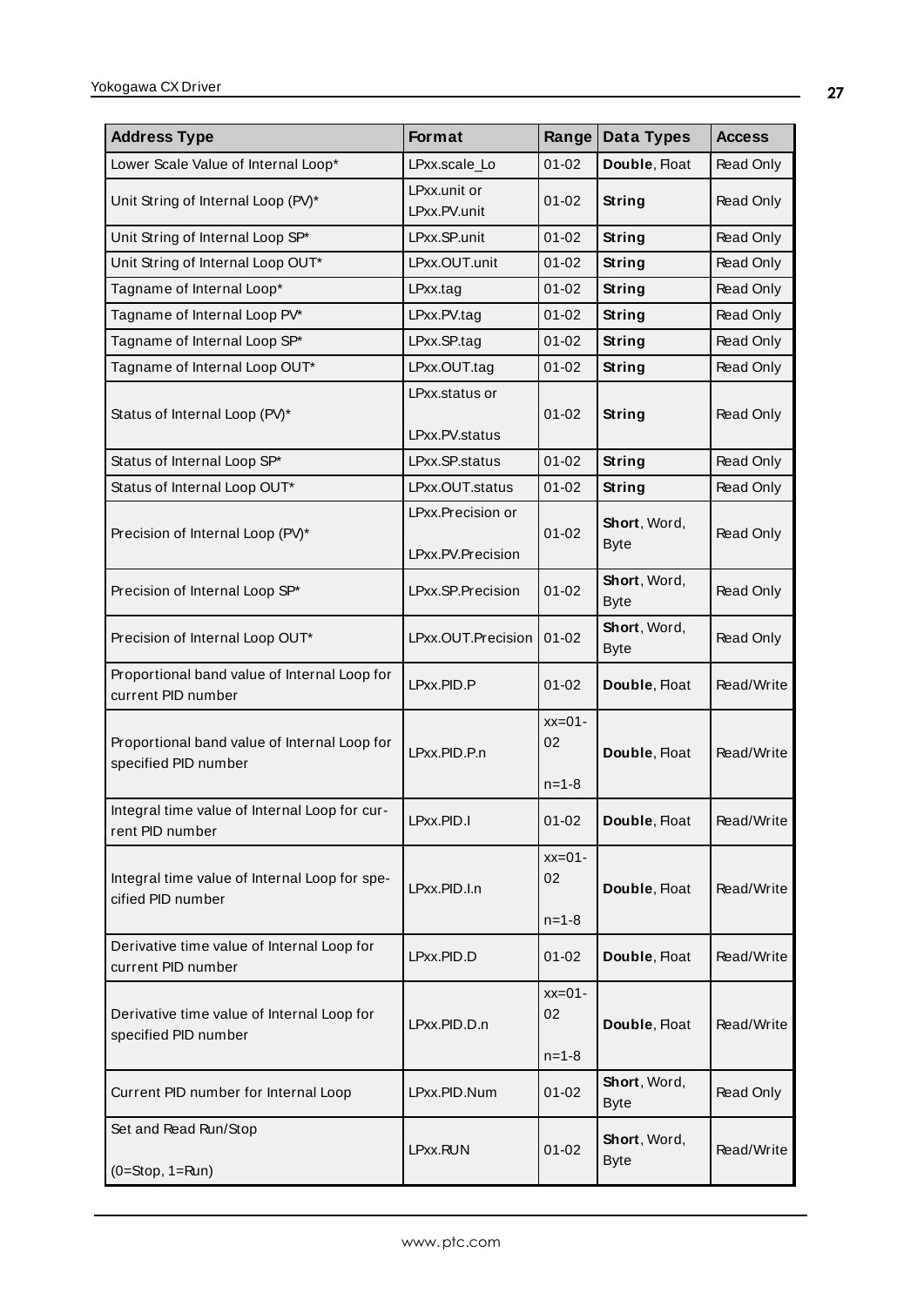| Address Type | Format | Range | Data Types | Access |
|---|---|---|---|---|
| Lower Scale Value of Internal Loop* | LPxx.scale_Lo | 01-02 | **Double**, Float | Read Only |
| Unit String of Internal Loop (PV)* | LPxx.unit or LPxx.PV.unit | 01-02 | **String** | Read Only |
| Unit String of Internal Loop SP* | LPxx.SP.unit | 01-02 | **String** | Read Only |
| Unit String of Internal Loop OUT* | LPxx.OUT.unit | 01-02 | **String** | Read Only |
| Tagname of Internal Loop* | LPxx.tag | 01-02 | **String** | Read Only |
| Tagname of Internal Loop PV* | LPxx.PV.tag | 01-02 | **String** | Read Only |
| Tagname of Internal Loop SP* | LPxx.SP.tag | 01-02 | **String** | Read Only |
| Tagname of Internal Loop OUT* | LPxx.OUT.tag | 01-02 | **String** | Read Only |
| Status of Internal Loop (PV)* | LPxx.status or LPxx.PV.status | 01-02 | **String** | Read Only |
| Status of Internal Loop SP* | LPxx.SP.status | 01-02 | **String** | Read Only |
| Status of Internal Loop OUT* | LPxx.OUT.status | 01-02 | **String** | Read Only |
| Precision of Internal Loop (PV)* | LPxx.Precision or LPxx.PV.Precision | 01-02 | **Short**, Word, Byte | Read Only |
| Precision of Internal Loop SP* | LPxx.SP.Precision | 01-02 | **Short**, Word, Byte | Read Only |
| Precision of Internal Loop OUT* | LPxx.OUT.Precision | 01-02 | **Short**, Word, Byte | Read Only |
| Proportional band value of Internal Loop for current PID number | LPxx.PID.P | 01-02 | **Double**, Float | Read/Write |
| Proportional band value of Internal Loop for specified PID number | LPxx.PID.P.n | xx=01-02 n=1-8 | **Double**, Float | Read/Write |
| Integral time value of Internal Loop for current PID number | LPxx.PID.I | 01-02 | **Double**, Float | Read/Write |
| Integral time value of Internal Loop for specified PID number | LPxx.PID.I.n | xx=01-02 n=1-8 | **Double**, Float | Read/Write |
| Derivative time value of Internal Loop for current PID number | LPxx.PID.D | 01-02 | **Double**, Float | Read/Write |
| Derivative time value of Internal Loop for specified PID number | LPxx.PID.D.n | xx=01-02 n=1-8 | **Double**, Float | Read/Write |
| Current PID number for Internal Loop | LPxx.PID.Num | 01-02 | **Short**, Word, Byte | Read Only |
| Set and Read Run/Stop (0=Stop, 1=Run) | LPxx.RUN | 01-02 | **Short**, Word, Byte | Read/Write |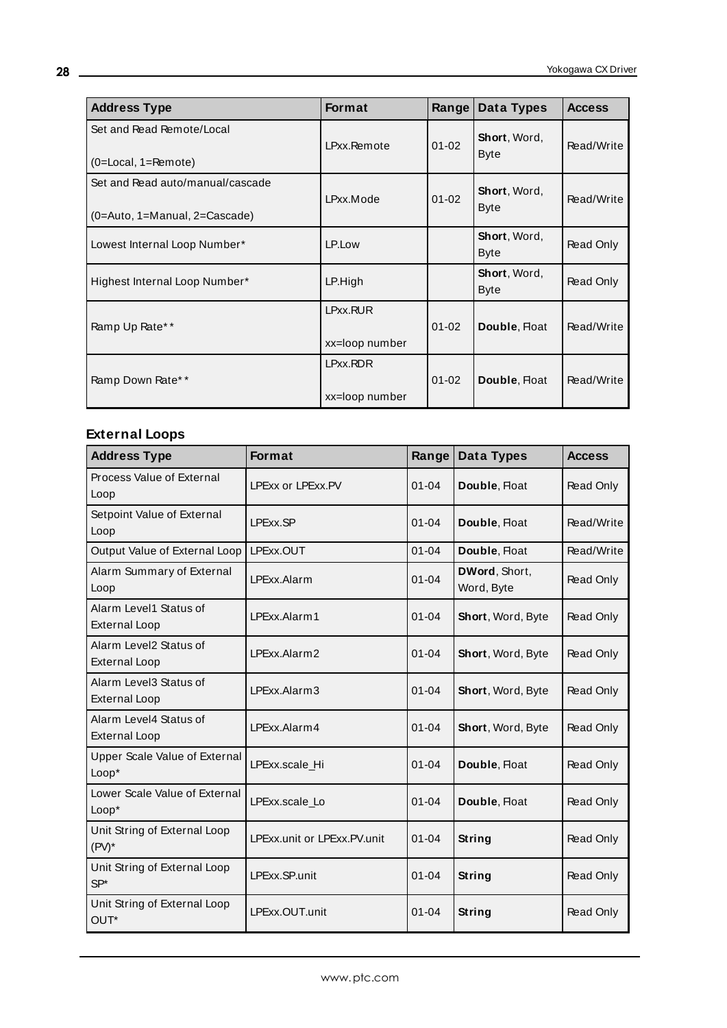| Address Type | Format | Range | Data Types | Access |
|---|---|---|---|---|
| Set and Read Remote/Local (0=Local, 1=Remote) | LPxx.Remote | 01-02 | **Short**, Word, Byte | Read/Write |
| Set and Read auto/manual/cascade (0=Auto, 1=Manual, 2=Cascade) | LPxx.Mode | 01-02 | **Short**, Word, Byte | Read/Write |
| Lowest Internal Loop Number* | LP.Low | | **Short**, Word, Byte | Read Only |
| Highest Internal Loop Number* | LP.High | | **Short**, Word, Byte | Read Only |
| Ramp Up Rate** | LPxx.RUR xx=loop number | 01-02 | **Double**, Float | Read/Write |
| Ramp Down Rate** | LPxx.RDR xx=loop number | 01-02 | **Double**, Float | Read/Write |

### External Loops

| Address Type | Format | Range | Data Types | Access |
|---|---|---|---|---|
| Process Value of External Loop | LPExx or LPExx.PV | 01-04 | **Double**, Float | Read Only |
| Setpoint Value of External Loop | LPExx.SP | 01-04 | **Double**, Float | Read/Write |
| Output Value of External Loop | LPExx.OUT | 01-04 | **Double**, Float | Read/Write |
| Alarm Summary of External Loop | LPExx.Alarm | 01-04 | **DWord**, Short, Word, Byte | Read Only |
| Alarm Level1 Status of External Loop | LPExx.Alarm1 | 01-04 | **Short**, Word, Byte | Read Only |
| Alarm Level2 Status of External Loop | LPExx.Alarm2 | 01-04 | **Short**, Word, Byte | Read Only |
| Alarm Level3 Status of External Loop | LPExx.Alarm3 | 01-04 | **Short**, Word, Byte | Read Only |
| Alarm Level4 Status of External Loop | LPExx.Alarm4 | 01-04 | **Short**, Word, Byte | Read Only |
| Upper Scale Value of External Loop* | LPExx.scale_Hi | 01-04 | **Double**, Float | Read Only |
| Lower Scale Value of External Loop* | LPExx.scale_Lo | 01-04 | **Double**, Float | Read Only |
| Unit String of External Loop (PV)* | LPExx.unit or LPExx.PV.unit | 01-04 | **String** | Read Only |
| Unit String of External Loop SP* | LPExx.SP.unit | 01-04 | **String** | Read Only |
| Unit String of External Loop OUT* | LPExx.OUT.unit | 01-04 | **String** | Read Only |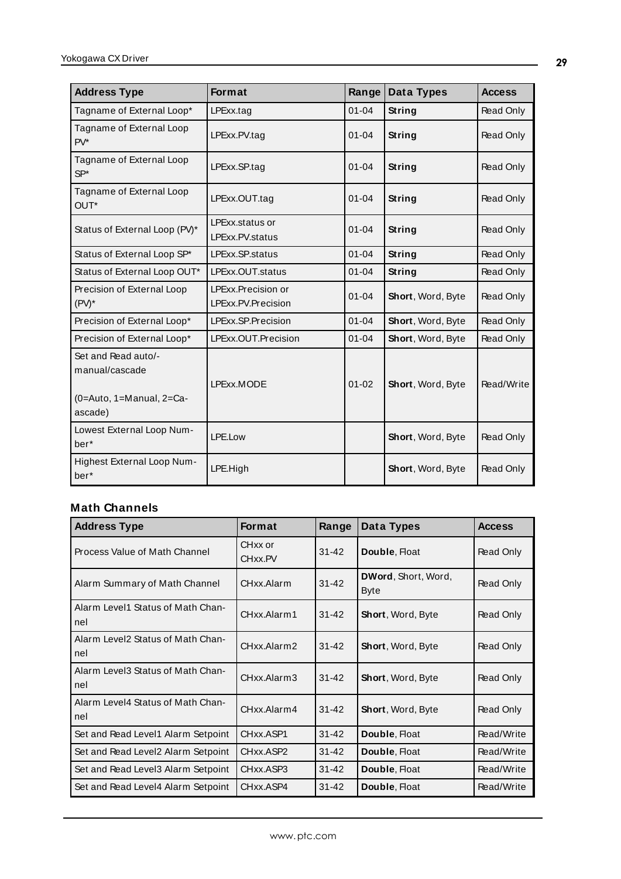| Address Type | Format | Range | Data Types | Access |
|---|---|---|---|---|
| Tagname of External Loop* | LPExx.tag | 01-04 | **String** | Read Only |
| Tagname of External Loop PV* | LPExx.PV.tag | 01-04 | **String** | Read Only |
| Tagname of External Loop SP* | LPExx.SP.tag | 01-04 | **String** | Read Only |
| Tagname of External Loop OUT* | LPExx.OUT.tag | 01-04 | **String** | Read Only |
| Status of External Loop (PV)* | LPExx.status or LPExx.PV.status | 01-04 | **String** | Read Only |
| Status of External Loop SP* | LPExx.SP.status | 01-04 | **String** | Read Only |
| Status of External Loop OUT* | LPExx.OUT.status | 01-04 | **String** | Read Only |
| Precision of External Loop (PV)* | LPExx.Precision or LPExx.PV.Precision | 01-04 | **Short**, Word, Byte | Read Only |
| Precision of External Loop* | LPExx.SP.Precision | 01-04 | **Short**, Word, Byte | Read Only |
| Precision of External Loop* | LPExx.OUT.Precision | 01-04 | **Short**, Word, Byte | Read Only |
| Set and Read auto/-manual/cascade (0=Auto, 1=Manual, 2=Cascade) | LPExx.MODE | 01-02 | **Short**, Word, Byte | Read/Write |
| Lowest External Loop Number* | LPE.Low | | **Short**, Word, Byte | Read Only |
| Highest External Loop Number* | LPE.High | | **Short**, Word, Byte | Read Only |

### Math Channels

| Address Type | Format | Range | Data Types | Access |
|---|---|---|---|---|
| Process Value of Math Channel | CHxx or CHxx.PV | 31-42 | **Double**, Float | Read Only |
| Alarm Summary of Math Channel | CHxx.Alarm | 31-42 | **DWord**, Short, Word, Byte | Read Only |
| Alarm Level1 Status of Math Channel | CHxx.Alarm1 | 31-42 | **Short**, Word, Byte | Read Only |
| Alarm Level2 Status of Math Channel | CHxx.Alarm2 | 31-42 | **Short**, Word, Byte | Read Only |
| Alarm Level3 Status of Math Channel | CHxx.Alarm3 | 31-42 | **Short**, Word, Byte | Read Only |
| Alarm Level4 Status of Math Channel | CHxx.Alarm4 | 31-42 | **Short**, Word, Byte | Read Only |
| Set and Read Level1 Alarm Setpoint | CHxx.ASP1 | 31-42 | **Double**, Float | Read/Write |
| Set and Read Level2 Alarm Setpoint | CHxx.ASP2 | 31-42 | **Double**, Float | Read/Write |
| Set and Read Level3 Alarm Setpoint | CHxx.ASP3 | 31-42 | **Double**, Float | Read/Write |
| Set and Read Level4 Alarm Setpoint | CHxx.ASP4 | 31-42 | **Double**, Float | Read/Write |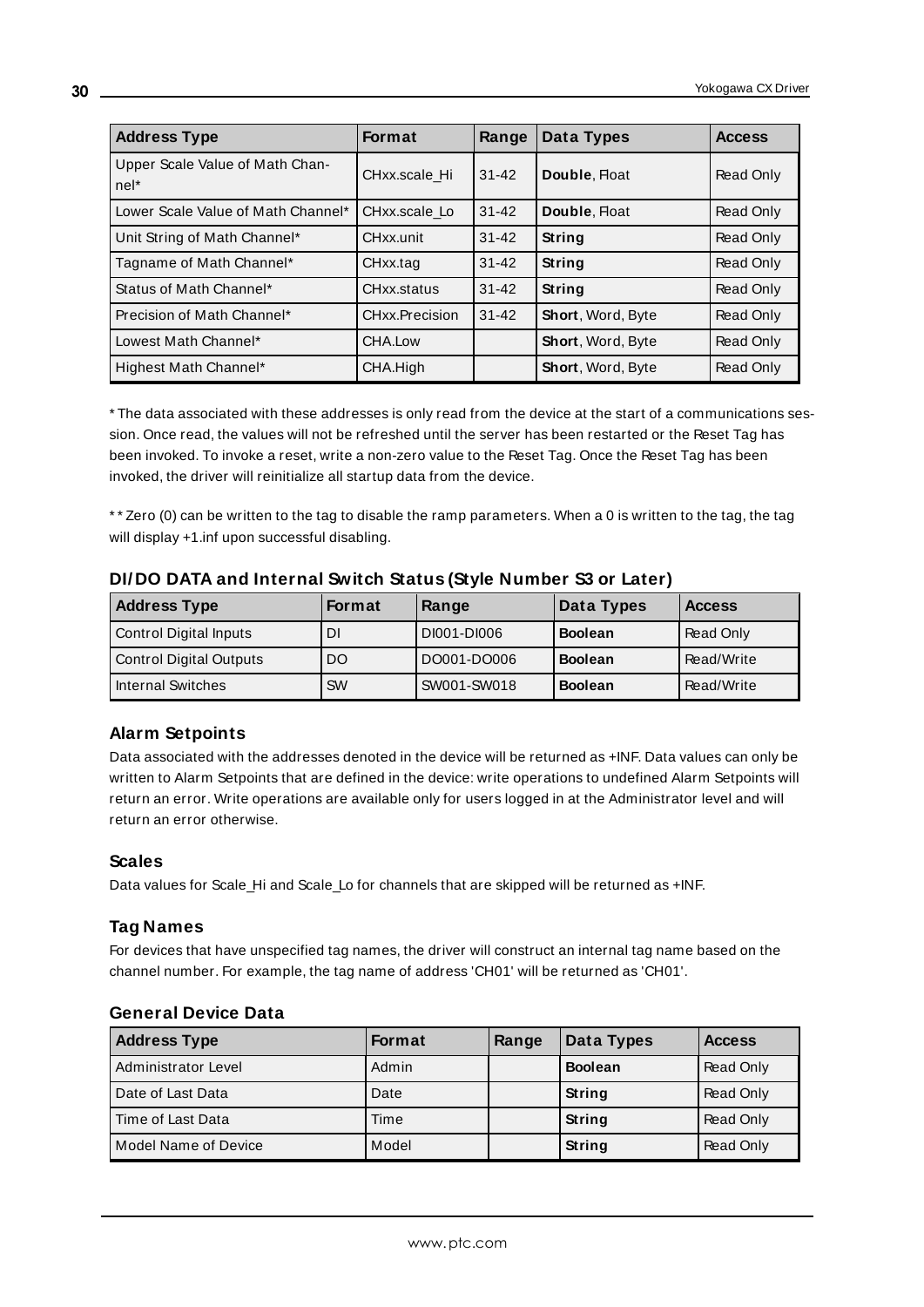| Address Type | Format | Range | Data Types | Access |
|---|---|---|---|---|
| Upper Scale Value of Math Channel* | CHxx.scale_Hi | 31-42 | **Double**, Float | Read Only |
| Lower Scale Value of Math Channel* | CHxx.scale_Lo | 31-42 | **Double**, Float | Read Only |
| Unit String of Math Channel* | CHxx.unit | 31-42 | **String** | Read Only |
| Tagname of Math Channel* | CHxx.tag | 31-42 | **String** | Read Only |
| Status of Math Channel* | CHxx.status | 31-42 | **String** | Read Only |
| Precision of Math Channel* | CHxx.Precision | 31-42 | **Short**, Word, Byte | Read Only |
| Lowest Math Channel* | CHA.Low | | **Short**, Word, Byte | Read Only |
| Highest Math Channel* | CHA.High | | **Short**, Word, Byte | Read Only |

* The data associated with these addresses is only read from the device at the start of a communications session. Once read, the values will not be refreshed until the server has been restarted or the Reset Tag has been invoked. To invoke a reset, write a non-zero value to the Reset Tag. Once the Reset Tag has been invoked, the driver will reinitialize all startup data from the device.

** Zero (0) can be written to the tag to disable the ramp parameters. When a 0 is written to the tag, the tag will display +1.inf upon successful disabling.

### DI/DO DATA and Internal Switch Status (Style Number S3 or Later)

| Address Type | Format | Range | Data Types | Access |
|---|---|---|---|---|
| Control Digital Inputs | DI | DI001-DI006 | **Boolean** | Read Only |
| Control Digital Outputs | DO | DO001-DO006 | **Boolean** | Read/Write |
| Internal Switches | SW | SW001-SW018 | **Boolean** | Read/Write |

### Alarm Setpoints

Data associated with the addresses denoted in the device will be returned as +INF. Data values can only be written to Alarm Setpoints that are defined in the device: write operations to undefined Alarm Setpoints will return an error. Write operations are available only for users logged in at the Administrator level and will return an error otherwise.

### Scales

Data values for Scale_Hi and Scale_Lo for channels that are skipped will be returned as +INF.

### Tag Names

For devices that have unspecified tag names, the driver will construct an internal tag name based on the channel number. For example, the tag name of address 'CH01' will be returned as 'CH01'.

### General Device Data

| Address Type | Format | Range | Data Types | Access |
|---|---|---|---|---|
| Administrator Level | Admin | | **Boolean** | Read Only |
| Date of Last Data | Date | | **String** | Read Only |
| Time of Last Data | Time | | **String** | Read Only |
| Model Name of Device | Model | | **String** | Read Only |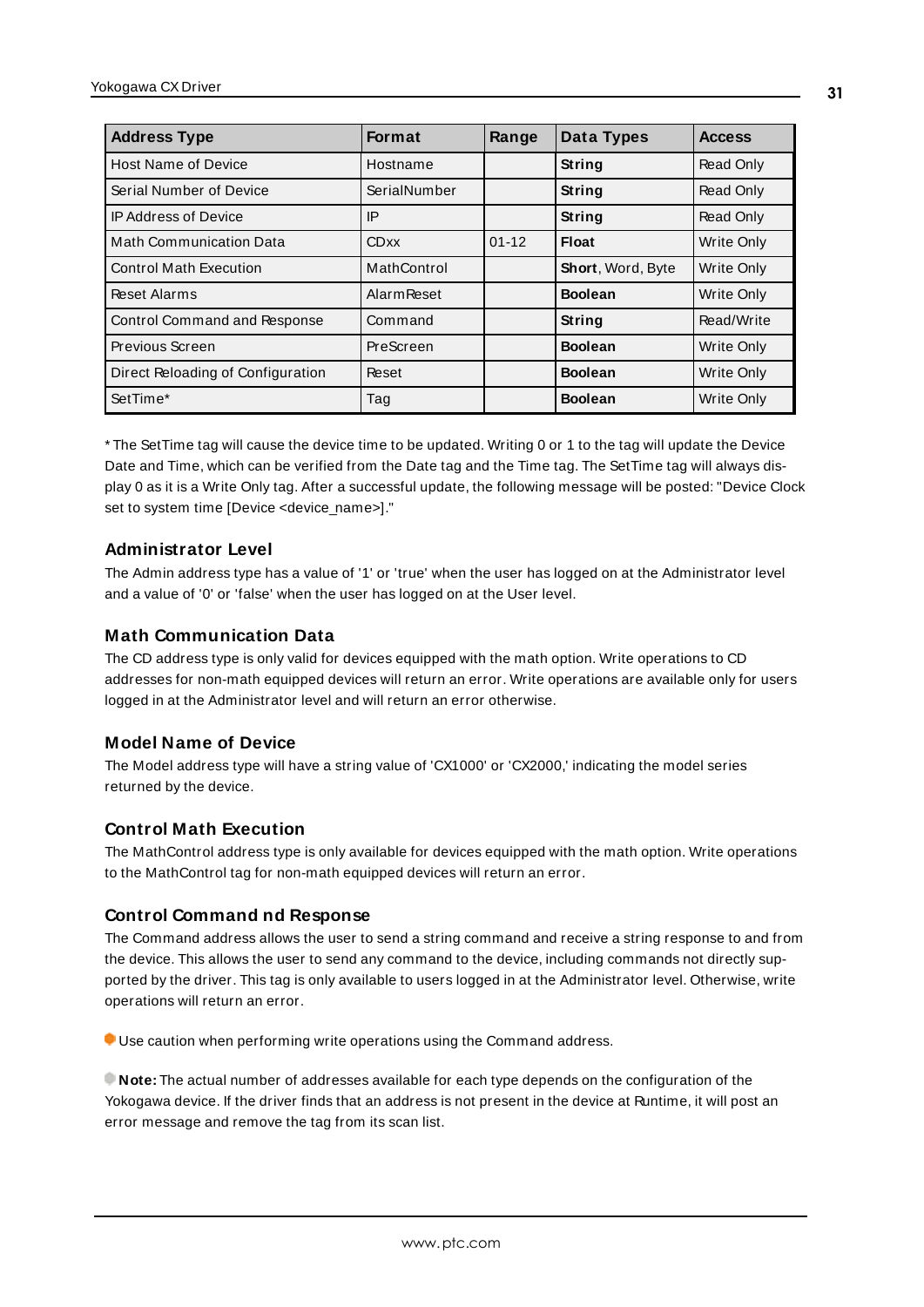| Address Type | Format | Range | Data Types | Access |
| --- | --- | --- | --- | --- |
| Host Name of Device | Hostname | | **String** | Read Only |
| Serial Number of Device | SerialNumber | | **String** | Read Only |
| IP Address of Device | IP | | **String** | Read Only |
| Math Communication Data | CDxx | 01-12 | **Float** | Write Only |
| Control Math Execution | MathControl | | **Short**, Word, Byte | Write Only |
| Reset Alarms | AlarmReset | | **Boolean** | Write Only |
| Control Command and Response | Command | | **String** | Read/Write |
| Previous Screen | PreScreen | | **Boolean** | Write Only |
| Direct Reloading of Configuration | Reset | | **Boolean** | Write Only |
| SetTime* | Tag | | **Boolean** | Write Only |

* The SetTime tag will cause the device time to be updated. Writing 0 or 1 to the tag will update the Device Date and Time, which can be verified from the Date tag and the Time tag. The SetTime tag will always display 0 as it is a Write Only tag. After a successful update, the following message will be posted: "Device Clock set to system time [Device <device_name>]."

### Administrator Level

The Admin address type has a value of '1' or 'true' when the user has logged on at the Administrator level and a value of '0' or 'false' when the user has logged on at the User level.

### Math Communication Data

The CD address type is only valid for devices equipped with the math option. Write operations to CD addresses for non-math equipped devices will return an error. Write operations are available only for users logged in at the Administrator level and will return an error otherwise.

### Model Name of Device

The Model address type will have a string value of 'CX1000' or 'CX2000,' indicating the model series returned by the device.

### Control Math Execution

The MathControl address type is only available for devices equipped with the math option. Write operations to the MathControl tag for non-math equipped devices will return an error.

### Control Command nd Response

The Command address allows the user to send a string command and receive a string response to and from the device. This allows the user to send any command to the device, including commands not directly supported by the driver. This tag is only available to users logged in at the Administrator level. Otherwise, write operations will return an error.

Use caution when performing write operations using the Command address.

**Note:** The actual number of addresses available for each type depends on the configuration of the Yokogawa device. If the driver finds that an address is not present in the device at Runtime, it will post an error message and remove the tag from its scan list.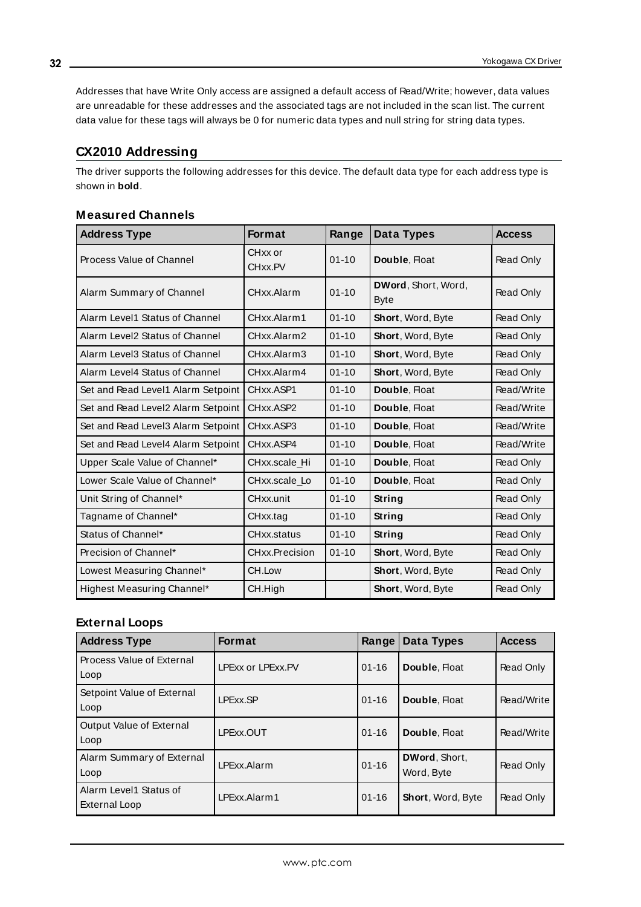Addresses that have Write Only access are assigned a default access of Read/Write; however, data values are unreadable for these addresses and the associated tags are not included in the scan list. The current data value for these tags will always be 0 for numeric data types and null string for string data types.

## CX2010 Addressing

The driver supports the following addresses for this device. The default data type for each address type is shown in **bold**.

### Measured Channels

| Address Type | Format | Range | Data Types | Access |
|---|---|---|---|---|
| Process Value of Channel | CHxx or CHxx.PV | 01-10 | **Double**, Float | Read Only |
| Alarm Summary of Channel | CHxx.Alarm | 01-10 | **DWord**, Short, Word, Byte | Read Only |
| Alarm Level1 Status of Channel | CHxx.Alarm1 | 01-10 | **Short**, Word, Byte | Read Only |
| Alarm Level2 Status of Channel | CHxx.Alarm2 | 01-10 | **Short**, Word, Byte | Read Only |
| Alarm Level3 Status of Channel | CHxx.Alarm3 | 01-10 | **Short**, Word, Byte | Read Only |
| Alarm Level4 Status of Channel | CHxx.Alarm4 | 01-10 | **Short**, Word, Byte | Read Only |
| Set and Read Level1 Alarm Setpoint | CHxx.ASP1 | 01-10 | **Double**, Float | Read/Write |
| Set and Read Level2 Alarm Setpoint | CHxx.ASP2 | 01-10 | **Double**, Float | Read/Write |
| Set and Read Level3 Alarm Setpoint | CHxx.ASP3 | 01-10 | **Double**, Float | Read/Write |
| Set and Read Level4 Alarm Setpoint | CHxx.ASP4 | 01-10 | **Double**, Float | Read/Write |
| Upper Scale Value of Channel* | CHxx.scale_Hi | 01-10 | **Double**, Float | Read Only |
| Lower Scale Value of Channel* | CHxx.scale_Lo | 01-10 | **Double**, Float | Read Only |
| Unit String of Channel* | CHxx.unit | 01-10 | **String** | Read Only |
| Tagname of Channel* | CHxx.tag | 01-10 | **String** | Read Only |
| Status of Channel* | CHxx.status | 01-10 | **String** | Read Only |
| Precision of Channel* | CHxx.Precision | 01-10 | **Short**, Word, Byte | Read Only |
| Lowest Measuring Channel* | CH.Low | | **Short**, Word, Byte | Read Only |
| Highest Measuring Channel* | CH.High | | **Short**, Word, Byte | Read Only |

### External Loops

| Address Type | Format | Range | Data Types | Access |
|---|---|---|---|---|
| Process Value of External Loop | LPExx or LPExx.PV | 01-16 | **Double**, Float | Read Only |
| Setpoint Value of External Loop | LPExx.SP | 01-16 | **Double**, Float | Read/Write |
| Output Value of External Loop | LPExx.OUT | 01-16 | **Double**, Float | Read/Write |
| Alarm Summary of External Loop | LPExx.Alarm | 01-16 | **DWord**, Short, Word, Byte | Read Only |
| Alarm Level1 Status of External Loop | LPExx.Alarm1 | 01-16 | **Short**, Word, Byte | Read Only |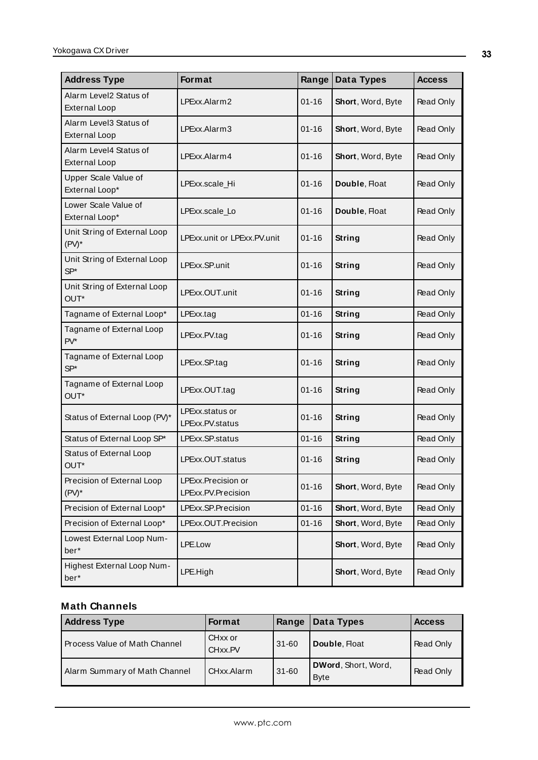| Address Type | Format | Range | Data Types | Access |
|---|---|---|---|---|
| Alarm Level2 Status of External Loop | LPExx.Alarm2 | 01-16 | **Short**, Word, Byte | Read Only |
| Alarm Level3 Status of External Loop | LPExx.Alarm3 | 01-16 | **Short**, Word, Byte | Read Only |
| Alarm Level4 Status of External Loop | LPExx.Alarm4 | 01-16 | **Short**, Word, Byte | Read Only |
| Upper Scale Value of External Loop* | LPExx.scale_Hi | 01-16 | **Double**, Float | Read Only |
| Lower Scale Value of External Loop* | LPExx.scale_Lo | 01-16 | **Double**, Float | Read Only |
| Unit String of External Loop (PV)* | LPExx.unit or LPExx.PV.unit | 01-16 | **String** | Read Only |
| Unit String of External Loop SP* | LPExx.SP.unit | 01-16 | **String** | Read Only |
| Unit String of External Loop OUT* | LPExx.OUT.unit | 01-16 | **String** | Read Only |
| Tagname of External Loop* | LPExx.tag | 01-16 | **String** | Read Only |
| Tagname of External Loop PV* | LPExx.PV.tag | 01-16 | **String** | Read Only |
| Tagname of External Loop SP* | LPExx.SP.tag | 01-16 | **String** | Read Only |
| Tagname of External Loop OUT* | LPExx.OUT.tag | 01-16 | **String** | Read Only |
| Status of External Loop (PV)* | LPExx.status or LPExx.PV.status | 01-16 | **String** | Read Only |
| Status of External Loop SP* | LPExx.SP.status | 01-16 | **String** | Read Only |
| Status of External Loop OUT* | LPExx.OUT.status | 01-16 | **String** | Read Only |
| Precision of External Loop (PV)* | LPExx.Precision or LPExx.PV.Precision | 01-16 | **Short**, Word, Byte | Read Only |
| Precision of External Loop* | LPExx.SP.Precision | 01-16 | **Short**, Word, Byte | Read Only |
| Precision of External Loop* | LPExx.OUT.Precision | 01-16 | **Short**, Word, Byte | Read Only |
| Lowest External Loop Number* | LPE.Low | | **Short**, Word, Byte | Read Only |
| Highest External Loop Number* | LPE.High | | **Short**, Word, Byte | Read Only |

### Math Channels

| Address Type | Format | Range | Data Types | Access |
|---|---|---|---|---|
| Process Value of Math Channel | CHxx or CHxx.PV | 31-60 | **Double**, Float | Read Only |
| Alarm Summary of Math Channel | CHxx.Alarm | 31-60 | **DWord**, Short, Word, Byte | Read Only |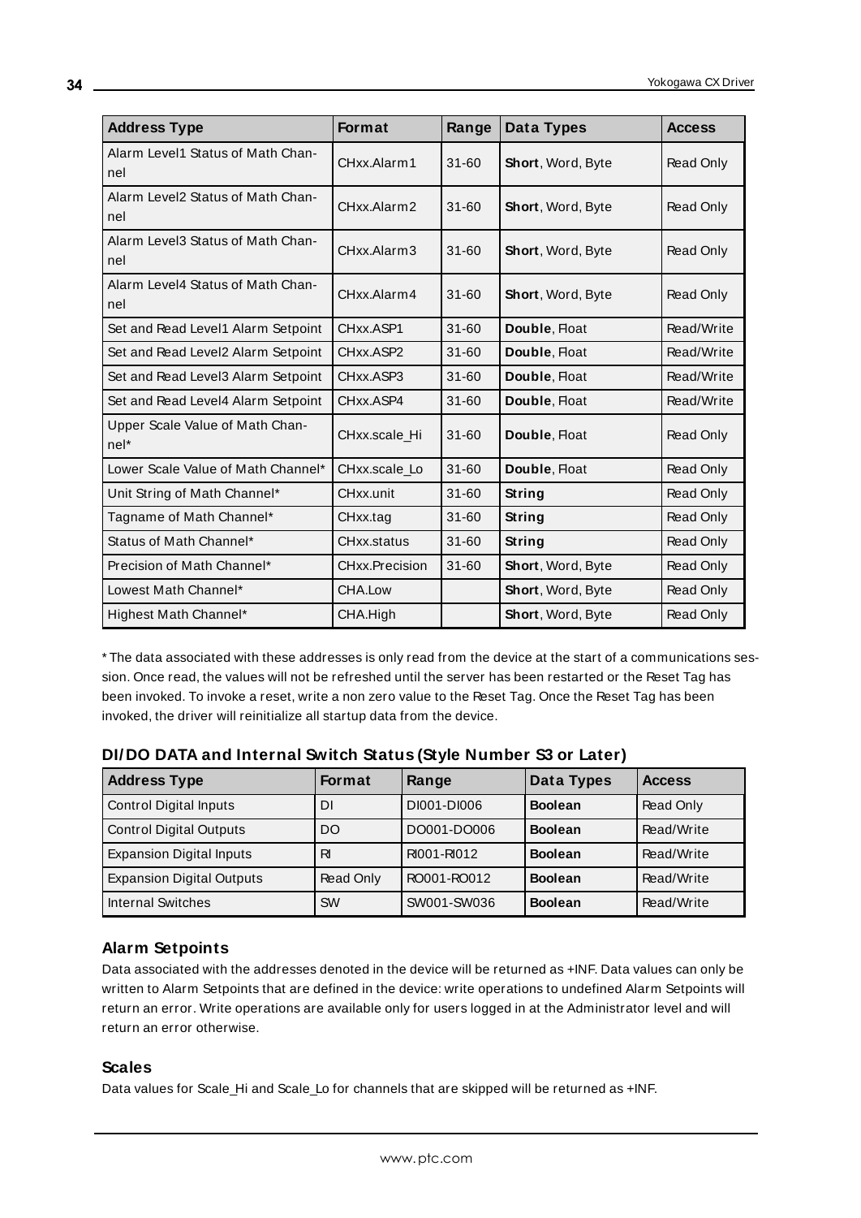| Address Type | Format | Range | Data Types | Access |
|---|---|---|---|---|
| Alarm Level1 Status of Math Channel | CHxx.Alarm1 | 31-60 | **Short**, Word, Byte | Read Only |
| Alarm Level2 Status of Math Channel | CHxx.Alarm2 | 31-60 | **Short**, Word, Byte | Read Only |
| Alarm Level3 Status of Math Channel | CHxx.Alarm3 | 31-60 | **Short**, Word, Byte | Read Only |
| Alarm Level4 Status of Math Channel | CHxx.Alarm4 | 31-60 | **Short**, Word, Byte | Read Only |
| Set and Read Level1 Alarm Setpoint | CHxx.ASP1 | 31-60 | **Double**, Float | Read/Write |
| Set and Read Level2 Alarm Setpoint | CHxx.ASP2 | 31-60 | **Double**, Float | Read/Write |
| Set and Read Level3 Alarm Setpoint | CHxx.ASP3 | 31-60 | **Double**, Float | Read/Write |
| Set and Read Level4 Alarm Setpoint | CHxx.ASP4 | 31-60 | **Double**, Float | Read/Write |
| Upper Scale Value of Math Channel* | CHxx.scale_Hi | 31-60 | **Double**, Float | Read Only |
| Lower Scale Value of Math Channel* | CHxx.scale_Lo | 31-60 | **Double**, Float | Read Only |
| Unit String of Math Channel* | CHxx.unit | 31-60 | **String** | Read Only |
| Tagname of Math Channel* | CHxx.tag | 31-60 | **String** | Read Only |
| Status of Math Channel* | CHxx.status | 31-60 | **String** | Read Only |
| Precision of Math Channel* | CHxx.Precision | 31-60 | **Short**, Word, Byte | Read Only |
| Lowest Math Channel* | CHA.Low | | **Short**, Word, Byte | Read Only |
| Highest Math Channel* | CHA.High | | **Short**, Word, Byte | Read Only |

* The data associated with these addresses is only read from the device at the start of a communications session. Once read, the values will not be refreshed until the server has been restarted or the Reset Tag has been invoked. To invoke a reset, write a non zero value to the Reset Tag. Once the Reset Tag has been invoked, the driver will reinitialize all startup data from the device.

### DI/DO DATA and Internal Switch Status (Style Number S3 or Later)

| Address Type | Format | Range | Data Types | Access |
|---|---|---|---|---|
| Control Digital Inputs | DI | DI001-DI006 | **Boolean** | Read Only |
| Control Digital Outputs | DO | DO001-DO006 | **Boolean** | Read/Write |
| Expansion Digital Inputs | RI | RI001-RI012 | **Boolean** | Read/Write |
| Expansion Digital Outputs | Read Only | RO001-RO012 | **Boolean** | Read/Write |
| Internal Switches | SW | SW001-SW036 | **Boolean** | Read/Write |

### Alarm Setpoints

Data associated with the addresses denoted in the device will be returned as +INF. Data values can only be written to Alarm Setpoints that are defined in the device: write operations to undefined Alarm Setpoints will return an error. Write operations are available only for users logged in at the Administrator level and will return an error otherwise.

### Scales

Data values for Scale_Hi and Scale_Lo for channels that are skipped will be returned as +INF.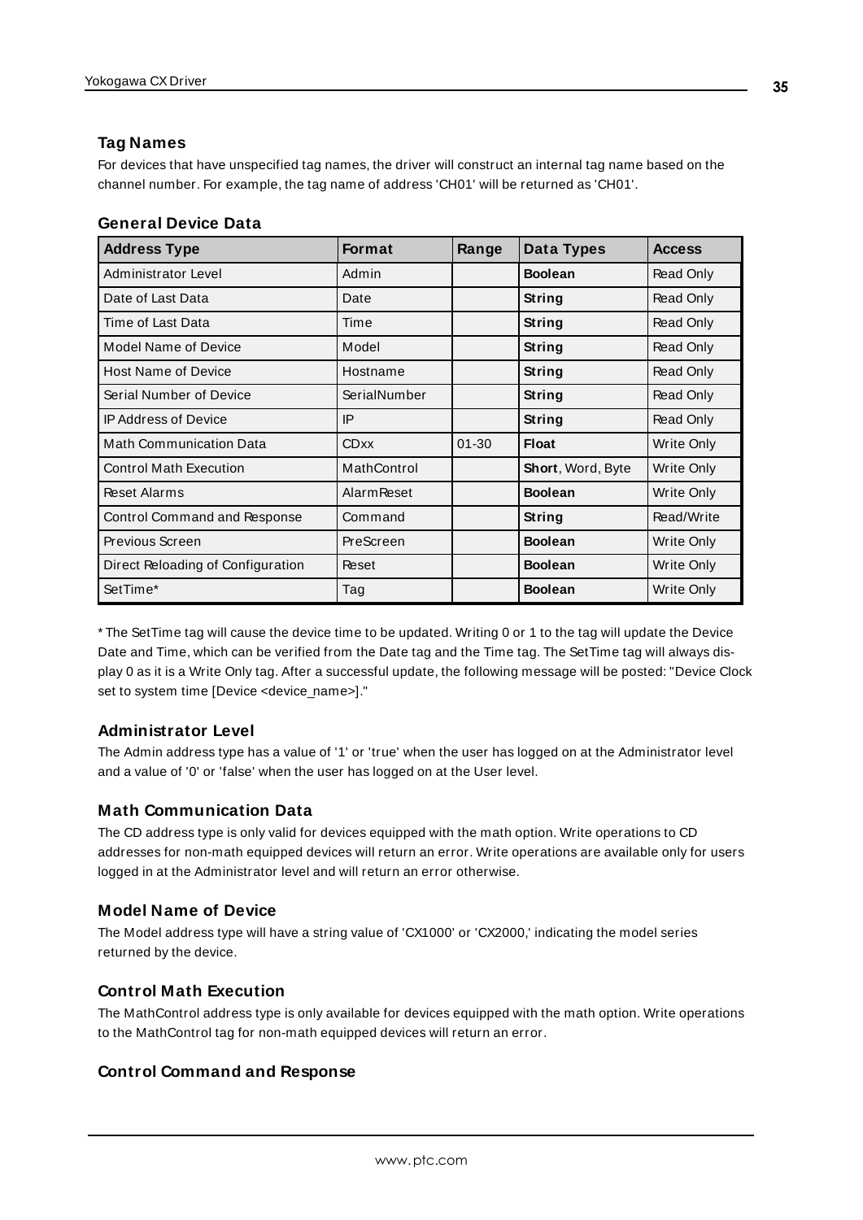### Tag Names

For devices that have unspecified tag names, the driver will construct an internal tag name based on the channel number. For example, the tag name of address 'CH01' will be returned as 'CH01'.

### General Device Data

| Address Type | Format | Range | Data Types | Access |
|---|---|---|---|---|
| Administrator Level | Admin | | **Boolean** | Read Only |
| Date of Last Data | Date | | **String** | Read Only |
| Time of Last Data | Time | | **String** | Read Only |
| Model Name of Device | Model | | **String** | Read Only |
| Host Name of Device | Hostname | | **String** | Read Only |
| Serial Number of Device | SerialNumber | | **String** | Read Only |
| IP Address of Device | IP | | **String** | Read Only |
| Math Communication Data | CDxx | 01-30 | **Float** | Write Only |
| Control Math Execution | MathControl | | **Short**, Word, Byte | Write Only |
| Reset Alarms | AlarmReset | | **Boolean** | Write Only |
| Control Command and Response | Command | | **String** | Read/Write |
| Previous Screen | PreScreen | | **Boolean** | Write Only |
| Direct Reloading of Configuration | Reset | | **Boolean** | Write Only |
| SetTime* | Tag | | **Boolean** | Write Only |

* The SetTime tag will cause the device time to be updated. Writing 0 or 1 to the tag will update the Device Date and Time, which can be verified from the Date tag and the Time tag. The SetTime tag will always display 0 as it is a Write Only tag. After a successful update, the following message will be posted: "Device Clock set to system time [Device <device_name>]."

### Administrator Level

The Admin address type has a value of '1' or 'true' when the user has logged on at the Administrator level and a value of '0' or 'false' when the user has logged on at the User level.

### Math Communication Data

The CD address type is only valid for devices equipped with the math option. Write operations to CD addresses for non-math equipped devices will return an error. Write operations are available only for users logged in at the Administrator level and will return an error otherwise.

### Model Name of Device

The Model address type will have a string value of 'CX1000' or 'CX2000,' indicating the model series returned by the device.

### Control Math Execution

The MathControl address type is only available for devices equipped with the math option. Write operations to the MathControl tag for non-math equipped devices will return an error.

### Control Command and Response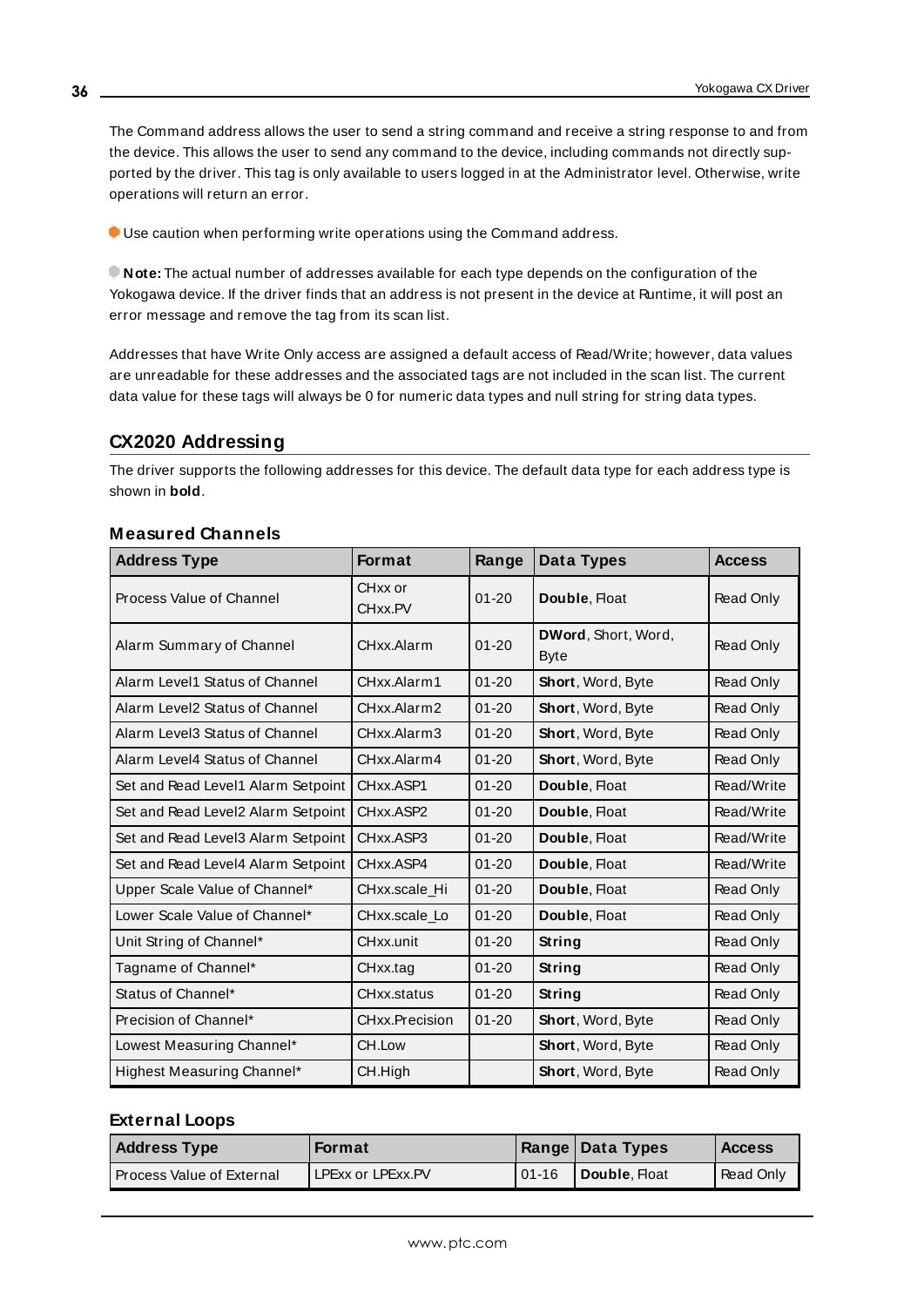The Command address allows the user to send a string command and receive a string response to and from the device. This allows the user to send any command to the device, including commands not directly supported by the driver. This tag is only available to users logged in at the Administrator level. Otherwise, write operations will return an error.

Use caution when performing write operations using the Command address.

**Note:** The actual number of addresses available for each type depends on the configuration of the Yokogawa device. If the driver finds that an address is not present in the device at Runtime, it will post an error message and remove the tag from its scan list.

Addresses that have Write Only access are assigned a default access of Read/Write; however, data values are unreadable for these addresses and the associated tags are not included in the scan list. The current data value for these tags will always be 0 for numeric data types and null string for string data types.

## CX2020 Addressing

The driver supports the following addresses for this device. The default data type for each address type is shown in **bold**.

### Measured Channels

| Address Type | Format | Range | Data Types | Access |
|---|---|---|---|---|
| Process Value of Channel | CHxx or CHxx.PV | 01-20 | **Double**, Float | Read Only |
| Alarm Summary of Channel | CHxx.Alarm | 01-20 | **DWord**, Short, Word, Byte | Read Only |
| Alarm Level1 Status of Channel | CHxx.Alarm1 | 01-20 | **Short**, Word, Byte | Read Only |
| Alarm Level2 Status of Channel | CHxx.Alarm2 | 01-20 | **Short**, Word, Byte | Read Only |
| Alarm Level3 Status of Channel | CHxx.Alarm3 | 01-20 | **Short**, Word, Byte | Read Only |
| Alarm Level4 Status of Channel | CHxx.Alarm4 | 01-20 | **Short**, Word, Byte | Read Only |
| Set and Read Level1 Alarm Setpoint | CHxx.ASP1 | 01-20 | **Double**, Float | Read/Write |
| Set and Read Level2 Alarm Setpoint | CHxx.ASP2 | 01-20 | **Double**, Float | Read/Write |
| Set and Read Level3 Alarm Setpoint | CHxx.ASP3 | 01-20 | **Double**, Float | Read/Write |
| Set and Read Level4 Alarm Setpoint | CHxx.ASP4 | 01-20 | **Double**, Float | Read/Write |
| Upper Scale Value of Channel* | CHxx.scale_Hi | 01-20 | **Double**, Float | Read Only |
| Lower Scale Value of Channel* | CHxx.scale_Lo | 01-20 | **Double**, Float | Read Only |
| Unit String of Channel* | CHxx.unit | 01-20 | **String** | Read Only |
| Tagname of Channel* | CHxx.tag | 01-20 | **String** | Read Only |
| Status of Channel* | CHxx.status | 01-20 | **String** | Read Only |
| Precision of Channel* | CHxx.Precision | 01-20 | **Short**, Word, Byte | Read Only |
| Lowest Measuring Channel* | CH.Low | | **Short**, Word, Byte | Read Only |
| Highest Measuring Channel* | CH.High | | **Short**, Word, Byte | Read Only |

### External Loops

| Address Type | Format | Range | Data Types | Access |
|---|---|---|---|---|
| Process Value of External | LPExx or LPExx.PV | 01-16 | **Double**, Float | Read Only |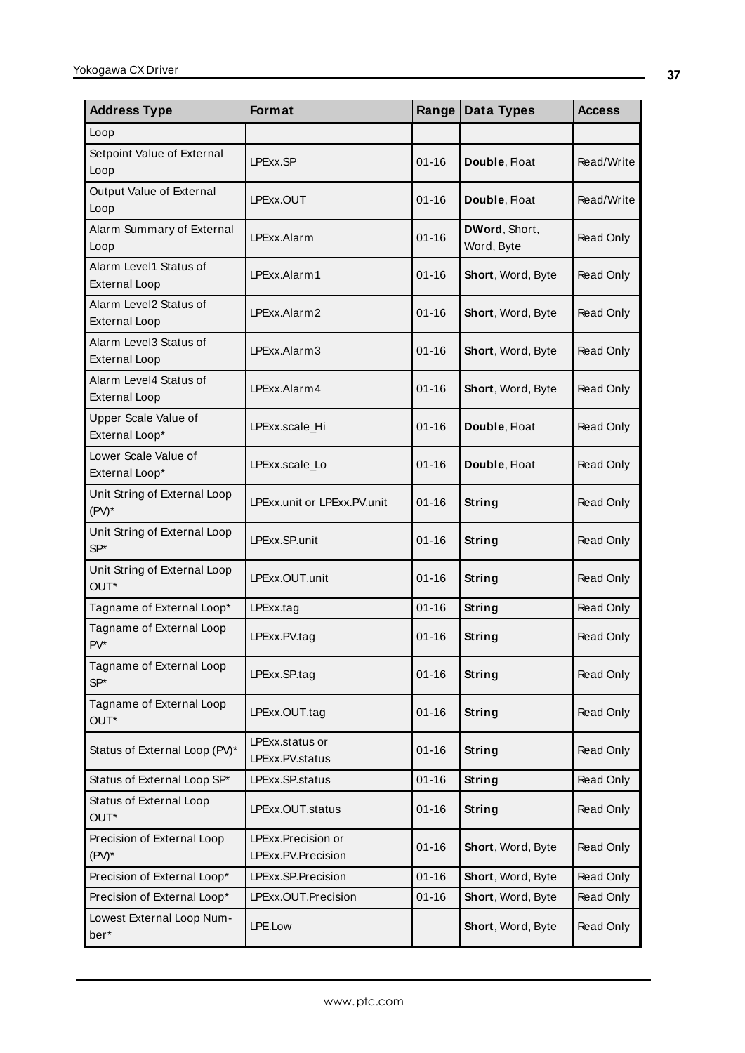| Address Type | Format | Range | Data Types | Access |
|---|---|---|---|---|
| Loop | | | | |
| Setpoint Value of External Loop | LPExx.SP | 01-16 | **Double**, Float | Read/Write |
| Output Value of External Loop | LPExx.OUT | 01-16 | **Double**, Float | Read/Write |
| Alarm Summary of External Loop | LPExx.Alarm | 01-16 | **DWord**, Short, Word, Byte | Read Only |
| Alarm Level1 Status of External Loop | LPExx.Alarm1 | 01-16 | **Short**, Word, Byte | Read Only |
| Alarm Level2 Status of External Loop | LPExx.Alarm2 | 01-16 | **Short**, Word, Byte | Read Only |
| Alarm Level3 Status of External Loop | LPExx.Alarm3 | 01-16 | **Short**, Word, Byte | Read Only |
| Alarm Level4 Status of External Loop | LPExx.Alarm4 | 01-16 | **Short**, Word, Byte | Read Only |
| Upper Scale Value of External Loop* | LPExx.scale_Hi | 01-16 | **Double**, Float | Read Only |
| Lower Scale Value of External Loop* | LPExx.scale_Lo | 01-16 | **Double**, Float | Read Only |
| Unit String of External Loop (PV)* | LPExx.unit or LPExx.PV.unit | 01-16 | **String** | Read Only |
| Unit String of External Loop SP* | LPExx.SP.unit | 01-16 | **String** | Read Only |
| Unit String of External Loop OUT* | LPExx.OUT.unit | 01-16 | **String** | Read Only |
| Tagname of External Loop* | LPExx.tag | 01-16 | **String** | Read Only |
| Tagname of External Loop PV* | LPExx.PV.tag | 01-16 | **String** | Read Only |
| Tagname of External Loop SP* | LPExx.SP.tag | 01-16 | **String** | Read Only |
| Tagname of External Loop OUT* | LPExx.OUT.tag | 01-16 | **String** | Read Only |
| Status of External Loop (PV)* | LPExx.status or LPExx.PV.status | 01-16 | **String** | Read Only |
| Status of External Loop SP* | LPExx.SP.status | 01-16 | **String** | Read Only |
| Status of External Loop OUT* | LPExx.OUT.status | 01-16 | **String** | Read Only |
| Precision of External Loop (PV)* | LPExx.Precision or LPExx.PV.Precision | 01-16 | **Short**, Word, Byte | Read Only |
| Precision of External Loop* | LPExx.SP.Precision | 01-16 | **Short**, Word, Byte | Read Only |
| Precision of External Loop* | LPExx.OUT.Precision | 01-16 | **Short**, Word, Byte | Read Only |
| Lowest External Loop Number* | LPE.Low | | **Short**, Word, Byte | Read Only |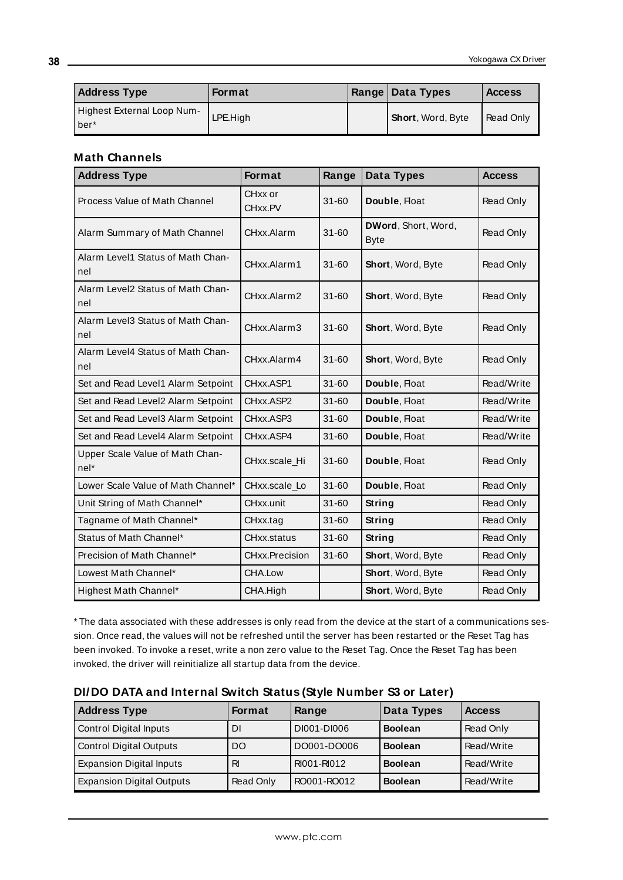| Address Type | Format | Range | Data Types | Access |
|---|---|---|---|---|
| Highest External Loop Number* | LPE.High | | **Short**, Word, Byte | Read Only |

### Math Channels

| Address Type | Format | Range | Data Types | Access |
|---|---|---|---|---|
| Process Value of Math Channel | CHxx or CHxx.PV | 31-60 | **Double**, Float | Read Only |
| Alarm Summary of Math Channel | CHxx.Alarm | 31-60 | **DWord**, Short, Word, Byte | Read Only |
| Alarm Level1 Status of Math Channel | CHxx.Alarm1 | 31-60 | **Short**, Word, Byte | Read Only |
| Alarm Level2 Status of Math Channel | CHxx.Alarm2 | 31-60 | **Short**, Word, Byte | Read Only |
| Alarm Level3 Status of Math Channel | CHxx.Alarm3 | 31-60 | **Short**, Word, Byte | Read Only |
| Alarm Level4 Status of Math Channel | CHxx.Alarm4 | 31-60 | **Short**, Word, Byte | Read Only |
| Set and Read Level1 Alarm Setpoint | CHxx.ASP1 | 31-60 | **Double**, Float | Read/Write |
| Set and Read Level2 Alarm Setpoint | CHxx.ASP2 | 31-60 | **Double**, Float | Read/Write |
| Set and Read Level3 Alarm Setpoint | CHxx.ASP3 | 31-60 | **Double**, Float | Read/Write |
| Set and Read Level4 Alarm Setpoint | CHxx.ASP4 | 31-60 | **Double**, Float | Read/Write |
| Upper Scale Value of Math Channel* | CHxx.scale_Hi | 31-60 | **Double**, Float | Read Only |
| Lower Scale Value of Math Channel* | CHxx.scale_Lo | 31-60 | **Double**, Float | Read Only |
| Unit String of Math Channel* | CHxx.unit | 31-60 | **String** | Read Only |
| Tagname of Math Channel* | CHxx.tag | 31-60 | **String** | Read Only |
| Status of Math Channel* | CHxx.status | 31-60 | **String** | Read Only |
| Precision of Math Channel* | CHxx.Precision | 31-60 | **Short**, Word, Byte | Read Only |
| Lowest Math Channel* | CHA.Low | | **Short**, Word, Byte | Read Only |
| Highest Math Channel* | CHA.High | | **Short**, Word, Byte | Read Only |

* The data associated with these addresses is only read from the device at the start of a communications session. Once read, the values will not be refreshed until the server has been restarted or the Reset Tag has been invoked. To invoke a reset, write a non zero value to the Reset Tag. Once the Reset Tag has been invoked, the driver will reinitialize all startup data from the device.

### DI/DO DATA and Internal Switch Status (Style Number S3 or Later)

| Address Type | Format | Range | Data Types | Access |
|---|---|---|---|---|
| Control Digital Inputs | DI | DI001-DI006 | **Boolean** | Read Only |
| Control Digital Outputs | DO | DO001-DO006 | **Boolean** | Read/Write |
| Expansion Digital Inputs | RI | RI001-RI012 | **Boolean** | Read/Write |
| Expansion Digital Outputs | Read Only | RO001-RO012 | **Boolean** | Read/Write |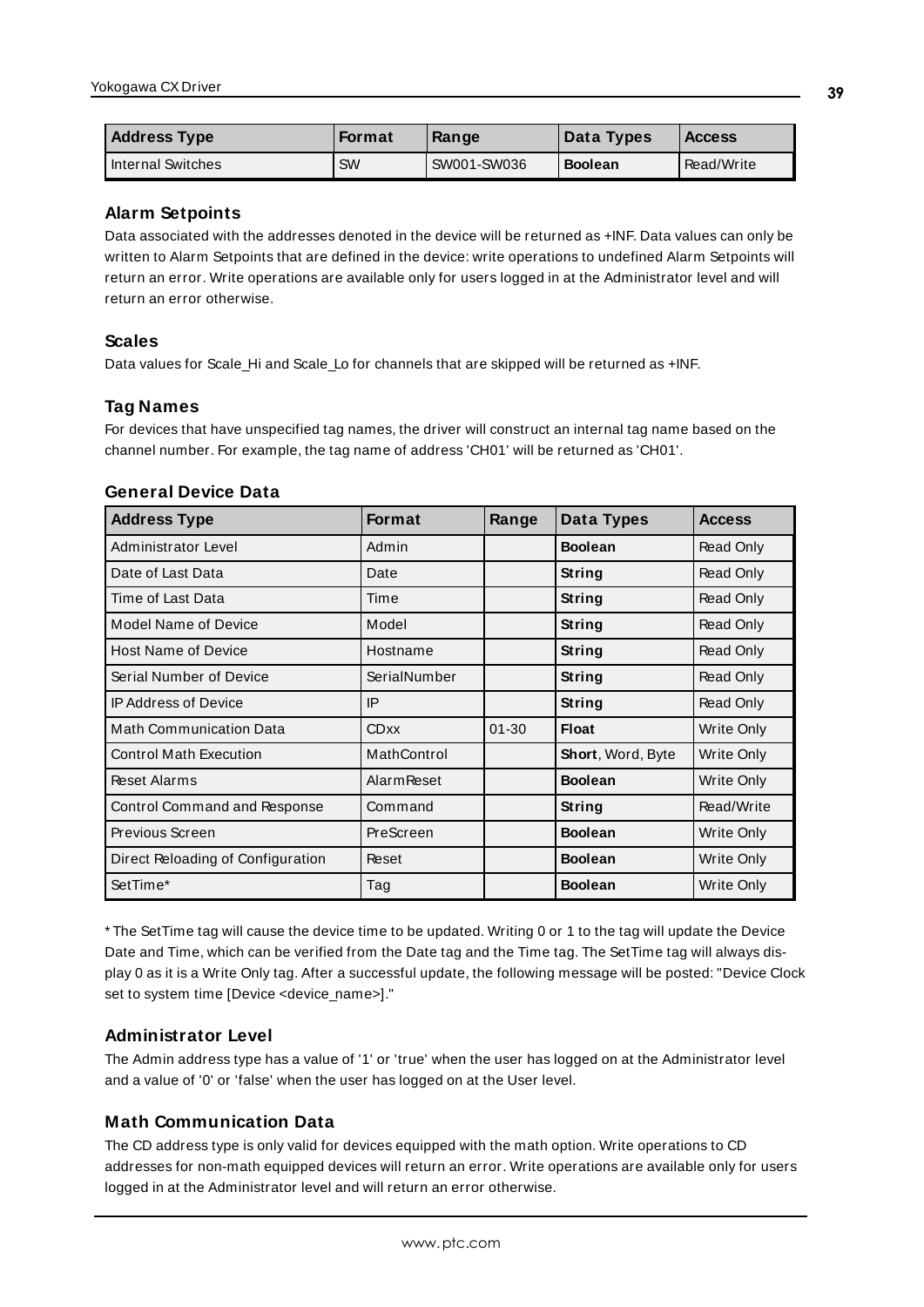| Address Type | Format | Range | Data Types | Access |
|---|---|---|---|---|
| Internal Switches | SW | SW001-SW036 | **Boolean** | Read/Write |

### Alarm Setpoints

Data associated with the addresses denoted in the device will be returned as +INF. Data values can only be written to Alarm Setpoints that are defined in the device: write operations to undefined Alarm Setpoints will return an error. Write operations are available only for users logged in at the Administrator level and will return an error otherwise.

### Scales

Data values for Scale_Hi and Scale_Lo for channels that are skipped will be returned as +INF.

### Tag Names

For devices that have unspecified tag names, the driver will construct an internal tag name based on the channel number. For example, the tag name of address 'CH01' will be returned as 'CH01'.

### General Device Data

| Address Type | Format | Range | Data Types | Access |
|---|---|---|---|---|
| Administrator Level | Admin | | **Boolean** | Read Only |
| Date of Last Data | Date | | **String** | Read Only |
| Time of Last Data | Time | | **String** | Read Only |
| Model Name of Device | Model | | **String** | Read Only |
| Host Name of Device | Hostname | | **String** | Read Only |
| Serial Number of Device | SerialNumber | | **String** | Read Only |
| IP Address of Device | IP | | **String** | Read Only |
| Math Communication Data | CDxx | 01-30 | **Float** | Write Only |
| Control Math Execution | MathControl | | **Short**, Word, Byte | Write Only |
| Reset Alarms | AlarmReset | | **Boolean** | Write Only |
| Control Command and Response | Command | | **String** | Read/Write |
| Previous Screen | PreScreen | | **Boolean** | Write Only |
| Direct Reloading of Configuration | Reset | | **Boolean** | Write Only |
| SetTime* | Tag | | **Boolean** | Write Only |

* The SetTime tag will cause the device time to be updated. Writing 0 or 1 to the tag will update the Device Date and Time, which can be verified from the Date tag and the Time tag. The SetTime tag will always display 0 as it is a Write Only tag. After a successful update, the following message will be posted: "Device Clock set to system time [Device <device_name>]."

### Administrator Level

The Admin address type has a value of '1' or 'true' when the user has logged on at the Administrator level and a value of '0' or 'false' when the user has logged on at the User level.

### Math Communication Data

The CD address type is only valid for devices equipped with the math option. Write operations to CD addresses for non-math equipped devices will return an error. Write operations are available only for users logged in at the Administrator level and will return an error otherwise.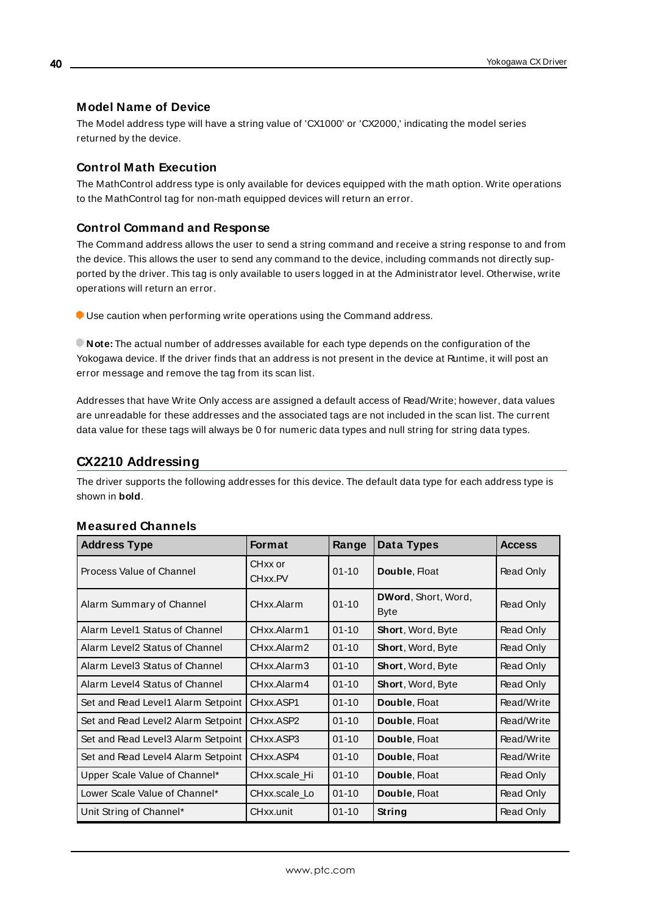### Model Name of Device

The Model address type will have a string value of 'CX1000' or 'CX2000,' indicating the model series returned by the device.

### Control Math Execution

The MathControl address type is only available for devices equipped with the math option. Write operations to the MathControl tag for non-math equipped devices will return an error.

### Control Command and Response

The Command address allows the user to send a string command and receive a string response to and from the device. This allows the user to send any command to the device, including commands not directly supported by the driver. This tag is only available to users logged in at the Administrator level. Otherwise, write operations will return an error.

Use caution when performing write operations using the Command address.

**Note:** The actual number of addresses available for each type depends on the configuration of the Yokogawa device. If the driver finds that an address is not present in the device at Runtime, it will post an error message and remove the tag from its scan list.

Addresses that have Write Only access are assigned a default access of Read/Write; however, data values are unreadable for these addresses and the associated tags are not included in the scan list. The current data value for these tags will always be 0 for numeric data types and null string for string data types.

## CX2210 Addressing

The driver supports the following addresses for this device. The default data type for each address type is shown in **bold**.

### Measured Channels

| Address Type | Format | Range | Data Types | Access |
|---|---|---|---|---|
| Process Value of Channel | CHxx or CHxx.PV | 01-10 | **Double**, Float | Read Only |
| Alarm Summary of Channel | CHxx.Alarm | 01-10 | **DWord**, Short, Word, Byte | Read Only |
| Alarm Level1 Status of Channel | CHxx.Alarm1 | 01-10 | **Short**, Word, Byte | Read Only |
| Alarm Level2 Status of Channel | CHxx.Alarm2 | 01-10 | **Short**, Word, Byte | Read Only |
| Alarm Level3 Status of Channel | CHxx.Alarm3 | 01-10 | **Short**, Word, Byte | Read Only |
| Alarm Level4 Status of Channel | CHxx.Alarm4 | 01-10 | **Short**, Word, Byte | Read Only |
| Set and Read Level1 Alarm Setpoint | CHxx.ASP1 | 01-10 | **Double**, Float | Read/Write |
| Set and Read Level2 Alarm Setpoint | CHxx.ASP2 | 01-10 | **Double**, Float | Read/Write |
| Set and Read Level3 Alarm Setpoint | CHxx.ASP3 | 01-10 | **Double**, Float | Read/Write |
| Set and Read Level4 Alarm Setpoint | CHxx.ASP4 | 01-10 | **Double**, Float | Read/Write |
| Upper Scale Value of Channel* | CHxx.scale_Hi | 01-10 | **Double**, Float | Read Only |
| Lower Scale Value of Channel* | CHxx.scale_Lo | 01-10 | **Double**, Float | Read Only |
| Unit String of Channel* | CHxx.unit | 01-10 | **String** | Read Only |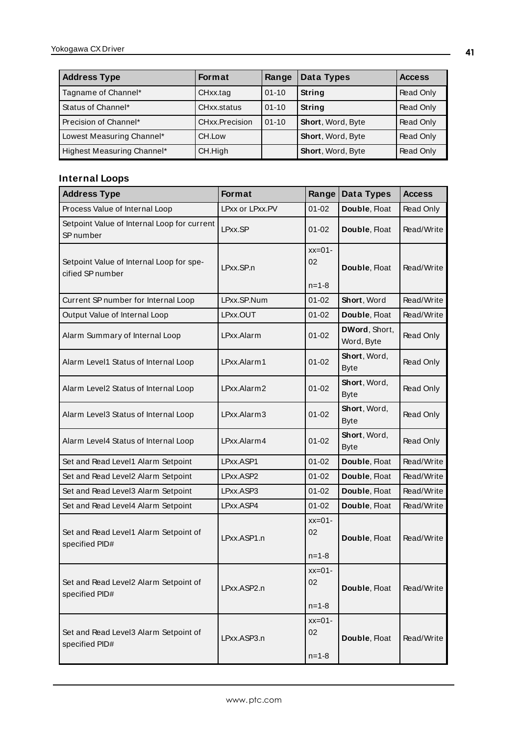| Address Type | Format | Range | Data Types | Access |
|---|---|---|---|---|
| Tagname of Channel* | CHxx.tag | 01-10 | **String** | Read Only |
| Status of Channel* | CHxx.status | 01-10 | **String** | Read Only |
| Precision of Channel* | CHxx.Precision | 01-10 | **Short**, Word, Byte | Read Only |
| Lowest Measuring Channel* | CH.Low | | **Short**, Word, Byte | Read Only |
| Highest Measuring Channel* | CH.High | | **Short**, Word, Byte | Read Only |

### Internal Loops

| Address Type | Format | Range | Data Types | Access |
|---|---|---|---|---|
| Process Value of Internal Loop | LPxx or LPxx.PV | 01-02 | **Double**, Float | Read Only |
| Setpoint Value of Internal Loop for current SP number | LPxx.SP | 01-02 | **Double**, Float | Read/Write |
| Setpoint Value of Internal Loop for specified SP number | LPxx.SP.n | xx=01-02<br>n=1-8 | **Double**, Float | Read/Write |
| Current SP number for Internal Loop | LPxx.SP.Num | 01-02 | **Short**, Word | Read/Write |
| Output Value of Internal Loop | LPxx.OUT | 01-02 | **Double**, Float | Read/Write |
| Alarm Summary of Internal Loop | LPxx.Alarm | 01-02 | **DWord**, Short, Word, Byte | Read Only |
| Alarm Level1 Status of Internal Loop | LPxx.Alarm1 | 01-02 | **Short**, Word, Byte | Read Only |
| Alarm Level2 Status of Internal Loop | LPxx.Alarm2 | 01-02 | **Short**, Word, Byte | Read Only |
| Alarm Level3 Status of Internal Loop | LPxx.Alarm3 | 01-02 | **Short**, Word, Byte | Read Only |
| Alarm Level4 Status of Internal Loop | LPxx.Alarm4 | 01-02 | **Short**, Word, Byte | Read Only |
| Set and Read Level1 Alarm Setpoint | LPxx.ASP1 | 01-02 | **Double**, Float | Read/Write |
| Set and Read Level2 Alarm Setpoint | LPxx.ASP2 | 01-02 | **Double**, Float | Read/Write |
| Set and Read Level3 Alarm Setpoint | LPxx.ASP3 | 01-02 | **Double**, Float | Read/Write |
| Set and Read Level4 Alarm Setpoint | LPxx.ASP4 | 01-02 | **Double**, Float | Read/Write |
| Set and Read Level1 Alarm Setpoint of specified PID# | LPxx.ASP1.n | xx=01-02<br>n=1-8 | **Double**, Float | Read/Write |
| Set and Read Level2 Alarm Setpoint of specified PID# | LPxx.ASP2.n | xx=01-02<br>n=1-8 | **Double**, Float | Read/Write |
| Set and Read Level3 Alarm Setpoint of specified PID# | LPxx.ASP3.n | xx=01-02<br>n=1-8 | **Double**, Float | Read/Write |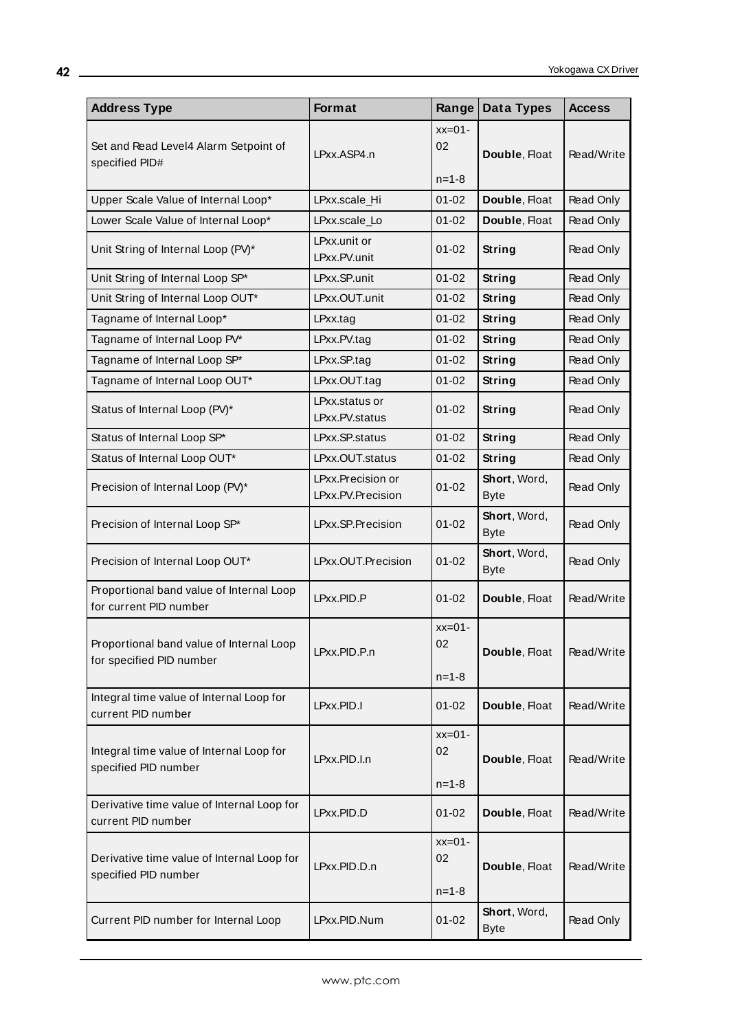| Address Type | Format | Range | Data Types | Access |
|---|---|---|---|---|
| Set and Read Level4 Alarm Setpoint of specified PID# | LPxx.ASP4.n | xx=01-02<br>n=1-8 | **Double**, Float | Read/Write |
| Upper Scale Value of Internal Loop* | LPxx.scale_Hi | 01-02 | **Double**, Float | Read Only |
| Lower Scale Value of Internal Loop* | LPxx.scale_Lo | 01-02 | **Double**, Float | Read Only |
| Unit String of Internal Loop (PV)* | LPxx.unit or LPxx.PV.unit | 01-02 | **String** | Read Only |
| Unit String of Internal Loop SP* | LPxx.SP.unit | 01-02 | **String** | Read Only |
| Unit String of Internal Loop OUT* | LPxx.OUT.unit | 01-02 | **String** | Read Only |
| Tagname of Internal Loop* | LPxx.tag | 01-02 | **String** | Read Only |
| Tagname of Internal Loop PV* | LPxx.PV.tag | 01-02 | **String** | Read Only |
| Tagname of Internal Loop SP* | LPxx.SP.tag | 01-02 | **String** | Read Only |
| Tagname of Internal Loop OUT* | LPxx.OUT.tag | 01-02 | **String** | Read Only |
| Status of Internal Loop (PV)* | LPxx.status or LPxx.PV.status | 01-02 | **String** | Read Only |
| Status of Internal Loop SP* | LPxx.SP.status | 01-02 | **String** | Read Only |
| Status of Internal Loop OUT* | LPxx.OUT.status | 01-02 | **String** | Read Only |
| Precision of Internal Loop (PV)* | LPxx.Precision or LPxx.PV.Precision | 01-02 | **Short**, Word, Byte | Read Only |
| Precision of Internal Loop SP* | LPxx.SP.Precision | 01-02 | **Short**, Word, Byte | Read Only |
| Precision of Internal Loop OUT* | LPxx.OUT.Precision | 01-02 | **Short**, Word, Byte | Read Only |
| Proportional band value of Internal Loop for current PID number | LPxx.PID.P | 01-02 | **Double**, Float | Read/Write |
| Proportional band value of Internal Loop for specified PID number | LPxx.PID.P.n | xx=01-02<br>n=1-8 | **Double**, Float | Read/Write |
| Integral time value of Internal Loop for current PID number | LPxx.PID.I | 01-02 | **Double**, Float | Read/Write |
| Integral time value of Internal Loop for specified PID number | LPxx.PID.I.n | xx=01-02<br>n=1-8 | **Double**, Float | Read/Write |
| Derivative time value of Internal Loop for current PID number | LPxx.PID.D | 01-02 | **Double**, Float | Read/Write |
| Derivative time value of Internal Loop for specified PID number | LPxx.PID.D.n | xx=01-02<br>n=1-8 | **Double**, Float | Read/Write |
| Current PID number for Internal Loop | LPxx.PID.Num | 01-02 | **Short**, Word, Byte | Read Only |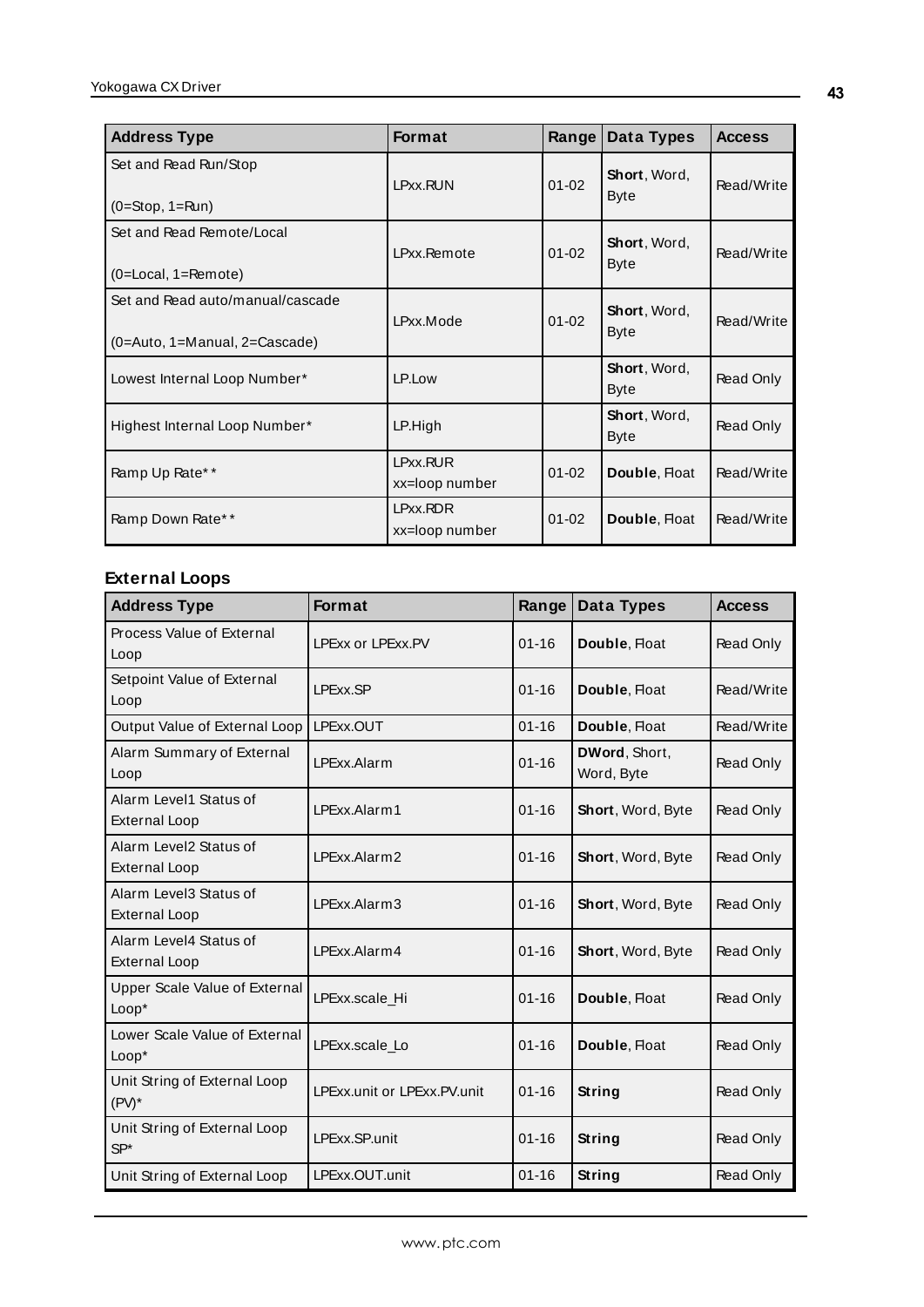| Address Type | Format | Range | Data Types | Access |
| --- | --- | --- | --- | --- |
| Set and Read Run/Stop (0=Stop, 1=Run) | LPxx.RUN | 01-02 | **Short**, Word, Byte | Read/Write |
| Set and Read Remote/Local (0=Local, 1=Remote) | LPxx.Remote | 01-02 | **Short**, Word, Byte | Read/Write |
| Set and Read auto/manual/cascade (0=Auto, 1=Manual, 2=Cascade) | LPxx.Mode | 01-02 | **Short**, Word, Byte | Read/Write |
| Lowest Internal Loop Number* | LP.Low | | **Short**, Word, Byte | Read Only |
| Highest Internal Loop Number* | LP.High | | **Short**, Word, Byte | Read Only |
| Ramp Up Rate** | LPxx.RUR xx=loop number | 01-02 | **Double**, Float | Read/Write |
| Ramp Down Rate** | LPxx.RDR xx=loop number | 01-02 | **Double**, Float | Read/Write |

### External Loops

| Address Type | Format | Range | Data Types | Access |
| --- | --- | --- | --- | --- |
| Process Value of External Loop | LPExx or LPExx.PV | 01-16 | **Double**, Float | Read Only |
| Setpoint Value of External Loop | LPExx.SP | 01-16 | **Double**, Float | Read/Write |
| Output Value of External Loop | LPExx.OUT | 01-16 | **Double**, Float | Read/Write |
| Alarm Summary of External Loop | LPExx.Alarm | 01-16 | **DWord**, Short, Word, Byte | Read Only |
| Alarm Level1 Status of External Loop | LPExx.Alarm1 | 01-16 | **Short**, Word, Byte | Read Only |
| Alarm Level2 Status of External Loop | LPExx.Alarm2 | 01-16 | **Short**, Word, Byte | Read Only |
| Alarm Level3 Status of External Loop | LPExx.Alarm3 | 01-16 | **Short**, Word, Byte | Read Only |
| Alarm Level4 Status of External Loop | LPExx.Alarm4 | 01-16 | **Short**, Word, Byte | Read Only |
| Upper Scale Value of External Loop* | LPExx.scale_Hi | 01-16 | **Double**, Float | Read Only |
| Lower Scale Value of External Loop* | LPExx.scale_Lo | 01-16 | **Double**, Float | Read Only |
| Unit String of External Loop (PV)* | LPExx.unit or LPExx.PV.unit | 01-16 | **String** | Read Only |
| Unit String of External Loop SP* | LPExx.SP.unit | 01-16 | **String** | Read Only |
| Unit String of External Loop | LPExx.OUT.unit | 01-16 | **String** | Read Only |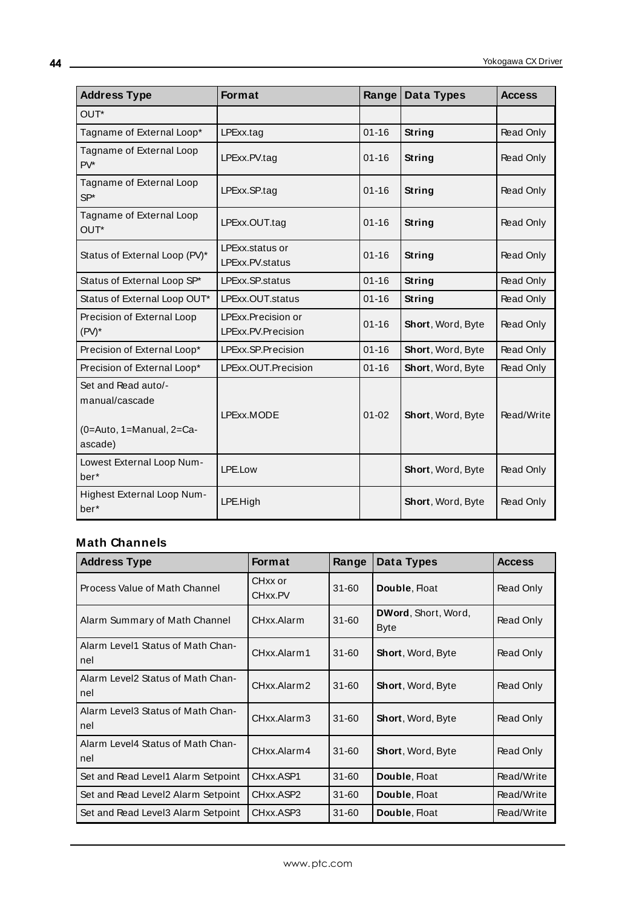| Address Type | Format | Range | Data Types | Access |
|---|---|---|---|---|
| OUT* | | | | |
| Tagname of External Loop* | LPExx.tag | 01-16 | **String** | Read Only |
| Tagname of External Loop PV* | LPExx.PV.tag | 01-16 | **String** | Read Only |
| Tagname of External Loop SP* | LPExx.SP.tag | 01-16 | **String** | Read Only |
| Tagname of External Loop OUT* | LPExx.OUT.tag | 01-16 | **String** | Read Only |
| Status of External Loop (PV)* | LPExx.status or LPExx.PV.status | 01-16 | **String** | Read Only |
| Status of External Loop SP* | LPExx.SP.status | 01-16 | **String** | Read Only |
| Status of External Loop OUT* | LPExx.OUT.status | 01-16 | **String** | Read Only |
| Precision of External Loop (PV)* | LPExx.Precision or LPExx.PV.Precision | 01-16 | **Short**, Word, Byte | Read Only |
| Precision of External Loop* | LPExx.SP.Precision | 01-16 | **Short**, Word, Byte | Read Only |
| Precision of External Loop* | LPExx.OUT.Precision | 01-16 | **Short**, Word, Byte | Read Only |
| Set and Read auto/-manual/cascade (0=Auto, 1=Manual, 2=Cascade) | LPExx.MODE | 01-02 | **Short**, Word, Byte | Read/Write |
| Lowest External Loop Number* | LPE.Low | | **Short**, Word, Byte | Read Only |
| Highest External Loop Number* | LPE.High | | **Short**, Word, Byte | Read Only |

### Math Channels

| Address Type | Format | Range | Data Types | Access |
|---|---|---|---|---|
| Process Value of Math Channel | CHxx or CHxx.PV | 31-60 | **Double**, Float | Read Only |
| Alarm Summary of Math Channel | CHxx.Alarm | 31-60 | **DWord**, Short, Word, Byte | Read Only |
| Alarm Level1 Status of Math Channel | CHxx.Alarm1 | 31-60 | **Short**, Word, Byte | Read Only |
| Alarm Level2 Status of Math Channel | CHxx.Alarm2 | 31-60 | **Short**, Word, Byte | Read Only |
| Alarm Level3 Status of Math Channel | CHxx.Alarm3 | 31-60 | **Short**, Word, Byte | Read Only |
| Alarm Level4 Status of Math Channel | CHxx.Alarm4 | 31-60 | **Short**, Word, Byte | Read Only |
| Set and Read Level1 Alarm Setpoint | CHxx.ASP1 | 31-60 | **Double**, Float | Read/Write |
| Set and Read Level2 Alarm Setpoint | CHxx.ASP2 | 31-60 | **Double**, Float | Read/Write |
| Set and Read Level3 Alarm Setpoint | CHxx.ASP3 | 31-60 | **Double**, Float | Read/Write |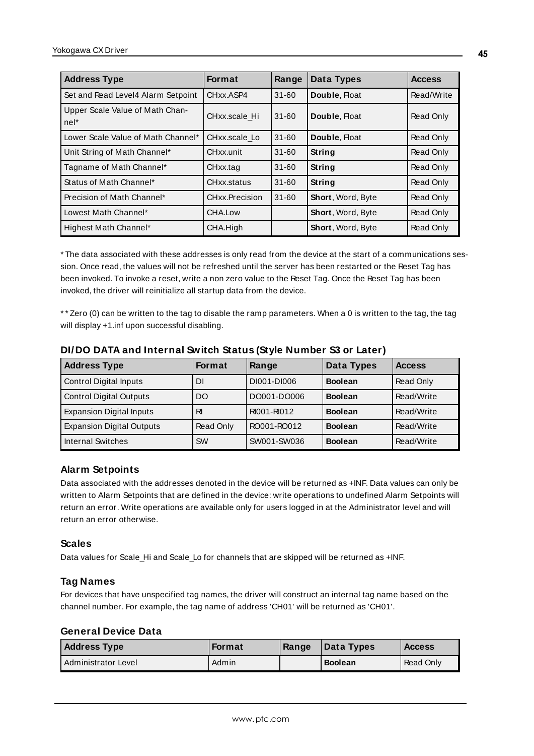| Address Type | Format | Range | Data Types | Access |
|---|---|---|---|---|
| Set and Read Level4 Alarm Setpoint | CHxx.ASP4 | 31-60 | **Double**, Float | Read/Write |
| Upper Scale Value of Math Channel* | CHxx.scale_Hi | 31-60 | **Double**, Float | Read Only |
| Lower Scale Value of Math Channel* | CHxx.scale_Lo | 31-60 | **Double**, Float | Read Only |
| Unit String of Math Channel* | CHxx.unit | 31-60 | **String** | Read Only |
| Tagname of Math Channel* | CHxx.tag | 31-60 | **String** | Read Only |
| Status of Math Channel* | CHxx.status | 31-60 | **String** | Read Only |
| Precision of Math Channel* | CHxx.Precision | 31-60 | **Short**, Word, Byte | Read Only |
| Lowest Math Channel* | CHA.Low | | **Short**, Word, Byte | Read Only |
| Highest Math Channel* | CHA.High | | **Short**, Word, Byte | Read Only |

* The data associated with these addresses is only read from the device at the start of a communications session. Once read, the values will not be refreshed until the server has been restarted or the Reset Tag has been invoked. To invoke a reset, write a non zero value to the Reset Tag. Once the Reset Tag has been invoked, the driver will reinitialize all startup data from the device.

** Zero (0) can be written to the tag to disable the ramp parameters. When a 0 is written to the tag, the tag will display +1.inf upon successful disabling.

### DI/DO DATA and Internal Switch Status (Style Number S3 or Later)

| Address Type | Format | Range | Data Types | Access |
|---|---|---|---|---|
| Control Digital Inputs | DI | DI001-DI006 | **Boolean** | Read Only |
| Control Digital Outputs | DO | DO001-DO006 | **Boolean** | Read/Write |
| Expansion Digital Inputs | RI | RI001-RI012 | **Boolean** | Read/Write |
| Expansion Digital Outputs | Read Only | RO001-RO012 | **Boolean** | Read/Write |
| Internal Switches | SW | SW001-SW036 | **Boolean** | Read/Write |

### Alarm Setpoints

Data associated with the addresses denoted in the device will be returned as +INF. Data values can only be written to Alarm Setpoints that are defined in the device: write operations to undefined Alarm Setpoints will return an error. Write operations are available only for users logged in at the Administrator level and will return an error otherwise.

### Scales

Data values for Scale_Hi and Scale_Lo for channels that are skipped will be returned as +INF.

### Tag Names

For devices that have unspecified tag names, the driver will construct an internal tag name based on the channel number. For example, the tag name of address 'CH01' will be returned as 'CH01'.

### General Device Data

| Address Type | Format | Range | Data Types | Access |
|---|---|---|---|---|
| Administrator Level | Admin | | **Boolean** | Read Only |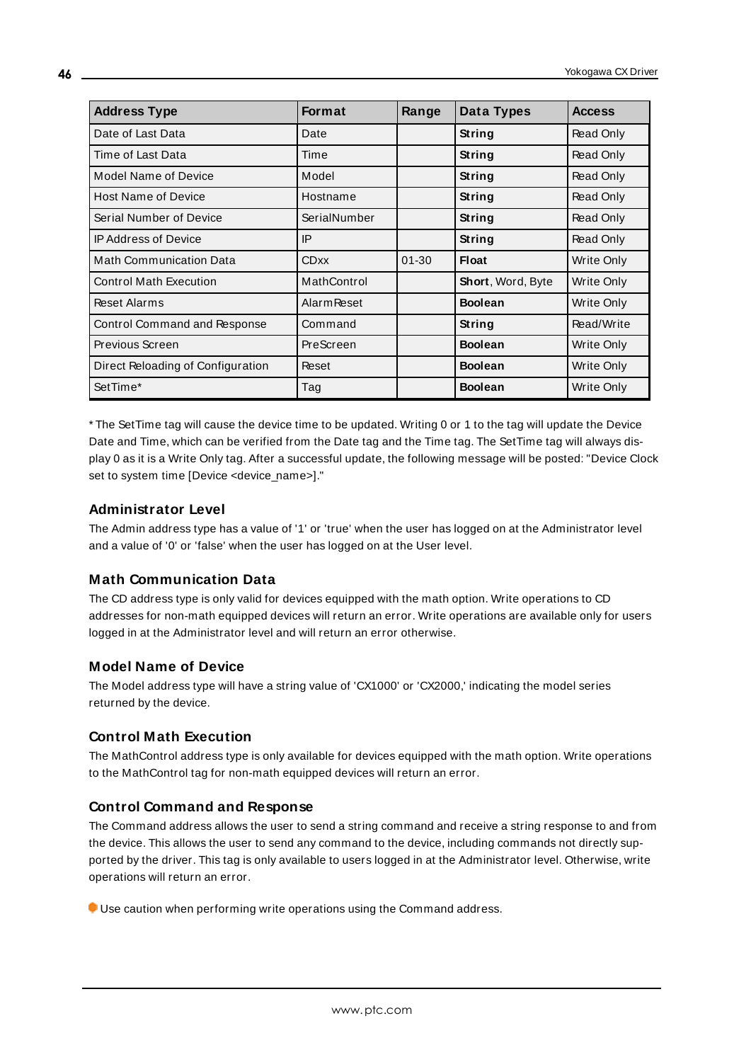| Address Type | Format | Range | Data Types | Access |
|---|---|---|---|---|
| Date of Last Data | Date | | **String** | Read Only |
| Time of Last Data | Time | | **String** | Read Only |
| Model Name of Device | Model | | **String** | Read Only |
| Host Name of Device | Hostname | | **String** | Read Only |
| Serial Number of Device | SerialNumber | | **String** | Read Only |
| IP Address of Device | IP | | **String** | Read Only |
| Math Communication Data | CDxx | 01-30 | **Float** | Write Only |
| Control Math Execution | MathControl | | **Short**, Word, Byte | Write Only |
| Reset Alarms | AlarmReset | | **Boolean** | Write Only |
| Control Command and Response | Command | | **String** | Read/Write |
| Previous Screen | PreScreen | | **Boolean** | Write Only |
| Direct Reloading of Configuration | Reset | | **Boolean** | Write Only |
| SetTime* | Tag | | **Boolean** | Write Only |

* The SetTime tag will cause the device time to be updated. Writing 0 or 1 to the tag will update the Device Date and Time, which can be verified from the Date tag and the Time tag. The SetTime tag will always display 0 as it is a Write Only tag. After a successful update, the following message will be posted: "Device Clock set to system time [Device <device_name>]."

### Administrator Level

The Admin address type has a value of '1' or 'true' when the user has logged on at the Administrator level and a value of '0' or 'false' when the user has logged on at the User level.

### Math Communication Data

The CD address type is only valid for devices equipped with the math option. Write operations to CD addresses for non-math equipped devices will return an error. Write operations are available only for users logged in at the Administrator level and will return an error otherwise.

### Model Name of Device

The Model address type will have a string value of 'CX1000' or 'CX2000,' indicating the model series returned by the device.

### Control Math Execution

The MathControl address type is only available for devices equipped with the math option. Write operations to the MathControl tag for non-math equipped devices will return an error.

### Control Command and Response

The Command address allows the user to send a string command and receive a string response to and from the device. This allows the user to send any command to the device, including commands not directly supported by the driver. This tag is only available to users logged in at the Administrator level. Otherwise, write operations will return an error.

Use caution when performing write operations using the Command address.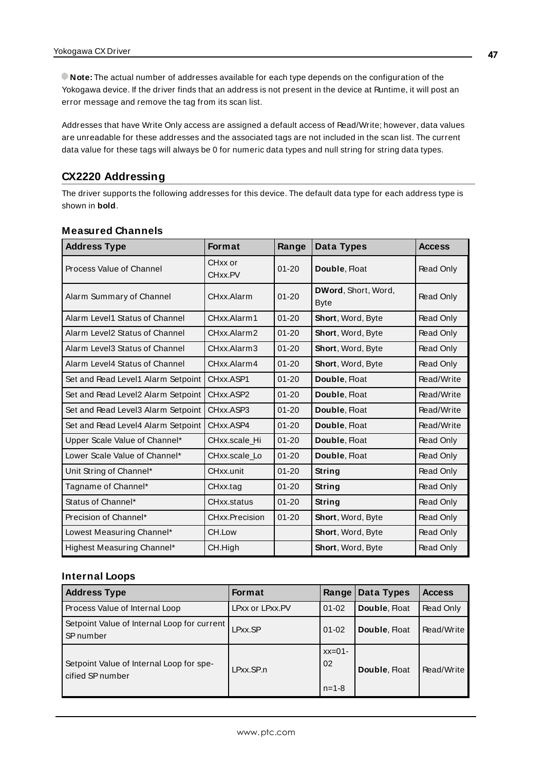**Note:** The actual number of addresses available for each type depends on the configuration of the Yokogawa device. If the driver finds that an address is not present in the device at Runtime, it will post an error message and remove the tag from its scan list.

Addresses that have Write Only access are assigned a default access of Read/Write; however, data values are unreadable for these addresses and the associated tags are not included in the scan list. The current data value for these tags will always be 0 for numeric data types and null string for string data types.

## CX2220 Addressing

The driver supports the following addresses for this device. The default data type for each address type is shown in **bold**.

### Measured Channels

| Address Type | Format | Range | Data Types | Access |
|---|---|---|---|---|
| Process Value of Channel | CHxx or CHxx.PV | 01-20 | **Double**, Float | Read Only |
| Alarm Summary of Channel | CHxx.Alarm | 01-20 | **DWord**, Short, Word, Byte | Read Only |
| Alarm Level1 Status of Channel | CHxx.Alarm1 | 01-20 | **Short**, Word, Byte | Read Only |
| Alarm Level2 Status of Channel | CHxx.Alarm2 | 01-20 | **Short**, Word, Byte | Read Only |
| Alarm Level3 Status of Channel | CHxx.Alarm3 | 01-20 | **Short**, Word, Byte | Read Only |
| Alarm Level4 Status of Channel | CHxx.Alarm4 | 01-20 | **Short**, Word, Byte | Read Only |
| Set and Read Level1 Alarm Setpoint | CHxx.ASP1 | 01-20 | **Double**, Float | Read/Write |
| Set and Read Level2 Alarm Setpoint | CHxx.ASP2 | 01-20 | **Double**, Float | Read/Write |
| Set and Read Level3 Alarm Setpoint | CHxx.ASP3 | 01-20 | **Double**, Float | Read/Write |
| Set and Read Level4 Alarm Setpoint | CHxx.ASP4 | 01-20 | **Double**, Float | Read/Write |
| Upper Scale Value of Channel* | CHxx.scale_Hi | 01-20 | **Double**, Float | Read Only |
| Lower Scale Value of Channel* | CHxx.scale_Lo | 01-20 | **Double**, Float | Read Only |
| Unit String of Channel* | CHxx.unit | 01-20 | **String** | Read Only |
| Tagname of Channel* | CHxx.tag | 01-20 | **String** | Read Only |
| Status of Channel* | CHxx.status | 01-20 | **String** | Read Only |
| Precision of Channel* | CHxx.Precision | 01-20 | **Short**, Word, Byte | Read Only |
| Lowest Measuring Channel* | CH.Low | | **Short**, Word, Byte | Read Only |
| Highest Measuring Channel* | CH.High | | **Short**, Word, Byte | Read Only |

### Internal Loops

| Address Type | Format | Range | Data Types | Access |
|---|---|---|---|---|
| Process Value of Internal Loop | LPxx or LPxx.PV | 01-02 | **Double**, Float | Read Only |
| Setpoint Value of Internal Loop for current SP number | LPxx.SP | 01-02 | **Double**, Float | Read/Write |
| Setpoint Value of Internal Loop for specified SP number | LPxx.SP.n | xx=01-02<br>n=1-8 | **Double**, Float | Read/Write |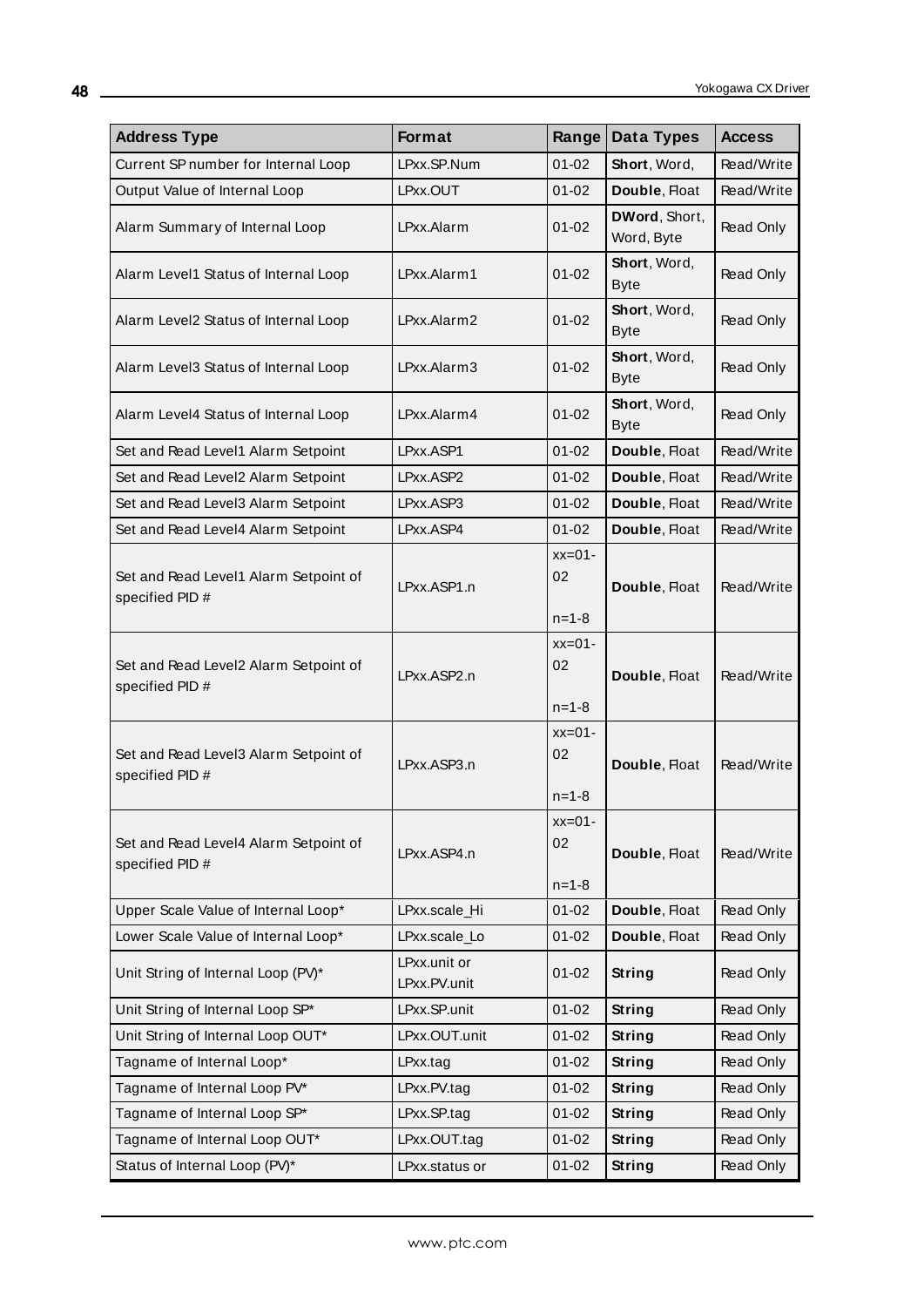| Address Type | Format | Range | Data Types | Access |
| --- | --- | --- | --- | --- |
| Current SP number for Internal Loop | LPxx.SP.Num | 01-02 | **Short**, Word, | Read/Write |
| Output Value of Internal Loop | LPxx.OUT | 01-02 | **Double**, Float | Read/Write |
| Alarm Summary of Internal Loop | LPxx.Alarm | 01-02 | **DWord**, Short, Word, Byte | Read Only |
| Alarm Level1 Status of Internal Loop | LPxx.Alarm1 | 01-02 | **Short**, Word, Byte | Read Only |
| Alarm Level2 Status of Internal Loop | LPxx.Alarm2 | 01-02 | **Short**, Word, Byte | Read Only |
| Alarm Level3 Status of Internal Loop | LPxx.Alarm3 | 01-02 | **Short**, Word, Byte | Read Only |
| Alarm Level4 Status of Internal Loop | LPxx.Alarm4 | 01-02 | **Short**, Word, Byte | Read Only |
| Set and Read Level1 Alarm Setpoint | LPxx.ASP1 | 01-02 | **Double**, Float | Read/Write |
| Set and Read Level2 Alarm Setpoint | LPxx.ASP2 | 01-02 | **Double**, Float | Read/Write |
| Set and Read Level3 Alarm Setpoint | LPxx.ASP3 | 01-02 | **Double**, Float | Read/Write |
| Set and Read Level4 Alarm Setpoint | LPxx.ASP4 | 01-02 | **Double**, Float | Read/Write |
| Set and Read Level1 Alarm Setpoint of specified PID # | LPxx.ASP1.n | xx=01-02<br>n=1-8 | **Double**, Float | Read/Write |
| Set and Read Level2 Alarm Setpoint of specified PID # | LPxx.ASP2.n | xx=01-02<br>n=1-8 | **Double**, Float | Read/Write |
| Set and Read Level3 Alarm Setpoint of specified PID # | LPxx.ASP3.n | xx=01-02<br>n=1-8 | **Double**, Float | Read/Write |
| Set and Read Level4 Alarm Setpoint of specified PID # | LPxx.ASP4.n | xx=01-02<br>n=1-8 | **Double**, Float | Read/Write |
| Upper Scale Value of Internal Loop* | LPxx.scale_Hi | 01-02 | **Double**, Float | Read Only |
| Lower Scale Value of Internal Loop* | LPxx.scale_Lo | 01-02 | **Double**, Float | Read Only |
| Unit String of Internal Loop (PV)* | LPxx.unit or LPxx.PV.unit | 01-02 | **String** | Read Only |
| Unit String of Internal Loop SP* | LPxx.SP.unit | 01-02 | **String** | Read Only |
| Unit String of Internal Loop OUT* | LPxx.OUT.unit | 01-02 | **String** | Read Only |
| Tagname of Internal Loop* | LPxx.tag | 01-02 | **String** | Read Only |
| Tagname of Internal Loop PV* | LPxx.PV.tag | 01-02 | **String** | Read Only |
| Tagname of Internal Loop SP* | LPxx.SP.tag | 01-02 | **String** | Read Only |
| Tagname of Internal Loop OUT* | LPxx.OUT.tag | 01-02 | **String** | Read Only |
| Status of Internal Loop (PV)* | LPxx.status or | 01-02 | **String** | Read Only |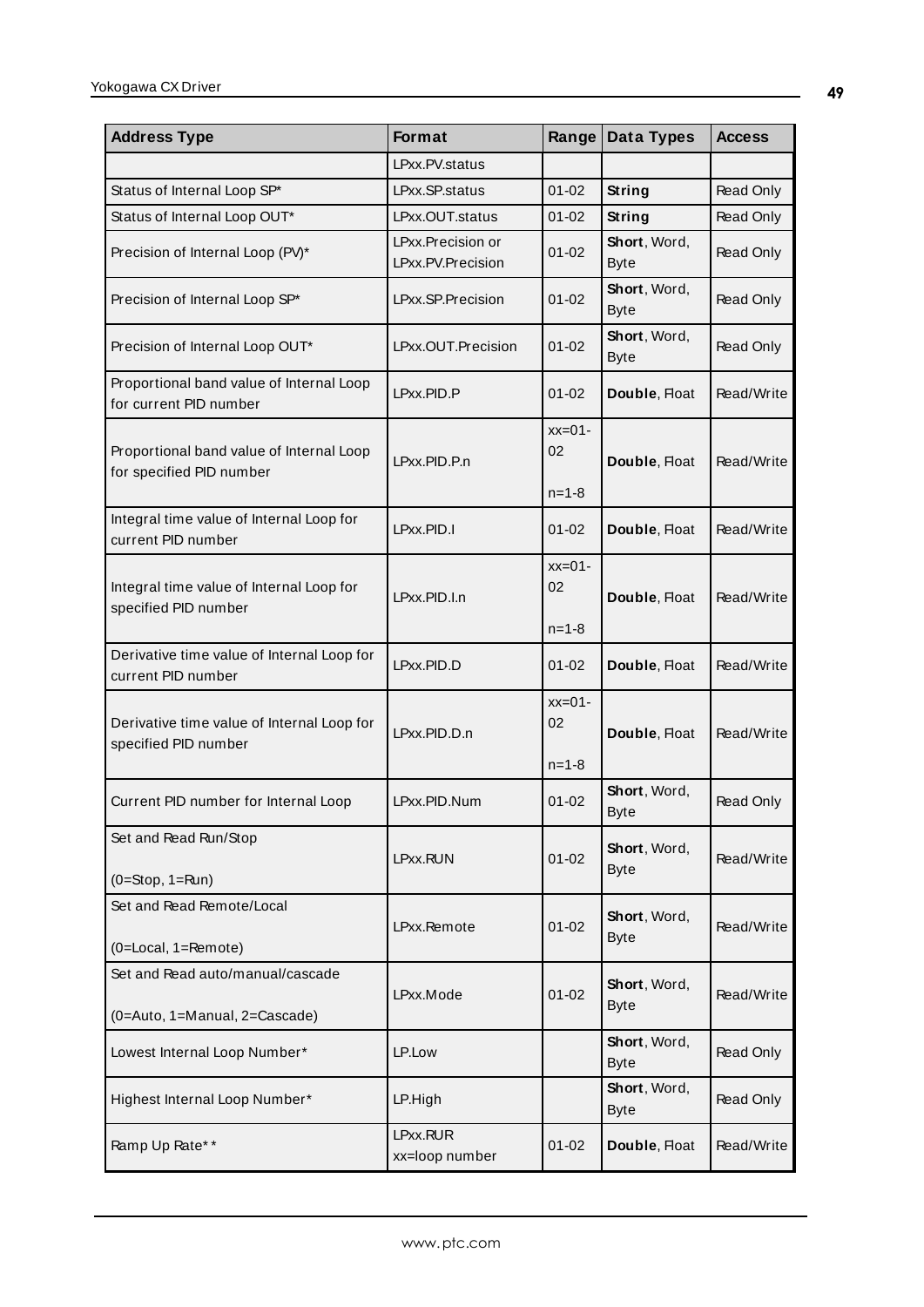| Address Type | Format | Range | Data Types | Access |
|---|---|---|---|---|
| | LPxx.PV.status | | | |
| Status of Internal Loop SP* | LPxx.SP.status | 01-02 | **String** | Read Only |
| Status of Internal Loop OUT* | LPxx.OUT.status | 01-02 | **String** | Read Only |
| Precision of Internal Loop (PV)* | LPxx.Precision or LPxx.PV.Precision | 01-02 | **Short**, Word, Byte | Read Only |
| Precision of Internal Loop SP* | LPxx.SP.Precision | 01-02 | **Short**, Word, Byte | Read Only |
| Precision of Internal Loop OUT* | LPxx.OUT.Precision | 01-02 | **Short**, Word, Byte | Read Only |
| Proportional band value of Internal Loop for current PID number | LPxx.PID.P | 01-02 | **Double**, Float | Read/Write |
| Proportional band value of Internal Loop for specified PID number | LPxx.PID.P.n | xx=01-02 n=1-8 | **Double**, Float | Read/Write |
| Integral time value of Internal Loop for current PID number | LPxx.PID.I | 01-02 | **Double**, Float | Read/Write |
| Integral time value of Internal Loop for specified PID number | LPxx.PID.I.n | xx=01-02 n=1-8 | **Double**, Float | Read/Write |
| Derivative time value of Internal Loop for current PID number | LPxx.PID.D | 01-02 | **Double**, Float | Read/Write |
| Derivative time value of Internal Loop for specified PID number | LPxx.PID.D.n | xx=01-02 n=1-8 | **Double**, Float | Read/Write |
| Current PID number for Internal Loop | LPxx.PID.Num | 01-02 | **Short**, Word, Byte | Read Only |
| Set and Read Run/Stop (0=Stop, 1=Run) | LPxx.RUN | 01-02 | **Short**, Word, Byte | Read/Write |
| Set and Read Remote/Local (0=Local, 1=Remote) | LPxx.Remote | 01-02 | **Short**, Word, Byte | Read/Write |
| Set and Read auto/manual/cascade (0=Auto, 1=Manual, 2=Cascade) | LPxx.Mode | 01-02 | **Short**, Word, Byte | Read/Write |
| Lowest Internal Loop Number* | LP.Low | | **Short**, Word, Byte | Read Only |
| Highest Internal Loop Number* | LP.High | | **Short**, Word, Byte | Read Only |
| Ramp Up Rate** | LPxx.RUR xx=loop number | 01-02 | **Double**, Float | Read/Write |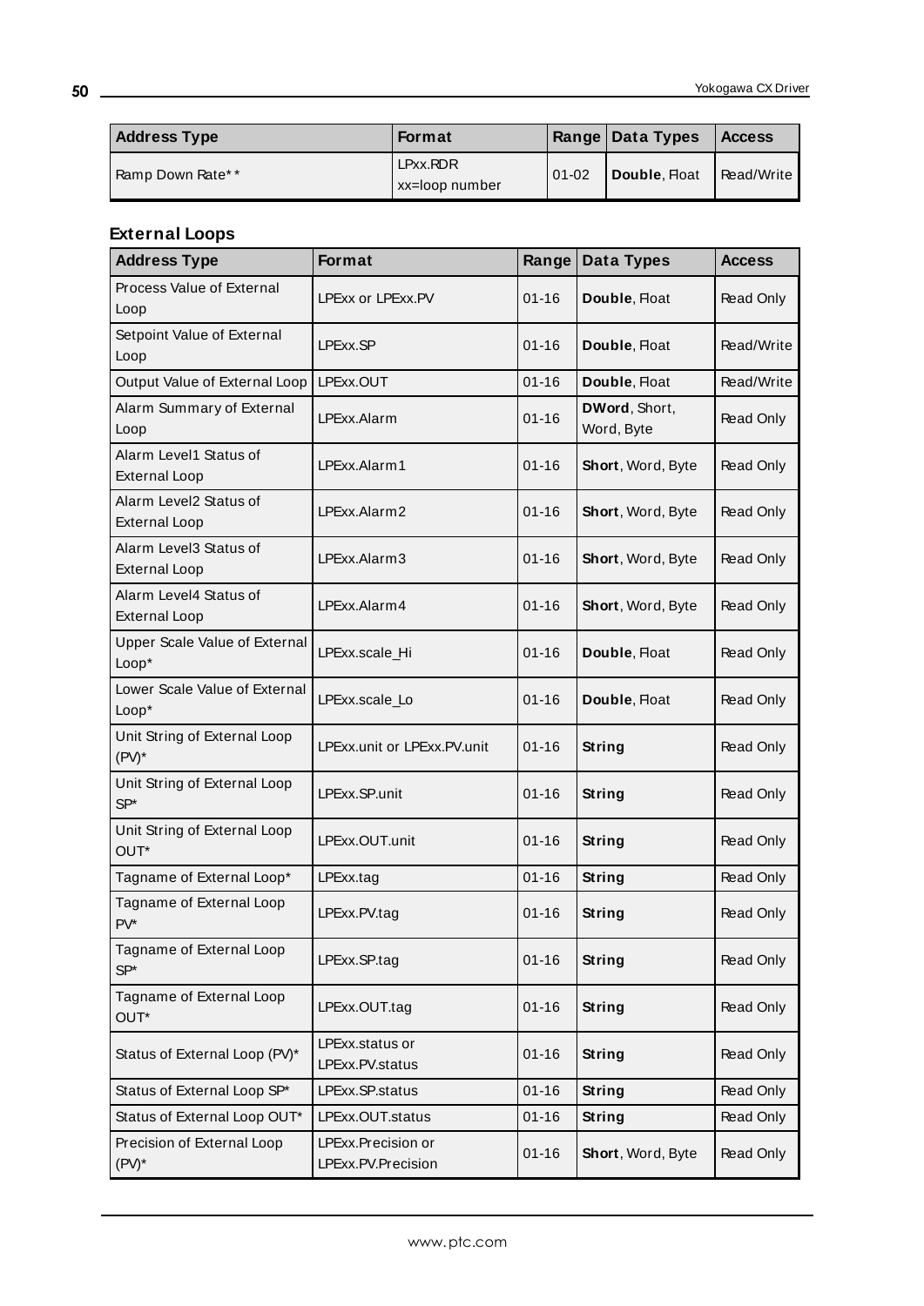| Address Type | Format | Range | Data Types | Access |
| --- | --- | --- | --- | --- |
| Ramp Down Rate** | LPxx.RDR xx=loop number | 01-02 | **Double**, Float | Read/Write |

### External Loops

| Address Type | Format | Range | Data Types | Access |
| --- | --- | --- | --- | --- |
| Process Value of External Loop | LPExx or LPExx.PV | 01-16 | **Double**, Float | Read Only |
| Setpoint Value of External Loop | LPExx.SP | 01-16 | **Double**, Float | Read/Write |
| Output Value of External Loop | LPExx.OUT | 01-16 | **Double**, Float | Read/Write |
| Alarm Summary of External Loop | LPExx.Alarm | 01-16 | **DWord**, Short, Word, Byte | Read Only |
| Alarm Level1 Status of External Loop | LPExx.Alarm1 | 01-16 | **Short**, Word, Byte | Read Only |
| Alarm Level2 Status of External Loop | LPExx.Alarm2 | 01-16 | **Short**, Word, Byte | Read Only |
| Alarm Level3 Status of External Loop | LPExx.Alarm3 | 01-16 | **Short**, Word, Byte | Read Only |
| Alarm Level4 Status of External Loop | LPExx.Alarm4 | 01-16 | **Short**, Word, Byte | Read Only |
| Upper Scale Value of External Loop* | LPExx.scale_Hi | 01-16 | **Double**, Float | Read Only |
| Lower Scale Value of External Loop* | LPExx.scale_Lo | 01-16 | **Double**, Float | Read Only |
| Unit String of External Loop (PV)* | LPExx.unit or LPExx.PV.unit | 01-16 | **String** | Read Only |
| Unit String of External Loop SP* | LPExx.SP.unit | 01-16 | **String** | Read Only |
| Unit String of External Loop OUT* | LPExx.OUT.unit | 01-16 | **String** | Read Only |
| Tagname of External Loop* | LPExx.tag | 01-16 | **String** | Read Only |
| Tagname of External Loop PV* | LPExx.PV.tag | 01-16 | **String** | Read Only |
| Tagname of External Loop SP* | LPExx.SP.tag | 01-16 | **String** | Read Only |
| Tagname of External Loop OUT* | LPExx.OUT.tag | 01-16 | **String** | Read Only |
| Status of External Loop (PV)* | LPExx.status or LPExx.PV.status | 01-16 | **String** | Read Only |
| Status of External Loop SP* | LPExx.SP.status | 01-16 | **String** | Read Only |
| Status of External Loop OUT* | LPExx.OUT.status | 01-16 | **String** | Read Only |
| Precision of External Loop (PV)* | LPExx.Precision or LPExx.PV.Precision | 01-16 | **Short**, Word, Byte | Read Only |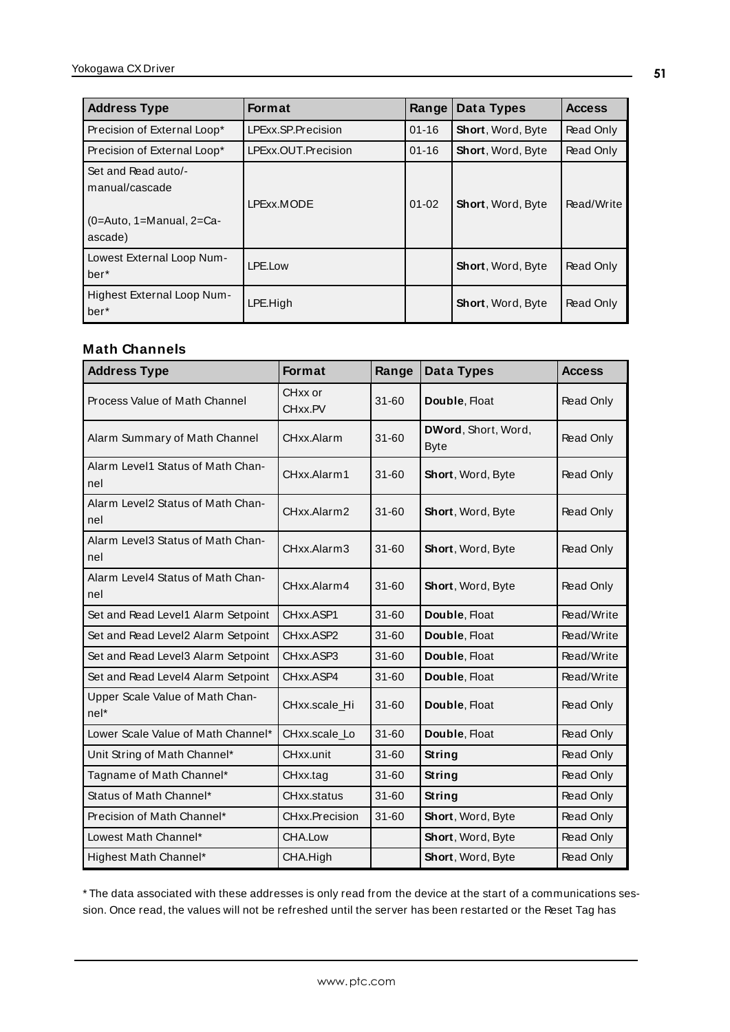| Address Type | Format | Range | Data Types | Access |
|---|---|---|---|---|
| Precision of External Loop* | LPExx.SP.Precision | 01-16 | **Short**, Word, Byte | Read Only |
| Precision of External Loop* | LPExx.OUT.Precision | 01-16 | **Short**, Word, Byte | Read Only |
| Set and Read auto/-manual/cascade (0=Auto, 1=Manual, 2=Ca-ascade) | LPExx.MODE | 01-02 | **Short**, Word, Byte | Read/Write |
| Lowest External Loop Num-ber* | LPE.Low | | **Short**, Word, Byte | Read Only |
| Highest External Loop Num-ber* | LPE.High | | **Short**, Word, Byte | Read Only |

### Math Channels

| Address Type | Format | Range | Data Types | Access |
|---|---|---|---|---|
| Process Value of Math Channel | CHxx or CHxx.PV | 31-60 | **Double**, Float | Read Only |
| Alarm Summary of Math Channel | CHxx.Alarm | 31-60 | **DWord**, Short, Word, Byte | Read Only |
| Alarm Level1 Status of Math Chan-nel | CHxx.Alarm1 | 31-60 | **Short**, Word, Byte | Read Only |
| Alarm Level2 Status of Math Chan-nel | CHxx.Alarm2 | 31-60 | **Short**, Word, Byte | Read Only |
| Alarm Level3 Status of Math Chan-nel | CHxx.Alarm3 | 31-60 | **Short**, Word, Byte | Read Only |
| Alarm Level4 Status of Math Chan-nel | CHxx.Alarm4 | 31-60 | **Short**, Word, Byte | Read Only |
| Set and Read Level1 Alarm Setpoint | CHxx.ASP1 | 31-60 | **Double**, Float | Read/Write |
| Set and Read Level2 Alarm Setpoint | CHxx.ASP2 | 31-60 | **Double**, Float | Read/Write |
| Set and Read Level3 Alarm Setpoint | CHxx.ASP3 | 31-60 | **Double**, Float | Read/Write |
| Set and Read Level4 Alarm Setpoint | CHxx.ASP4 | 31-60 | **Double**, Float | Read/Write |
| Upper Scale Value of Math Chan-nel* | CHxx.scale_Hi | 31-60 | **Double**, Float | Read Only |
| Lower Scale Value of Math Channel* | CHxx.scale_Lo | 31-60 | **Double**, Float | Read Only |
| Unit String of Math Channel* | CHxx.unit | 31-60 | **String** | Read Only |
| Tagname of Math Channel* | CHxx.tag | 31-60 | **String** | Read Only |
| Status of Math Channel* | CHxx.status | 31-60 | **String** | Read Only |
| Precision of Math Channel* | CHxx.Precision | 31-60 | **Short**, Word, Byte | Read Only |
| Lowest Math Channel* | CHA.Low | | **Short**, Word, Byte | Read Only |
| Highest Math Channel* | CHA.High | | **Short**, Word, Byte | Read Only |

* The data associated with these addresses is only read from the device at the start of a communications session. Once read, the values will not be refreshed until the server has been restarted or the Reset Tag has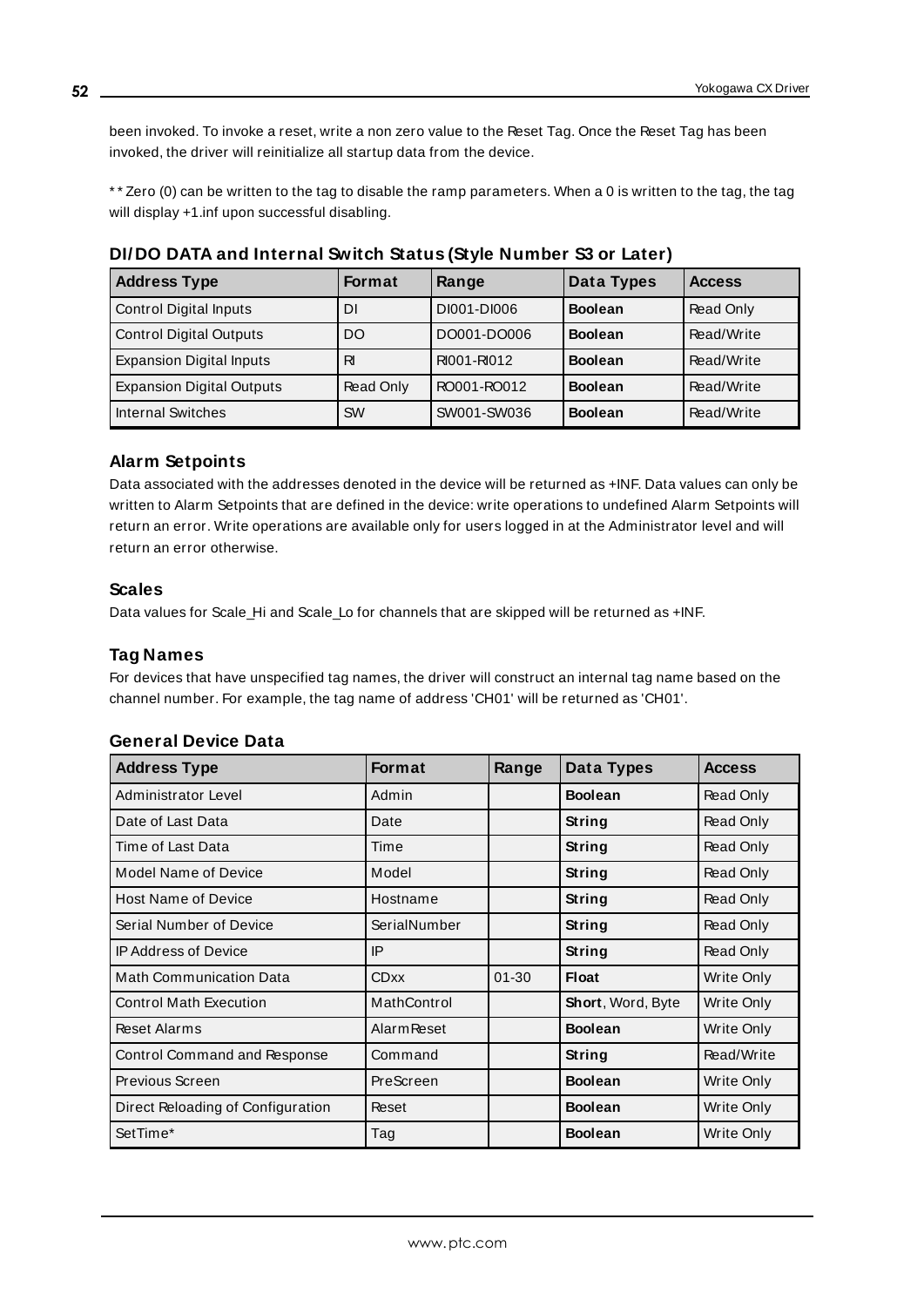been invoked. To invoke a reset, write a non zero value to the Reset Tag. Once the Reset Tag has been invoked, the driver will reinitialize all startup data from the device.

** Zero (0) can be written to the tag to disable the ramp parameters. When a 0 is written to the tag, the tag will display +1.inf upon successful disabling.

### DI/DO DATA and Internal Switch Status (Style Number S3 or Later)

| Address Type | Format | Range | Data Types | Access |
|---|---|---|---|---|
| Control Digital Inputs | DI | DI001-DI006 | **Boolean** | Read Only |
| Control Digital Outputs | DO | DO001-DO006 | **Boolean** | Read/Write |
| Expansion Digital Inputs | RI | RI001-RI012 | **Boolean** | Read/Write |
| Expansion Digital Outputs | Read Only | RO001-RO012 | **Boolean** | Read/Write |
| Internal Switches | SW | SW001-SW036 | **Boolean** | Read/Write |

### Alarm Setpoints

Data associated with the addresses denoted in the device will be returned as +INF. Data values can only be written to Alarm Setpoints that are defined in the device: write operations to undefined Alarm Setpoints will return an error. Write operations are available only for users logged in at the Administrator level and will return an error otherwise.

### Scales

Data values for Scale_Hi and Scale_Lo for channels that are skipped will be returned as +INF.

### Tag Names

For devices that have unspecified tag names, the driver will construct an internal tag name based on the channel number. For example, the tag name of address 'CH01' will be returned as 'CH01'.

### General Device Data

| Address Type | Format | Range | Data Types | Access |
|---|---|---|---|---|
| Administrator Level | Admin | | **Boolean** | Read Only |
| Date of Last Data | Date | | **String** | Read Only |
| Time of Last Data | Time | | **String** | Read Only |
| Model Name of Device | Model | | **String** | Read Only |
| Host Name of Device | Hostname | | **String** | Read Only |
| Serial Number of Device | SerialNumber | | **String** | Read Only |
| IP Address of Device | IP | | **String** | Read Only |
| Math Communication Data | CDxx | 01-30 | **Float** | Write Only |
| Control Math Execution | MathControl | | **Short**, Word, Byte | Write Only |
| Reset Alarms | AlarmReset | | **Boolean** | Write Only |
| Control Command and Response | Command | | **String** | Read/Write |
| Previous Screen | PreScreen | | **Boolean** | Write Only |
| Direct Reloading of Configuration | Reset | | **Boolean** | Write Only |
| SetTime* | Tag | | **Boolean** | Write Only |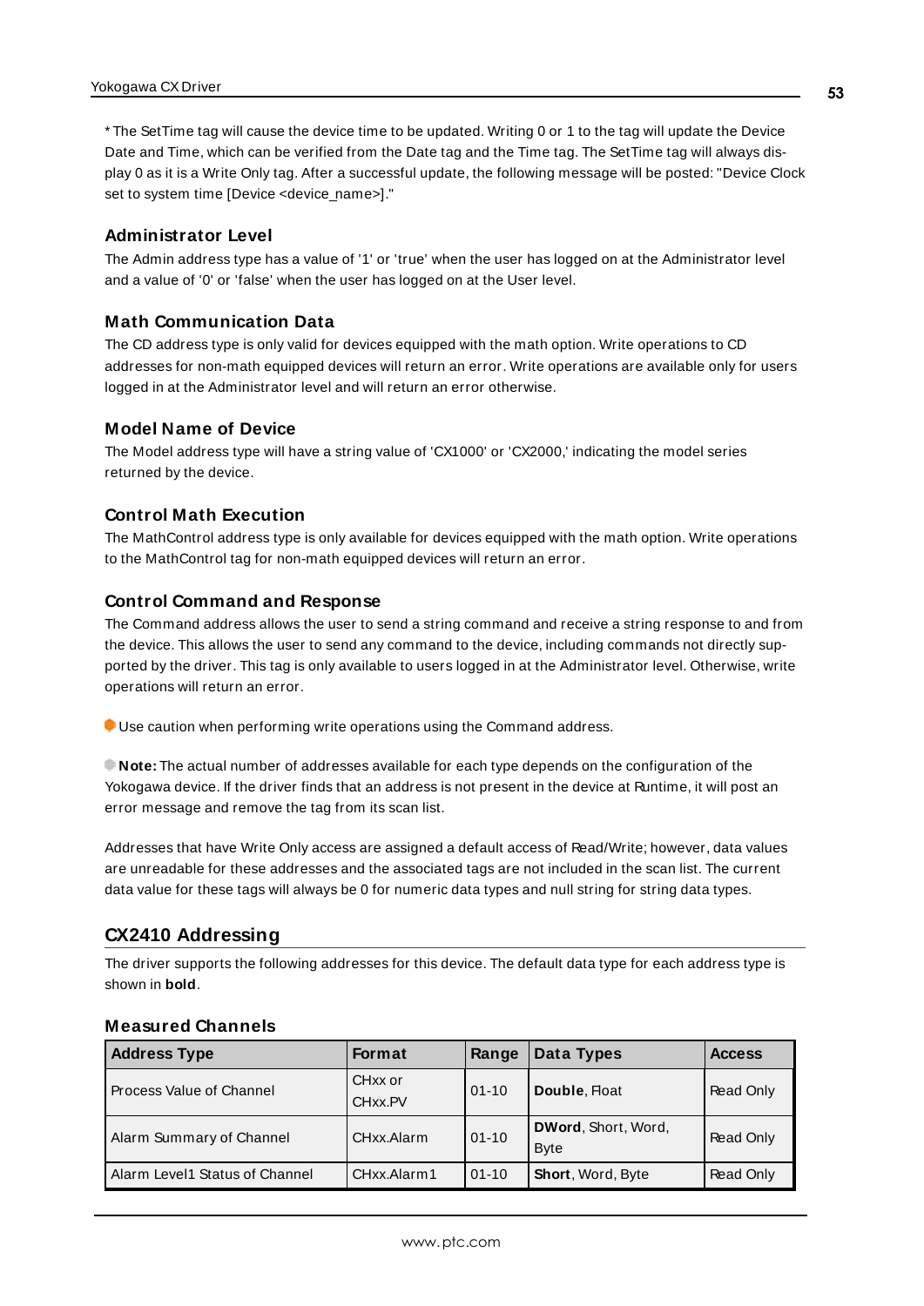* The SetTime tag will cause the device time to be updated. Writing 0 or 1 to the tag will update the Device Date and Time, which can be verified from the Date tag and the Time tag. The SetTime tag will always display 0 as it is a Write Only tag. After a successful update, the following message will be posted: "Device Clock set to system time [Device <device_name>]."

### Administrator Level

The Admin address type has a value of '1' or 'true' when the user has logged on at the Administrator level and a value of '0' or 'false' when the user has logged on at the User level.

### Math Communication Data

The CD address type is only valid for devices equipped with the math option. Write operations to CD addresses for non-math equipped devices will return an error. Write operations are available only for users logged in at the Administrator level and will return an error otherwise.

### Model Name of Device

The Model address type will have a string value of 'CX1000' or 'CX2000,' indicating the model series returned by the device.

### Control Math Execution

The MathControl address type is only available for devices equipped with the math option. Write operations to the MathControl tag for non-math equipped devices will return an error.

### Control Command and Response

The Command address allows the user to send a string command and receive a string response to and from the device. This allows the user to send any command to the device, including commands not directly supported by the driver. This tag is only available to users logged in at the Administrator level. Otherwise, write operations will return an error.

Use caution when performing write operations using the Command address.

**Note:** The actual number of addresses available for each type depends on the configuration of the Yokogawa device. If the driver finds that an address is not present in the device at Runtime, it will post an error message and remove the tag from its scan list.

Addresses that have Write Only access are assigned a default access of Read/Write; however, data values are unreadable for these addresses and the associated tags are not included in the scan list. The current data value for these tags will always be 0 for numeric data types and null string for string data types.

## CX2410 Addressing

The driver supports the following addresses for this device. The default data type for each address type is shown in **bold**.

### Measured Channels

| Address Type | Format | Range | Data Types | Access |
|---|---|---|---|---|
| Process Value of Channel | CHxx or CHxx.PV | 01-10 | **Double**, Float | Read Only |
| Alarm Summary of Channel | CHxx.Alarm | 01-10 | **DWord**, Short, Word, Byte | Read Only |
| Alarm Level1 Status of Channel | CHxx.Alarm1 | 01-10 | **Short**, Word, Byte | Read Only |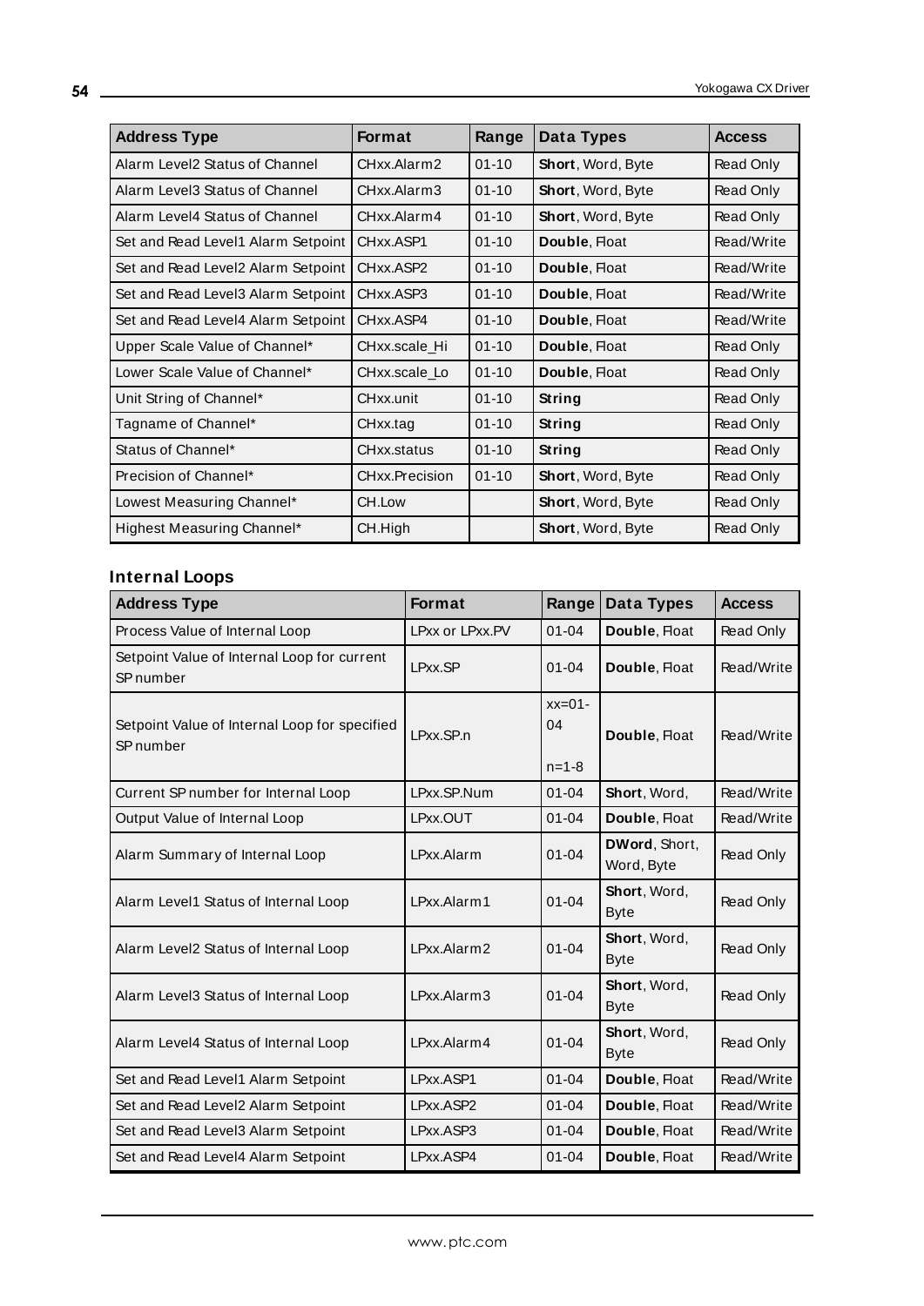| Address Type | Format | Range | Data Types | Access |
|---|---|---|---|---|
| Alarm Level2 Status of Channel | CHxx.Alarm2 | 01-10 | **Short**, Word, Byte | Read Only |
| Alarm Level3 Status of Channel | CHxx.Alarm3 | 01-10 | **Short**, Word, Byte | Read Only |
| Alarm Level4 Status of Channel | CHxx.Alarm4 | 01-10 | **Short**, Word, Byte | Read Only |
| Set and Read Level1 Alarm Setpoint | CHxx.ASP1 | 01-10 | **Double**, Float | Read/Write |
| Set and Read Level2 Alarm Setpoint | CHxx.ASP2 | 01-10 | **Double**, Float | Read/Write |
| Set and Read Level3 Alarm Setpoint | CHxx.ASP3 | 01-10 | **Double**, Float | Read/Write |
| Set and Read Level4 Alarm Setpoint | CHxx.ASP4 | 01-10 | **Double**, Float | Read/Write |
| Upper Scale Value of Channel* | CHxx.scale_Hi | 01-10 | **Double**, Float | Read Only |
| Lower Scale Value of Channel* | CHxx.scale_Lo | 01-10 | **Double**, Float | Read Only |
| Unit String of Channel* | CHxx.unit | 01-10 | **String** | Read Only |
| Tagname of Channel* | CHxx.tag | 01-10 | **String** | Read Only |
| Status of Channel* | CHxx.status | 01-10 | **String** | Read Only |
| Precision of Channel* | CHxx.Precision | 01-10 | **Short**, Word, Byte | Read Only |
| Lowest Measuring Channel* | CH.Low | | **Short**, Word, Byte | Read Only |
| Highest Measuring Channel* | CH.High | | **Short**, Word, Byte | Read Only |

### Internal Loops

| Address Type | Format | Range | Data Types | Access |
|---|---|---|---|---|
| Process Value of Internal Loop | LPxx or LPxx.PV | 01-04 | **Double**, Float | Read Only |
| Setpoint Value of Internal Loop for current SP number | LPxx.SP | 01-04 | **Double**, Float | Read/Write |
| Setpoint Value of Internal Loop for specified SP number | LPxx.SP.n | xx=01-04 n=1-8 | **Double**, Float | Read/Write |
| Current SP number for Internal Loop | LPxx.SP.Num | 01-04 | **Short**, Word, | Read/Write |
| Output Value of Internal Loop | LPxx.OUT | 01-04 | **Double**, Float | Read/Write |
| Alarm Summary of Internal Loop | LPxx.Alarm | 01-04 | **DWord**, Short, Word, Byte | Read Only |
| Alarm Level1 Status of Internal Loop | LPxx.Alarm1 | 01-04 | **Short**, Word, Byte | Read Only |
| Alarm Level2 Status of Internal Loop | LPxx.Alarm2 | 01-04 | **Short**, Word, Byte | Read Only |
| Alarm Level3 Status of Internal Loop | LPxx.Alarm3 | 01-04 | **Short**, Word, Byte | Read Only |
| Alarm Level4 Status of Internal Loop | LPxx.Alarm4 | 01-04 | **Short**, Word, Byte | Read Only |
| Set and Read Level1 Alarm Setpoint | LPxx.ASP1 | 01-04 | **Double**, Float | Read/Write |
| Set and Read Level2 Alarm Setpoint | LPxx.ASP2 | 01-04 | **Double**, Float | Read/Write |
| Set and Read Level3 Alarm Setpoint | LPxx.ASP3 | 01-04 | **Double**, Float | Read/Write |
| Set and Read Level4 Alarm Setpoint | LPxx.ASP4 | 01-04 | **Double**, Float | Read/Write |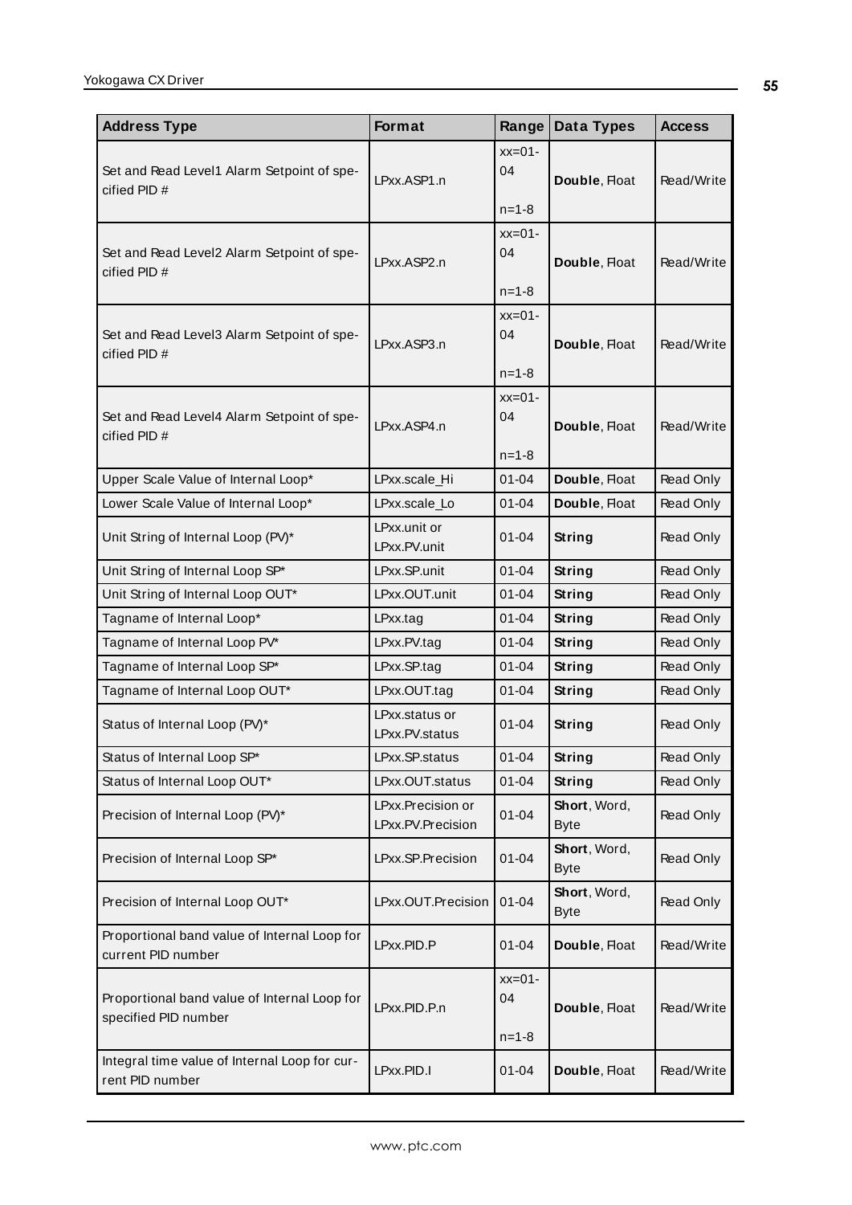| Address Type | Format | Range | Data Types | Access |
|---|---|---|---|---|
| Set and Read Level1 Alarm Setpoint of specified PID # | LPxx.ASP1.n | xx=01-04<br>n=1-8 | **Double**, Float | Read/Write |
| Set and Read Level2 Alarm Setpoint of specified PID # | LPxx.ASP2.n | xx=01-04<br>n=1-8 | **Double**, Float | Read/Write |
| Set and Read Level3 Alarm Setpoint of specified PID # | LPxx.ASP3.n | xx=01-04<br>n=1-8 | **Double**, Float | Read/Write |
| Set and Read Level4 Alarm Setpoint of specified PID # | LPxx.ASP4.n | xx=01-04<br>n=1-8 | **Double**, Float | Read/Write |
| Upper Scale Value of Internal Loop* | LPxx.scale_Hi | 01-04 | **Double**, Float | Read Only |
| Lower Scale Value of Internal Loop* | LPxx.scale_Lo | 01-04 | **Double**, Float | Read Only |
| Unit String of Internal Loop (PV)* | LPxx.unit or LPxx.PV.unit | 01-04 | **String** | Read Only |
| Unit String of Internal Loop SP* | LPxx.SP.unit | 01-04 | **String** | Read Only |
| Unit String of Internal Loop OUT* | LPxx.OUT.unit | 01-04 | **String** | Read Only |
| Tagname of Internal Loop* | LPxx.tag | 01-04 | **String** | Read Only |
| Tagname of Internal Loop PV* | LPxx.PV.tag | 01-04 | **String** | Read Only |
| Tagname of Internal Loop SP* | LPxx.SP.tag | 01-04 | **String** | Read Only |
| Tagname of Internal Loop OUT* | LPxx.OUT.tag | 01-04 | **String** | Read Only |
| Status of Internal Loop (PV)* | LPxx.status or LPxx.PV.status | 01-04 | **String** | Read Only |
| Status of Internal Loop SP* | LPxx.SP.status | 01-04 | **String** | Read Only |
| Status of Internal Loop OUT* | LPxx.OUT.status | 01-04 | **String** | Read Only |
| Precision of Internal Loop (PV)* | LPxx.Precision or LPxx.PV.Precision | 01-04 | **Short**, Word, Byte | Read Only |
| Precision of Internal Loop SP* | LPxx.SP.Precision | 01-04 | **Short**, Word, Byte | Read Only |
| Precision of Internal Loop OUT* | LPxx.OUT.Precision | 01-04 | **Short**, Word, Byte | Read Only |
| Proportional band value of Internal Loop for current PID number | LPxx.PID.P | 01-04 | **Double**, Float | Read/Write |
| Proportional band value of Internal Loop for specified PID number | LPxx.PID.P.n | xx=01-04<br>n=1-8 | **Double**, Float | Read/Write |
| Integral time value of Internal Loop for current PID number | LPxx.PID.I | 01-04 | **Double**, Float | Read/Write |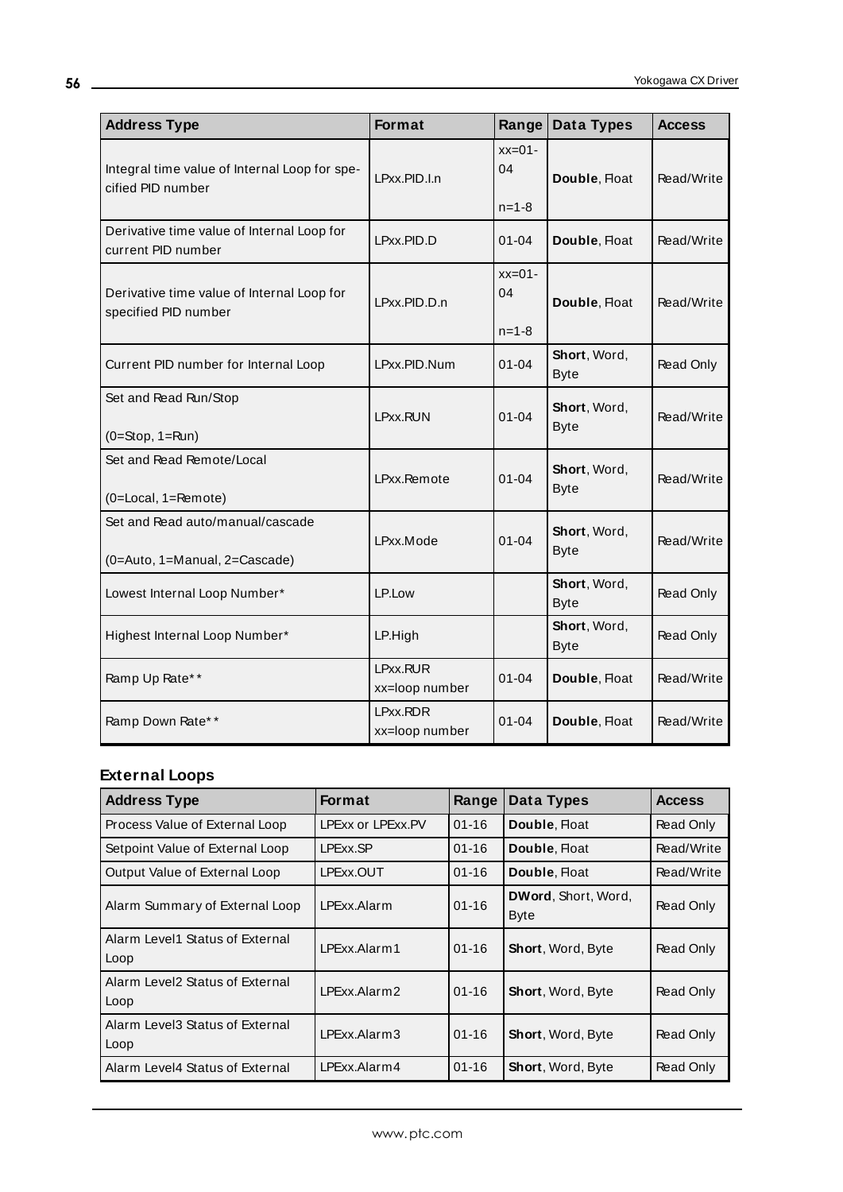| Address Type | Format | Range | Data Types | Access |
| --- | --- | --- | --- | --- |
| Integral time value of Internal Loop for specified PID number | LPxx.PID.I.n | xx=01-04<br><br>n=1-8 | **Double**, Float | Read/Write |
| Derivative time value of Internal Loop for current PID number | LPxx.PID.D | 01-04 | **Double**, Float | Read/Write |
| Derivative time value of Internal Loop for specified PID number | LPxx.PID.D.n | xx=01-04<br><br>n=1-8 | **Double**, Float | Read/Write |
| Current PID number for Internal Loop | LPxx.PID.Num | 01-04 | **Short**, Word, Byte | Read Only |
| Set and Read Run/Stop<br><br>(0=Stop, 1=Run) | LPxx.RUN | 01-04 | **Short**, Word, Byte | Read/Write |
| Set and Read Remote/Local<br><br>(0=Local, 1=Remote) | LPxx.Remote | 01-04 | **Short**, Word, Byte | Read/Write |
| Set and Read auto/manual/cascade<br><br>(0=Auto, 1=Manual, 2=Cascade) | LPxx.Mode | 01-04 | **Short**, Word, Byte | Read/Write |
| Lowest Internal Loop Number* | LP.Low | | **Short**, Word, Byte | Read Only |
| Highest Internal Loop Number* | LP.High | | **Short**, Word, Byte | Read Only |
| Ramp Up Rate** | LPxx.RUR<br>xx=loop number | 01-04 | **Double**, Float | Read/Write |
| Ramp Down Rate** | LPxx.RDR<br>xx=loop number | 01-04 | **Double**, Float | Read/Write |

### External Loops

| Address Type | Format | Range | Data Types | Access |
| --- | --- | --- | --- | --- |
| Process Value of External Loop | LPExx or LPExx.PV | 01-16 | **Double**, Float | Read Only |
| Setpoint Value of External Loop | LPExx.SP | 01-16 | **Double**, Float | Read/Write |
| Output Value of External Loop | LPExx.OUT | 01-16 | **Double**, Float | Read/Write |
| Alarm Summary of External Loop | LPExx.Alarm | 01-16 | **DWord**, Short, Word, Byte | Read Only |
| Alarm Level1 Status of External Loop | LPExx.Alarm1 | 01-16 | **Short**, Word, Byte | Read Only |
| Alarm Level2 Status of External Loop | LPExx.Alarm2 | 01-16 | **Short**, Word, Byte | Read Only |
| Alarm Level3 Status of External Loop | LPExx.Alarm3 | 01-16 | **Short**, Word, Byte | Read Only |
| Alarm Level4 Status of External | LPExx.Alarm4 | 01-16 | **Short**, Word, Byte | Read Only |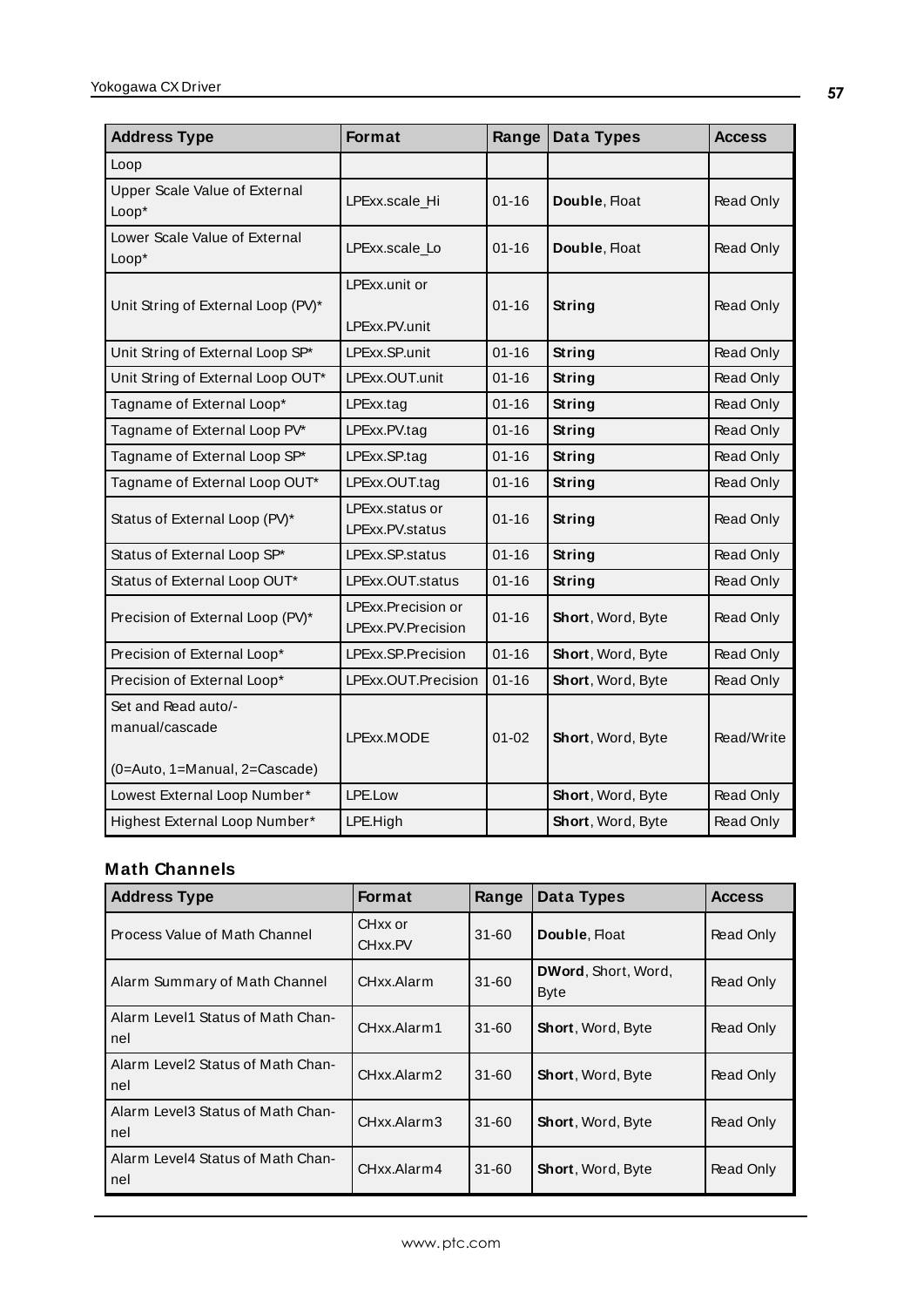| Address Type | Format | Range | Data Types | Access |
|---|---|---|---|---|
| Loop | | | | |
| Upper Scale Value of External Loop* | LPExx.scale_Hi | 01-16 | **Double**, Float | Read Only |
| Lower Scale Value of External Loop* | LPExx.scale_Lo | 01-16 | **Double**, Float | Read Only |
| Unit String of External Loop (PV)* | LPExx.unit or LPExx.PV.unit | 01-16 | **String** | Read Only |
| Unit String of External Loop SP* | LPExx.SP.unit | 01-16 | **String** | Read Only |
| Unit String of External Loop OUT* | LPExx.OUT.unit | 01-16 | **String** | Read Only |
| Tagname of External Loop* | LPExx.tag | 01-16 | **String** | Read Only |
| Tagname of External Loop PV* | LPExx.PV.tag | 01-16 | **String** | Read Only |
| Tagname of External Loop SP* | LPExx.SP.tag | 01-16 | **String** | Read Only |
| Tagname of External Loop OUT* | LPExx.OUT.tag | 01-16 | **String** | Read Only |
| Status of External Loop (PV)* | LPExx.status or LPExx.PV.status | 01-16 | **String** | Read Only |
| Status of External Loop SP* | LPExx.SP.status | 01-16 | **String** | Read Only |
| Status of External Loop OUT* | LPExx.OUT.status | 01-16 | **String** | Read Only |
| Precision of External Loop (PV)* | LPExx.Precision or LPExx.PV.Precision | 01-16 | **Short**, Word, Byte | Read Only |
| Precision of External Loop* | LPExx.SP.Precision | 01-16 | **Short**, Word, Byte | Read Only |
| Precision of External Loop* | LPExx.OUT.Precision | 01-16 | **Short**, Word, Byte | Read Only |
| Set and Read auto/-manual/cascade (0=Auto, 1=Manual, 2=Cascade) | LPExx.MODE | 01-02 | **Short**, Word, Byte | Read/Write |
| Lowest External Loop Number* | LPE.Low | | **Short**, Word, Byte | Read Only |
| Highest External Loop Number* | LPE.High | | **Short**, Word, Byte | Read Only |

### Math Channels

| Address Type | Format | Range | Data Types | Access |
|---|---|---|---|---|
| Process Value of Math Channel | CHxx or CHxx.PV | 31-60 | **Double**, Float | Read Only |
| Alarm Summary of Math Channel | CHxx.Alarm | 31-60 | **DWord**, Short, Word, Byte | Read Only |
| Alarm Level1 Status of Math Channel | CHxx.Alarm1 | 31-60 | **Short**, Word, Byte | Read Only |
| Alarm Level2 Status of Math Channel | CHxx.Alarm2 | 31-60 | **Short**, Word, Byte | Read Only |
| Alarm Level3 Status of Math Channel | CHxx.Alarm3 | 31-60 | **Short**, Word, Byte | Read Only |
| Alarm Level4 Status of Math Channel | CHxx.Alarm4 | 31-60 | **Short**, Word, Byte | Read Only |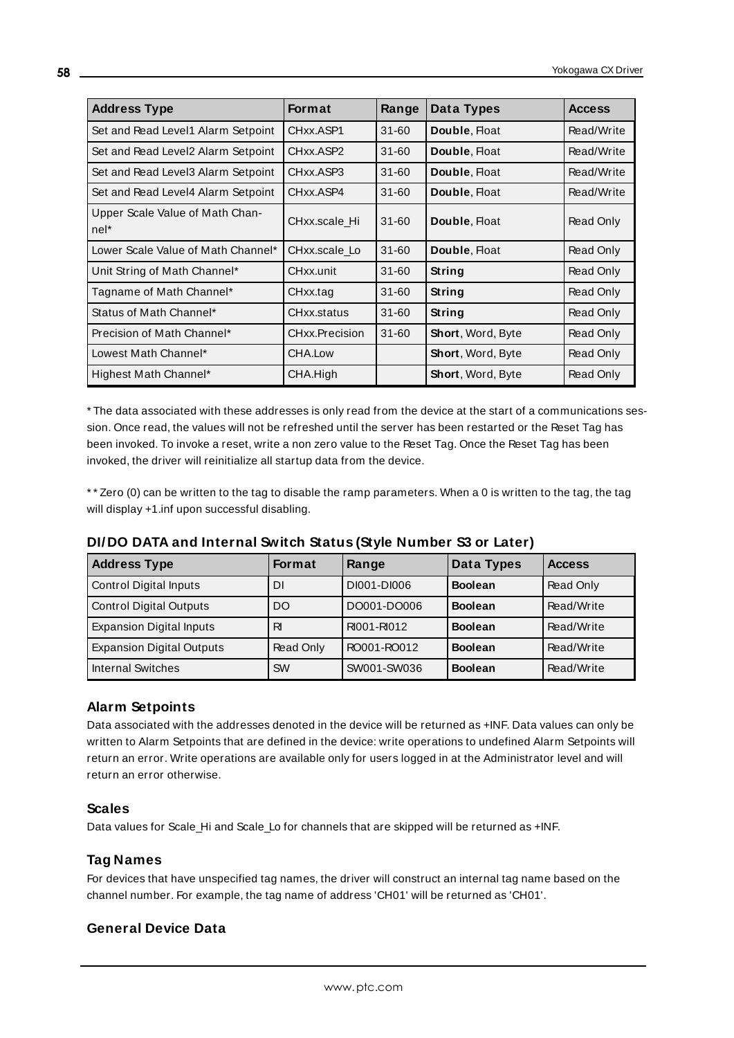| Address Type | Format | Range | Data Types | Access |
|---|---|---|---|---|
| Set and Read Level1 Alarm Setpoint | CHxx.ASP1 | 31-60 | **Double**, Float | Read/Write |
| Set and Read Level2 Alarm Setpoint | CHxx.ASP2 | 31-60 | **Double**, Float | Read/Write |
| Set and Read Level3 Alarm Setpoint | CHxx.ASP3 | 31-60 | **Double**, Float | Read/Write |
| Set and Read Level4 Alarm Setpoint | CHxx.ASP4 | 31-60 | **Double**, Float | Read/Write |
| Upper Scale Value of Math Channel* | CHxx.scale_Hi | 31-60 | **Double**, Float | Read Only |
| Lower Scale Value of Math Channel* | CHxx.scale_Lo | 31-60 | **Double**, Float | Read Only |
| Unit String of Math Channel* | CHxx.unit | 31-60 | **String** | Read Only |
| Tagname of Math Channel* | CHxx.tag | 31-60 | **String** | Read Only |
| Status of Math Channel* | CHxx.status | 31-60 | **String** | Read Only |
| Precision of Math Channel* | CHxx.Precision | 31-60 | **Short**, Word, Byte | Read Only |
| Lowest Math Channel* | CHA.Low | | **Short**, Word, Byte | Read Only |
| Highest Math Channel* | CHA.High | | **Short**, Word, Byte | Read Only |

* The data associated with these addresses is only read from the device at the start of a communications session. Once read, the values will not be refreshed until the server has been restarted or the Reset Tag has been invoked. To invoke a reset, write a non zero value to the Reset Tag. Once the Reset Tag has been invoked, the driver will reinitialize all startup data from the device.

** Zero (0) can be written to the tag to disable the ramp parameters. When a 0 is written to the tag, the tag will display +1.inf upon successful disabling.

### DI/DO DATA and Internal Switch Status (Style Number S3 or Later)

| Address Type | Format | Range | Data Types | Access |
|---|---|---|---|---|
| Control Digital Inputs | DI | DI001-DI006 | **Boolean** | Read Only |
| Control Digital Outputs | DO | DO001-DO006 | **Boolean** | Read/Write |
| Expansion Digital Inputs | RI | RI001-RI012 | **Boolean** | Read/Write |
| Expansion Digital Outputs | Read Only | RO001-RO012 | **Boolean** | Read/Write |
| Internal Switches | SW | SW001-SW036 | **Boolean** | Read/Write |

### Alarm Setpoints

Data associated with the addresses denoted in the device will be returned as +INF. Data values can only be written to Alarm Setpoints that are defined in the device: write operations to undefined Alarm Setpoints will return an error. Write operations are available only for users logged in at the Administrator level and will return an error otherwise.

### Scales

Data values for Scale_Hi and Scale_Lo for channels that are skipped will be returned as +INF.

### Tag Names

For devices that have unspecified tag names, the driver will construct an internal tag name based on the channel number. For example, the tag name of address 'CH01' will be returned as 'CH01'.

### General Device Data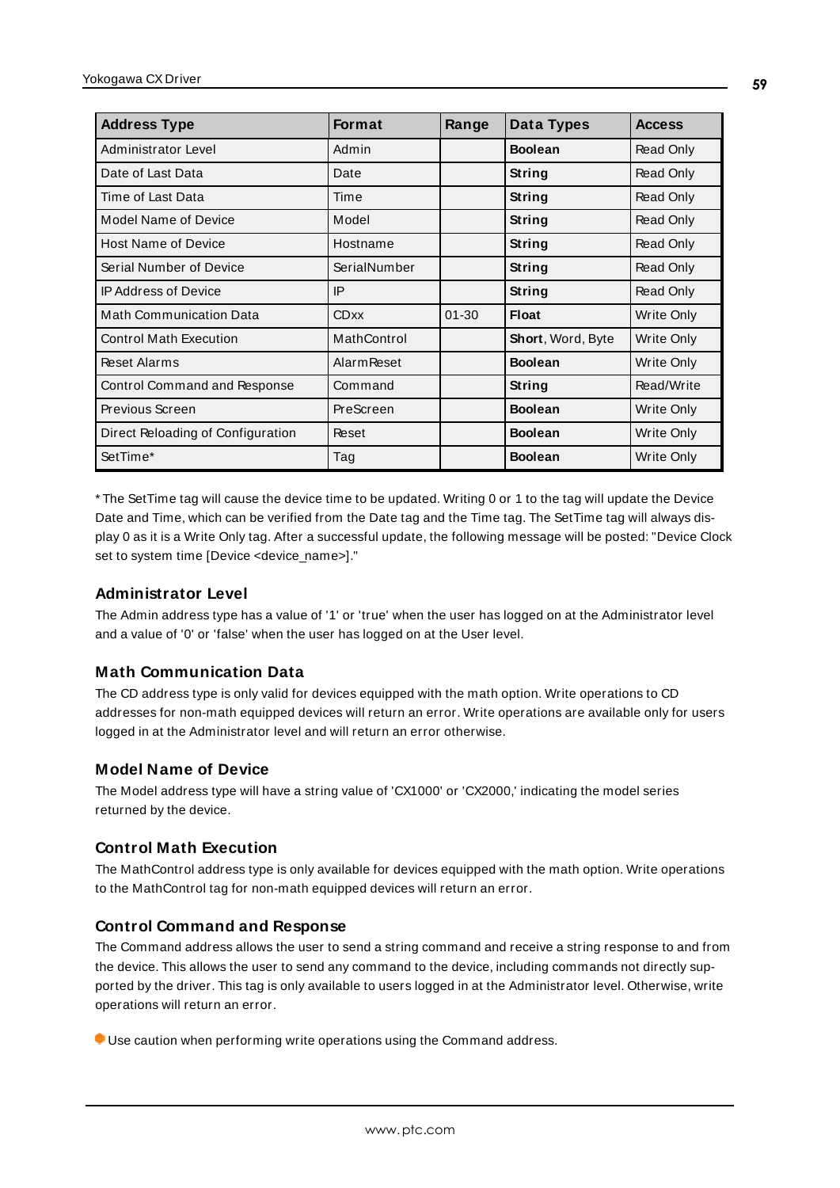| Address Type | Format | Range | Data Types | Access |
|---|---|---|---|---|
| Administrator Level | Admin | | **Boolean** | Read Only |
| Date of Last Data | Date | | **String** | Read Only |
| Time of Last Data | Time | | **String** | Read Only |
| Model Name of Device | Model | | **String** | Read Only |
| Host Name of Device | Hostname | | **String** | Read Only |
| Serial Number of Device | SerialNumber | | **String** | Read Only |
| IP Address of Device | IP | | **String** | Read Only |
| Math Communication Data | CDxx | 01-30 | **Float** | Write Only |
| Control Math Execution | MathControl | | **Short**, Word, Byte | Write Only |
| Reset Alarms | AlarmReset | | **Boolean** | Write Only |
| Control Command and Response | Command | | **String** | Read/Write |
| Previous Screen | PreScreen | | **Boolean** | Write Only |
| Direct Reloading of Configuration | Reset | | **Boolean** | Write Only |
| SetTime* | Tag | | **Boolean** | Write Only |

* The SetTime tag will cause the device time to be updated. Writing 0 or 1 to the tag will update the Device Date and Time, which can be verified from the Date tag and the Time tag. The SetTime tag will always display 0 as it is a Write Only tag. After a successful update, the following message will be posted: "Device Clock set to system time [Device <device_name>]."

### Administrator Level

The Admin address type has a value of '1' or 'true' when the user has logged on at the Administrator level and a value of '0' or 'false' when the user has logged on at the User level.

### Math Communication Data

The CD address type is only valid for devices equipped with the math option. Write operations to CD addresses for non-math equipped devices will return an error. Write operations are available only for users logged in at the Administrator level and will return an error otherwise.

### Model Name of Device

The Model address type will have a string value of 'CX1000' or 'CX2000,' indicating the model series returned by the device.

### Control Math Execution

The MathControl address type is only available for devices equipped with the math option. Write operations to the MathControl tag for non-math equipped devices will return an error.

### Control Command and Response

The Command address allows the user to send a string command and receive a string response to and from the device. This allows the user to send any command to the device, including commands not directly supported by the driver. This tag is only available to users logged in at the Administrator level. Otherwise, write operations will return an error.

Use caution when performing write operations using the Command address.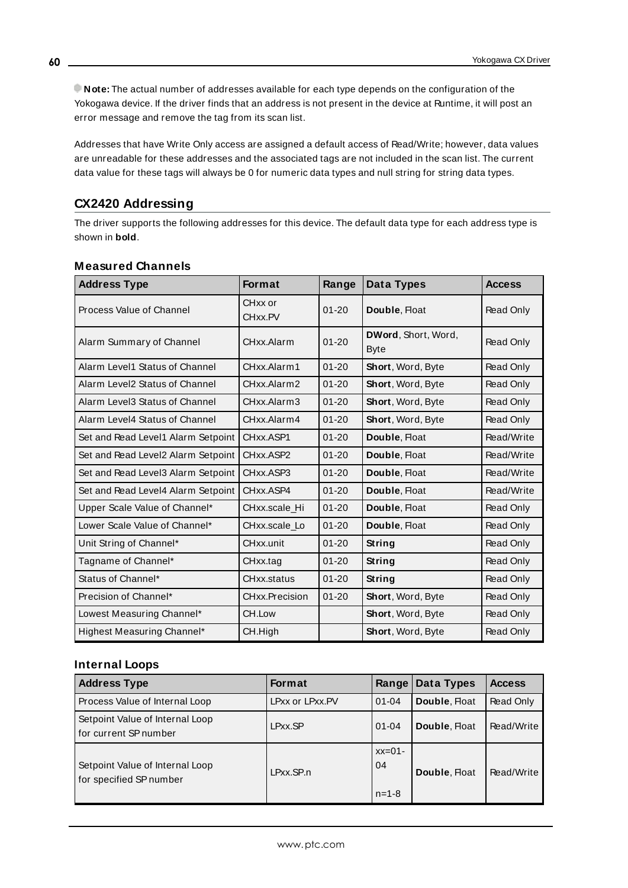**Note:** The actual number of addresses available for each type depends on the configuration of the Yokogawa device. If the driver finds that an address is not present in the device at Runtime, it will post an error message and remove the tag from its scan list.

Addresses that have Write Only access are assigned a default access of Read/Write; however, data values are unreadable for these addresses and the associated tags are not included in the scan list. The current data value for these tags will always be 0 for numeric data types and null string for string data types.

## CX2420 Addressing

The driver supports the following addresses for this device. The default data type for each address type is shown in **bold**.

### Measured Channels

| Address Type | Format | Range | Data Types | Access |
|---|---|---|---|---|
| Process Value of Channel | CHxx or CHxx.PV | 01-20 | **Double**, Float | Read Only |
| Alarm Summary of Channel | CHxx.Alarm | 01-20 | **DWord**, Short, Word, Byte | Read Only |
| Alarm Level1 Status of Channel | CHxx.Alarm1 | 01-20 | **Short**, Word, Byte | Read Only |
| Alarm Level2 Status of Channel | CHxx.Alarm2 | 01-20 | **Short**, Word, Byte | Read Only |
| Alarm Level3 Status of Channel | CHxx.Alarm3 | 01-20 | **Short**, Word, Byte | Read Only |
| Alarm Level4 Status of Channel | CHxx.Alarm4 | 01-20 | **Short**, Word, Byte | Read Only |
| Set and Read Level1 Alarm Setpoint | CHxx.ASP1 | 01-20 | **Double**, Float | Read/Write |
| Set and Read Level2 Alarm Setpoint | CHxx.ASP2 | 01-20 | **Double**, Float | Read/Write |
| Set and Read Level3 Alarm Setpoint | CHxx.ASP3 | 01-20 | **Double**, Float | Read/Write |
| Set and Read Level4 Alarm Setpoint | CHxx.ASP4 | 01-20 | **Double**, Float | Read/Write |
| Upper Scale Value of Channel* | CHxx.scale_Hi | 01-20 | **Double**, Float | Read Only |
| Lower Scale Value of Channel* | CHxx.scale_Lo | 01-20 | **Double**, Float | Read Only |
| Unit String of Channel* | CHxx.unit | 01-20 | **String** | Read Only |
| Tagname of Channel* | CHxx.tag | 01-20 | **String** | Read Only |
| Status of Channel* | CHxx.status | 01-20 | **String** | Read Only |
| Precision of Channel* | CHxx.Precision | 01-20 | **Short**, Word, Byte | Read Only |
| Lowest Measuring Channel* | CH.Low | | **Short**, Word, Byte | Read Only |
| Highest Measuring Channel* | CH.High | | **Short**, Word, Byte | Read Only |

### Internal Loops

| Address Type | Format | Range | Data Types | Access |
|---|---|---|---|---|
| Process Value of Internal Loop | LPxx or LPxx.PV | 01-04 | **Double**, Float | Read Only |
| Setpoint Value of Internal Loop for current SP number | LPxx.SP | 01-04 | **Double**, Float | Read/Write |
| Setpoint Value of Internal Loop for specified SP number | LPxx.SP.n | xx=01-04 n=1-8 | **Double**, Float | Read/Write |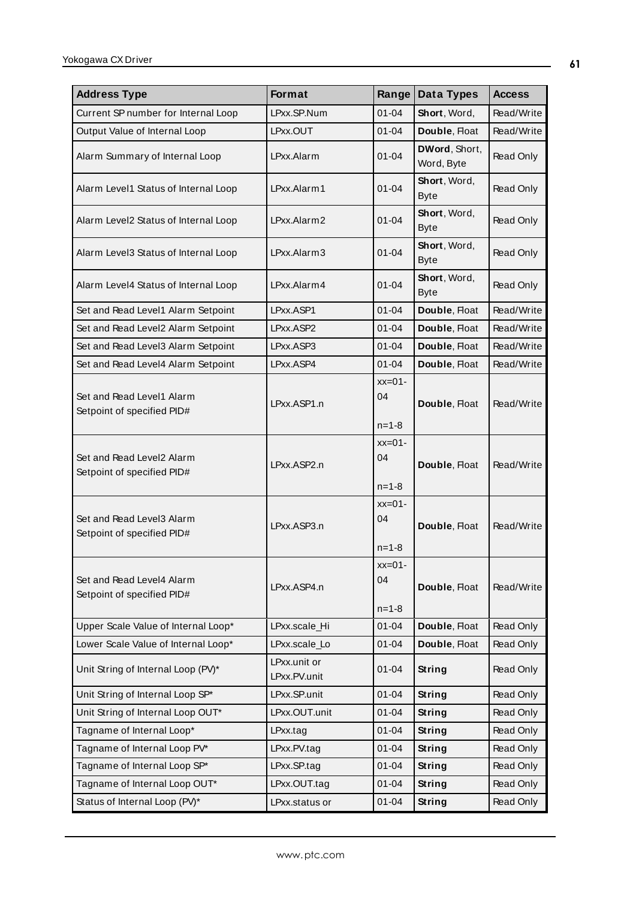| Address Type | Format | Range | Data Types | Access |
|---|---|---|---|---|
| Current SP number for Internal Loop | LPxx.SP.Num | 01-04 | **Short**, Word, | Read/Write |
| Output Value of Internal Loop | LPxx.OUT | 01-04 | **Double**, Float | Read/Write |
| Alarm Summary of Internal Loop | LPxx.Alarm | 01-04 | **DWord**, Short, Word, Byte | Read Only |
| Alarm Level1 Status of Internal Loop | LPxx.Alarm1 | 01-04 | **Short**, Word, Byte | Read Only |
| Alarm Level2 Status of Internal Loop | LPxx.Alarm2 | 01-04 | **Short**, Word, Byte | Read Only |
| Alarm Level3 Status of Internal Loop | LPxx.Alarm3 | 01-04 | **Short**, Word, Byte | Read Only |
| Alarm Level4 Status of Internal Loop | LPxx.Alarm4 | 01-04 | **Short**, Word, Byte | Read Only |
| Set and Read Level1 Alarm Setpoint | LPxx.ASP1 | 01-04 | **Double**, Float | Read/Write |
| Set and Read Level2 Alarm Setpoint | LPxx.ASP2 | 01-04 | **Double**, Float | Read/Write |
| Set and Read Level3 Alarm Setpoint | LPxx.ASP3 | 01-04 | **Double**, Float | Read/Write |
| Set and Read Level4 Alarm Setpoint | LPxx.ASP4 | 01-04 | **Double**, Float | Read/Write |
| Set and Read Level1 Alarm Setpoint of specified PID# | LPxx.ASP1.n | xx=01-04<br>n=1-8 | **Double**, Float | Read/Write |
| Set and Read Level2 Alarm Setpoint of specified PID# | LPxx.ASP2.n | xx=01-04<br>n=1-8 | **Double**, Float | Read/Write |
| Set and Read Level3 Alarm Setpoint of specified PID# | LPxx.ASP3.n | xx=01-04<br>n=1-8 | **Double**, Float | Read/Write |
| Set and Read Level4 Alarm Setpoint of specified PID# | LPxx.ASP4.n | xx=01-04<br>n=1-8 | **Double**, Float | Read/Write |
| Upper Scale Value of Internal Loop* | LPxx.scale_Hi | 01-04 | **Double**, Float | Read Only |
| Lower Scale Value of Internal Loop* | LPxx.scale_Lo | 01-04 | **Double**, Float | Read Only |
| Unit String of Internal Loop (PV)* | LPxx.unit or LPxx.PV.unit | 01-04 | **String** | Read Only |
| Unit String of Internal Loop SP* | LPxx.SP.unit | 01-04 | **String** | Read Only |
| Unit String of Internal Loop OUT* | LPxx.OUT.unit | 01-04 | **String** | Read Only |
| Tagname of Internal Loop* | LPxx.tag | 01-04 | **String** | Read Only |
| Tagname of Internal Loop PV* | LPxx.PV.tag | 01-04 | **String** | Read Only |
| Tagname of Internal Loop SP* | LPxx.SP.tag | 01-04 | **String** | Read Only |
| Tagname of Internal Loop OUT* | LPxx.OUT.tag | 01-04 | **String** | Read Only |
| Status of Internal Loop (PV)* | LPxx.status or | 01-04 | **String** | Read Only |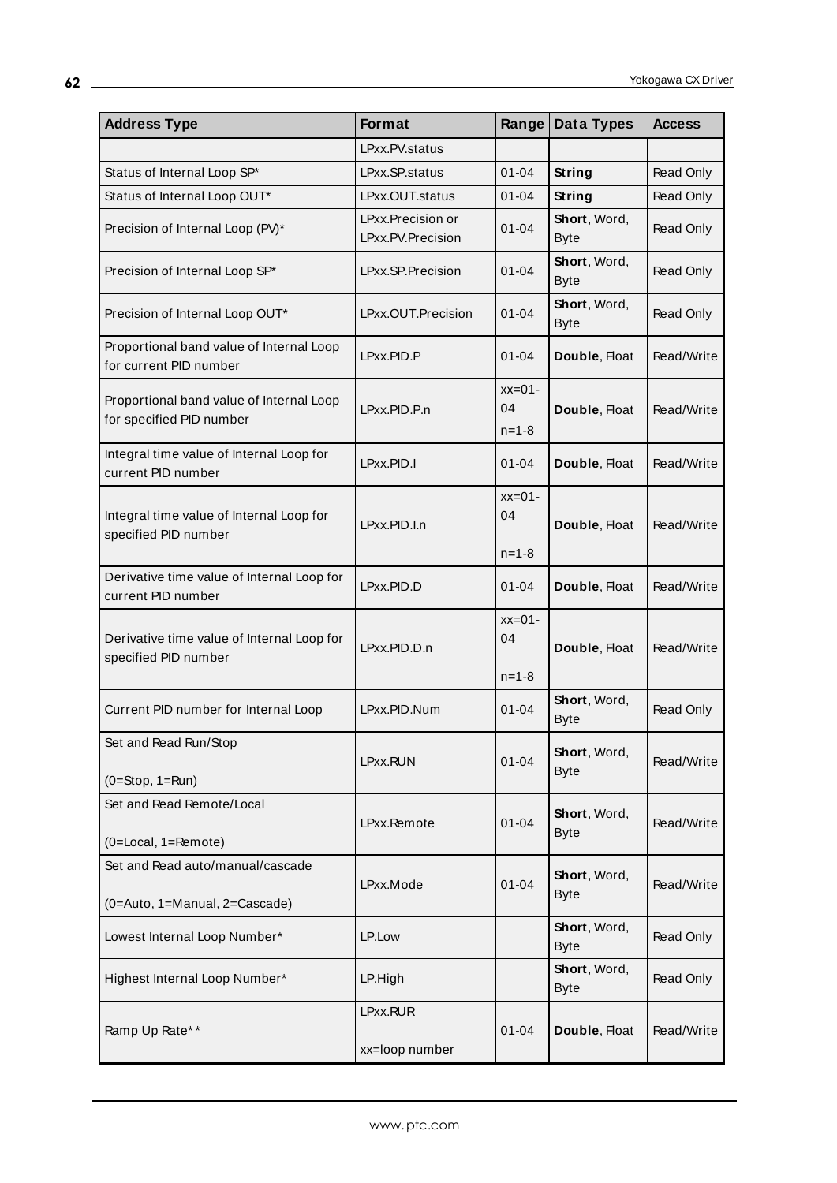| Address Type | Format | Range | Data Types | Access |
| --- | --- | --- | --- | --- |
| | LPxx.PV.status | | | |
| Status of Internal Loop SP* | LPxx.SP.status | 01-04 | **String** | Read Only |
| Status of Internal Loop OUT* | LPxx.OUT.status | 01-04 | **String** | Read Only |
| Precision of Internal Loop (PV)* | LPxx.Precision or LPxx.PV.Precision | 01-04 | **Short**, Word, Byte | Read Only |
| Precision of Internal Loop SP* | LPxx.SP.Precision | 01-04 | **Short**, Word, Byte | Read Only |
| Precision of Internal Loop OUT* | LPxx.OUT.Precision | 01-04 | **Short**, Word, Byte | Read Only |
| Proportional band value of Internal Loop for current PID number | LPxx.PID.P | 01-04 | **Double**, Float | Read/Write |
| Proportional band value of Internal Loop for specified PID number | LPxx.PID.P.n | xx=01-04 n=1-8 | **Double**, Float | Read/Write |
| Integral time value of Internal Loop for current PID number | LPxx.PID.I | 01-04 | **Double**, Float | Read/Write |
| Integral time value of Internal Loop for specified PID number | LPxx.PID.I.n | xx=01-04 n=1-8 | **Double**, Float | Read/Write |
| Derivative time value of Internal Loop for current PID number | LPxx.PID.D | 01-04 | **Double**, Float | Read/Write |
| Derivative time value of Internal Loop for specified PID number | LPxx.PID.D.n | xx=01-04 n=1-8 | **Double**, Float | Read/Write |
| Current PID number for Internal Loop | LPxx.PID.Num | 01-04 | **Short**, Word, Byte | Read Only |
| Set and Read Run/Stop (0=Stop, 1=Run) | LPxx.RUN | 01-04 | **Short**, Word, Byte | Read/Write |
| Set and Read Remote/Local (0=Local, 1=Remote) | LPxx.Remote | 01-04 | **Short**, Word, Byte | Read/Write |
| Set and Read auto/manual/cascade (0=Auto, 1=Manual, 2=Cascade) | LPxx.Mode | 01-04 | **Short**, Word, Byte | Read/Write |
| Lowest Internal Loop Number* | LP.Low | | **Short**, Word, Byte | Read Only |
| Highest Internal Loop Number* | LP.High | | **Short**, Word, Byte | Read Only |
| Ramp Up Rate** | LPxx.RUR xx=loop number | 01-04 | **Double**, Float | Read/Write |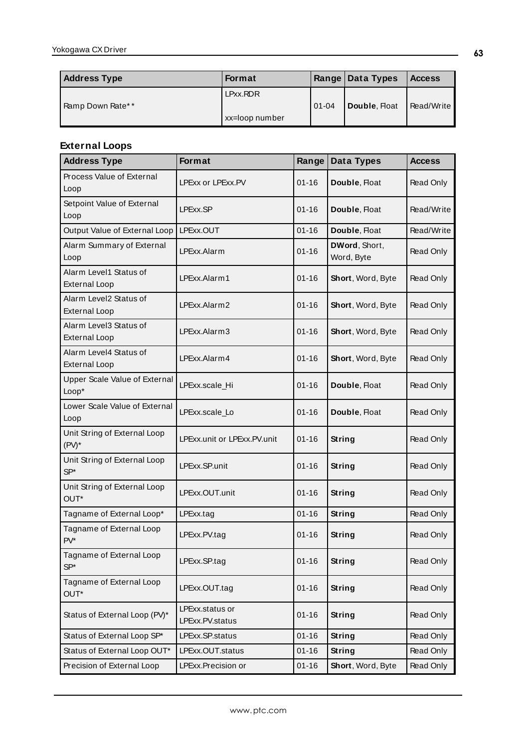| Address Type | Format | Range | Data Types | Access |
|---|---|---|---|---|
| Ramp Down Rate** | LPxx.RDR<br><br>xx=loop number | 01-04 | **Double**, Float | Read/Write |

### External Loops

| Address Type | Format | Range | Data Types | Access |
|---|---|---|---|---|
| Process Value of External Loop | LPExx or LPExx.PV | 01-16 | **Double**, Float | Read Only |
| Setpoint Value of External Loop | LPExx.SP | 01-16 | **Double**, Float | Read/Write |
| Output Value of External Loop | LPExx.OUT | 01-16 | **Double**, Float | Read/Write |
| Alarm Summary of External Loop | LPExx.Alarm | 01-16 | **DWord**, Short, Word, Byte | Read Only |
| Alarm Level1 Status of External Loop | LPExx.Alarm1 | 01-16 | **Short**, Word, Byte | Read Only |
| Alarm Level2 Status of External Loop | LPExx.Alarm2 | 01-16 | **Short**, Word, Byte | Read Only |
| Alarm Level3 Status of External Loop | LPExx.Alarm3 | 01-16 | **Short**, Word, Byte | Read Only |
| Alarm Level4 Status of External Loop | LPExx.Alarm4 | 01-16 | **Short**, Word, Byte | Read Only |
| Upper Scale Value of External Loop* | LPExx.scale_Hi | 01-16 | **Double**, Float | Read Only |
| Lower Scale Value of External Loop | LPExx.scale_Lo | 01-16 | **Double**, Float | Read Only |
| Unit String of External Loop (PV)* | LPExx.unit or LPExx.PV.unit | 01-16 | **String** | Read Only |
| Unit String of External Loop SP* | LPExx.SP.unit | 01-16 | **String** | Read Only |
| Unit String of External Loop OUT* | LPExx.OUT.unit | 01-16 | **String** | Read Only |
| Tagname of External Loop* | LPExx.tag | 01-16 | **String** | Read Only |
| Tagname of External Loop PV* | LPExx.PV.tag | 01-16 | **String** | Read Only |
| Tagname of External Loop SP* | LPExx.SP.tag | 01-16 | **String** | Read Only |
| Tagname of External Loop OUT* | LPExx.OUT.tag | 01-16 | **String** | Read Only |
| Status of External Loop (PV)* | LPExx.status or LPExx.PV.status | 01-16 | **String** | Read Only |
| Status of External Loop SP* | LPExx.SP.status | 01-16 | **String** | Read Only |
| Status of External Loop OUT* | LPExx.OUT.status | 01-16 | **String** | Read Only |
| Precision of External Loop | LPExx.Precision or | 01-16 | **Short**, Word, Byte | Read Only |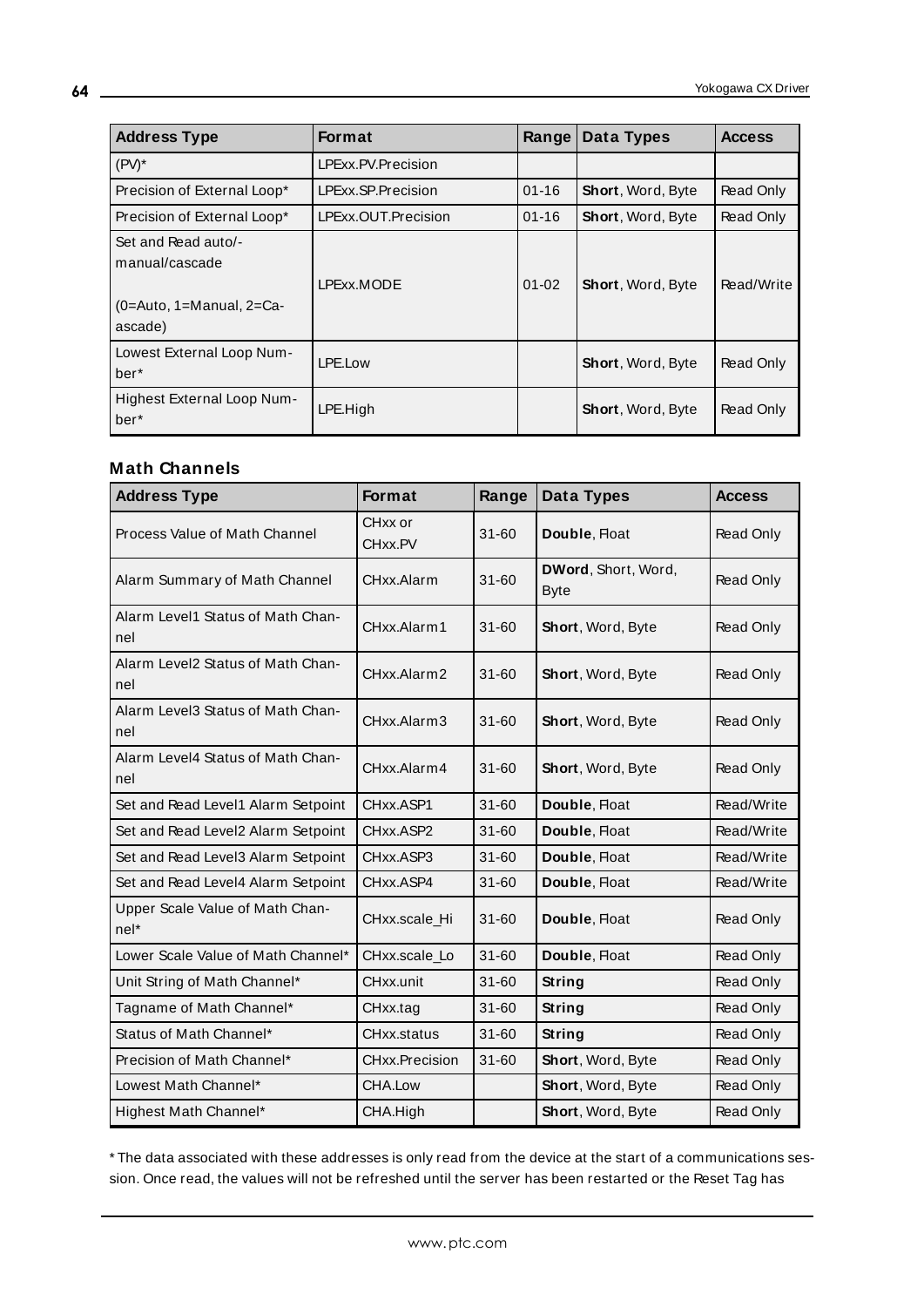| Address Type | Format | Range | Data Types | Access |
|---|---|---|---|---|
| (PV)* | LPExx.PV.Precision | | | |
| Precision of External Loop* | LPExx.SP.Precision | 01-16 | **Short**, Word, Byte | Read Only |
| Precision of External Loop* | LPExx.OUT.Precision | 01-16 | **Short**, Word, Byte | Read Only |
| Set and Read auto/-manual/cascade (0=Auto, 1=Manual, 2=Ca-ascade) | LPExx.MODE | 01-02 | **Short**, Word, Byte | Read/Write |
| Lowest External Loop Num-ber* | LPE.Low | | **Short**, Word, Byte | Read Only |
| Highest External Loop Num-ber* | LPE.High | | **Short**, Word, Byte | Read Only |

### Math Channels

| Address Type | Format | Range | Data Types | Access |
|---|---|---|---|---|
| Process Value of Math Channel | CHxx or CHxx.PV | 31-60 | **Double**, Float | Read Only |
| Alarm Summary of Math Channel | CHxx.Alarm | 31-60 | **DWord**, Short, Word, Byte | Read Only |
| Alarm Level1 Status of Math Chan-nel | CHxx.Alarm1 | 31-60 | **Short**, Word, Byte | Read Only |
| Alarm Level2 Status of Math Chan-nel | CHxx.Alarm2 | 31-60 | **Short**, Word, Byte | Read Only |
| Alarm Level3 Status of Math Chan-nel | CHxx.Alarm3 | 31-60 | **Short**, Word, Byte | Read Only |
| Alarm Level4 Status of Math Chan-nel | CHxx.Alarm4 | 31-60 | **Short**, Word, Byte | Read Only |
| Set and Read Level1 Alarm Setpoint | CHxx.ASP1 | 31-60 | **Double**, Float | Read/Write |
| Set and Read Level2 Alarm Setpoint | CHxx.ASP2 | 31-60 | **Double**, Float | Read/Write |
| Set and Read Level3 Alarm Setpoint | CHxx.ASP3 | 31-60 | **Double**, Float | Read/Write |
| Set and Read Level4 Alarm Setpoint | CHxx.ASP4 | 31-60 | **Double**, Float | Read/Write |
| Upper Scale Value of Math Chan-nel* | CHxx.scale_Hi | 31-60 | **Double**, Float | Read Only |
| Lower Scale Value of Math Channel* | CHxx.scale_Lo | 31-60 | **Double**, Float | Read Only |
| Unit String of Math Channel* | CHxx.unit | 31-60 | **String** | Read Only |
| Tagname of Math Channel* | CHxx.tag | 31-60 | **String** | Read Only |
| Status of Math Channel* | CHxx.status | 31-60 | **String** | Read Only |
| Precision of Math Channel* | CHxx.Precision | 31-60 | **Short**, Word, Byte | Read Only |
| Lowest Math Channel* | CHA.Low | | **Short**, Word, Byte | Read Only |
| Highest Math Channel* | CHA.High | | **Short**, Word, Byte | Read Only |

* The data associated with these addresses is only read from the device at the start of a communications session. Once read, the values will not be refreshed until the server has been restarted or the Reset Tag has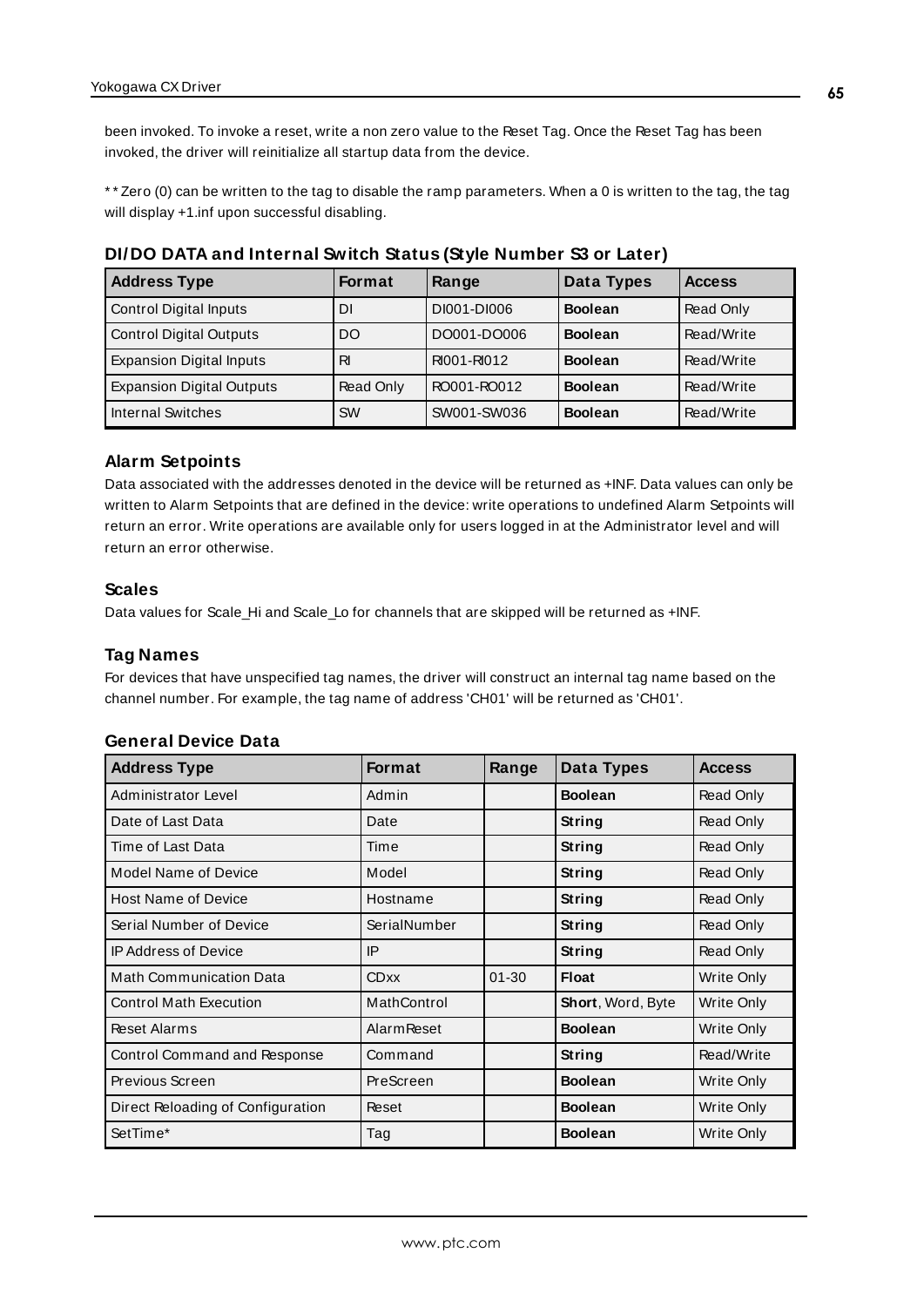been invoked. To invoke a reset, write a non zero value to the Reset Tag. Once the Reset Tag has been invoked, the driver will reinitialize all startup data from the device.

** Zero (0) can be written to the tag to disable the ramp parameters. When a 0 is written to the tag, the tag will display +1.inf upon successful disabling.

### DI/DO DATA and Internal Switch Status (Style Number S3 or Later)

| Address Type | Format | Range | Data Types | Access |
|---|---|---|---|---|
| Control Digital Inputs | DI | DI001-DI006 | **Boolean** | Read Only |
| Control Digital Outputs | DO | DO001-DO006 | **Boolean** | Read/Write |
| Expansion Digital Inputs | RI | RI001-RI012 | **Boolean** | Read/Write |
| Expansion Digital Outputs | Read Only | RO001-RO012 | **Boolean** | Read/Write |
| Internal Switches | SW | SW001-SW036 | **Boolean** | Read/Write |

### Alarm Setpoints

Data associated with the addresses denoted in the device will be returned as +INF. Data values can only be written to Alarm Setpoints that are defined in the device: write operations to undefined Alarm Setpoints will return an error. Write operations are available only for users logged in at the Administrator level and will return an error otherwise.

### Scales

Data values for Scale_Hi and Scale_Lo for channels that are skipped will be returned as +INF.

### Tag Names

For devices that have unspecified tag names, the driver will construct an internal tag name based on the channel number. For example, the tag name of address 'CH01' will be returned as 'CH01'.

### General Device Data

| Address Type | Format | Range | Data Types | Access |
|---|---|---|---|---|
| Administrator Level | Admin | | **Boolean** | Read Only |
| Date of Last Data | Date | | **String** | Read Only |
| Time of Last Data | Time | | **String** | Read Only |
| Model Name of Device | Model | | **String** | Read Only |
| Host Name of Device | Hostname | | **String** | Read Only |
| Serial Number of Device | SerialNumber | | **String** | Read Only |
| IP Address of Device | IP | | **String** | Read Only |
| Math Communication Data | CDxx | 01-30 | **Float** | Write Only |
| Control Math Execution | MathControl | | **Short**, Word, Byte | Write Only |
| Reset Alarms | AlarmReset | | **Boolean** | Write Only |
| Control Command and Response | Command | | **String** | Read/Write |
| Previous Screen | PreScreen | | **Boolean** | Write Only |
| Direct Reloading of Configuration | Reset | | **Boolean** | Write Only |
| SetTime* | Tag | | **Boolean** | Write Only |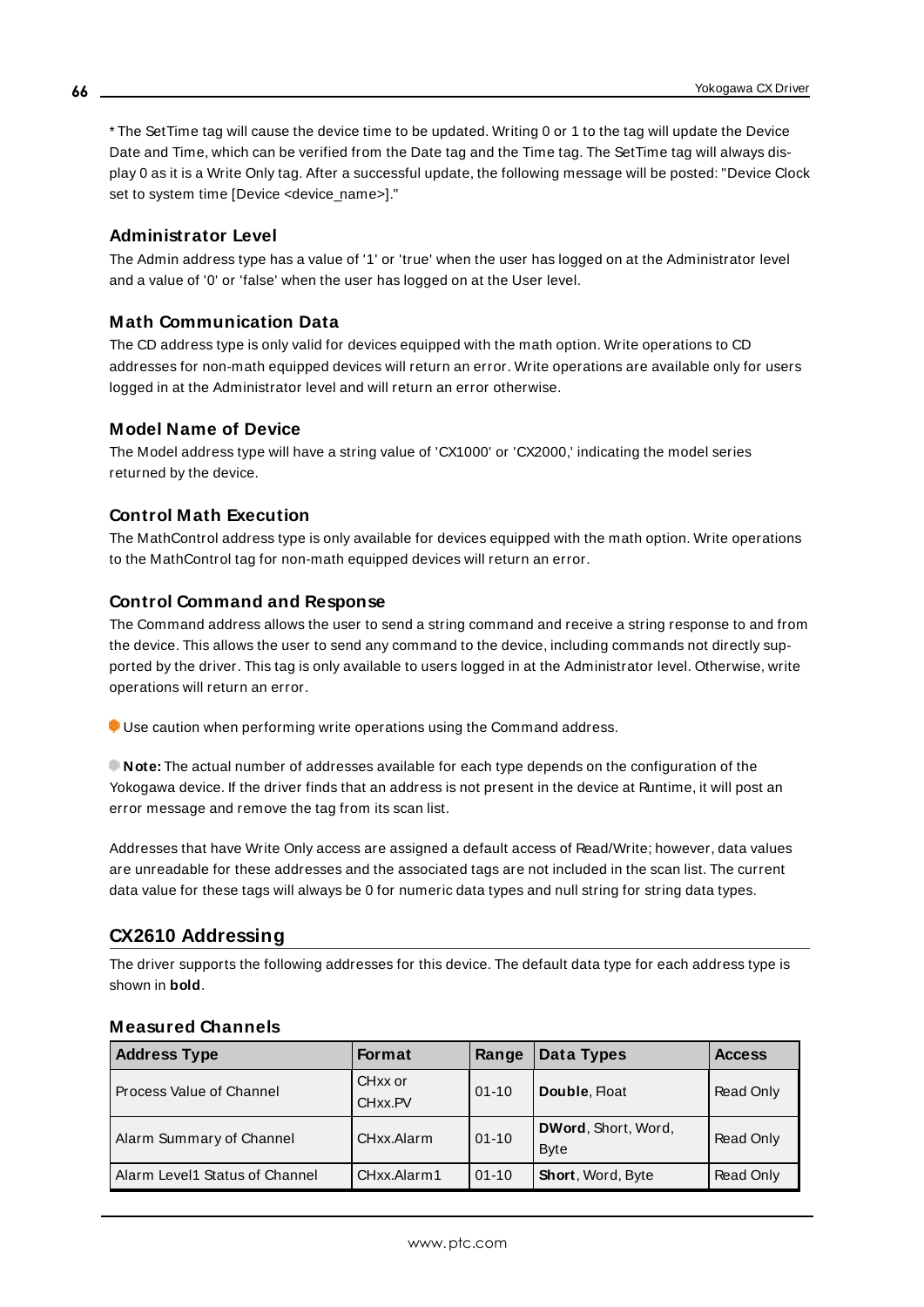* The SetTime tag will cause the device time to be updated. Writing 0 or 1 to the tag will update the Device Date and Time, which can be verified from the Date tag and the Time tag. The SetTime tag will always display 0 as it is a Write Only tag. After a successful update, the following message will be posted: "Device Clock set to system time [Device <device_name>]."

### Administrator Level

The Admin address type has a value of '1' or 'true' when the user has logged on at the Administrator level and a value of '0' or 'false' when the user has logged on at the User level.

### Math Communication Data

The CD address type is only valid for devices equipped with the math option. Write operations to CD addresses for non-math equipped devices will return an error. Write operations are available only for users logged in at the Administrator level and will return an error otherwise.

### Model Name of Device

The Model address type will have a string value of 'CX1000' or 'CX2000,' indicating the model series returned by the device.

### Control Math Execution

The MathControl address type is only available for devices equipped with the math option. Write operations to the MathControl tag for non-math equipped devices will return an error.

### Control Command and Response

The Command address allows the user to send a string command and receive a string response to and from the device. This allows the user to send any command to the device, including commands not directly supported by the driver. This tag is only available to users logged in at the Administrator level. Otherwise, write operations will return an error.

Use caution when performing write operations using the Command address.

**Note:** The actual number of addresses available for each type depends on the configuration of the Yokogawa device. If the driver finds that an address is not present in the device at Runtime, it will post an error message and remove the tag from its scan list.

Addresses that have Write Only access are assigned a default access of Read/Write; however, data values are unreadable for these addresses and the associated tags are not included in the scan list. The current data value for these tags will always be 0 for numeric data types and null string for string data types.

## CX2610 Addressing

The driver supports the following addresses for this device. The default data type for each address type is shown in **bold**.

### Measured Channels

| Address Type | Format | Range | Data Types | Access |
|---|---|---|---|---|
| Process Value of Channel | CHxx or CHxx.PV | 01-10 | **Double**, Float | Read Only |
| Alarm Summary of Channel | CHxx.Alarm | 01-10 | **DWord**, Short, Word, Byte | Read Only |
| Alarm Level1 Status of Channel | CHxx.Alarm1 | 01-10 | **Short**, Word, Byte | Read Only |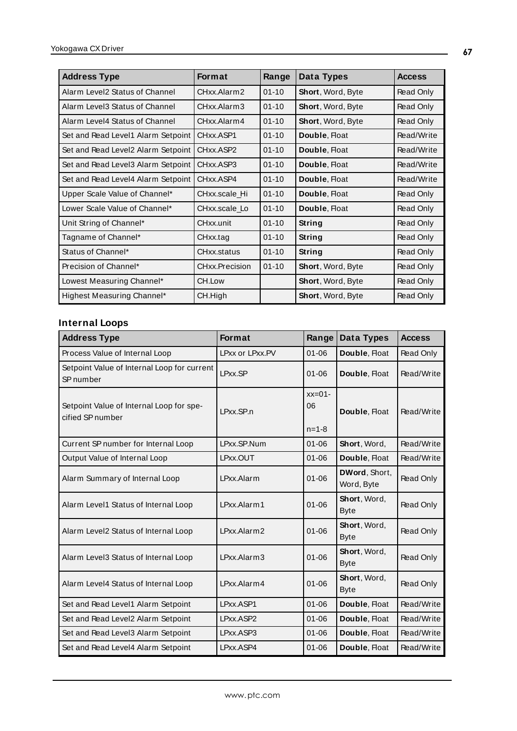| Address Type | Format | Range | Data Types | Access |
|---|---|---|---|---|
| Alarm Level2 Status of Channel | CHxx.Alarm2 | 01-10 | **Short**, Word, Byte | Read Only |
| Alarm Level3 Status of Channel | CHxx.Alarm3 | 01-10 | **Short**, Word, Byte | Read Only |
| Alarm Level4 Status of Channel | CHxx.Alarm4 | 01-10 | **Short**, Word, Byte | Read Only |
| Set and Read Level1 Alarm Setpoint | CHxx.ASP1 | 01-10 | **Double**, Float | Read/Write |
| Set and Read Level2 Alarm Setpoint | CHxx.ASP2 | 01-10 | **Double**, Float | Read/Write |
| Set and Read Level3 Alarm Setpoint | CHxx.ASP3 | 01-10 | **Double**, Float | Read/Write |
| Set and Read Level4 Alarm Setpoint | CHxx.ASP4 | 01-10 | **Double**, Float | Read/Write |
| Upper Scale Value of Channel* | CHxx.scale_Hi | 01-10 | **Double**, Float | Read Only |
| Lower Scale Value of Channel* | CHxx.scale_Lo | 01-10 | **Double**, Float | Read Only |
| Unit String of Channel* | CHxx.unit | 01-10 | **String** | Read Only |
| Tagname of Channel* | CHxx.tag | 01-10 | **String** | Read Only |
| Status of Channel* | CHxx.status | 01-10 | **String** | Read Only |
| Precision of Channel* | CHxx.Precision | 01-10 | **Short**, Word, Byte | Read Only |
| Lowest Measuring Channel* | CH.Low | | **Short**, Word, Byte | Read Only |
| Highest Measuring Channel* | CH.High | | **Short**, Word, Byte | Read Only |

### Internal Loops

| Address Type | Format | Range | Data Types | Access |
|---|---|---|---|---|
| Process Value of Internal Loop | LPxx or LPxx.PV | 01-06 | **Double**, Float | Read Only |
| Setpoint Value of Internal Loop for current SP number | LPxx.SP | 01-06 | **Double**, Float | Read/Write |
| Setpoint Value of Internal Loop for specified SP number | LPxx.SP.n | xx=01-06 n=1-8 | **Double**, Float | Read/Write |
| Current SP number for Internal Loop | LPxx.SP.Num | 01-06 | **Short**, Word, | Read/Write |
| Output Value of Internal Loop | LPxx.OUT | 01-06 | **Double**, Float | Read/Write |
| Alarm Summary of Internal Loop | LPxx.Alarm | 01-06 | **DWord**, Short, Word, Byte | Read Only |
| Alarm Level1 Status of Internal Loop | LPxx.Alarm1 | 01-06 | **Short**, Word, Byte | Read Only |
| Alarm Level2 Status of Internal Loop | LPxx.Alarm2 | 01-06 | **Short**, Word, Byte | Read Only |
| Alarm Level3 Status of Internal Loop | LPxx.Alarm3 | 01-06 | **Short**, Word, Byte | Read Only |
| Alarm Level4 Status of Internal Loop | LPxx.Alarm4 | 01-06 | **Short**, Word, Byte | Read Only |
| Set and Read Level1 Alarm Setpoint | LPxx.ASP1 | 01-06 | **Double**, Float | Read/Write |
| Set and Read Level2 Alarm Setpoint | LPxx.ASP2 | 01-06 | **Double**, Float | Read/Write |
| Set and Read Level3 Alarm Setpoint | LPxx.ASP3 | 01-06 | **Double**, Float | Read/Write |
| Set and Read Level4 Alarm Setpoint | LPxx.ASP4 | 01-06 | **Double**, Float | Read/Write |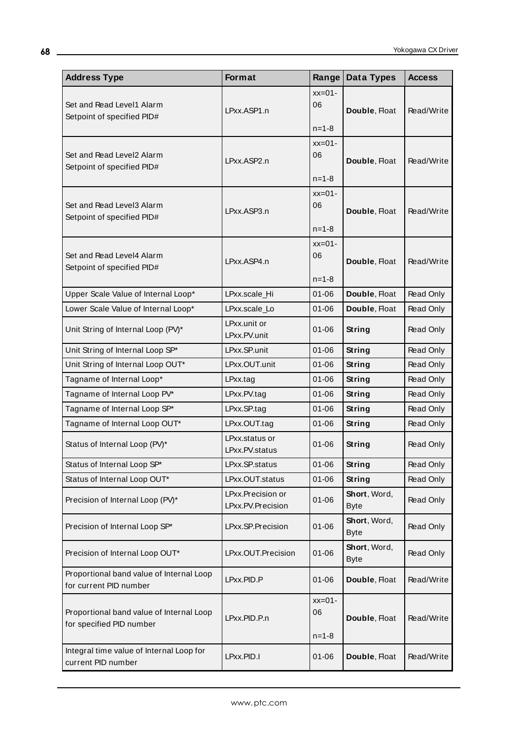| Address Type | Format | Range | Data Types | Access |
|---|---|---|---|---|
| Set and Read Level1 Alarm Setpoint of specified PID# | LPxx.ASP1.n | xx=01-06<br>n=1-8 | **Double**, Float | Read/Write |
| Set and Read Level2 Alarm Setpoint of specified PID# | LPxx.ASP2.n | xx=01-06<br>n=1-8 | **Double**, Float | Read/Write |
| Set and Read Level3 Alarm Setpoint of specified PID# | LPxx.ASP3.n | xx=01-06<br>n=1-8 | **Double**, Float | Read/Write |
| Set and Read Level4 Alarm Setpoint of specified PID# | LPxx.ASP4.n | xx=01-06<br>n=1-8 | **Double**, Float | Read/Write |
| Upper Scale Value of Internal Loop* | LPxx.scale_Hi | 01-06 | **Double**, Float | Read Only |
| Lower Scale Value of Internal Loop* | LPxx.scale_Lo | 01-06 | **Double**, Float | Read Only |
| Unit String of Internal Loop (PV)* | LPxx.unit or LPxx.PV.unit | 01-06 | **String** | Read Only |
| Unit String of Internal Loop SP* | LPxx.SP.unit | 01-06 | **String** | Read Only |
| Unit String of Internal Loop OUT* | LPxx.OUT.unit | 01-06 | **String** | Read Only |
| Tagname of Internal Loop* | LPxx.tag | 01-06 | **String** | Read Only |
| Tagname of Internal Loop PV* | LPxx.PV.tag | 01-06 | **String** | Read Only |
| Tagname of Internal Loop SP* | LPxx.SP.tag | 01-06 | **String** | Read Only |
| Tagname of Internal Loop OUT* | LPxx.OUT.tag | 01-06 | **String** | Read Only |
| Status of Internal Loop (PV)* | LPxx.status or LPxx.PV.status | 01-06 | **String** | Read Only |
| Status of Internal Loop SP* | LPxx.SP.status | 01-06 | **String** | Read Only |
| Status of Internal Loop OUT* | LPxx.OUT.status | 01-06 | **String** | Read Only |
| Precision of Internal Loop (PV)* | LPxx.Precision or LPxx.PV.Precision | 01-06 | **Short**, Word, Byte | Read Only |
| Precision of Internal Loop SP* | LPxx.SP.Precision | 01-06 | **Short**, Word, Byte | Read Only |
| Precision of Internal Loop OUT* | LPxx.OUT.Precision | 01-06 | **Short**, Word, Byte | Read Only |
| Proportional band value of Internal Loop for current PID number | LPxx.PID.P | 01-06 | **Double**, Float | Read/Write |
| Proportional band value of Internal Loop for specified PID number | LPxx.PID.P.n | xx=01-06<br>n=1-8 | **Double**, Float | Read/Write |
| Integral time value of Internal Loop for current PID number | LPxx.PID.I | 01-06 | **Double**, Float | Read/Write |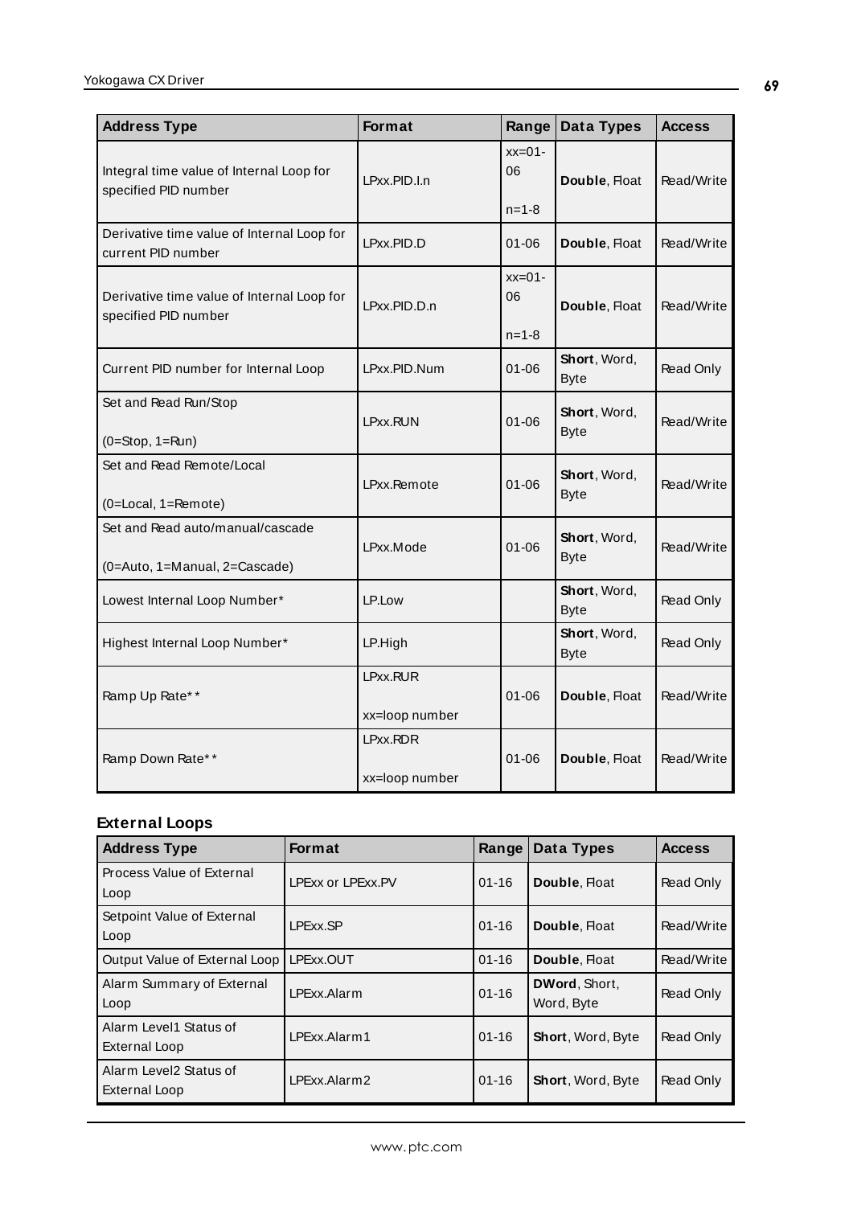| Address Type | Format | Range | Data Types | Access |
|---|---|---|---|---|
| Integral time value of Internal Loop for specified PID number | LPxx.PID.I.n | xx=01-06<br><br>n=1-8 | **Double**, Float | Read/Write |
| Derivative time value of Internal Loop for current PID number | LPxx.PID.D | 01-06 | **Double**, Float | Read/Write |
| Derivative time value of Internal Loop for specified PID number | LPxx.PID.D.n | xx=01-06<br><br>n=1-8 | **Double**, Float | Read/Write |
| Current PID number for Internal Loop | LPxx.PID.Num | 01-06 | **Short**, Word, Byte | Read Only |
| Set and Read Run/Stop<br><br>(0=Stop, 1=Run) | LPxx.RUN | 01-06 | **Short**, Word, Byte | Read/Write |
| Set and Read Remote/Local<br><br>(0=Local, 1=Remote) | LPxx.Remote | 01-06 | **Short**, Word, Byte | Read/Write |
| Set and Read auto/manual/cascade<br><br>(0=Auto, 1=Manual, 2=Cascade) | LPxx.Mode | 01-06 | **Short**, Word, Byte | Read/Write |
| Lowest Internal Loop Number* | LP.Low | | **Short**, Word, Byte | Read Only |
| Highest Internal Loop Number* | LP.High | | **Short**, Word, Byte | Read Only |
| Ramp Up Rate** | LPxx.RUR<br><br>xx=loop number | 01-06 | **Double**, Float | Read/Write |
| Ramp Down Rate** | LPxx.RDR<br><br>xx=loop number | 01-06 | **Double**, Float | Read/Write |

### External Loops

| Address Type | Format | Range | Data Types | Access |
|---|---|---|---|---|
| Process Value of External Loop | LPExx or LPExx.PV | 01-16 | **Double**, Float | Read Only |
| Setpoint Value of External Loop | LPExx.SP | 01-16 | **Double**, Float | Read/Write |
| Output Value of External Loop | LPExx.OUT | 01-16 | **Double**, Float | Read/Write |
| Alarm Summary of External Loop | LPExx.Alarm | 01-16 | **DWord**, Short, Word, Byte | Read Only |
| Alarm Level1 Status of External Loop | LPExx.Alarm1 | 01-16 | **Short**, Word, Byte | Read Only |
| Alarm Level2 Status of External Loop | LPExx.Alarm2 | 01-16 | **Short**, Word, Byte | Read Only |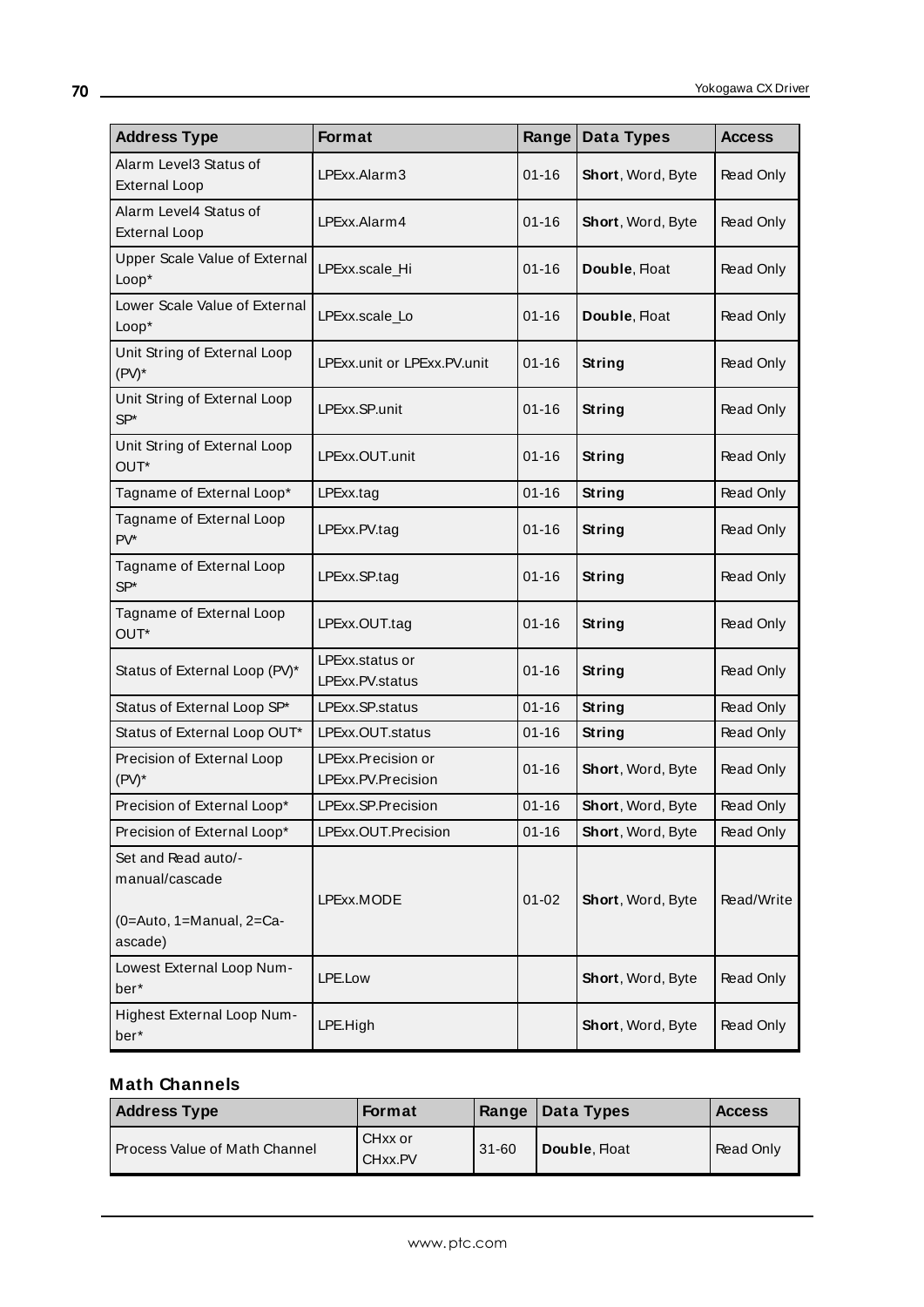| Address Type | Format | Range | Data Types | Access |
|---|---|---|---|---|
| Alarm Level3 Status of External Loop | LPExx.Alarm3 | 01-16 | **Short**, Word, Byte | Read Only |
| Alarm Level4 Status of External Loop | LPExx.Alarm4 | 01-16 | **Short**, Word, Byte | Read Only |
| Upper Scale Value of External Loop* | LPExx.scale_Hi | 01-16 | **Double**, Float | Read Only |
| Lower Scale Value of External Loop* | LPExx.scale_Lo | 01-16 | **Double**, Float | Read Only |
| Unit String of External Loop (PV)* | LPExx.unit or LPExx.PV.unit | 01-16 | **String** | Read Only |
| Unit String of External Loop SP* | LPExx.SP.unit | 01-16 | **String** | Read Only |
| Unit String of External Loop OUT* | LPExx.OUT.unit | 01-16 | **String** | Read Only |
| Tagname of External Loop* | LPExx.tag | 01-16 | **String** | Read Only |
| Tagname of External Loop PV* | LPExx.PV.tag | 01-16 | **String** | Read Only |
| Tagname of External Loop SP* | LPExx.SP.tag | 01-16 | **String** | Read Only |
| Tagname of External Loop OUT* | LPExx.OUT.tag | 01-16 | **String** | Read Only |
| Status of External Loop (PV)* | LPExx.status or LPExx.PV.status | 01-16 | **String** | Read Only |
| Status of External Loop SP* | LPExx.SP.status | 01-16 | **String** | Read Only |
| Status of External Loop OUT* | LPExx.OUT.status | 01-16 | **String** | Read Only |
| Precision of External Loop (PV)* | LPExx.Precision or LPExx.PV.Precision | 01-16 | **Short**, Word, Byte | Read Only |
| Precision of External Loop* | LPExx.SP.Precision | 01-16 | **Short**, Word, Byte | Read Only |
| Precision of External Loop* | LPExx.OUT.Precision | 01-16 | **Short**, Word, Byte | Read Only |
| Set and Read auto/-manual/cascade (0=Auto, 1=Manual, 2=Ca-ascade) | LPExx.MODE | 01-02 | **Short**, Word, Byte | Read/Write |
| Lowest External Loop Num-ber* | LPE.Low | | **Short**, Word, Byte | Read Only |
| Highest External Loop Num-ber* | LPE.High | | **Short**, Word, Byte | Read Only |

### Math Channels

| Address Type | Format | Range | Data Types | Access |
|---|---|---|---|---|
| Process Value of Math Channel | CHxx or CHxx.PV | 31-60 | **Double**, Float | Read Only |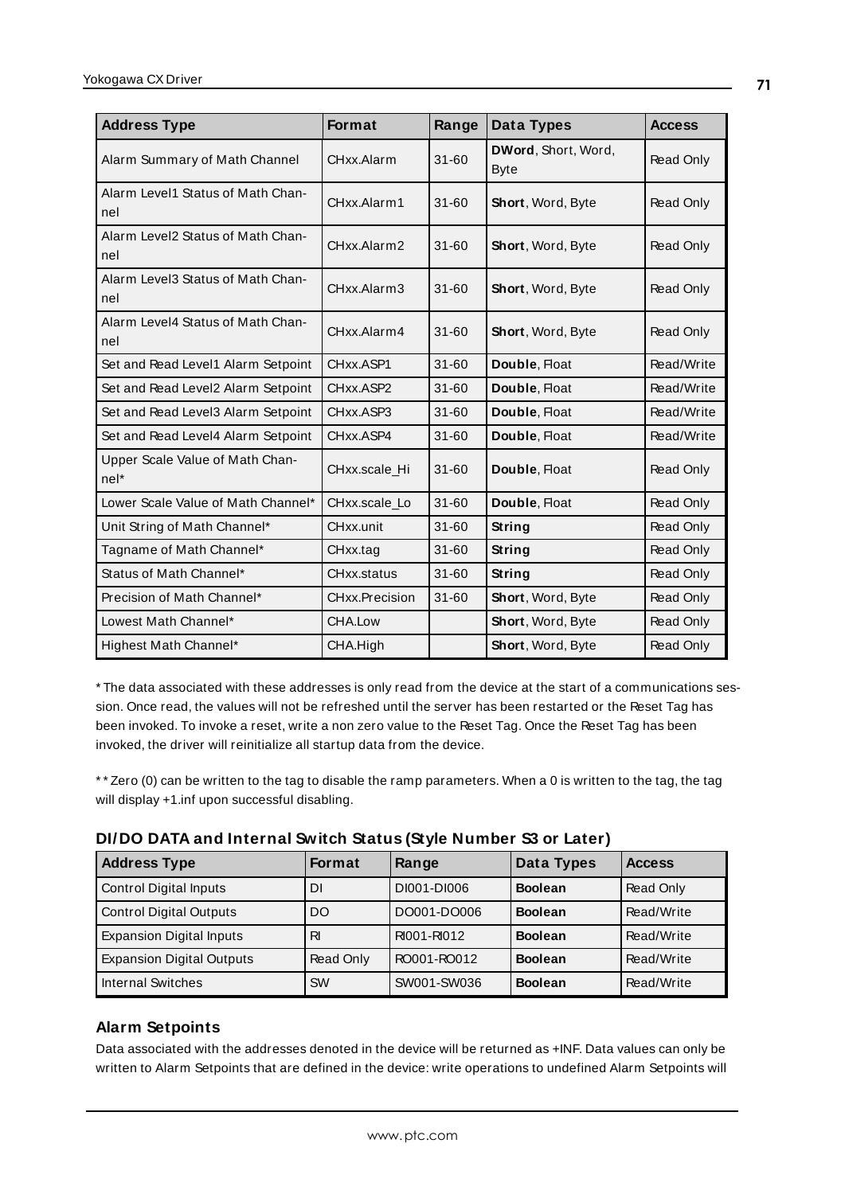| Address Type | Format | Range | Data Types | Access |
|---|---|---|---|---|
| Alarm Summary of Math Channel | CHxx.Alarm | 31-60 | **DWord**, Short, Word, Byte | Read Only |
| Alarm Level1 Status of Math Channel | CHxx.Alarm1 | 31-60 | **Short**, Word, Byte | Read Only |
| Alarm Level2 Status of Math Channel | CHxx.Alarm2 | 31-60 | **Short**, Word, Byte | Read Only |
| Alarm Level3 Status of Math Channel | CHxx.Alarm3 | 31-60 | **Short**, Word, Byte | Read Only |
| Alarm Level4 Status of Math Channel | CHxx.Alarm4 | 31-60 | **Short**, Word, Byte | Read Only |
| Set and Read Level1 Alarm Setpoint | CHxx.ASP1 | 31-60 | **Double**, Float | Read/Write |
| Set and Read Level2 Alarm Setpoint | CHxx.ASP2 | 31-60 | **Double**, Float | Read/Write |
| Set and Read Level3 Alarm Setpoint | CHxx.ASP3 | 31-60 | **Double**, Float | Read/Write |
| Set and Read Level4 Alarm Setpoint | CHxx.ASP4 | 31-60 | **Double**, Float | Read/Write |
| Upper Scale Value of Math Channel* | CHxx.scale_Hi | 31-60 | **Double**, Float | Read Only |
| Lower Scale Value of Math Channel* | CHxx.scale_Lo | 31-60 | **Double**, Float | Read Only |
| Unit String of Math Channel* | CHxx.unit | 31-60 | **String** | Read Only |
| Tagname of Math Channel* | CHxx.tag | 31-60 | **String** | Read Only |
| Status of Math Channel* | CHxx.status | 31-60 | **String** | Read Only |
| Precision of Math Channel* | CHxx.Precision | 31-60 | **Short**, Word, Byte | Read Only |
| Lowest Math Channel* | CHA.Low | | **Short**, Word, Byte | Read Only |
| Highest Math Channel* | CHA.High | | **Short**, Word, Byte | Read Only |

* The data associated with these addresses is only read from the device at the start of a communications session. Once read, the values will not be refreshed until the server has been restarted or the Reset Tag has been invoked. To invoke a reset, write a non zero value to the Reset Tag. Once the Reset Tag has been invoked, the driver will reinitialize all startup data from the device.

** Zero (0) can be written to the tag to disable the ramp parameters. When a 0 is written to the tag, the tag will display +1.inf upon successful disabling.

### DI/DO DATA and Internal Switch Status (Style Number S3 or Later)

| Address Type | Format | Range | Data Types | Access |
|---|---|---|---|---|
| Control Digital Inputs | DI | DI001-DI006 | **Boolean** | Read Only |
| Control Digital Outputs | DO | DO001-DO006 | **Boolean** | Read/Write |
| Expansion Digital Inputs | RI | RI001-RI012 | **Boolean** | Read/Write |
| Expansion Digital Outputs | Read Only | RO001-RO012 | **Boolean** | Read/Write |
| Internal Switches | SW | SW001-SW036 | **Boolean** | Read/Write |

### Alarm Setpoints

Data associated with the addresses denoted in the device will be returned as +INF. Data values can only be written to Alarm Setpoints that are defined in the device: write operations to undefined Alarm Setpoints will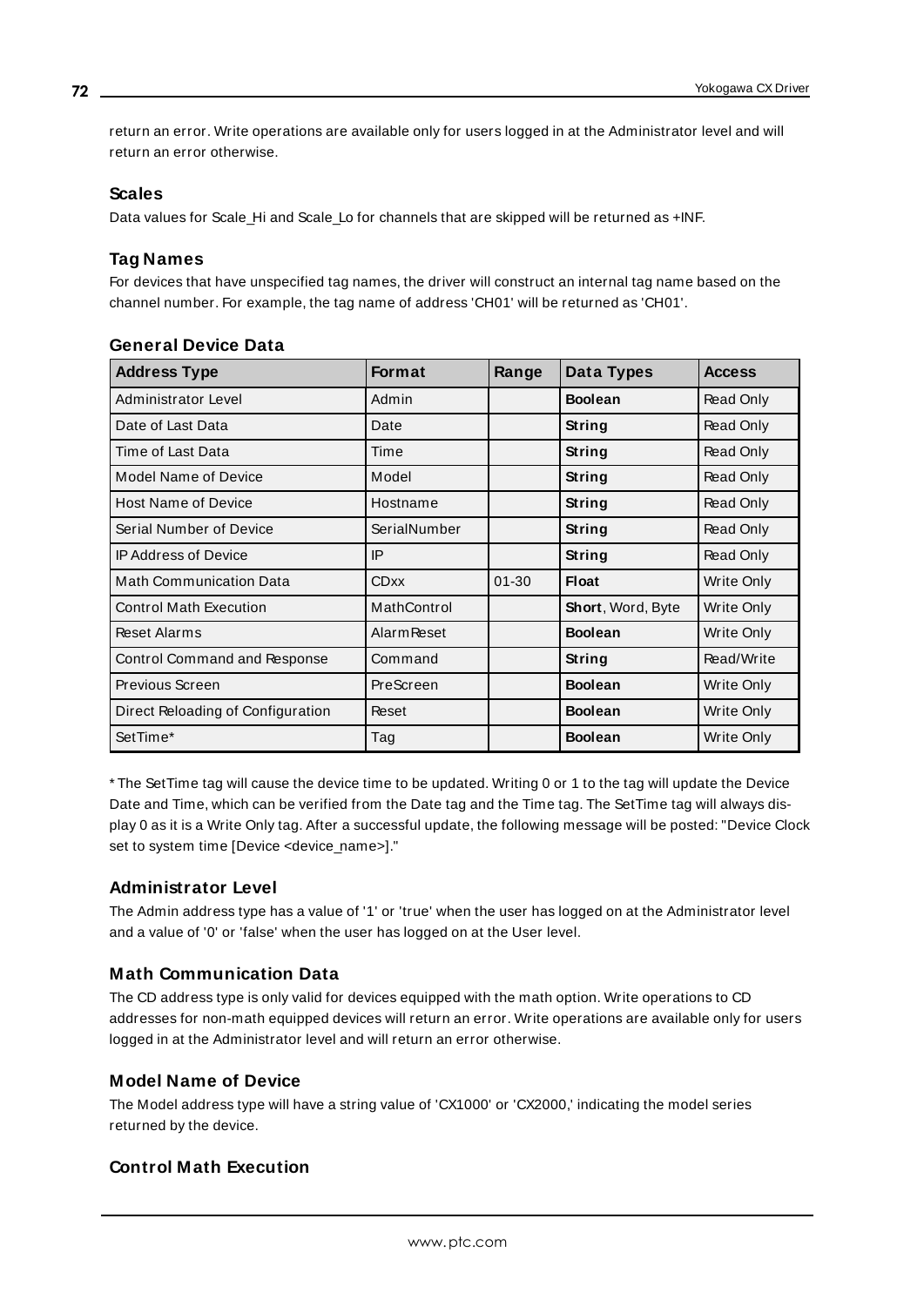return an error. Write operations are available only for users logged in at the Administrator level and will return an error otherwise.

### Scales

Data values for Scale_Hi and Scale_Lo for channels that are skipped will be returned as +INF.

### Tag Names

For devices that have unspecified tag names, the driver will construct an internal tag name based on the channel number. For example, the tag name of address 'CH01' will be returned as 'CH01'.

### General Device Data

| Address Type | Format | Range | Data Types | Access |
|---|---|---|---|---|
| Administrator Level | Admin | | **Boolean** | Read Only |
| Date of Last Data | Date | | **String** | Read Only |
| Time of Last Data | Time | | **String** | Read Only |
| Model Name of Device | Model | | **String** | Read Only |
| Host Name of Device | Hostname | | **String** | Read Only |
| Serial Number of Device | SerialNumber | | **String** | Read Only |
| IP Address of Device | IP | | **String** | Read Only |
| Math Communication Data | CDxx | 01-30 | **Float** | Write Only |
| Control Math Execution | MathControl | | **Short**, Word, Byte | Write Only |
| Reset Alarms | AlarmReset | | **Boolean** | Write Only |
| Control Command and Response | Command | | **String** | Read/Write |
| Previous Screen | PreScreen | | **Boolean** | Write Only |
| Direct Reloading of Configuration | Reset | | **Boolean** | Write Only |
| SetTime* | Tag | | **Boolean** | Write Only |

* The SetTime tag will cause the device time to be updated. Writing 0 or 1 to the tag will update the Device Date and Time, which can be verified from the Date tag and the Time tag. The SetTime tag will always display 0 as it is a Write Only tag. After a successful update, the following message will be posted: "Device Clock set to system time [Device <device_name>]."

### Administrator Level

The Admin address type has a value of '1' or 'true' when the user has logged on at the Administrator level and a value of '0' or 'false' when the user has logged on at the User level.

### Math Communication Data

The CD address type is only valid for devices equipped with the math option. Write operations to CD addresses for non-math equipped devices will return an error. Write operations are available only for users logged in at the Administrator level and will return an error otherwise.

### Model Name of Device

The Model address type will have a string value of 'CX1000' or 'CX2000,' indicating the model series returned by the device.

### Control Math Execution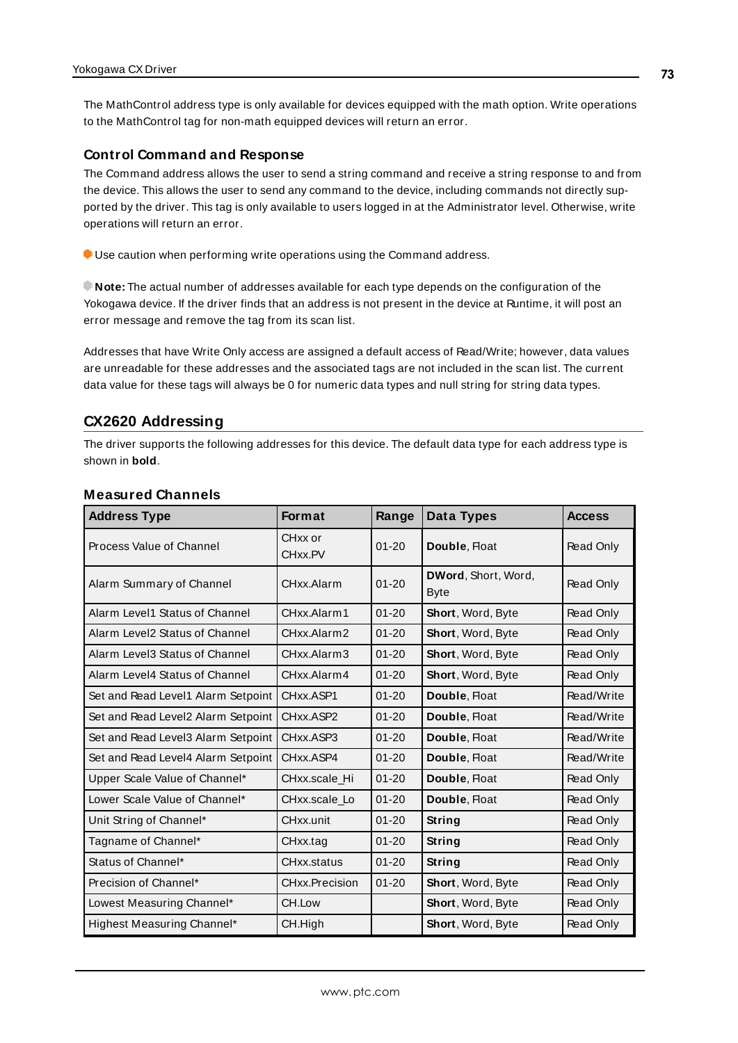The MathControl address type is only available for devices equipped with the math option. Write operations to the MathControl tag for non-math equipped devices will return an error.

### Control Command and Response

The Command address allows the user to send a string command and receive a string response to and from the device. This allows the user to send any command to the device, including commands not directly supported by the driver. This tag is only available to users logged in at the Administrator level. Otherwise, write operations will return an error.

Use caution when performing write operations using the Command address.

**Note:** The actual number of addresses available for each type depends on the configuration of the Yokogawa device. If the driver finds that an address is not present in the device at Runtime, it will post an error message and remove the tag from its scan list.

Addresses that have Write Only access are assigned a default access of Read/Write; however, data values are unreadable for these addresses and the associated tags are not included in the scan list. The current data value for these tags will always be 0 for numeric data types and null string for string data types.

## CX2620 Addressing

The driver supports the following addresses for this device. The default data type for each address type is shown in **bold**.

### Measured Channels

| Address Type | Format | Range | Data Types | Access |
|---|---|---|---|---|
| Process Value of Channel | CHxx or CHxx.PV | 01-20 | **Double**, Float | Read Only |
| Alarm Summary of Channel | CHxx.Alarm | 01-20 | **DWord**, Short, Word, Byte | Read Only |
| Alarm Level1 Status of Channel | CHxx.Alarm1 | 01-20 | **Short**, Word, Byte | Read Only |
| Alarm Level2 Status of Channel | CHxx.Alarm2 | 01-20 | **Short**, Word, Byte | Read Only |
| Alarm Level3 Status of Channel | CHxx.Alarm3 | 01-20 | **Short**, Word, Byte | Read Only |
| Alarm Level4 Status of Channel | CHxx.Alarm4 | 01-20 | **Short**, Word, Byte | Read Only |
| Set and Read Level1 Alarm Setpoint | CHxx.ASP1 | 01-20 | **Double**, Float | Read/Write |
| Set and Read Level2 Alarm Setpoint | CHxx.ASP2 | 01-20 | **Double**, Float | Read/Write |
| Set and Read Level3 Alarm Setpoint | CHxx.ASP3 | 01-20 | **Double**, Float | Read/Write |
| Set and Read Level4 Alarm Setpoint | CHxx.ASP4 | 01-20 | **Double**, Float | Read/Write |
| Upper Scale Value of Channel* | CHxx.scale_Hi | 01-20 | **Double**, Float | Read Only |
| Lower Scale Value of Channel* | CHxx.scale_Lo | 01-20 | **Double**, Float | Read Only |
| Unit String of Channel* | CHxx.unit | 01-20 | **String** | Read Only |
| Tagname of Channel* | CHxx.tag | 01-20 | **String** | Read Only |
| Status of Channel* | CHxx.status | 01-20 | **String** | Read Only |
| Precision of Channel* | CHxx.Precision | 01-20 | **Short**, Word, Byte | Read Only |
| Lowest Measuring Channel* | CH.Low | | **Short**, Word, Byte | Read Only |
| Highest Measuring Channel* | CH.High | | **Short**, Word, Byte | Read Only |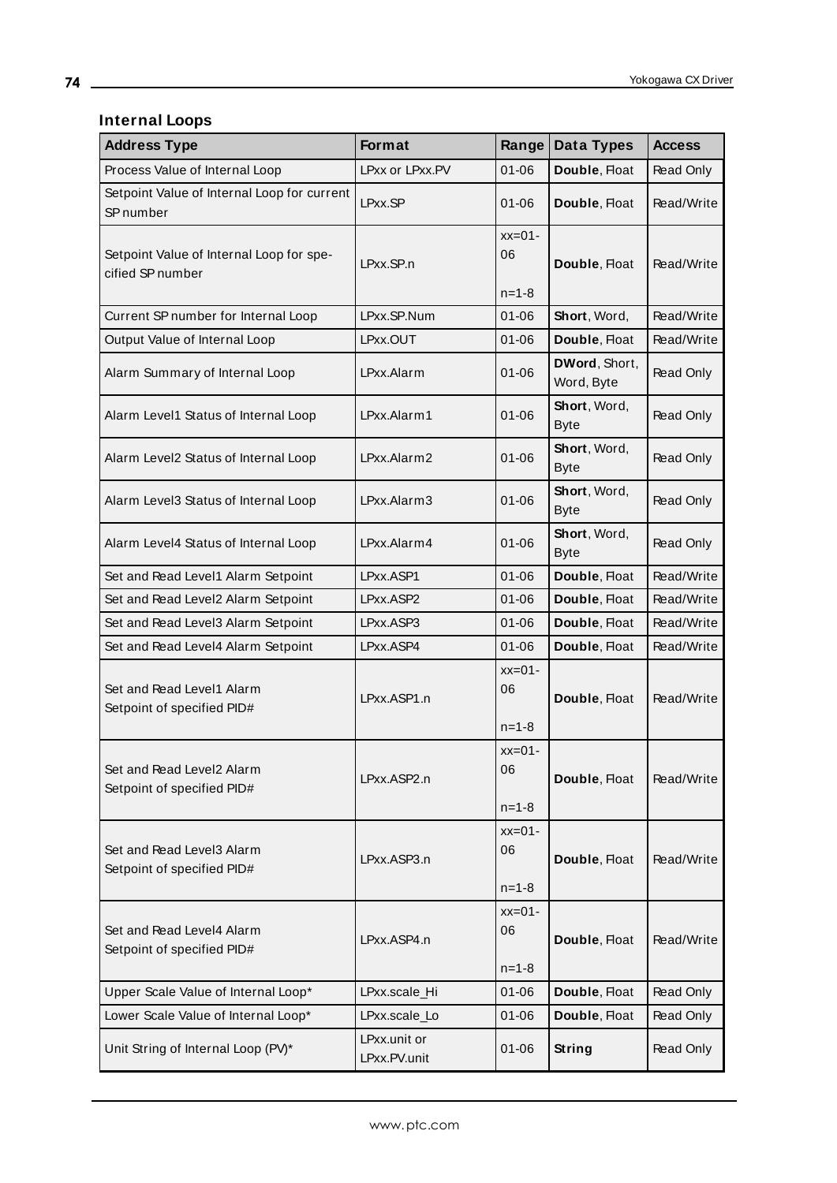### Internal Loops

| Address Type | Format | Range | Data Types | Access |
|---|---|---|---|---|
| Process Value of Internal Loop | LPxx or LPxx.PV | 01-06 | **Double**, Float | Read Only |
| Setpoint Value of Internal Loop for current SP number | LPxx.SP | 01-06 | **Double**, Float | Read/Write |
| Setpoint Value of Internal Loop for specified SP number | LPxx.SP.n | xx=01-06<br>n=1-8 | **Double**, Float | Read/Write |
| Current SP number for Internal Loop | LPxx.SP.Num | 01-06 | **Short**, Word, | Read/Write |
| Output Value of Internal Loop | LPxx.OUT | 01-06 | **Double**, Float | Read/Write |
| Alarm Summary of Internal Loop | LPxx.Alarm | 01-06 | **DWord**, Short, Word, Byte | Read Only |
| Alarm Level1 Status of Internal Loop | LPxx.Alarm1 | 01-06 | **Short**, Word, Byte | Read Only |
| Alarm Level2 Status of Internal Loop | LPxx.Alarm2 | 01-06 | **Short**, Word, Byte | Read Only |
| Alarm Level3 Status of Internal Loop | LPxx.Alarm3 | 01-06 | **Short**, Word, Byte | Read Only |
| Alarm Level4 Status of Internal Loop | LPxx.Alarm4 | 01-06 | **Short**, Word, Byte | Read Only |
| Set and Read Level1 Alarm Setpoint | LPxx.ASP1 | 01-06 | **Double**, Float | Read/Write |
| Set and Read Level2 Alarm Setpoint | LPxx.ASP2 | 01-06 | **Double**, Float | Read/Write |
| Set and Read Level3 Alarm Setpoint | LPxx.ASP3 | 01-06 | **Double**, Float | Read/Write |
| Set and Read Level4 Alarm Setpoint | LPxx.ASP4 | 01-06 | **Double**, Float | Read/Write |
| Set and Read Level1 Alarm Setpoint of specified PID# | LPxx.ASP1.n | xx=01-06<br>n=1-8 | **Double**, Float | Read/Write |
| Set and Read Level2 Alarm Setpoint of specified PID# | LPxx.ASP2.n | xx=01-06<br>n=1-8 | **Double**, Float | Read/Write |
| Set and Read Level3 Alarm Setpoint of specified PID# | LPxx.ASP3.n | xx=01-06<br>n=1-8 | **Double**, Float | Read/Write |
| Set and Read Level4 Alarm Setpoint of specified PID# | LPxx.ASP4.n | xx=01-06<br>n=1-8 | **Double**, Float | Read/Write |
| Upper Scale Value of Internal Loop* | LPxx.scale_Hi | 01-06 | **Double**, Float | Read Only |
| Lower Scale Value of Internal Loop* | LPxx.scale_Lo | 01-06 | **Double**, Float | Read Only |
| Unit String of Internal Loop (PV)* | LPxx.unit or LPxx.PV.unit | 01-06 | **String** | Read Only |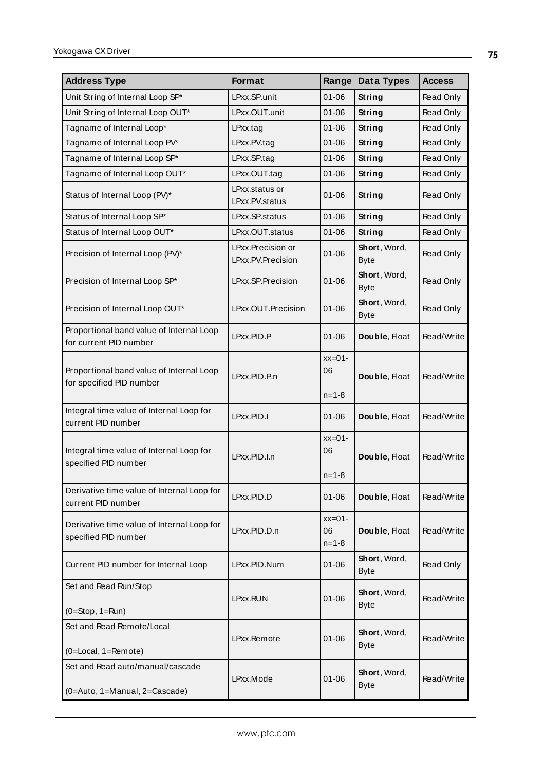| Address Type | Format | Range | Data Types | Access |
|---|---|---|---|---|
| Unit String of Internal Loop SP* | LPxx.SP.unit | 01-06 | **String** | Read Only |
| Unit String of Internal Loop OUT* | LPxx.OUT.unit | 01-06 | **String** | Read Only |
| Tagname of Internal Loop* | LPxx.tag | 01-06 | **String** | Read Only |
| Tagname of Internal Loop PV* | LPxx.PV.tag | 01-06 | **String** | Read Only |
| Tagname of Internal Loop SP* | LPxx.SP.tag | 01-06 | **String** | Read Only |
| Tagname of Internal Loop OUT* | LPxx.OUT.tag | 01-06 | **String** | Read Only |
| Status of Internal Loop (PV)* | LPxx.status or LPxx.PV.status | 01-06 | **String** | Read Only |
| Status of Internal Loop SP* | LPxx.SP.status | 01-06 | **String** | Read Only |
| Status of Internal Loop OUT* | LPxx.OUT.status | 01-06 | **String** | Read Only |
| Precision of Internal Loop (PV)* | LPxx.Precision or LPxx.PV.Precision | 01-06 | **Short**, Word, Byte | Read Only |
| Precision of Internal Loop SP* | LPxx.SP.Precision | 01-06 | **Short**, Word, Byte | Read Only |
| Precision of Internal Loop OUT* | LPxx.OUT.Precision | 01-06 | **Short**, Word, Byte | Read Only |
| Proportional band value of Internal Loop for current PID number | LPxx.PID.P | 01-06 | **Double**, Float | Read/Write |
| Proportional band value of Internal Loop for specified PID number | LPxx.PID.P.n | xx=01-06<br><br>n=1-8 | **Double**, Float | Read/Write |
| Integral time value of Internal Loop for current PID number | LPxx.PID.I | 01-06 | **Double**, Float | Read/Write |
| Integral time value of Internal Loop for specified PID number | LPxx.PID.I.n | xx=01-06<br><br>n=1-8 | **Double**, Float | Read/Write |
| Derivative time value of Internal Loop for current PID number | LPxx.PID.D | 01-06 | **Double**, Float | Read/Write |
| Derivative time value of Internal Loop for specified PID number | LPxx.PID.D.n | xx=01-06<br>n=1-8 | **Double**, Float | Read/Write |
| Current PID number for Internal Loop | LPxx.PID.Num | 01-06 | **Short**, Word, Byte | Read Only |
| Set and Read Run/Stop<br><br>(0=Stop, 1=Run) | LPxx.RUN | 01-06 | **Short**, Word, Byte | Read/Write |
| Set and Read Remote/Local<br><br>(0=Local, 1=Remote) | LPxx.Remote | 01-06 | **Short**, Word, Byte | Read/Write |
| Set and Read auto/manual/cascade<br><br>(0=Auto, 1=Manual, 2=Cascade) | LPxx.Mode | 01-06 | **Short**, Word, Byte | Read/Write |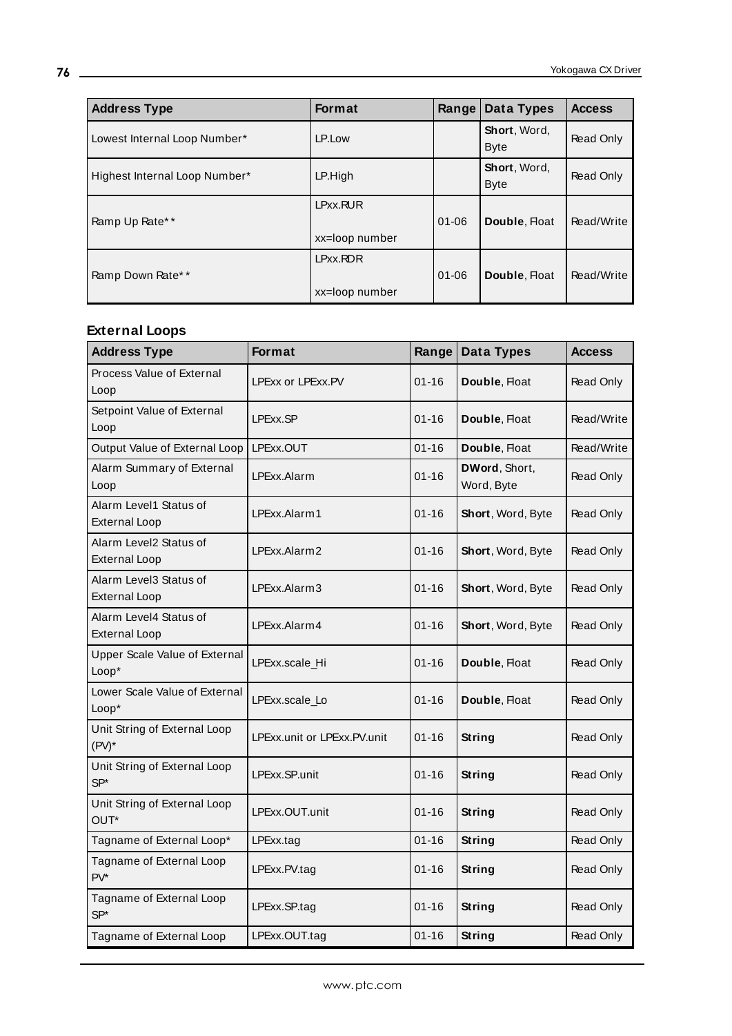| Address Type | Format | Range | Data Types | Access |
|---|---|---|---|---|
| Lowest Internal Loop Number* | LP.Low | | **Short**, Word, Byte | Read Only |
| Highest Internal Loop Number* | LP.High | | **Short**, Word, Byte | Read Only |
| Ramp Up Rate** | LPxx.RUR<br><br>xx=loop number | 01-06 | **Double**, Float | Read/Write |
| Ramp Down Rate** | LPxx.RDR<br><br>xx=loop number | 01-06 | **Double**, Float | Read/Write |

### External Loops

| Address Type | Format | Range | Data Types | Access |
|---|---|---|---|---|
| Process Value of External Loop | LPExx or LPExx.PV | 01-16 | **Double**, Float | Read Only |
| Setpoint Value of External Loop | LPExx.SP | 01-16 | **Double**, Float | Read/Write |
| Output Value of External Loop | LPExx.OUT | 01-16 | **Double**, Float | Read/Write |
| Alarm Summary of External Loop | LPExx.Alarm | 01-16 | **DWord**, Short, Word, Byte | Read Only |
| Alarm Level1 Status of External Loop | LPExx.Alarm1 | 01-16 | **Short**, Word, Byte | Read Only |
| Alarm Level2 Status of External Loop | LPExx.Alarm2 | 01-16 | **Short**, Word, Byte | Read Only |
| Alarm Level3 Status of External Loop | LPExx.Alarm3 | 01-16 | **Short**, Word, Byte | Read Only |
| Alarm Level4 Status of External Loop | LPExx.Alarm4 | 01-16 | **Short**, Word, Byte | Read Only |
| Upper Scale Value of External Loop* | LPExx.scale_Hi | 01-16 | **Double**, Float | Read Only |
| Lower Scale Value of External Loop* | LPExx.scale_Lo | 01-16 | **Double**, Float | Read Only |
| Unit String of External Loop (PV)* | LPExx.unit or LPExx.PV.unit | 01-16 | **String** | Read Only |
| Unit String of External Loop SP* | LPExx.SP.unit | 01-16 | **String** | Read Only |
| Unit String of External Loop OUT* | LPExx.OUT.unit | 01-16 | **String** | Read Only |
| Tagname of External Loop* | LPExx.tag | 01-16 | **String** | Read Only |
| Tagname of External Loop PV* | LPExx.PV.tag | 01-16 | **String** | Read Only |
| Tagname of External Loop SP* | LPExx.SP.tag | 01-16 | **String** | Read Only |
| Tagname of External Loop | LPExx.OUT.tag | 01-16 | **String** | Read Only |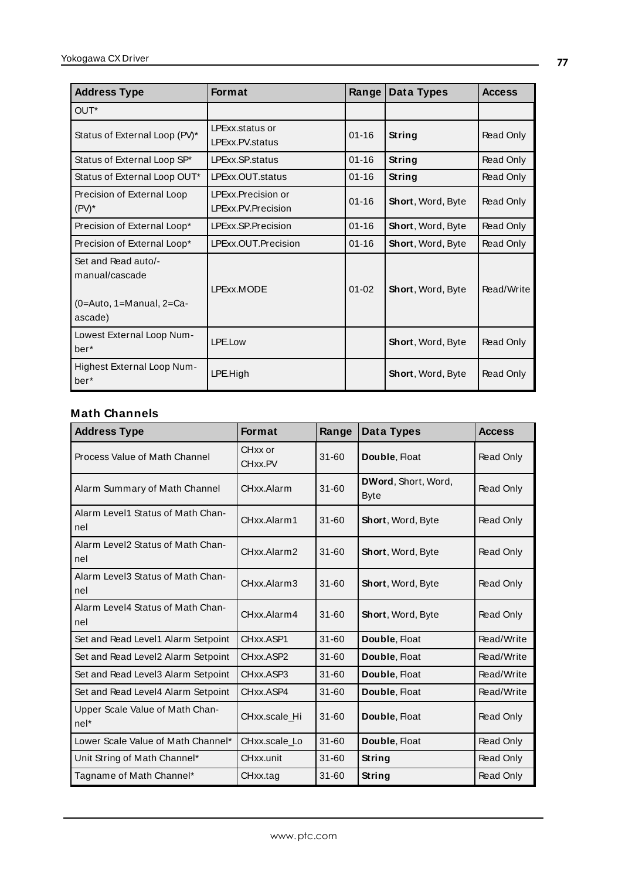| Address Type | Format | Range | Data Types | Access |
|---|---|---|---|---|
| OUT* | | | | |
| Status of External Loop (PV)* | LPExx.status or LPExx.PV.status | 01-16 | **String** | Read Only |
| Status of External Loop SP* | LPExx.SP.status | 01-16 | **String** | Read Only |
| Status of External Loop OUT* | LPExx.OUT.status | 01-16 | **String** | Read Only |
| Precision of External Loop (PV)* | LPExx.Precision or LPExx.PV.Precision | 01-16 | **Short**, Word, Byte | Read Only |
| Precision of External Loop* | LPExx.SP.Precision | 01-16 | **Short**, Word, Byte | Read Only |
| Precision of External Loop* | LPExx.OUT.Precision | 01-16 | **Short**, Word, Byte | Read Only |
| Set and Read auto/-manual/cascade (0=Auto, 1=Manual, 2=Ca-ascade) | LPExx.MODE | 01-02 | **Short**, Word, Byte | Read/Write |
| Lowest External Loop Num-ber* | LPE.Low | | **Short**, Word, Byte | Read Only |
| Highest External Loop Num-ber* | LPE.High | | **Short**, Word, Byte | Read Only |

### Math Channels

| Address Type | Format | Range | Data Types | Access |
|---|---|---|---|---|
| Process Value of Math Channel | CHxx or CHxx.PV | 31-60 | **Double**, Float | Read Only |
| Alarm Summary of Math Channel | CHxx.Alarm | 31-60 | **DWord**, Short, Word, Byte | Read Only |
| Alarm Level1 Status of Math Chan-nel | CHxx.Alarm1 | 31-60 | **Short**, Word, Byte | Read Only |
| Alarm Level2 Status of Math Chan-nel | CHxx.Alarm2 | 31-60 | **Short**, Word, Byte | Read Only |
| Alarm Level3 Status of Math Chan-nel | CHxx.Alarm3 | 31-60 | **Short**, Word, Byte | Read Only |
| Alarm Level4 Status of Math Chan-nel | CHxx.Alarm4 | 31-60 | **Short**, Word, Byte | Read Only |
| Set and Read Level1 Alarm Setpoint | CHxx.ASP1 | 31-60 | **Double**, Float | Read/Write |
| Set and Read Level2 Alarm Setpoint | CHxx.ASP2 | 31-60 | **Double**, Float | Read/Write |
| Set and Read Level3 Alarm Setpoint | CHxx.ASP3 | 31-60 | **Double**, Float | Read/Write |
| Set and Read Level4 Alarm Setpoint | CHxx.ASP4 | 31-60 | **Double**, Float | Read/Write |
| Upper Scale Value of Math Chan-nel* | CHxx.scale_Hi | 31-60 | **Double**, Float | Read Only |
| Lower Scale Value of Math Channel* | CHxx.scale_Lo | 31-60 | **Double**, Float | Read Only |
| Unit String of Math Channel* | CHxx.unit | 31-60 | **String** | Read Only |
| Tagname of Math Channel* | CHxx.tag | 31-60 | **String** | Read Only |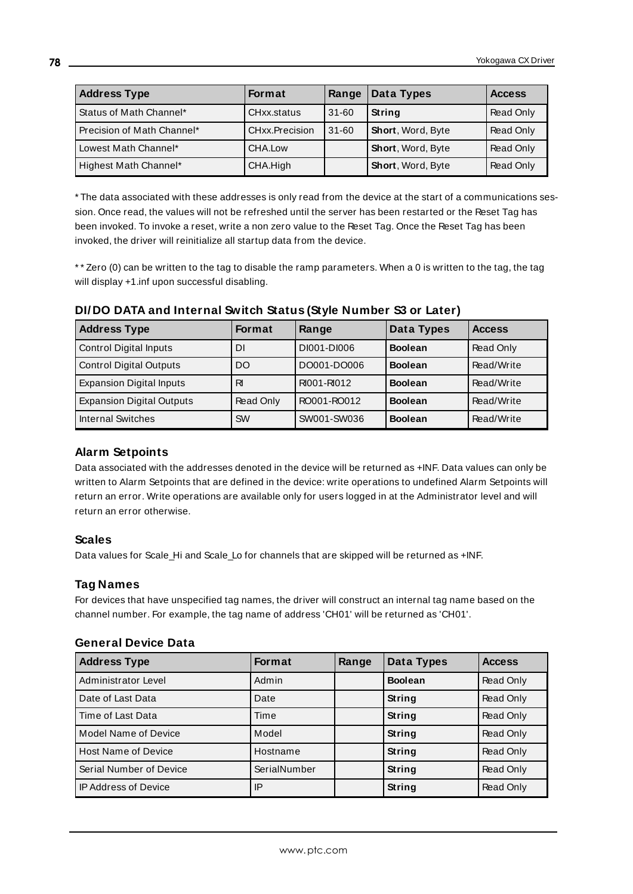| Address Type | Format | Range | Data Types | Access |
|---|---|---|---|---|
| Status of Math Channel* | CHxx.status | 31-60 | **String** | Read Only |
| Precision of Math Channel* | CHxx.Precision | 31-60 | **Short**, Word, Byte | Read Only |
| Lowest Math Channel* | CHA.Low | | **Short**, Word, Byte | Read Only |
| Highest Math Channel* | CHA.High | | **Short**, Word, Byte | Read Only |

* The data associated with these addresses is only read from the device at the start of a communications session. Once read, the values will not be refreshed until the server has been restarted or the Reset Tag has been invoked. To invoke a reset, write a non zero value to the Reset Tag. Once the Reset Tag has been invoked, the driver will reinitialize all startup data from the device.

** Zero (0) can be written to the tag to disable the ramp parameters. When a 0 is written to the tag, the tag will display +1.inf upon successful disabling.

### DI/DO DATA and Internal Switch Status (Style Number S3 or Later)

| Address Type | Format | Range | Data Types | Access |
|---|---|---|---|---|
| Control Digital Inputs | DI | DI001-DI006 | **Boolean** | Read Only |
| Control Digital Outputs | DO | DO001-DO006 | **Boolean** | Read/Write |
| Expansion Digital Inputs | RI | RI001-RI012 | **Boolean** | Read/Write |
| Expansion Digital Outputs | Read Only | RO001-RO012 | **Boolean** | Read/Write |
| Internal Switches | SW | SW001-SW036 | **Boolean** | Read/Write |

### Alarm Setpoints

Data associated with the addresses denoted in the device will be returned as +INF. Data values can only be written to Alarm Setpoints that are defined in the device: write operations to undefined Alarm Setpoints will return an error. Write operations are available only for users logged in at the Administrator level and will return an error otherwise.

### Scales

Data values for Scale_Hi and Scale_Lo for channels that are skipped will be returned as +INF.

### Tag Names

For devices that have unspecified tag names, the driver will construct an internal tag name based on the channel number. For example, the tag name of address 'CH01' will be returned as 'CH01'.

### General Device Data

| Address Type | Format | Range | Data Types | Access |
|---|---|---|---|---|
| Administrator Level | Admin | | **Boolean** | Read Only |
| Date of Last Data | Date | | **String** | Read Only |
| Time of Last Data | Time | | **String** | Read Only |
| Model Name of Device | Model | | **String** | Read Only |
| Host Name of Device | Hostname | | **String** | Read Only |
| Serial Number of Device | SerialNumber | | **String** | Read Only |
| IP Address of Device | IP | | **String** | Read Only |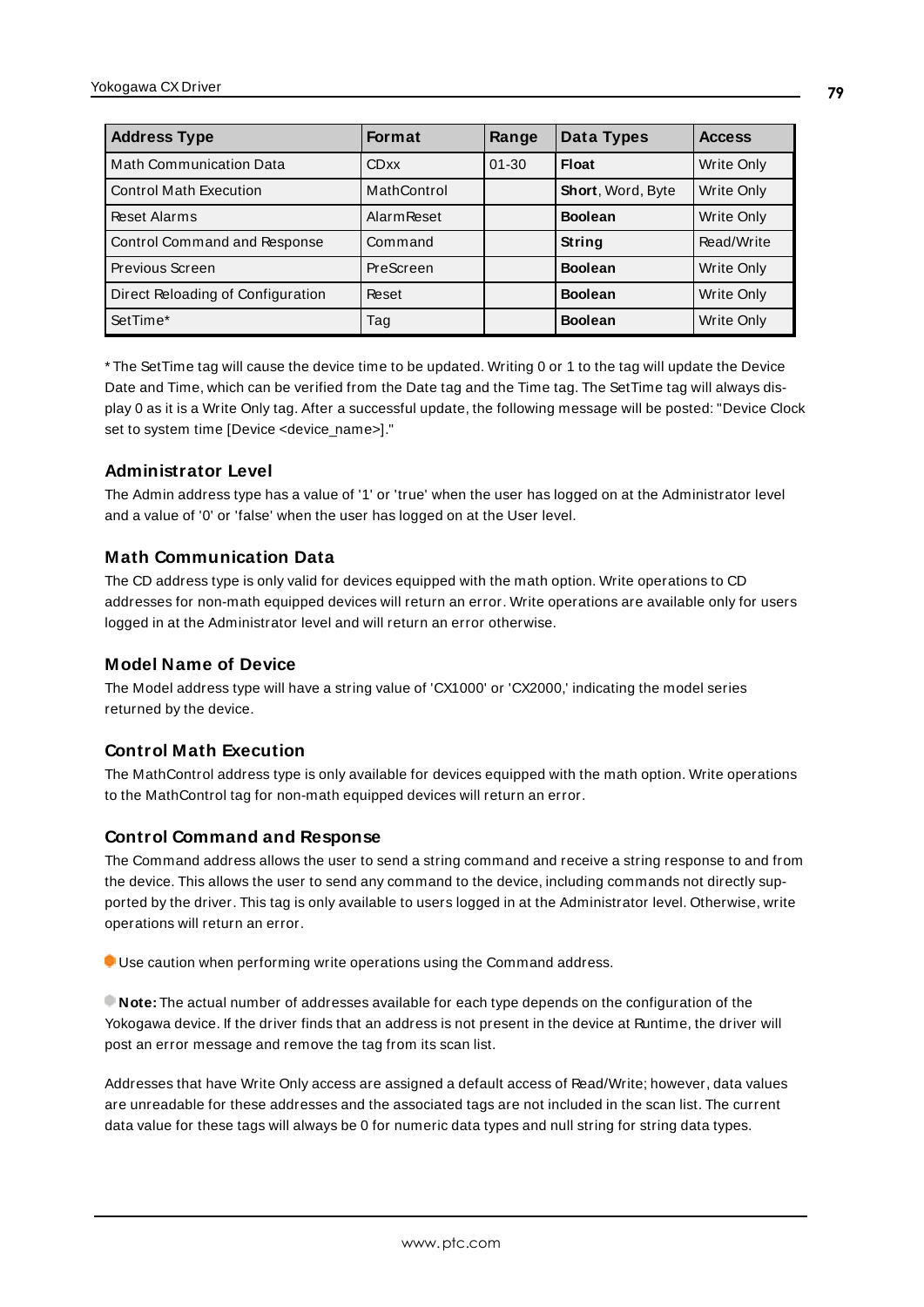| Address Type | Format | Range | Data Types | Access |
|---|---|---|---|---|
| Math Communication Data | CDxx | 01-30 | **Float** | Write Only |
| Control Math Execution | MathControl | | **Short**, Word, Byte | Write Only |
| Reset Alarms | AlarmReset | | **Boolean** | Write Only |
| Control Command and Response | Command | | **String** | Read/Write |
| Previous Screen | PreScreen | | **Boolean** | Write Only |
| Direct Reloading of Configuration | Reset | | **Boolean** | Write Only |
| SetTime* | Tag | | **Boolean** | Write Only |

* The SetTime tag will cause the device time to be updated. Writing 0 or 1 to the tag will update the Device Date and Time, which can be verified from the Date tag and the Time tag. The SetTime tag will always display 0 as it is a Write Only tag. After a successful update, the following message will be posted: "Device Clock set to system time [Device <device_name>]."

### Administrator Level

The Admin address type has a value of '1' or 'true' when the user has logged on at the Administrator level and a value of '0' or 'false' when the user has logged on at the User level.

### Math Communication Data

The CD address type is only valid for devices equipped with the math option. Write operations to CD addresses for non-math equipped devices will return an error. Write operations are available only for users logged in at the Administrator level and will return an error otherwise.

### Model Name of Device

The Model address type will have a string value of 'CX1000' or 'CX2000,' indicating the model series returned by the device.

### Control Math Execution

The MathControl address type is only available for devices equipped with the math option. Write operations to the MathControl tag for non-math equipped devices will return an error.

### Control Command and Response

The Command address allows the user to send a string command and receive a string response to and from the device. This allows the user to send any command to the device, including commands not directly supported by the driver. This tag is only available to users logged in at the Administrator level. Otherwise, write operations will return an error.

Use caution when performing write operations using the Command address.

**Note:** The actual number of addresses available for each type depends on the configuration of the Yokogawa device. If the driver finds that an address is not present in the device at Runtime, the driver will post an error message and remove the tag from its scan list.

Addresses that have Write Only access are assigned a default access of Read/Write; however, data values are unreadable for these addresses and the associated tags are not included in the scan list. The current data value for these tags will always be 0 for numeric data types and null string for string data types.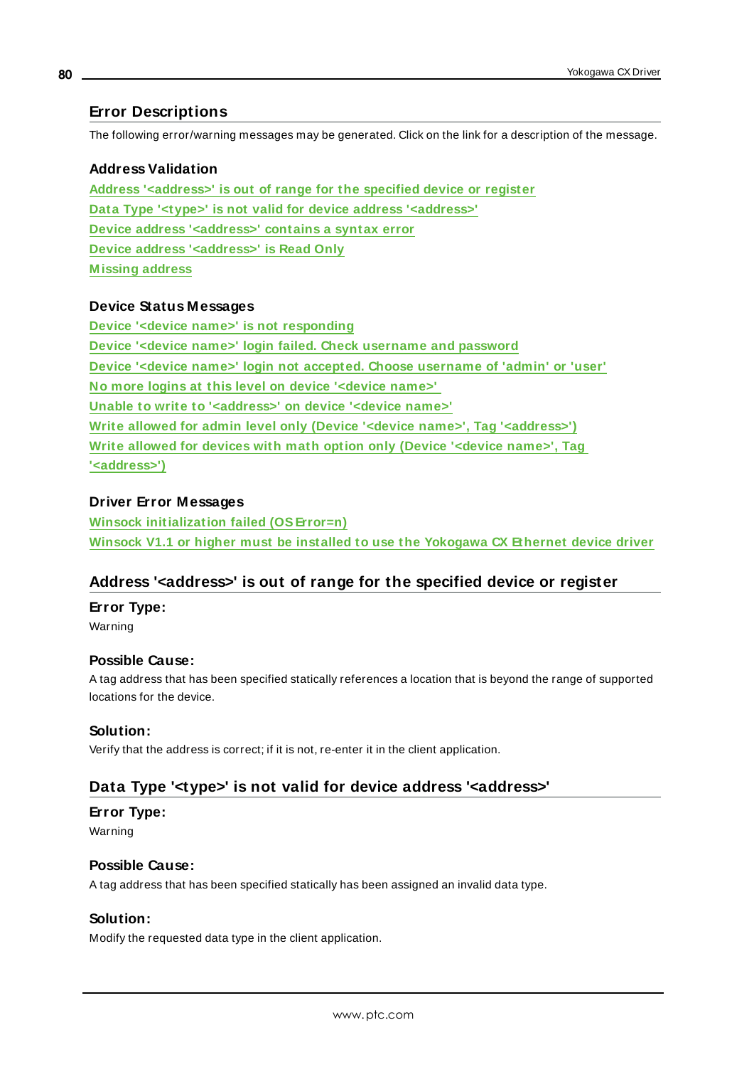## Error Descriptions

The following error/warning messages may be generated. Click on the link for a description of the message.

### Address Validation

Address '<address>' is out of range for the specified device or register
Data Type '<type>' is not valid for device address '<address>'
Device address '<address>' contains a syntax error
Device address '<address>' is Read Only
Missing address

### Device Status Messages

Device '<device name>' is not responding
Device '<device name>' login failed. Check username and password
Device '<device name>' login not accepted. Choose username of 'admin' or 'user'
No more logins at this level on device '<device name>'
Unable to write to '<address>' on device '<device name>'
Write allowed for admin level only (Device '<device name>', Tag '<address>')
Write allowed for devices with math option only (Device '<device name>', Tag '<address>')

### Driver Error Messages

Winsock initialization failed (OS Error=n)
Winsock V1.1 or higher must be installed to use the Yokogawa CX Ethernet device driver

## Address '<address>' is out of range for the specified device or register

**Error Type:**
Warning

**Possible Cause:**
A tag address that has been specified statically references a location that is beyond the range of supported locations for the device.

**Solution:**
Verify that the address is correct; if it is not, re-enter it in the client application.

## Data Type '<type>' is not valid for device address '<address>'

**Error Type:**
Warning

**Possible Cause:**
A tag address that has been specified statically has been assigned an invalid data type.

**Solution:**
Modify the requested data type in the client application.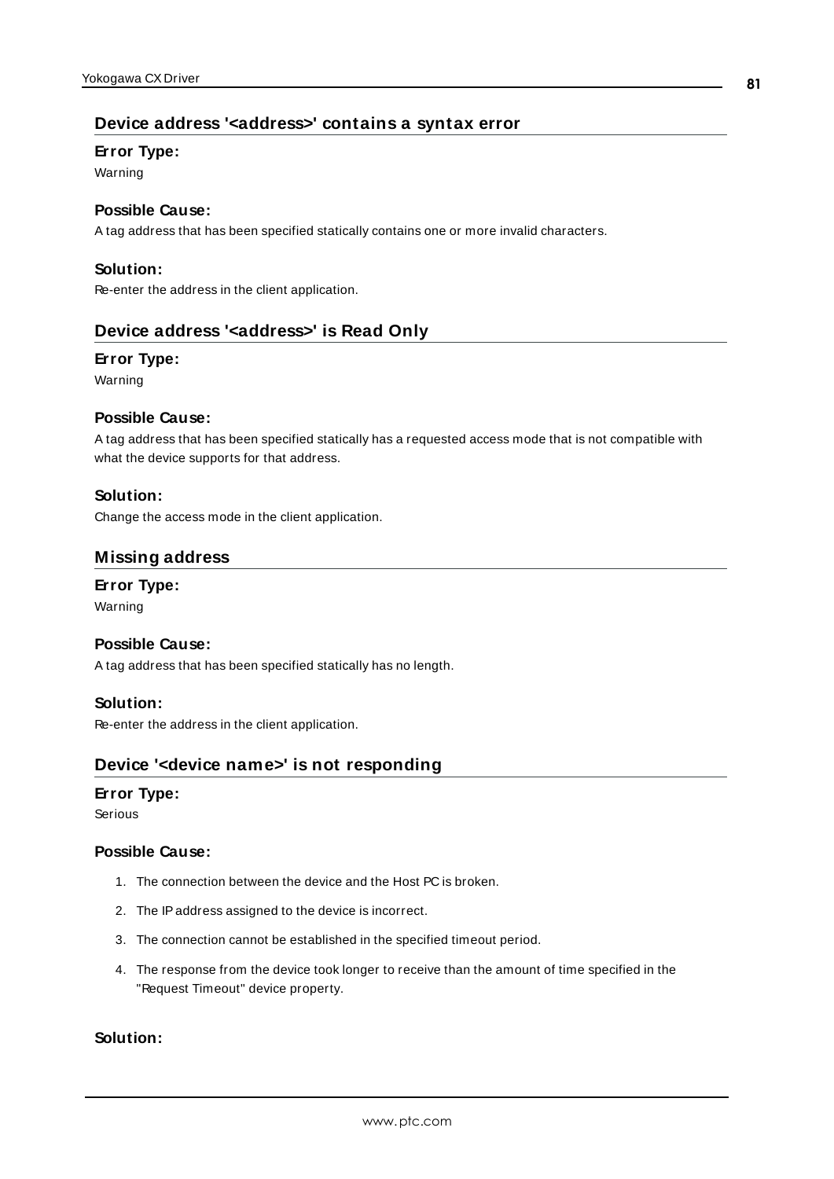## Device address '<address>' contains a syntax error

**Error Type:**

Warning

**Possible Cause:**

A tag address that has been specified statically contains one or more invalid characters.

**Solution:**

Re-enter the address in the client application.

## Device address '<address>' is Read Only

**Error Type:**

Warning

**Possible Cause:**

A tag address that has been specified statically has a requested access mode that is not compatible with what the device supports for that address.

**Solution:**

Change the access mode in the client application.

## Missing address

**Error Type:**

Warning

**Possible Cause:**

A tag address that has been specified statically has no length.

**Solution:**

Re-enter the address in the client application.

## Device '<device name>' is not responding

**Error Type:**

Serious

**Possible Cause:**

1. The connection between the device and the Host PC is broken.
2. The IP address assigned to the device is incorrect.
3. The connection cannot be established in the specified timeout period.
4. The response from the device took longer to receive than the amount of time specified in the "Request Timeout" device property.

**Solution:**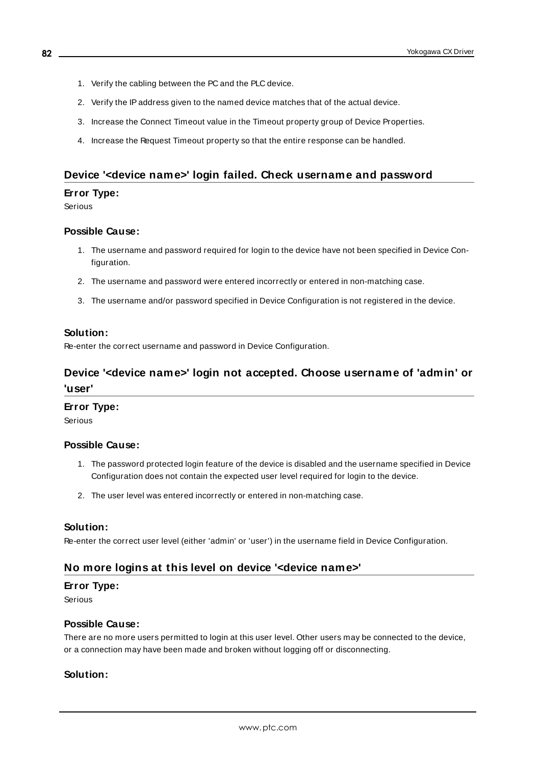1. Verify the cabling between the PC and the PLC device.
2. Verify the IP address given to the named device matches that of the actual device.
3. Increase the Connect Timeout value in the Timeout property group of Device Properties.
4. Increase the Request Timeout property so that the entire response can be handled.

## Device '<device name>' login failed. Check username and password

**Error Type:**

Serious

**Possible Cause:**

1. The username and password required for login to the device have not been specified in Device Configuration.
2. The username and password were entered incorrectly or entered in non-matching case.
3. The username and/or password specified in Device Configuration is not registered in the device.

**Solution:**

Re-enter the correct username and password in Device Configuration.

## Device '<device name>' login not accepted. Choose username of 'admin' or 'user'

**Error Type:**

Serious

**Possible Cause:**

1. The password protected login feature of the device is disabled and the username specified in Device Configuration does not contain the expected user level required for login to the device.
2. The user level was entered incorrectly or entered in non-matching case.

**Solution:**

Re-enter the correct user level (either 'admin' or 'user') in the username field in Device Configuration.

## No more logins at this level on device '<device name>'

**Error Type:**

Serious

**Possible Cause:**

There are no more users permitted to login at this user level. Other users may be connected to the device, or a connection may have been made and broken without logging off or disconnecting.

**Solution:**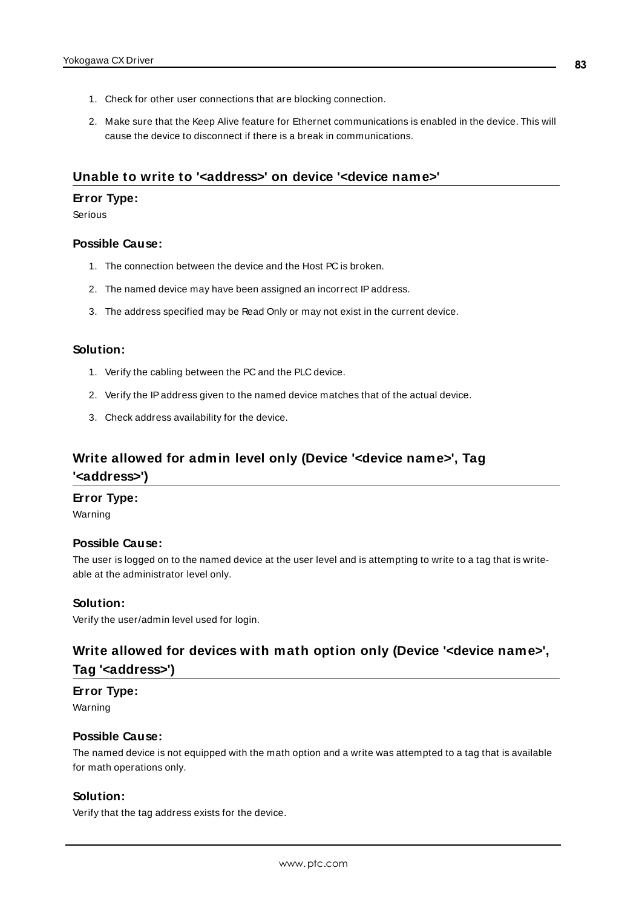1. Check for other user connections that are blocking connection.
2. Make sure that the Keep Alive feature for Ethernet communications is enabled in the device. This will cause the device to disconnect if there is a break in communications.

## Unable to write to '<address>' on device '<device name>'

**Error Type:**

Serious

**Possible Cause:**

1. The connection between the device and the Host PC is broken.
2. The named device may have been assigned an incorrect IP address.
3. The address specified may be Read Only or may not exist in the current device.

**Solution:**

1. Verify the cabling between the PC and the PLC device.
2. Verify the IP address given to the named device matches that of the actual device.
3. Check address availability for the device.

## Write allowed for admin level only (Device '<device name>', Tag '<address>')

**Error Type:**

Warning

**Possible Cause:**

The user is logged on to the named device at the user level and is attempting to write to a tag that is write-able at the administrator level only.

**Solution:**

Verify the user/admin level used for login.

## Write allowed for devices with math option only (Device '<device name>', Tag '<address>')

**Error Type:**

Warning

**Possible Cause:**

The named device is not equipped with the math option and a write was attempted to a tag that is available for math operations only.

**Solution:**

Verify that the tag address exists for the device.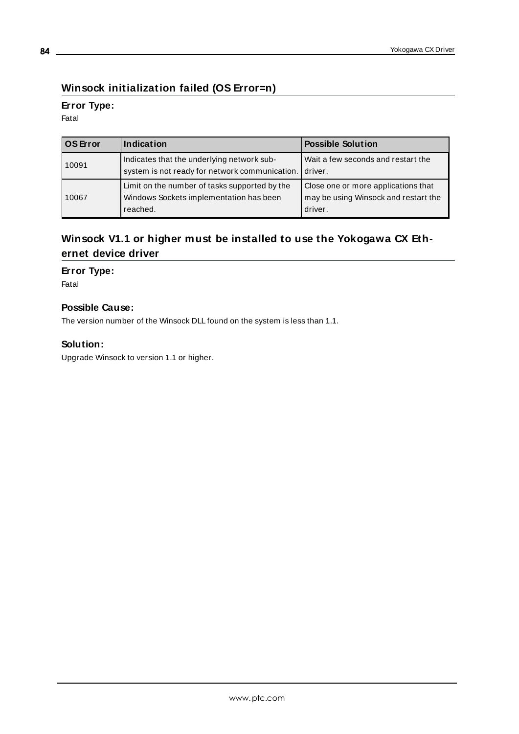## Winsock initialization failed (OS Error=n)

### Error Type:

Fatal

| OS Error | Indication | Possible Solution |
|---|---|---|
| 10091 | Indicates that the underlying network sub-system is not ready for network communication. | Wait a few seconds and restart the driver. |
| 10067 | Limit on the number of tasks supported by the Windows Sockets implementation has been reached. | Close one or more applications that may be using Winsock and restart the driver. |

## Winsock V1.1 or higher must be installed to use the Yokogawa CX Ethernet device driver

### Error Type:

Fatal

### Possible Cause:

The version number of the Winsock DLL found on the system is less than 1.1.

### Solution:

Upgrade Winsock to version 1.1 or higher.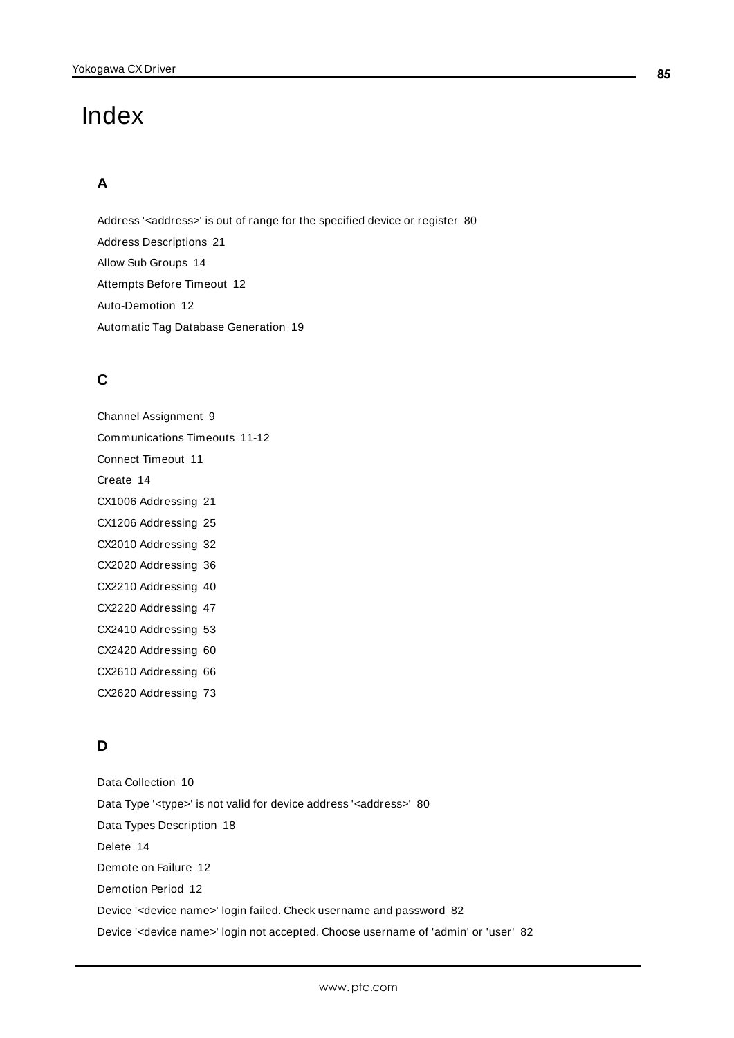# Index

## A

Address '<address>' is out of range for the specified device or register 80

Address Descriptions 21

Allow Sub Groups 14

Attempts Before Timeout 12

Auto-Demotion 12

Automatic Tag Database Generation 19

## C

Channel Assignment 9

Communications Timeouts 11-12

Connect Timeout 11

Create 14

CX1006 Addressing 21

CX1206 Addressing 25

CX2010 Addressing 32

CX2020 Addressing 36

CX2210 Addressing 40

CX2220 Addressing 47

CX2410 Addressing 53

CX2420 Addressing 60

CX2610 Addressing 66

CX2620 Addressing 73

## D

Data Collection 10

Data Type '<type>' is not valid for device address '<address>' 80

Data Types Description 18

Delete 14

Demote on Failure 12

Demotion Period 12

Device '<device name>' login failed. Check username and password 82

Device '<device name>' login not accepted. Choose username of 'admin' or 'user' 82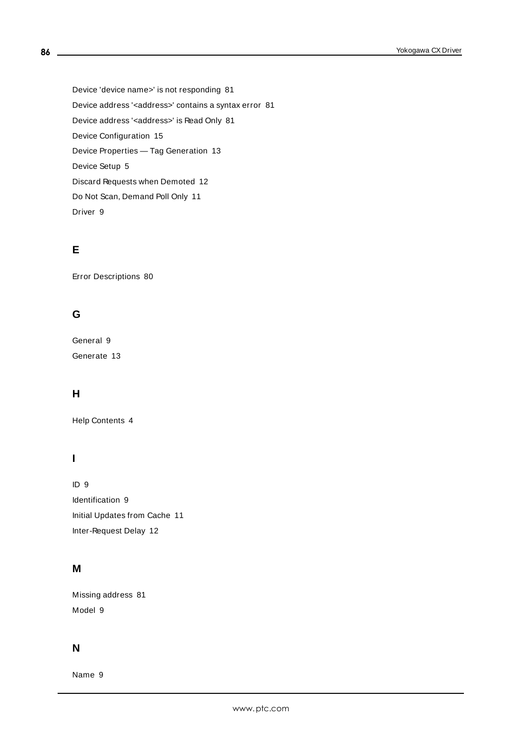Device 'device name>' is not responding 81

Device address '<address>' contains a syntax error 81

Device address '<address>' is Read Only 81

Device Configuration 15

Device Properties — Tag Generation 13

Device Setup 5

Discard Requests when Demoted 12

Do Not Scan, Demand Poll Only 11

Driver 9

## E

Error Descriptions 80

## G

General 9

Generate 13

## H

Help Contents 4

## I

ID 9

Identification 9

Initial Updates from Cache 11

Inter-Request Delay 12

## M

Missing address 81

Model 9

## N

Name 9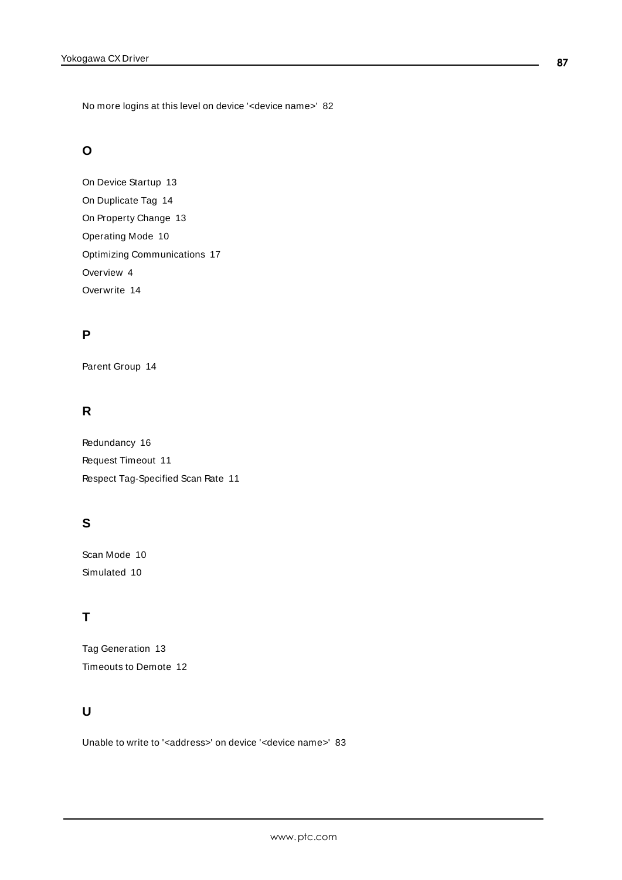No more logins at this level on device '<device name>' 82

## O

On Device Startup 13

On Duplicate Tag 14

On Property Change 13

Operating Mode 10

Optimizing Communications 17

Overview 4

Overwrite 14

## P

Parent Group 14

## R

Redundancy 16

Request Timeout 11

Respect Tag-Specified Scan Rate 11

## S

Scan Mode 10

Simulated 10

## T

Tag Generation 13

Timeouts to Demote 12

## U

Unable to write to '<address>' on device '<device name>' 83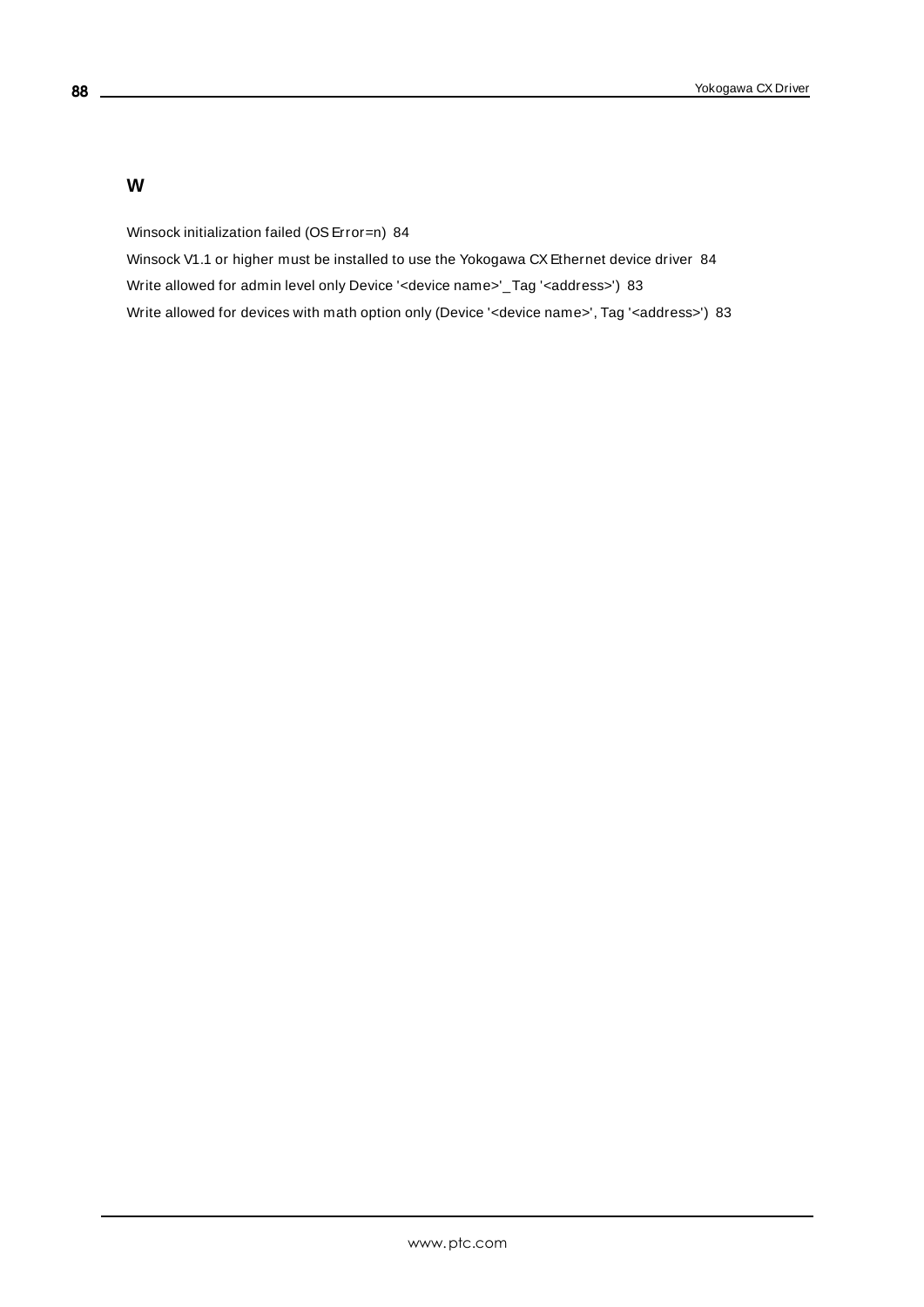## W

Winsock initialization failed (OS Error=n) 84

Winsock V1.1 or higher must be installed to use the Yokogawa CX Ethernet device driver 84

Write allowed for admin level only Device '<device name>'_ Tag '<address>') 83

Write allowed for devices with math option only (Device '<device name>', Tag '<address>') 83